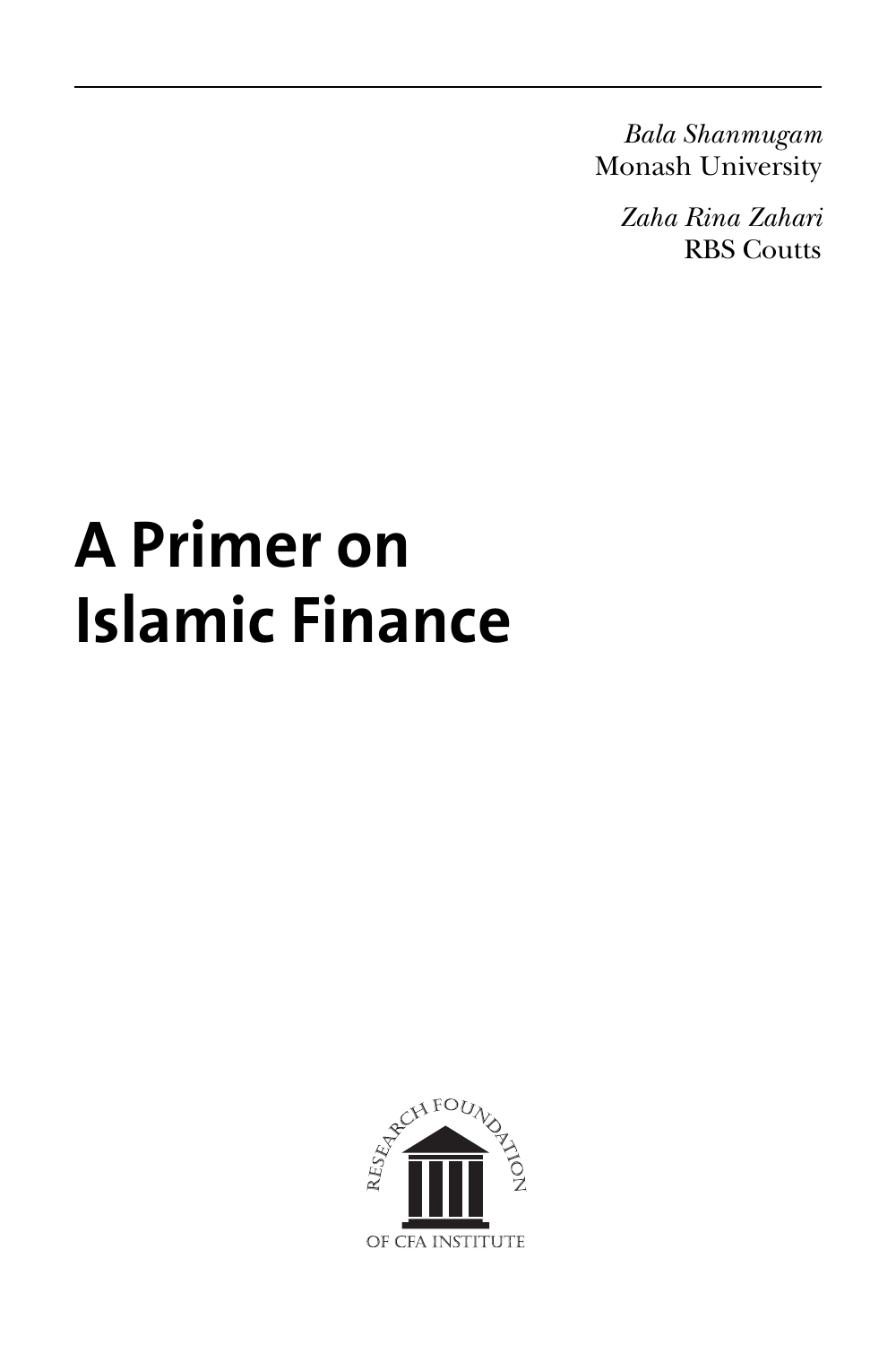*Bala Shanmugam*
Monash University

*Zaha Rina Zahari*
RBS Coutts

# A Primer on Islamic Finance

RESEARCH FOUNDATION OF CFA INSTITUTE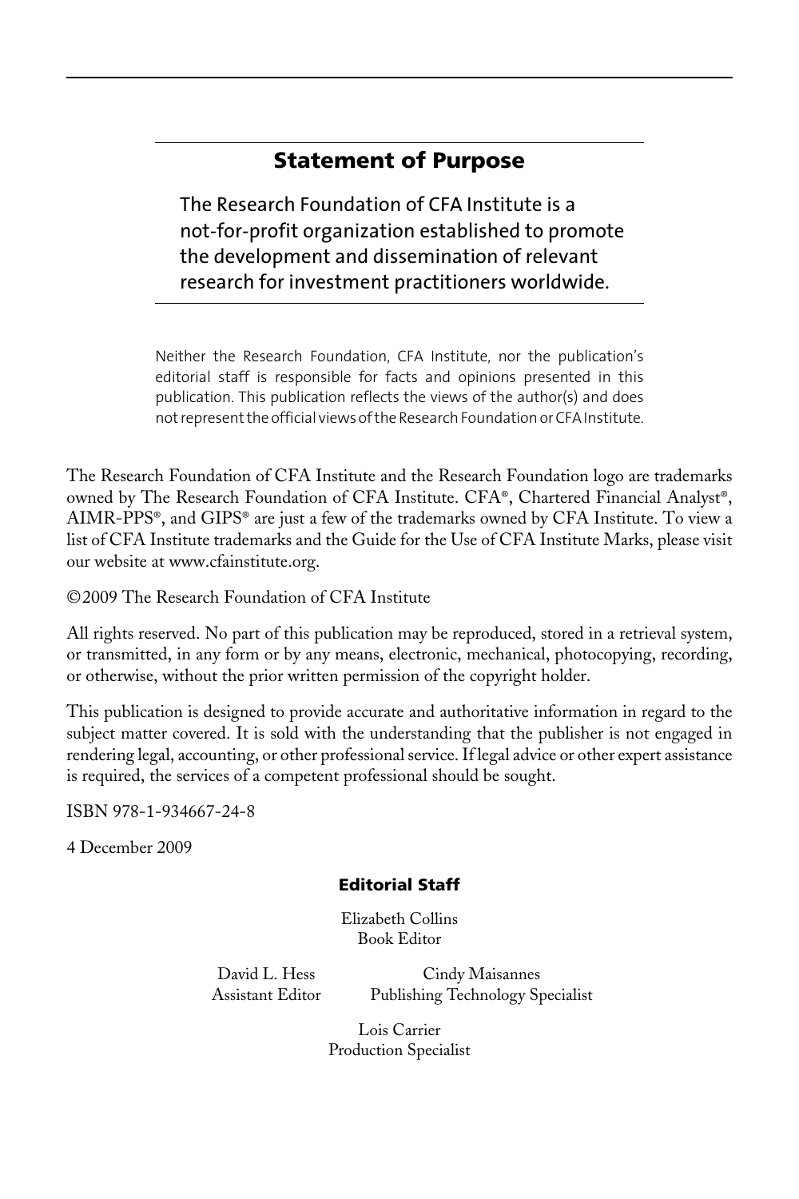## Statement of Purpose

The Research Foundation of CFA Institute is a not-for-profit organization established to promote the development and dissemination of relevant research for investment practitioners worldwide.

Neither the Research Foundation, CFA Institute, nor the publication's editorial staff is responsible for facts and opinions presented in this publication. This publication reflects the views of the author(s) and does not represent the official views of the Research Foundation or CFA Institute.

The Research Foundation of CFA Institute and the Research Foundation logo are trademarks owned by The Research Foundation of CFA Institute. CFA®, Chartered Financial Analyst®, AIMR-PPS®, and GIPS® are just a few of the trademarks owned by CFA Institute. To view a list of CFA Institute trademarks and the Guide for the Use of CFA Institute Marks, please visit our website at www.cfainstitute.org.

©2009 The Research Foundation of CFA Institute

All rights reserved. No part of this publication may be reproduced, stored in a retrieval system, or transmitted, in any form or by any means, electronic, mechanical, photocopying, recording, or otherwise, without the prior written permission of the copyright holder.

This publication is designed to provide accurate and authoritative information in regard to the subject matter covered. It is sold with the understanding that the publisher is not engaged in rendering legal, accounting, or other professional service. If legal advice or other expert assistance is required, the services of a competent professional should be sought.

ISBN 978-1-934667-24-8

4 December 2009

**Editorial Staff**

Elizabeth Collins
Book Editor

David L. Hess
Assistant Editor

Cindy Maisannes
Publishing Technology Specialist

Lois Carrier
Production Specialist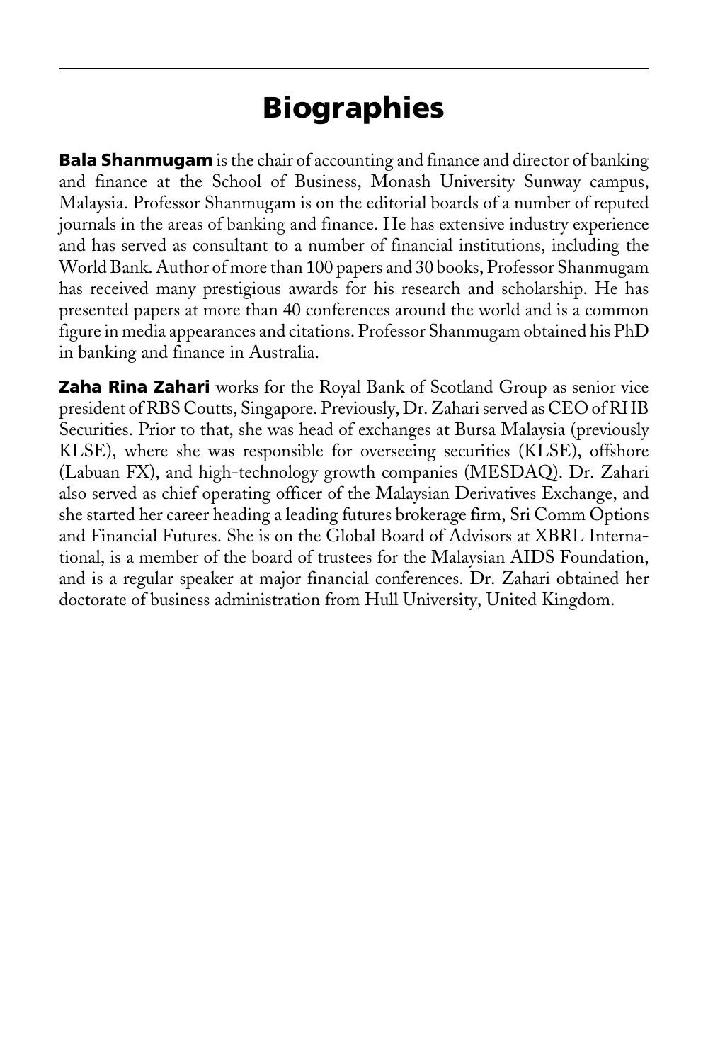# Biographies

**Bala Shanmugam** is the chair of accounting and finance and director of banking and finance at the School of Business, Monash University Sunway campus, Malaysia. Professor Shanmugam is on the editorial boards of a number of reputed journals in the areas of banking and finance. He has extensive industry experience and has served as consultant to a number of financial institutions, including the World Bank. Author of more than 100 papers and 30 books, Professor Shanmugam has received many prestigious awards for his research and scholarship. He has presented papers at more than 40 conferences around the world and is a common figure in media appearances and citations. Professor Shanmugam obtained his PhD in banking and finance in Australia.

**Zaha Rina Zahari** works for the Royal Bank of Scotland Group as senior vice president of RBS Coutts, Singapore. Previously, Dr. Zahari served as CEO of RHB Securities. Prior to that, she was head of exchanges at Bursa Malaysia (previously KLSE), where she was responsible for overseeing securities (KLSE), offshore (Labuan FX), and high-technology growth companies (MESDAQ). Dr. Zahari also served as chief operating officer of the Malaysian Derivatives Exchange, and she started her career heading a leading futures brokerage firm, Sri Comm Options and Financial Futures. She is on the Global Board of Advisors at XBRL International, is a member of the board of trustees for the Malaysian AIDS Foundation, and is a regular speaker at major financial conferences. Dr. Zahari obtained her doctorate of business administration from Hull University, United Kingdom.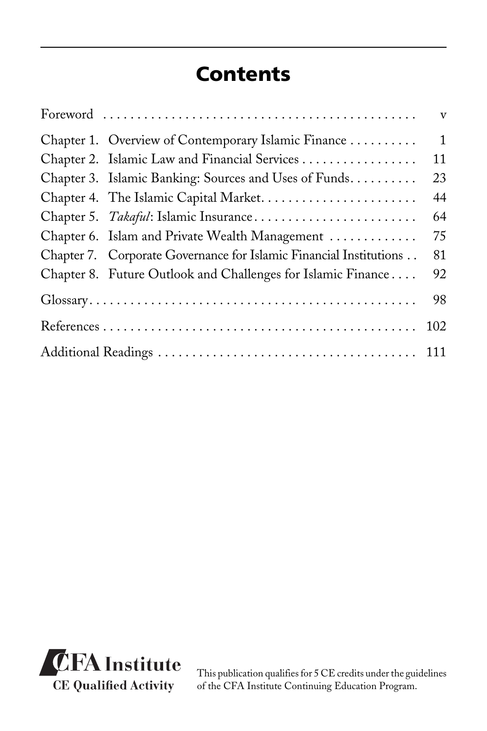# Contents

| | |
|---|---|
| Foreword | v |
| Chapter 1. Overview of Contemporary Islamic Finance | 1 |
| Chapter 2. Islamic Law and Financial Services | 11 |
| Chapter 3. Islamic Banking: Sources and Uses of Funds | 23 |
| Chapter 4. The Islamic Capital Market | 44 |
| Chapter 5. *Takaful*: Islamic Insurance | 64 |
| Chapter 6. Islam and Private Wealth Management | 75 |
| Chapter 7. Corporate Governance for Islamic Financial Institutions | 81 |
| Chapter 8. Future Outlook and Challenges for Islamic Finance | 92 |
| Glossary | 98 |
| References | 102 |
| Additional Readings | 111 |

**CFA Institute**
**CE Qualified Activity**

This publication qualifies for 5 CE credits under the guidelines of the CFA Institute Continuing Education Program.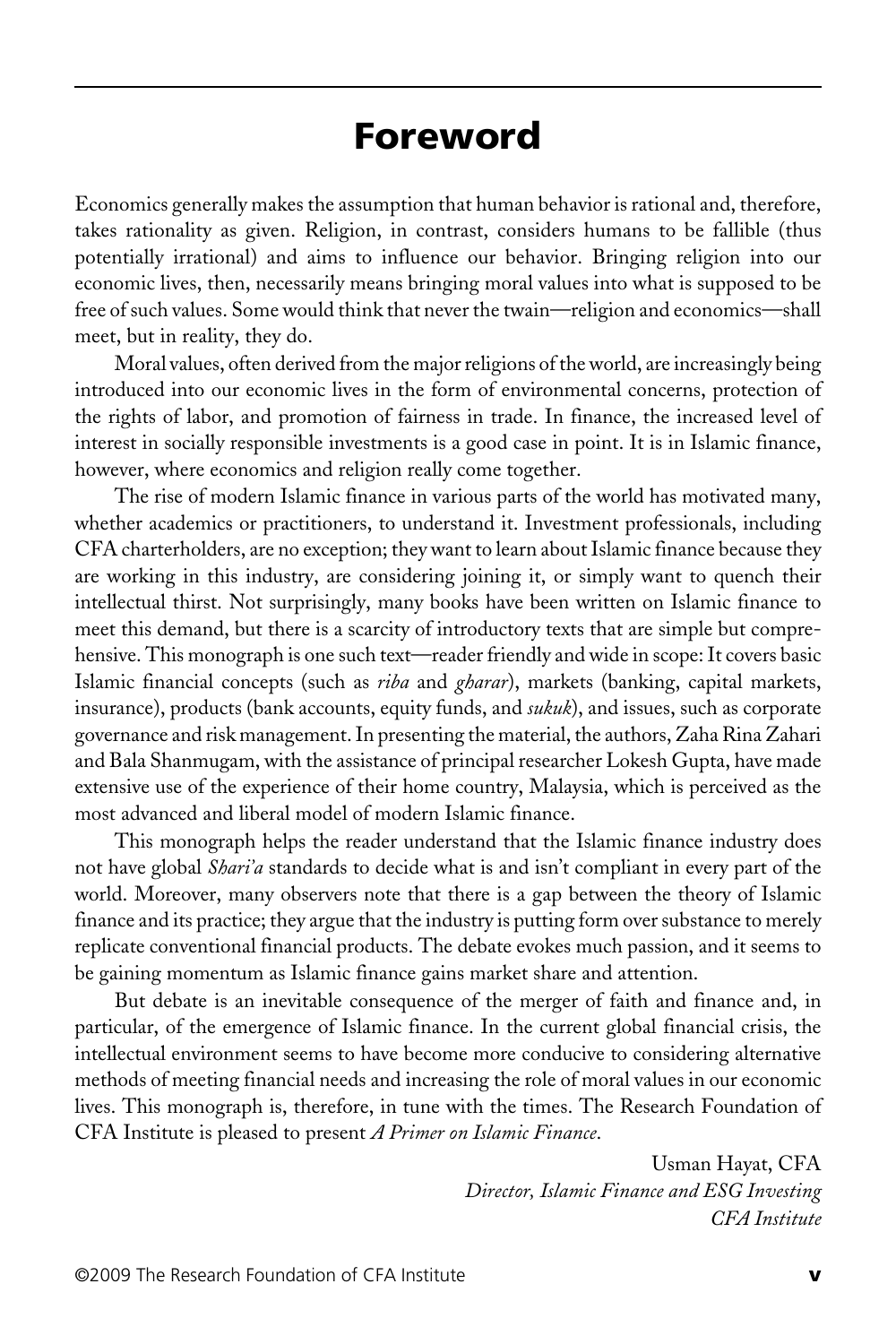# Foreword

Economics generally makes the assumption that human behavior is rational and, therefore, takes rationality as given. Religion, in contrast, considers humans to be fallible (thus potentially irrational) and aims to influence our behavior. Bringing religion into our economic lives, then, necessarily means bringing moral values into what is supposed to be free of such values. Some would think that never the twain—religion and economics—shall meet, but in reality, they do.

Moral values, often derived from the major religions of the world, are increasingly being introduced into our economic lives in the form of environmental concerns, protection of the rights of labor, and promotion of fairness in trade. In finance, the increased level of interest in socially responsible investments is a good case in point. It is in Islamic finance, however, where economics and religion really come together.

The rise of modern Islamic finance in various parts of the world has motivated many, whether academics or practitioners, to understand it. Investment professionals, including CFA charterholders, are no exception; they want to learn about Islamic finance because they are working in this industry, are considering joining it, or simply want to quench their intellectual thirst. Not surprisingly, many books have been written on Islamic finance to meet this demand, but there is a scarcity of introductory texts that are simple but comprehensive. This monograph is one such text—reader friendly and wide in scope: It covers basic Islamic financial concepts (such as *riba* and *gharar*), markets (banking, capital markets, insurance), products (bank accounts, equity funds, and *sukuk*), and issues, such as corporate governance and risk management. In presenting the material, the authors, Zaha Rina Zahari and Bala Shanmugam, with the assistance of principal researcher Lokesh Gupta, have made extensive use of the experience of their home country, Malaysia, which is perceived as the most advanced and liberal model of modern Islamic finance.

This monograph helps the reader understand that the Islamic finance industry does not have global *Shari'a* standards to decide what is and isn't compliant in every part of the world. Moreover, many observers note that there is a gap between the theory of Islamic finance and its practice; they argue that the industry is putting form over substance to merely replicate conventional financial products. The debate evokes much passion, and it seems to be gaining momentum as Islamic finance gains market share and attention.

But debate is an inevitable consequence of the merger of faith and finance and, in particular, of the emergence of Islamic finance. In the current global financial crisis, the intellectual environment seems to have become more conducive to considering alternative methods of meeting financial needs and increasing the role of moral values in our economic lives. This monograph is, therefore, in tune with the times. The Research Foundation of CFA Institute is pleased to present *A Primer on Islamic Finance*.

Usman Hayat, CFA
*Director, Islamic Finance and ESG Investing*
*CFA Institute*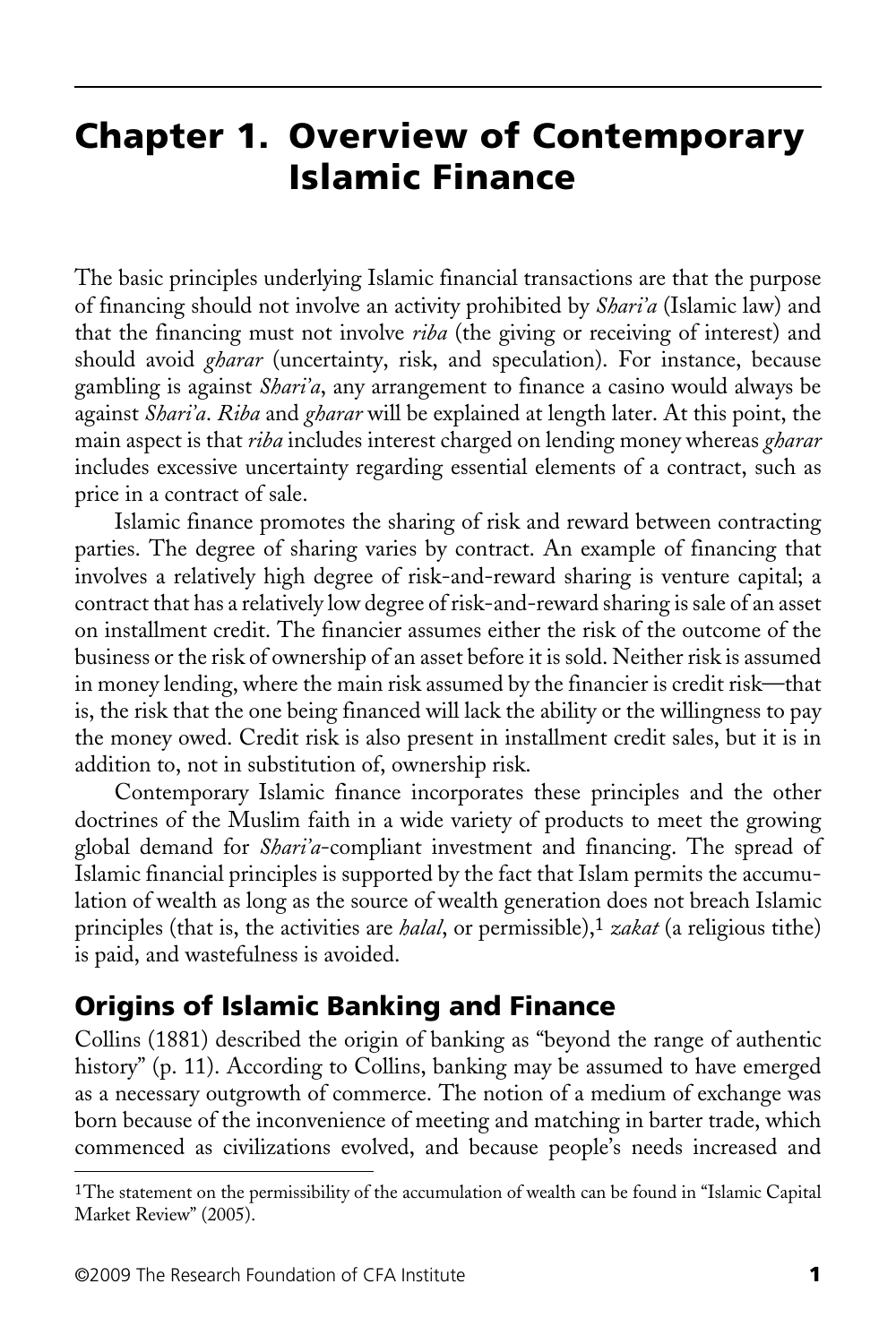# Chapter 1. Overview of Contemporary Islamic Finance

The basic principles underlying Islamic financial transactions are that the purpose of financing should not involve an activity prohibited by *Shari'a* (Islamic law) and that the financing must not involve *riba* (the giving or receiving of interest) and should avoid *gharar* (uncertainty, risk, and speculation). For instance, because gambling is against *Shari'a*, any arrangement to finance a casino would always be against *Shari'a*. *Riba* and *gharar* will be explained at length later. At this point, the main aspect is that *riba* includes interest charged on lending money whereas *gharar* includes excessive uncertainty regarding essential elements of a contract, such as price in a contract of sale.

Islamic finance promotes the sharing of risk and reward between contracting parties. The degree of sharing varies by contract. An example of financing that involves a relatively high degree of risk-and-reward sharing is venture capital; a contract that has a relatively low degree of risk-and-reward sharing is sale of an asset on installment credit. The financier assumes either the risk of the outcome of the business or the risk of ownership of an asset before it is sold. Neither risk is assumed in money lending, where the main risk assumed by the financier is credit risk—that is, the risk that the one being financed will lack the ability or the willingness to pay the money owed. Credit risk is also present in installment credit sales, but it is in addition to, not in substitution of, ownership risk.

Contemporary Islamic finance incorporates these principles and the other doctrines of the Muslim faith in a wide variety of products to meet the growing global demand for *Shari'a*-compliant investment and financing. The spread of Islamic financial principles is supported by the fact that Islam permits the accumulation of wealth as long as the source of wealth generation does not breach Islamic principles (that is, the activities are *halal*, or permissible),[1] *zakat* (a religious tithe) is paid, and wastefulness is avoided.

## Origins of Islamic Banking and Finance

Collins (1881) described the origin of banking as "beyond the range of authentic history" (p. 11). According to Collins, banking may be assumed to have emerged as a necessary outgrowth of commerce. The notion of a medium of exchange was born because of the inconvenience of meeting and matching in barter trade, which commenced as civilizations evolved, and because people's needs increased and

---

[1]The statement on the permissibility of the accumulation of wealth can be found in "Islamic Capital Market Review" (2005).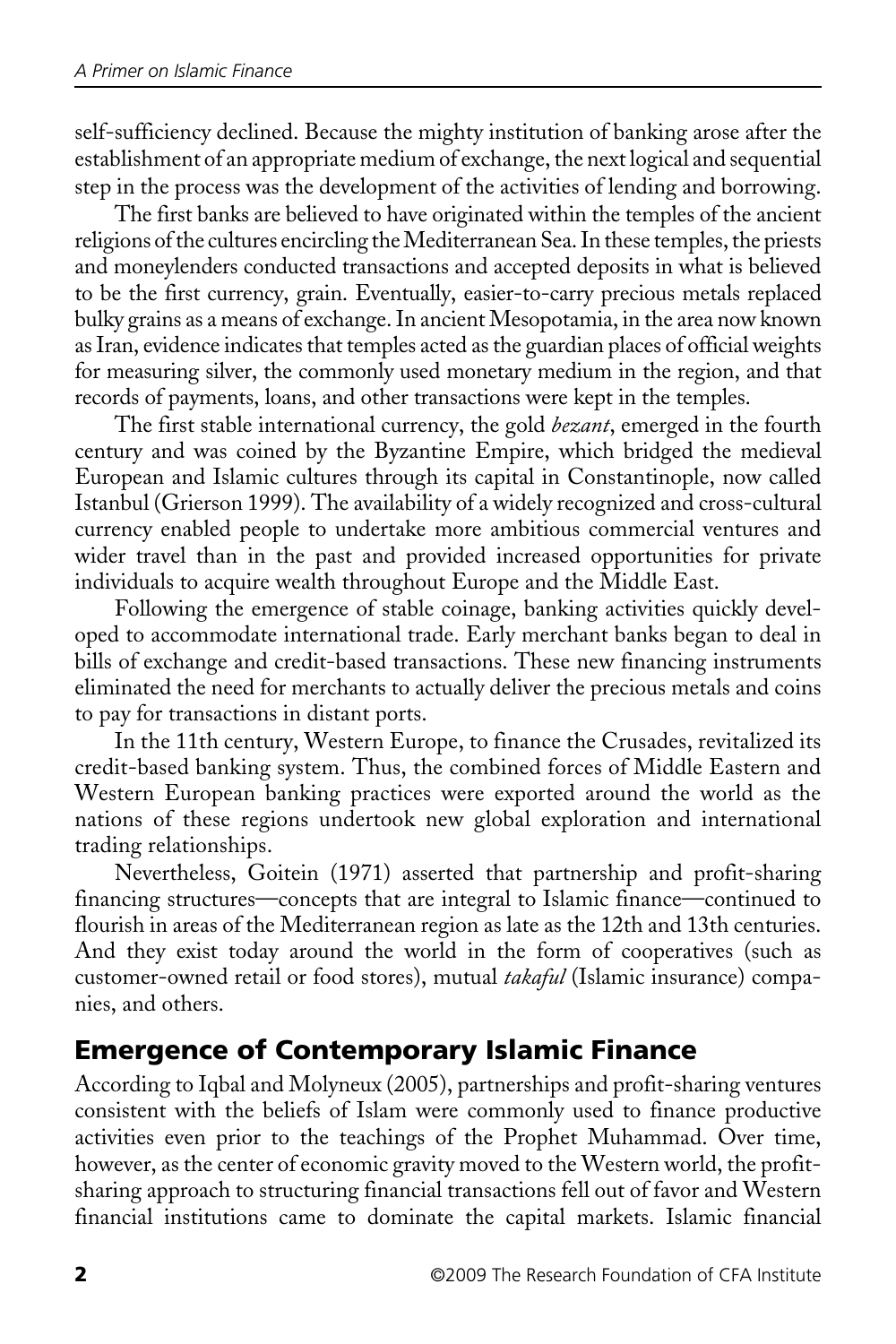self-sufficiency declined. Because the mighty institution of banking arose after the establishment of an appropriate medium of exchange, the next logical and sequential step in the process was the development of the activities of lending and borrowing.

The first banks are believed to have originated within the temples of the ancient religions of the cultures encircling the Mediterranean Sea. In these temples, the priests and moneylenders conducted transactions and accepted deposits in what is believed to be the first currency, grain. Eventually, easier-to-carry precious metals replaced bulky grains as a means of exchange. In ancient Mesopotamia, in the area now known as Iran, evidence indicates that temples acted as the guardian places of official weights for measuring silver, the commonly used monetary medium in the region, and that records of payments, loans, and other transactions were kept in the temples.

The first stable international currency, the gold *bezant*, emerged in the fourth century and was coined by the Byzantine Empire, which bridged the medieval European and Islamic cultures through its capital in Constantinople, now called Istanbul (Grierson 1999). The availability of a widely recognized and cross-cultural currency enabled people to undertake more ambitious commercial ventures and wider travel than in the past and provided increased opportunities for private individuals to acquire wealth throughout Europe and the Middle East.

Following the emergence of stable coinage, banking activities quickly developed to accommodate international trade. Early merchant banks began to deal in bills of exchange and credit-based transactions. These new financing instruments eliminated the need for merchants to actually deliver the precious metals and coins to pay for transactions in distant ports.

In the 11th century, Western Europe, to finance the Crusades, revitalized its credit-based banking system. Thus, the combined forces of Middle Eastern and Western European banking practices were exported around the world as the nations of these regions undertook new global exploration and international trading relationships.

Nevertheless, Goitein (1971) asserted that partnership and profit-sharing financing structures—concepts that are integral to Islamic finance—continued to flourish in areas of the Mediterranean region as late as the 12th and 13th centuries. And they exist today around the world in the form of cooperatives (such as customer-owned retail or food stores), mutual *takaful* (Islamic insurance) companies, and others.

## Emergence of Contemporary Islamic Finance

According to Iqbal and Molyneux (2005), partnerships and profit-sharing ventures consistent with the beliefs of Islam were commonly used to finance productive activities even prior to the teachings of the Prophet Muhammad. Over time, however, as the center of economic gravity moved to the Western world, the profit-sharing approach to structuring financial transactions fell out of favor and Western financial institutions came to dominate the capital markets. Islamic financial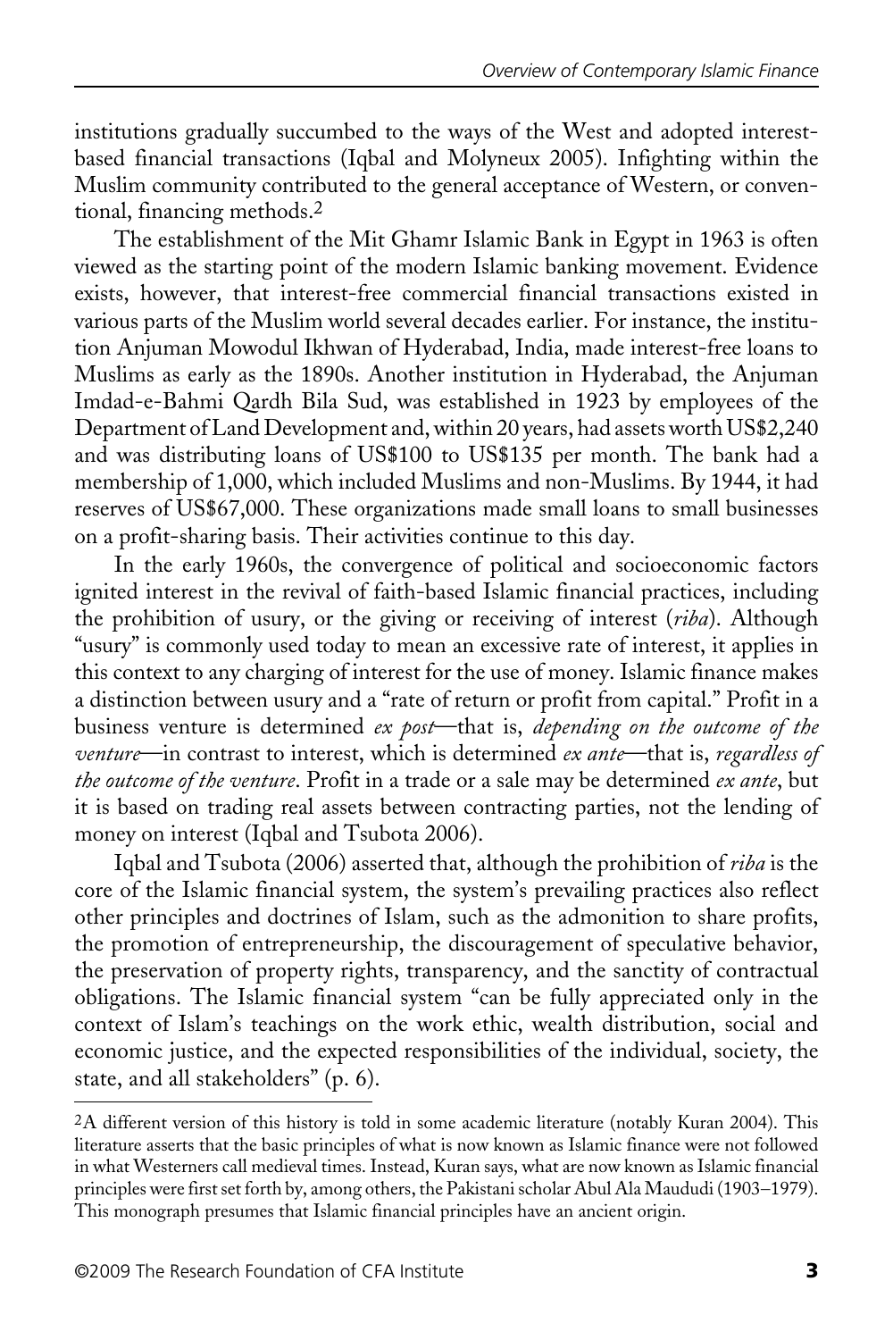institutions gradually succumbed to the ways of the West and adopted interest-based financial transactions (Iqbal and Molyneux 2005). Infighting within the Muslim community contributed to the general acceptance of Western, or conventional, financing methods.[2]

The establishment of the Mit Ghamr Islamic Bank in Egypt in 1963 is often viewed as the starting point of the modern Islamic banking movement. Evidence exists, however, that interest-free commercial financial transactions existed in various parts of the Muslim world several decades earlier. For instance, the institution Anjuman Mowodul Ikhwan of Hyderabad, India, made interest-free loans to Muslims as early as the 1890s. Another institution in Hyderabad, the Anjuman Imdad-e-Bahmi Qardh Bila Sud, was established in 1923 by employees of the Department of Land Development and, within 20 years, had assets worth US$2,240 and was distributing loans of US$100 to US$135 per month. The bank had a membership of 1,000, which included Muslims and non-Muslims. By 1944, it had reserves of US$67,000. These organizations made small loans to small businesses on a profit-sharing basis. Their activities continue to this day.

In the early 1960s, the convergence of political and socioeconomic factors ignited interest in the revival of faith-based Islamic financial practices, including the prohibition of usury, or the giving or receiving of interest (*riba*). Although "usury" is commonly used today to mean an excessive rate of interest, it applies in this context to any charging of interest for the use of money. Islamic finance makes a distinction between usury and a "rate of return or profit from capital." Profit in a business venture is determined *ex post*—that is, *depending on the outcome of the venture*—in contrast to interest, which is determined *ex ante*—that is, *regardless of the outcome of the venture*. Profit in a trade or a sale may be determined *ex ante*, but it is based on trading real assets between contracting parties, not the lending of money on interest (Iqbal and Tsubota 2006).

Iqbal and Tsubota (2006) asserted that, although the prohibition of *riba* is the core of the Islamic financial system, the system's prevailing practices also reflect other principles and doctrines of Islam, such as the admonition to share profits, the promotion of entrepreneurship, the discouragement of speculative behavior, the preservation of property rights, transparency, and the sanctity of contractual obligations. The Islamic financial system "can be fully appreciated only in the context of Islam's teachings on the work ethic, wealth distribution, social and economic justice, and the expected responsibilities of the individual, society, the state, and all stakeholders" (p. 6).

---

[2]A different version of this history is told in some academic literature (notably Kuran 2004). This literature asserts that the basic principles of what is now known as Islamic finance were not followed in what Westerners call medieval times. Instead, Kuran says, what are now known as Islamic financial principles were first set forth by, among others, the Pakistani scholar Abul Ala Maududi (1903–1979). This monograph presumes that Islamic financial principles have an ancient origin.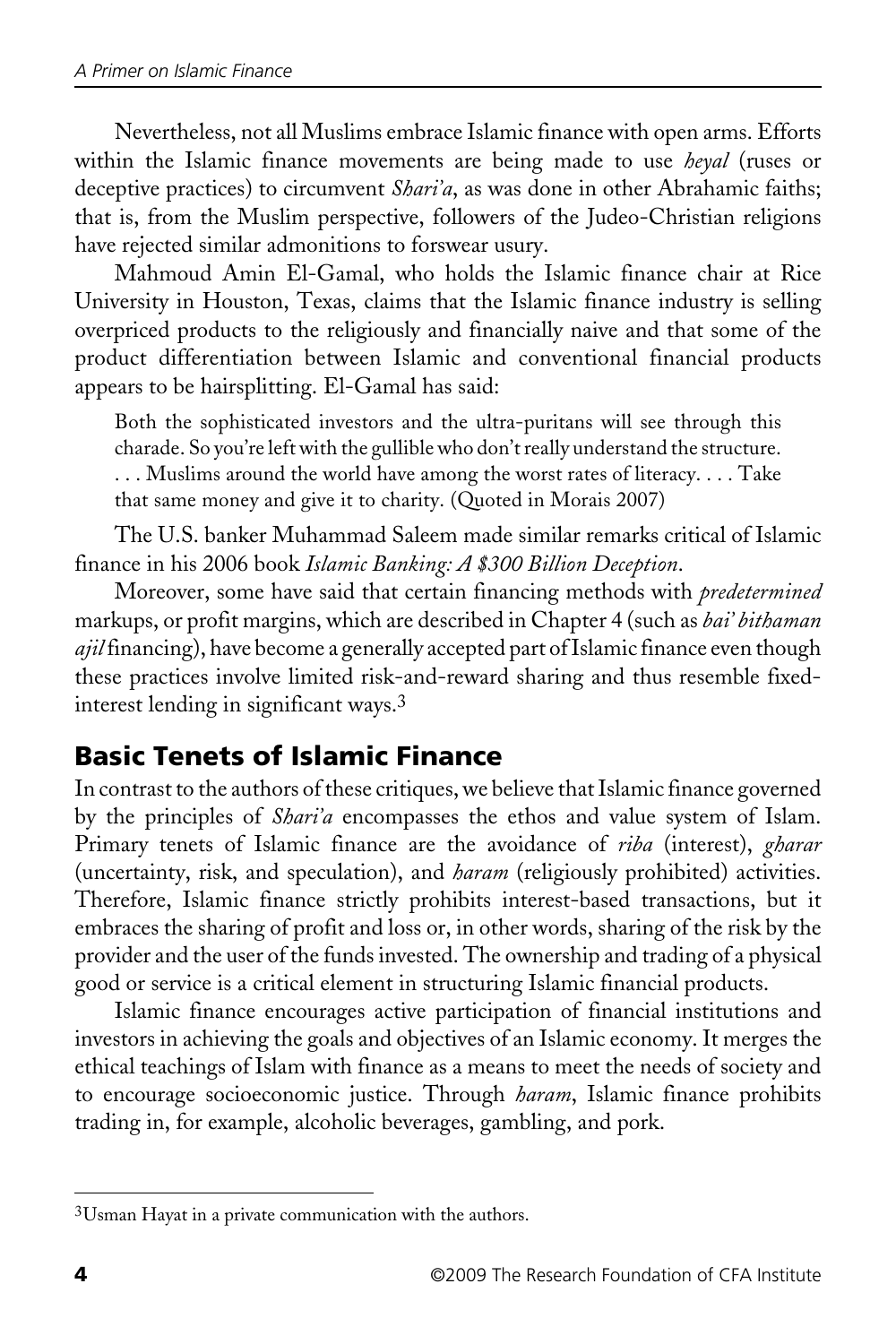Nevertheless, not all Muslims embrace Islamic finance with open arms. Efforts within the Islamic finance movements are being made to use *heyal* (ruses or deceptive practices) to circumvent *Shari'a*, as was done in other Abrahamic faiths; that is, from the Muslim perspective, followers of the Judeo-Christian religions have rejected similar admonitions to forswear usury.

Mahmoud Amin El-Gamal, who holds the Islamic finance chair at Rice University in Houston, Texas, claims that the Islamic finance industry is selling overpriced products to the religiously and financially naive and that some of the product differentiation between Islamic and conventional financial products appears to be hairsplitting. El-Gamal has said:

> Both the sophisticated investors and the ultra-puritans will see through this charade. So you're left with the gullible who don't really understand the structure. . . . Muslims around the world have among the worst rates of literacy. . . . Take that same money and give it to charity. (Quoted in Morais 2007)

The U.S. banker Muhammad Saleem made similar remarks critical of Islamic finance in his 2006 book *Islamic Banking: A $300 Billion Deception*.

Moreover, some have said that certain financing methods with *predetermined* markups, or profit margins, which are described in Chapter 4 (such as *bai' bithaman ajil* financing), have become a generally accepted part of Islamic finance even though these practices involve limited risk-and-reward sharing and thus resemble fixed-interest lending in significant ways.[3]

## Basic Tenets of Islamic Finance

In contrast to the authors of these critiques, we believe that Islamic finance governed by the principles of *Shari'a* encompasses the ethos and value system of Islam. Primary tenets of Islamic finance are the avoidance of *riba* (interest), *gharar* (uncertainty, risk, and speculation), and *haram* (religiously prohibited) activities. Therefore, Islamic finance strictly prohibits interest-based transactions, but it embraces the sharing of profit and loss or, in other words, sharing of the risk by the provider and the user of the funds invested. The ownership and trading of a physical good or service is a critical element in structuring Islamic financial products.

Islamic finance encourages active participation of financial institutions and investors in achieving the goals and objectives of an Islamic economy. It merges the ethical teachings of Islam with finance as a means to meet the needs of society and to encourage socioeconomic justice. Through *haram*, Islamic finance prohibits trading in, for example, alcoholic beverages, gambling, and pork.

[3]Usman Hayat in a private communication with the authors.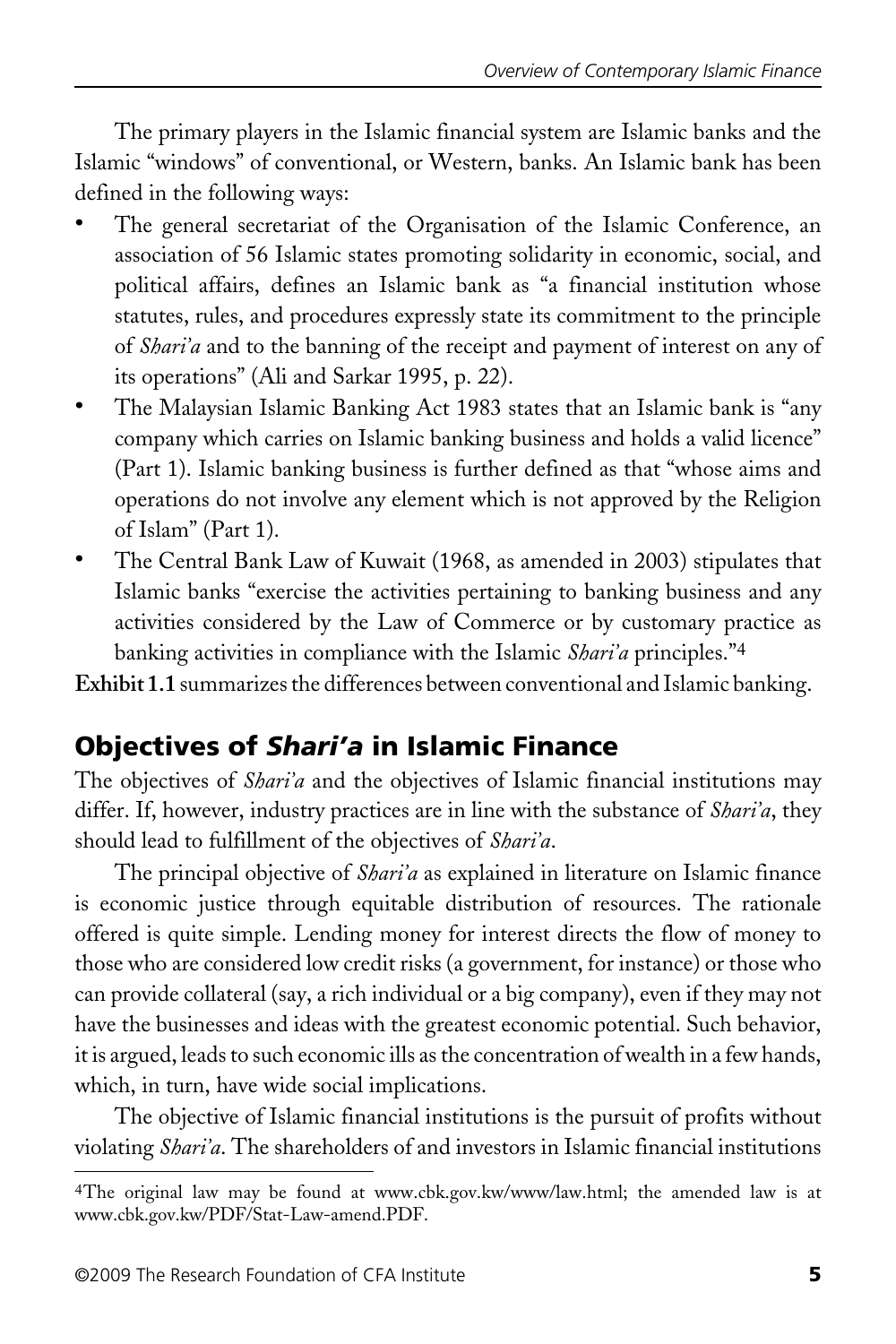The primary players in the Islamic financial system are Islamic banks and the Islamic "windows" of conventional, or Western, banks. An Islamic bank has been defined in the following ways:

- The general secretariat of the Organisation of the Islamic Conference, an association of 56 Islamic states promoting solidarity in economic, social, and political affairs, defines an Islamic bank as "a financial institution whose statutes, rules, and procedures expressly state its commitment to the principle of *Shari'a* and to the banning of the receipt and payment of interest on any of its operations" (Ali and Sarkar 1995, p. 22).
- The Malaysian Islamic Banking Act 1983 states that an Islamic bank is "any company which carries on Islamic banking business and holds a valid licence" (Part 1). Islamic banking business is further defined as that "whose aims and operations do not involve any element which is not approved by the Religion of Islam" (Part 1).
- The Central Bank Law of Kuwait (1968, as amended in 2003) stipulates that Islamic banks "exercise the activities pertaining to banking business and any activities considered by the Law of Commerce or by customary practice as banking activities in compliance with the Islamic *Shari'a* principles."[4]

**Exhibit 1.1** summarizes the differences between conventional and Islamic banking.

## Objectives of *Shari'a* in Islamic Finance

The objectives of *Shari'a* and the objectives of Islamic financial institutions may differ. If, however, industry practices are in line with the substance of *Shari'a*, they should lead to fulfillment of the objectives of *Shari'a*.

The principal objective of *Shari'a* as explained in literature on Islamic finance is economic justice through equitable distribution of resources. The rationale offered is quite simple. Lending money for interest directs the flow of money to those who are considered low credit risks (a government, for instance) or those who can provide collateral (say, a rich individual or a big company), even if they may not have the businesses and ideas with the greatest economic potential. Such behavior, it is argued, leads to such economic ills as the concentration of wealth in a few hands, which, in turn, have wide social implications.

The objective of Islamic financial institutions is the pursuit of profits without violating *Shari'a*. The shareholders of and investors in Islamic financial institutions

---

[4]The original law may be found at www.cbk.gov.kw/www/law.html; the amended law is at www.cbk.gov.kw/PDF/Stat-Law-amend.PDF.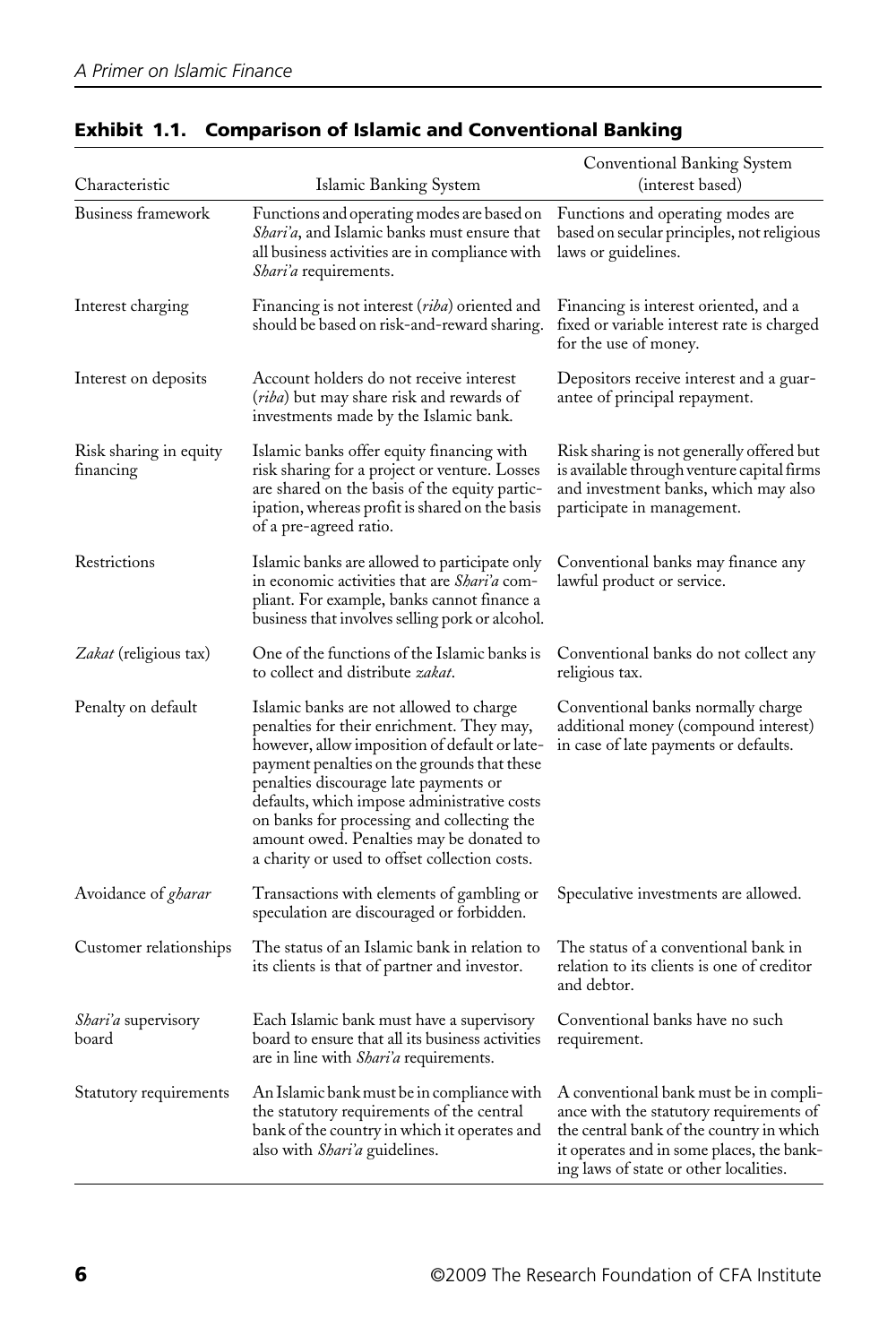**Exhibit 1.1. Comparison of Islamic and Conventional Banking**

| Characteristic | Islamic Banking System | Conventional Banking System (interest based) |
|---|---|---|
| Business framework | Functions and operating modes are based on *Shari'a*, and Islamic banks must ensure that all business activities are in compliance with *Shari'a* requirements. | Functions and operating modes are based on secular principles, not religious laws or guidelines. |
| Interest charging | Financing is not interest (*riba*) oriented and should be based on risk-and-reward sharing. | Financing is interest oriented, and a fixed or variable interest rate is charged for the use of money. |
| Interest on deposits | Account holders do not receive interest (*riba*) but may share risk and rewards of investments made by the Islamic bank. | Depositors receive interest and a guarantee of principal repayment. |
| Risk sharing in equity financing | Islamic banks offer equity financing with risk sharing for a project or venture. Losses are shared on the basis of the equity participation, whereas profit is shared on the basis of a pre-agreed ratio. | Risk sharing is not generally offered but is available through venture capital firms and investment banks, which may also participate in management. |
| Restrictions | Islamic banks are allowed to participate only in economic activities that are *Shari'a* compliant. For example, banks cannot finance a business that involves selling pork or alcohol. | Conventional banks may finance any lawful product or service. |
| *Zakat* (religious tax) | One of the functions of the Islamic banks is to collect and distribute *zakat*. | Conventional banks do not collect any religious tax. |
| Penalty on default | Islamic banks are not allowed to charge penalties for their enrichment. They may, however, allow imposition of default or late-payment penalties on the grounds that these penalties discourage late payments or defaults, which impose administrative costs on banks for processing and collecting the amount owed. Penalties may be donated to a charity or used to offset collection costs. | Conventional banks normally charge additional money (compound interest) in case of late payments or defaults. |
| Avoidance of *gharar* | Transactions with elements of gambling or speculation are discouraged or forbidden. | Speculative investments are allowed. |
| Customer relationships | The status of an Islamic bank in relation to its clients is that of partner and investor. | The status of a conventional bank in relation to its clients is one of creditor and debtor. |
| *Shari'a* supervisory board | Each Islamic bank must have a supervisory board to ensure that all its business activities are in line with *Shari'a* requirements. | Conventional banks have no such requirement. |
| Statutory requirements | An Islamic bank must be in compliance with the statutory requirements of the central bank of the country in which it operates and also with *Shari'a* guidelines. | A conventional bank must be in compliance with the statutory requirements of the central bank of the country in which it operates and in some places, the banking laws of state or other localities. |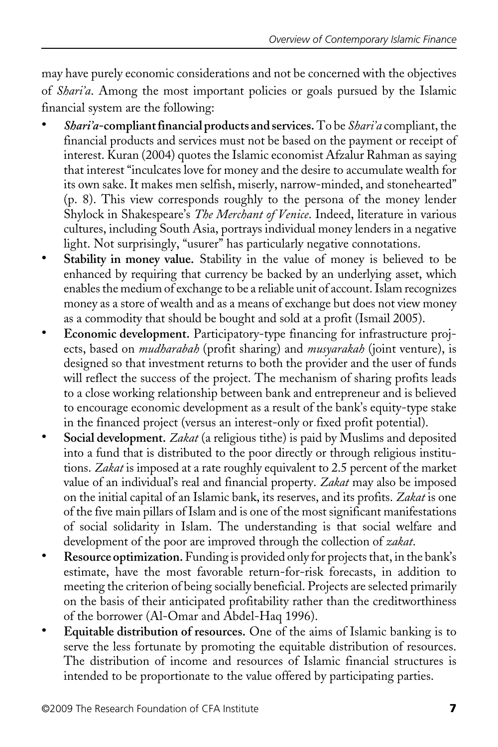may have purely economic considerations and not be concerned with the objectives of *Shari'a*. Among the most important policies or goals pursued by the Islamic financial system are the following:

- ***Shari'a*-compliant financial products and services.** To be *Shari'a* compliant, the financial products and services must not be based on the payment or receipt of interest. Kuran (2004) quotes the Islamic economist Afzalur Rahman as saying that interest "inculcates love for money and the desire to accumulate wealth for its own sake. It makes men selfish, miserly, narrow-minded, and stonehearted" (p. 8). This view corresponds roughly to the persona of the money lender Shylock in Shakespeare's *The Merchant of Venice*. Indeed, literature in various cultures, including South Asia, portrays individual money lenders in a negative light. Not surprisingly, "usurer" has particularly negative connotations.
- **Stability in money value.** Stability in the value of money is believed to be enhanced by requiring that currency be backed by an underlying asset, which enables the medium of exchange to be a reliable unit of account. Islam recognizes money as a store of wealth and as a means of exchange but does not view money as a commodity that should be bought and sold at a profit (Ismail 2005).
- **Economic development.** Participatory-type financing for infrastructure projects, based on *mudharabah* (profit sharing) and *musyarakah* (joint venture), is designed so that investment returns to both the provider and the user of funds will reflect the success of the project. The mechanism of sharing profits leads to a close working relationship between bank and entrepreneur and is believed to encourage economic development as a result of the bank's equity-type stake in the financed project (versus an interest-only or fixed profit potential).
- **Social development.** *Zakat* (a religious tithe) is paid by Muslims and deposited into a fund that is distributed to the poor directly or through religious institutions. *Zakat* is imposed at a rate roughly equivalent to 2.5 percent of the market value of an individual's real and financial property. *Zakat* may also be imposed on the initial capital of an Islamic bank, its reserves, and its profits. *Zakat* is one of the five main pillars of Islam and is one of the most significant manifestations of social solidarity in Islam. The understanding is that social welfare and development of the poor are improved through the collection of *zakat*.
- **Resource optimization.** Funding is provided only for projects that, in the bank's estimate, have the most favorable return-for-risk forecasts, in addition to meeting the criterion of being socially beneficial. Projects are selected primarily on the basis of their anticipated profitability rather than the creditworthiness of the borrower (Al-Omar and Abdel-Haq 1996).
- **Equitable distribution of resources.** One of the aims of Islamic banking is to serve the less fortunate by promoting the equitable distribution of resources. The distribution of income and resources of Islamic financial structures is intended to be proportionate to the value offered by participating parties.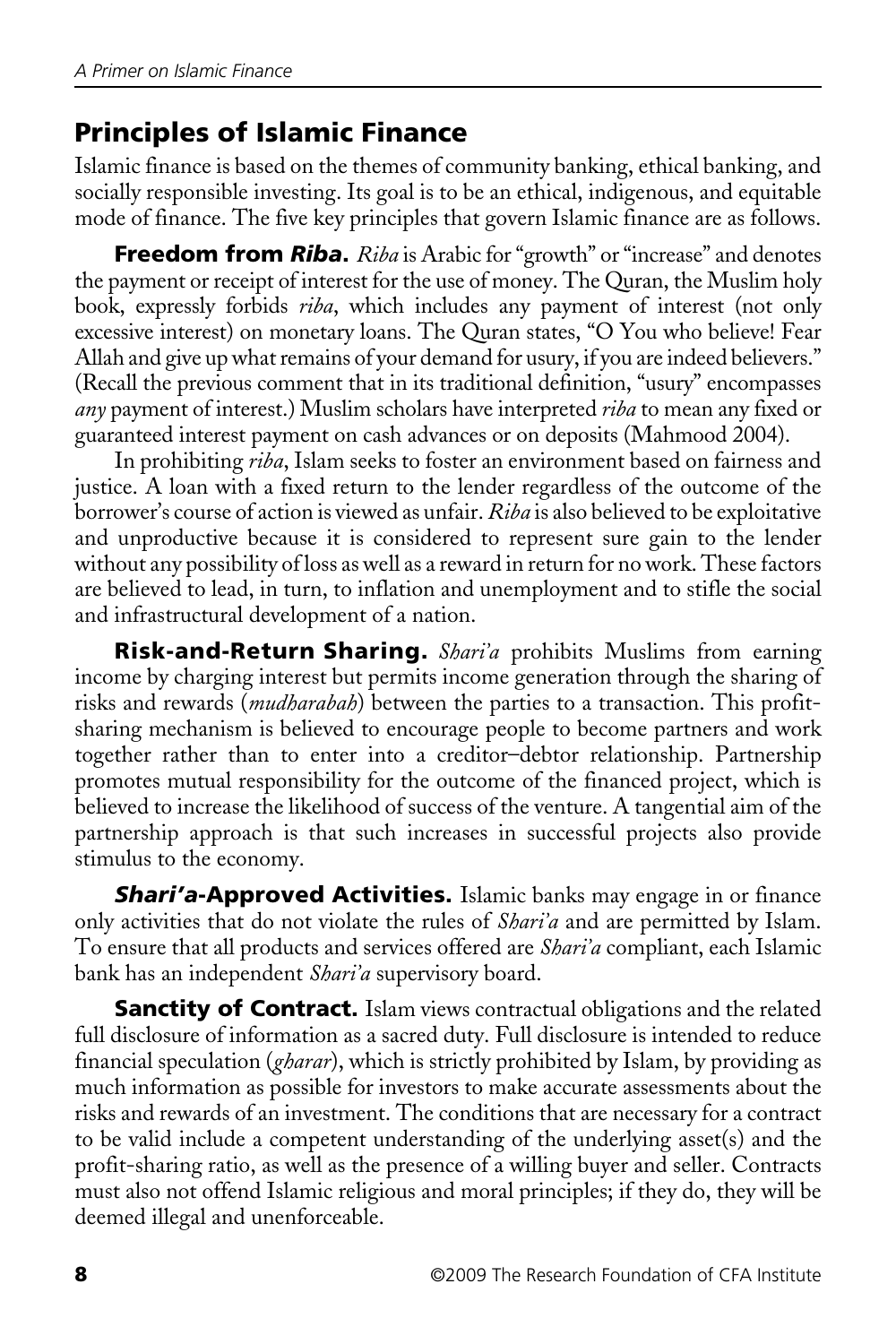## Principles of Islamic Finance

Islamic finance is based on the themes of community banking, ethical banking, and socially responsible investing. Its goal is to be an ethical, indigenous, and equitable mode of finance. The five key principles that govern Islamic finance are as follows.

**Freedom from *Riba*.** *Riba* is Arabic for "growth" or "increase" and denotes the payment or receipt of interest for the use of money. The Quran, the Muslim holy book, expressly forbids *riba*, which includes any payment of interest (not only excessive interest) on monetary loans. The Quran states, "O You who believe! Fear Allah and give up what remains of your demand for usury, if you are indeed believers." (Recall the previous comment that in its traditional definition, "usury" encompasses *any* payment of interest.) Muslim scholars have interpreted *riba* to mean any fixed or guaranteed interest payment on cash advances or on deposits (Mahmood 2004).

In prohibiting *riba*, Islam seeks to foster an environment based on fairness and justice. A loan with a fixed return to the lender regardless of the outcome of the borrower's course of action is viewed as unfair. *Riba* is also believed to be exploitative and unproductive because it is considered to represent sure gain to the lender without any possibility of loss as well as a reward in return for no work. These factors are believed to lead, in turn, to inflation and unemployment and to stifle the social and infrastructural development of a nation.

**Risk-and-Return Sharing.** *Shari'a* prohibits Muslims from earning income by charging interest but permits income generation through the sharing of risks and rewards (*mudharabah*) between the parties to a transaction. This profit-sharing mechanism is believed to encourage people to become partners and work together rather than to enter into a creditor–debtor relationship. Partnership promotes mutual responsibility for the outcome of the financed project, which is believed to increase the likelihood of success of the venture. A tangential aim of the partnership approach is that such increases in successful projects also provide stimulus to the economy.

***Shari'a*-Approved Activities.** Islamic banks may engage in or finance only activities that do not violate the rules of *Shari'a* and are permitted by Islam. To ensure that all products and services offered are *Shari'a* compliant, each Islamic bank has an independent *Shari'a* supervisory board.

**Sanctity of Contract.** Islam views contractual obligations and the related full disclosure of information as a sacred duty. Full disclosure is intended to reduce financial speculation (*gharar*), which is strictly prohibited by Islam, by providing as much information as possible for investors to make accurate assessments about the risks and rewards of an investment. The conditions that are necessary for a contract to be valid include a competent understanding of the underlying asset(s) and the profit-sharing ratio, as well as the presence of a willing buyer and seller. Contracts must also not offend Islamic religious and moral principles; if they do, they will be deemed illegal and unenforceable.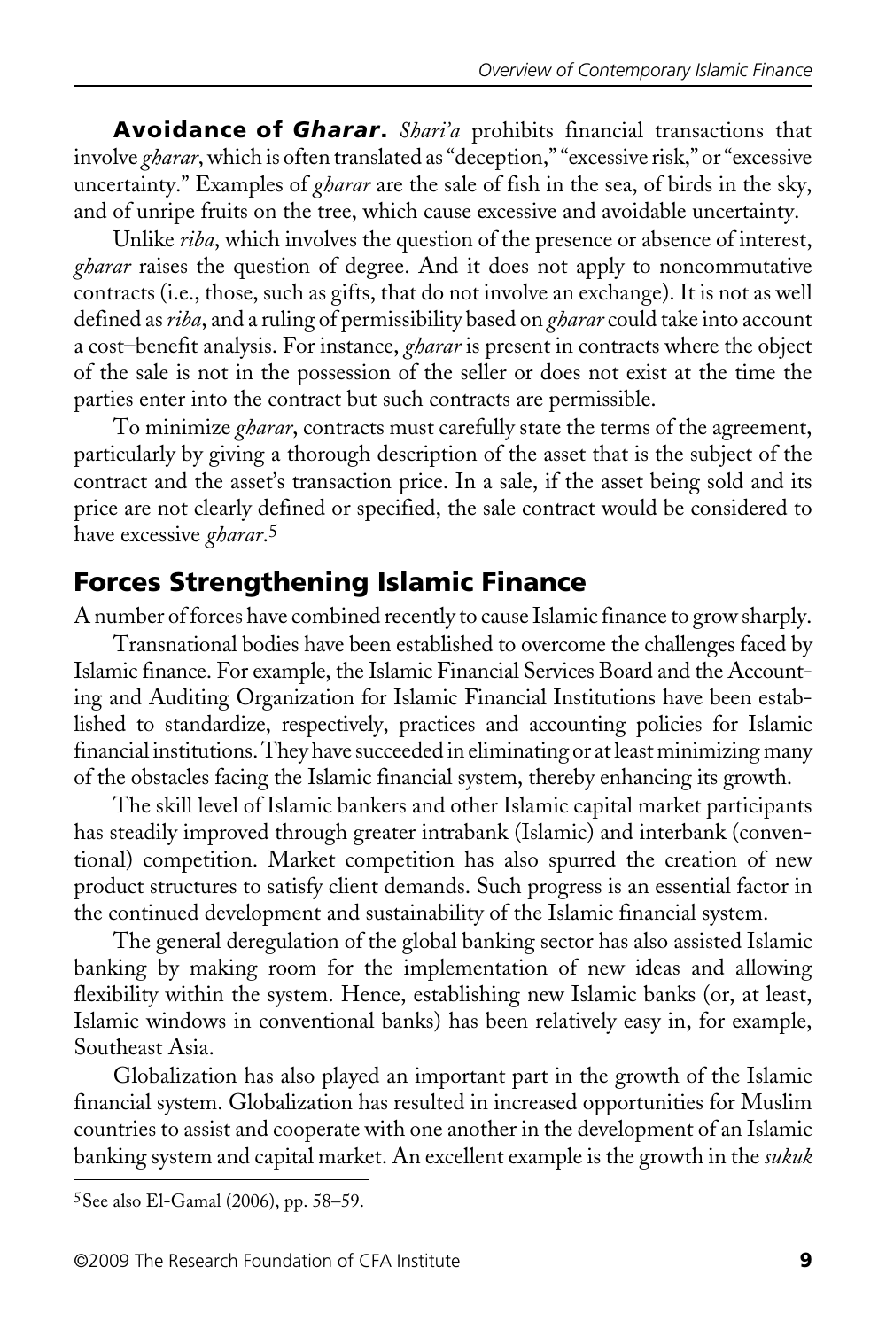**Avoidance of *Gharar*.** *Shari'a* prohibits financial transactions that involve *gharar*, which is often translated as "deception," "excessive risk," or "excessive uncertainty." Examples of *gharar* are the sale of fish in the sea, of birds in the sky, and of unripe fruits on the tree, which cause excessive and avoidable uncertainty.

Unlike *riba*, which involves the question of the presence or absence of interest, *gharar* raises the question of degree. And it does not apply to noncommutative contracts (i.e., those, such as gifts, that do not involve an exchange). It is not as well defined as *riba*, and a ruling of permissibility based on *gharar* could take into account a cost–benefit analysis. For instance, *gharar* is present in contracts where the object of the sale is not in the possession of the seller or does not exist at the time the parties enter into the contract but such contracts are permissible.

To minimize *gharar*, contracts must carefully state the terms of the agreement, particularly by giving a thorough description of the asset that is the subject of the contract and the asset's transaction price. In a sale, if the asset being sold and its price are not clearly defined or specified, the sale contract would be considered to have excessive *gharar*.[5]

## Forces Strengthening Islamic Finance

A number of forces have combined recently to cause Islamic finance to grow sharply.

Transnational bodies have been established to overcome the challenges faced by Islamic finance. For example, the Islamic Financial Services Board and the Accounting and Auditing Organization for Islamic Financial Institutions have been established to standardize, respectively, practices and accounting policies for Islamic financial institutions. They have succeeded in eliminating or at least minimizing many of the obstacles facing the Islamic financial system, thereby enhancing its growth.

The skill level of Islamic bankers and other Islamic capital market participants has steadily improved through greater intrabank (Islamic) and interbank (conventional) competition. Market competition has also spurred the creation of new product structures to satisfy client demands. Such progress is an essential factor in the continued development and sustainability of the Islamic financial system.

The general deregulation of the global banking sector has also assisted Islamic banking by making room for the implementation of new ideas and allowing flexibility within the system. Hence, establishing new Islamic banks (or, at least, Islamic windows in conventional banks) has been relatively easy in, for example, Southeast Asia.

Globalization has also played an important part in the growth of the Islamic financial system. Globalization has resulted in increased opportunities for Muslim countries to assist and cooperate with one another in the development of an Islamic banking system and capital market. An excellent example is the growth in the *sukuk*

[5] See also El-Gamal (2006), pp. 58–59.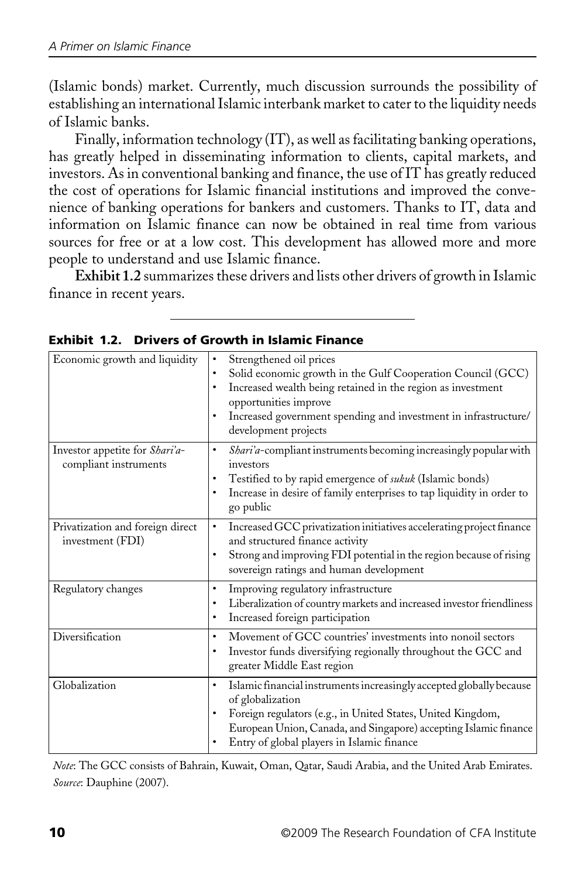(Islamic bonds) market. Currently, much discussion surrounds the possibility of establishing an international Islamic interbank market to cater to the liquidity needs of Islamic banks.

Finally, information technology (IT), as well as facilitating banking operations, has greatly helped in disseminating information to clients, capital markets, and investors. As in conventional banking and finance, the use of IT has greatly reduced the cost of operations for Islamic financial institutions and improved the convenience of banking operations for bankers and customers. Thanks to IT, data and information on Islamic finance can now be obtained in real time from various sources for free or at a low cost. This development has allowed more and more people to understand and use Islamic finance.

**Exhibit 1.2** summarizes these drivers and lists other drivers of growth in Islamic finance in recent years.

**Exhibit 1.2. Drivers of Growth in Islamic Finance**

| | |
|---|---|
| Economic growth and liquidity | • Strengthened oil prices<br>• Solid economic growth in the Gulf Cooperation Council (GCC)<br>• Increased wealth being retained in the region as investment opportunities improve<br>• Increased government spending and investment in infrastructure/ development projects |
| Investor appetite for *Shari'a*-compliant instruments | • *Shari'a*-compliant instruments becoming increasingly popular with investors<br>• Testified to by rapid emergence of *sukuk* (Islamic bonds)<br>• Increase in desire of family enterprises to tap liquidity in order to go public |
| Privatization and foreign direct investment (FDI) | • Increased GCC privatization initiatives accelerating project finance and structured finance activity<br>• Strong and improving FDI potential in the region because of rising sovereign ratings and human development |
| Regulatory changes | • Improving regulatory infrastructure<br>• Liberalization of country markets and increased investor friendliness<br>• Increased foreign participation |
| Diversification | • Movement of GCC countries' investments into nonoil sectors<br>• Investor funds diversifying regionally throughout the GCC and greater Middle East region |
| Globalization | • Islamic financial instruments increasingly accepted globally because of globalization<br>• Foreign regulators (e.g., in United States, United Kingdom, European Union, Canada, and Singapore) accepting Islamic finance<br>• Entry of global players in Islamic finance |

*Note*: The GCC consists of Bahrain, Kuwait, Oman, Qatar, Saudi Arabia, and the United Arab Emirates.
*Source*: Dauphine (2007).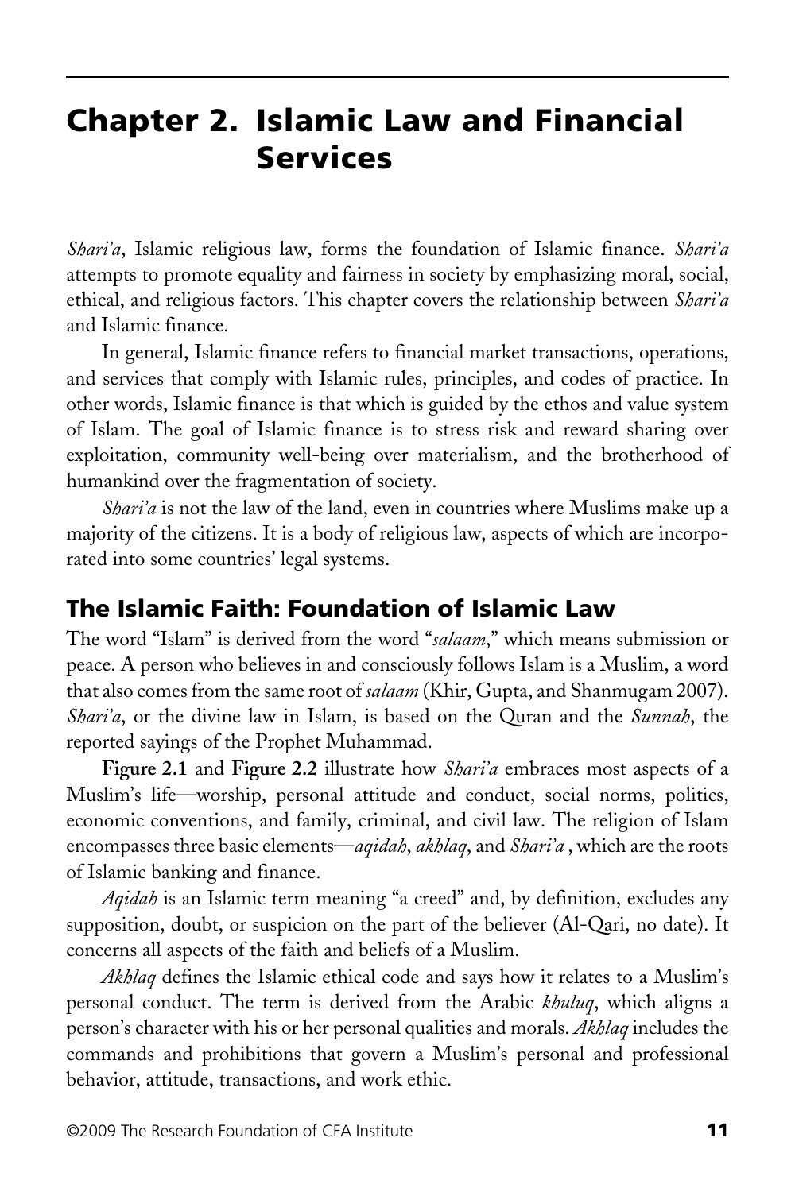# Chapter 2. Islamic Law and Financial Services

*Shari'a*, Islamic religious law, forms the foundation of Islamic finance. *Shari'a* attempts to promote equality and fairness in society by emphasizing moral, social, ethical, and religious factors. This chapter covers the relationship between *Shari'a* and Islamic finance.

In general, Islamic finance refers to financial market transactions, operations, and services that comply with Islamic rules, principles, and codes of practice. In other words, Islamic finance is that which is guided by the ethos and value system of Islam. The goal of Islamic finance is to stress risk and reward sharing over exploitation, community well-being over materialism, and the brotherhood of humankind over the fragmentation of society.

*Shari'a* is not the law of the land, even in countries where Muslims make up a majority of the citizens. It is a body of religious law, aspects of which are incorporated into some countries' legal systems.

## The Islamic Faith: Foundation of Islamic Law

The word "Islam" is derived from the word "*salaam*," which means submission or peace. A person who believes in and consciously follows Islam is a Muslim, a word that also comes from the same root of *salaam* (Khir, Gupta, and Shanmugam 2007). *Shari'a*, or the divine law in Islam, is based on the Quran and the *Sunnah*, the reported sayings of the Prophet Muhammad.

**Figure 2.1** and **Figure 2.2** illustrate how *Shari'a* embraces most aspects of a Muslim's life—worship, personal attitude and conduct, social norms, politics, economic conventions, and family, criminal, and civil law. The religion of Islam encompasses three basic elements—*aqidah*, *akhlaq*, and *Shari'a* , which are the roots of Islamic banking and finance.

*Aqidah* is an Islamic term meaning "a creed" and, by definition, excludes any supposition, doubt, or suspicion on the part of the believer (Al-Qari, no date). It concerns all aspects of the faith and beliefs of a Muslim.

*Akhlaq* defines the Islamic ethical code and says how it relates to a Muslim's personal conduct. The term is derived from the Arabic *khuluq*, which aligns a person's character with his or her personal qualities and morals. *Akhlaq* includes the commands and prohibitions that govern a Muslim's personal and professional behavior, attitude, transactions, and work ethic.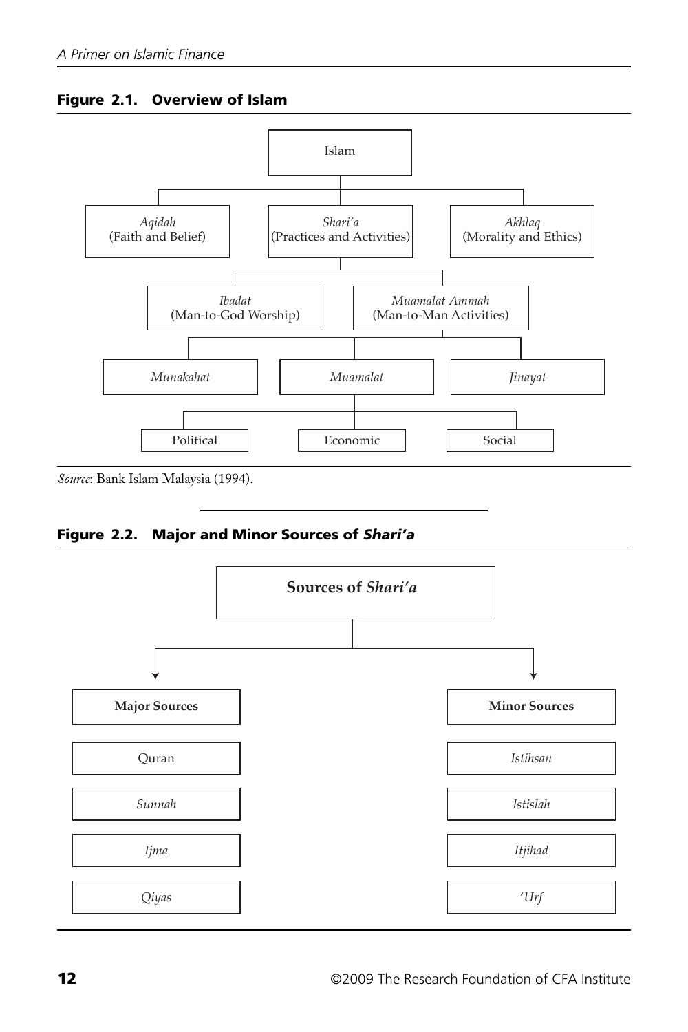**Figure 2.1. Overview of Islam**

- Islam
  - *Aqidah* (Faith and Belief)
  - *Shari'a* (Practices and Activities)
    - *Ibadat* (Man-to-God Worship)
    - *Muamalat Ammah* (Man-to-Man Activities)
      - *Munakahat*
      - *Muamalat*
        - Political
        - Economic
        - Social
      - *Jinayat*
  - *Akhlaq* (Morality and Ethics)

*Source*: Bank Islam Malaysia (1994).

**Figure 2.2. Major and Minor Sources of *Shari'a***

**Sources of *Shari'a***

| **Major Sources** | **Minor Sources** |
|---|---|
| Quran | *Istihsan* |
| *Sunnah* | *Istislah* |
| *Ijma* | *Itjihad* |
| *Qiyas* | *'Urf* |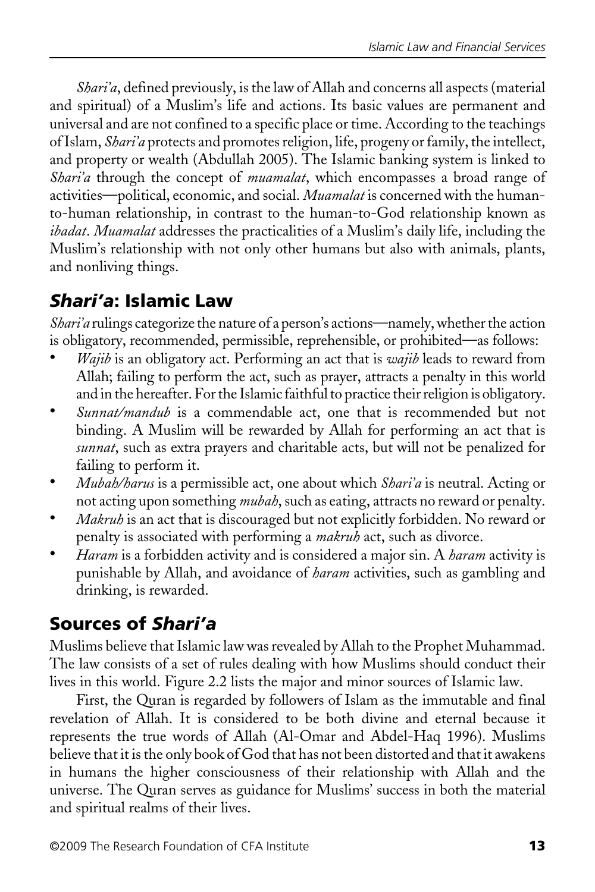*Shari'a*, defined previously, is the law of Allah and concerns all aspects (material and spiritual) of a Muslim's life and actions. Its basic values are permanent and universal and are not confined to a specific place or time. According to the teachings of Islam, *Shari'a* protects and promotes religion, life, progeny or family, the intellect, and property or wealth (Abdullah 2005). The Islamic banking system is linked to *Shari'a* through the concept of *muamalat*, which encompasses a broad range of activities—political, economic, and social. *Muamalat* is concerned with the human-to-human relationship, in contrast to the human-to-God relationship known as *ibadat*. *Muamalat* addresses the practicalities of a Muslim's daily life, including the Muslim's relationship with not only other humans but also with animals, plants, and nonliving things.

## *Shari'a*: Islamic Law

*Shari'a* rulings categorize the nature of a person's actions—namely, whether the action is obligatory, recommended, permissible, reprehensible, or prohibited—as follows:

- *Wajib* is an obligatory act. Performing an act that is *wajib* leads to reward from Allah; failing to perform the act, such as prayer, attracts a penalty in this world and in the hereafter. For the Islamic faithful to practice their religion is obligatory.
- *Sunnat/mandub* is a commendable act, one that is recommended but not binding. A Muslim will be rewarded by Allah for performing an act that is *sunnat*, such as extra prayers and charitable acts, but will not be penalized for failing to perform it.
- *Mubah/harus* is a permissible act, one about which *Shari'a* is neutral. Acting or not acting upon something *mubah*, such as eating, attracts no reward or penalty.
- *Makruh* is an act that is discouraged but not explicitly forbidden. No reward or penalty is associated with performing a *makruh* act, such as divorce.
- *Haram* is a forbidden activity and is considered a major sin. A *haram* activity is punishable by Allah, and avoidance of *haram* activities, such as gambling and drinking, is rewarded.

## Sources of *Shari'a*

Muslims believe that Islamic law was revealed by Allah to the Prophet Muhammad. The law consists of a set of rules dealing with how Muslims should conduct their lives in this world. Figure 2.2 lists the major and minor sources of Islamic law.

First, the Quran is regarded by followers of Islam as the immutable and final revelation of Allah. It is considered to be both divine and eternal because it represents the true words of Allah (Al-Omar and Abdel-Haq 1996). Muslims believe that it is the only book of God that has not been distorted and that it awakens in humans the higher consciousness of their relationship with Allah and the universe. The Quran serves as guidance for Muslims' success in both the material and spiritual realms of their lives.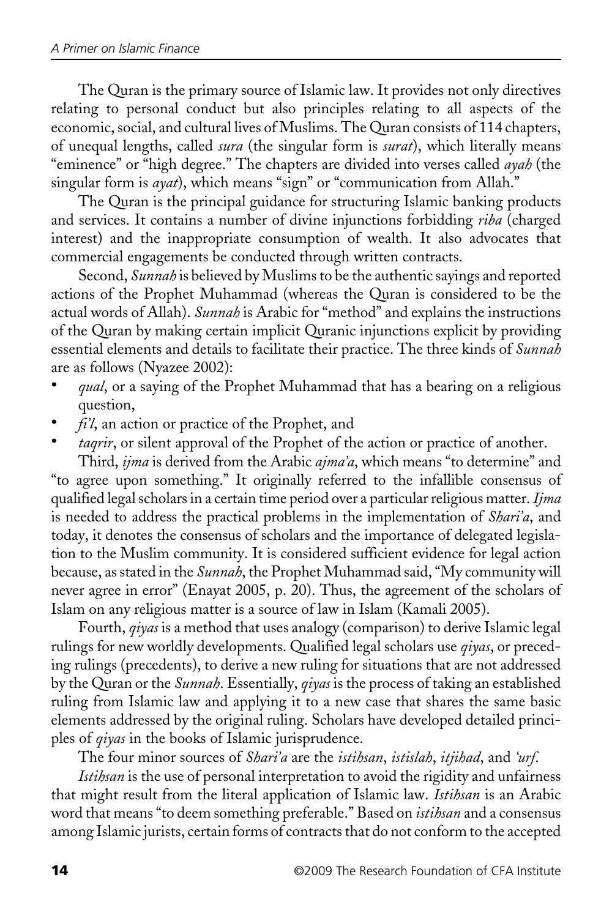The Quran is the primary source of Islamic law. It provides not only directives relating to personal conduct but also principles relating to all aspects of the economic, social, and cultural lives of Muslims. The Quran consists of 114 chapters, of unequal lengths, called *sura* (the singular form is *surat*), which literally means "eminence" or "high degree." The chapters are divided into verses called *ayah* (the singular form is *ayat*), which means "sign" or "communication from Allah."

The Quran is the principal guidance for structuring Islamic banking products and services. It contains a number of divine injunctions forbidding *riba* (charged interest) and the inappropriate consumption of wealth. It also advocates that commercial engagements be conducted through written contracts.

Second, *Sunnah* is believed by Muslims to be the authentic sayings and reported actions of the Prophet Muhammad (whereas the Quran is considered to be the actual words of Allah). *Sunnah* is Arabic for "method" and explains the instructions of the Quran by making certain implicit Quranic injunctions explicit by providing essential elements and details to facilitate their practice. The three kinds of *Sunnah* are as follows (Nyazee 2002):

- *qual*, or a saying of the Prophet Muhammad that has a bearing on a religious question,
- *fi'l*, an action or practice of the Prophet, and
- *taqrir*, or silent approval of the Prophet of the action or practice of another.

Third, *ijma* is derived from the Arabic *ajma'a*, which means "to determine" and "to agree upon something." It originally referred to the infallible consensus of qualified legal scholars in a certain time period over a particular religious matter. *Ijma* is needed to address the practical problems in the implementation of *Shari'a*, and today, it denotes the consensus of scholars and the importance of delegated legislation to the Muslim community. It is considered sufficient evidence for legal action because, as stated in the *Sunnah*, the Prophet Muhammad said, "My community will never agree in error" (Enayat 2005, p. 20). Thus, the agreement of the scholars of Islam on any religious matter is a source of law in Islam (Kamali 2005).

Fourth, *qiyas* is a method that uses analogy (comparison) to derive Islamic legal rulings for new worldly developments. Qualified legal scholars use *qiyas*, or preceding rulings (precedents), to derive a new ruling for situations that are not addressed by the Quran or the *Sunnah*. Essentially, *qiyas* is the process of taking an established ruling from Islamic law and applying it to a new case that shares the same basic elements addressed by the original ruling. Scholars have developed detailed principles of *qiyas* in the books of Islamic jurisprudence.

The four minor sources of *Shari'a* are the *istihsan*, *istislah*, *itjihad*, and *'urf*.

*Istihsan* is the use of personal interpretation to avoid the rigidity and unfairness that might result from the literal application of Islamic law. *Istihsan* is an Arabic word that means "to deem something preferable." Based on *istihsan* and a consensus among Islamic jurists, certain forms of contracts that do not conform to the accepted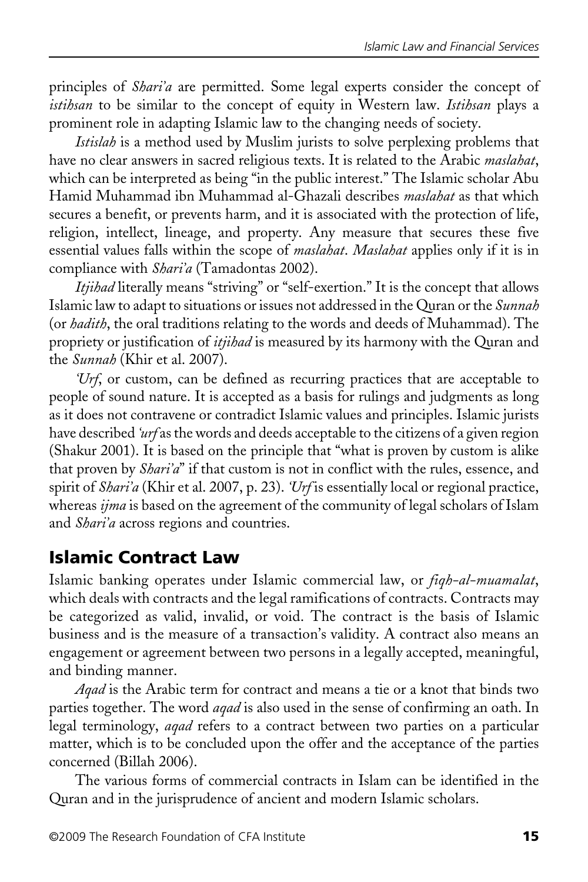principles of *Shari'a* are permitted. Some legal experts consider the concept of *istihsan* to be similar to the concept of equity in Western law. *Istihsan* plays a prominent role in adapting Islamic law to the changing needs of society.

*Istislah* is a method used by Muslim jurists to solve perplexing problems that have no clear answers in sacred religious texts. It is related to the Arabic *maslahat*, which can be interpreted as being "in the public interest." The Islamic scholar Abu Hamid Muhammad ibn Muhammad al-Ghazali describes *maslahat* as that which secures a benefit, or prevents harm, and it is associated with the protection of life, religion, intellect, lineage, and property. Any measure that secures these five essential values falls within the scope of *maslahat*. *Maslahat* applies only if it is in compliance with *Shari'a* (Tamadontas 2002).

*Itjihad* literally means "striving" or "self-exertion." It is the concept that allows Islamic law to adapt to situations or issues not addressed in the Quran or the *Sunnah* (or *hadith*, the oral traditions relating to the words and deeds of Muhammad). The propriety or justification of *itjihad* is measured by its harmony with the Quran and the *Sunnah* (Khir et al. 2007).

*'Urf*, or custom, can be defined as recurring practices that are acceptable to people of sound nature. It is accepted as a basis for rulings and judgments as long as it does not contravene or contradict Islamic values and principles. Islamic jurists have described *'urf* as the words and deeds acceptable to the citizens of a given region (Shakur 2001). It is based on the principle that "what is proven by custom is alike that proven by *Shari'a*" if that custom is not in conflict with the rules, essence, and spirit of *Shari'a* (Khir et al. 2007, p. 23). *'Urf* is essentially local or regional practice, whereas *ijma* is based on the agreement of the community of legal scholars of Islam and *Shari'a* across regions and countries.

## Islamic Contract Law

Islamic banking operates under Islamic commercial law, or *fiqh-al-muamalat*, which deals with contracts and the legal ramifications of contracts. Contracts may be categorized as valid, invalid, or void. The contract is the basis of Islamic business and is the measure of a transaction's validity. A contract also means an engagement or agreement between two persons in a legally accepted, meaningful, and binding manner.

*Aqad* is the Arabic term for contract and means a tie or a knot that binds two parties together. The word *aqad* is also used in the sense of confirming an oath. In legal terminology, *aqad* refers to a contract between two parties on a particular matter, which is to be concluded upon the offer and the acceptance of the parties concerned (Billah 2006).

The various forms of commercial contracts in Islam can be identified in the Quran and in the jurisprudence of ancient and modern Islamic scholars.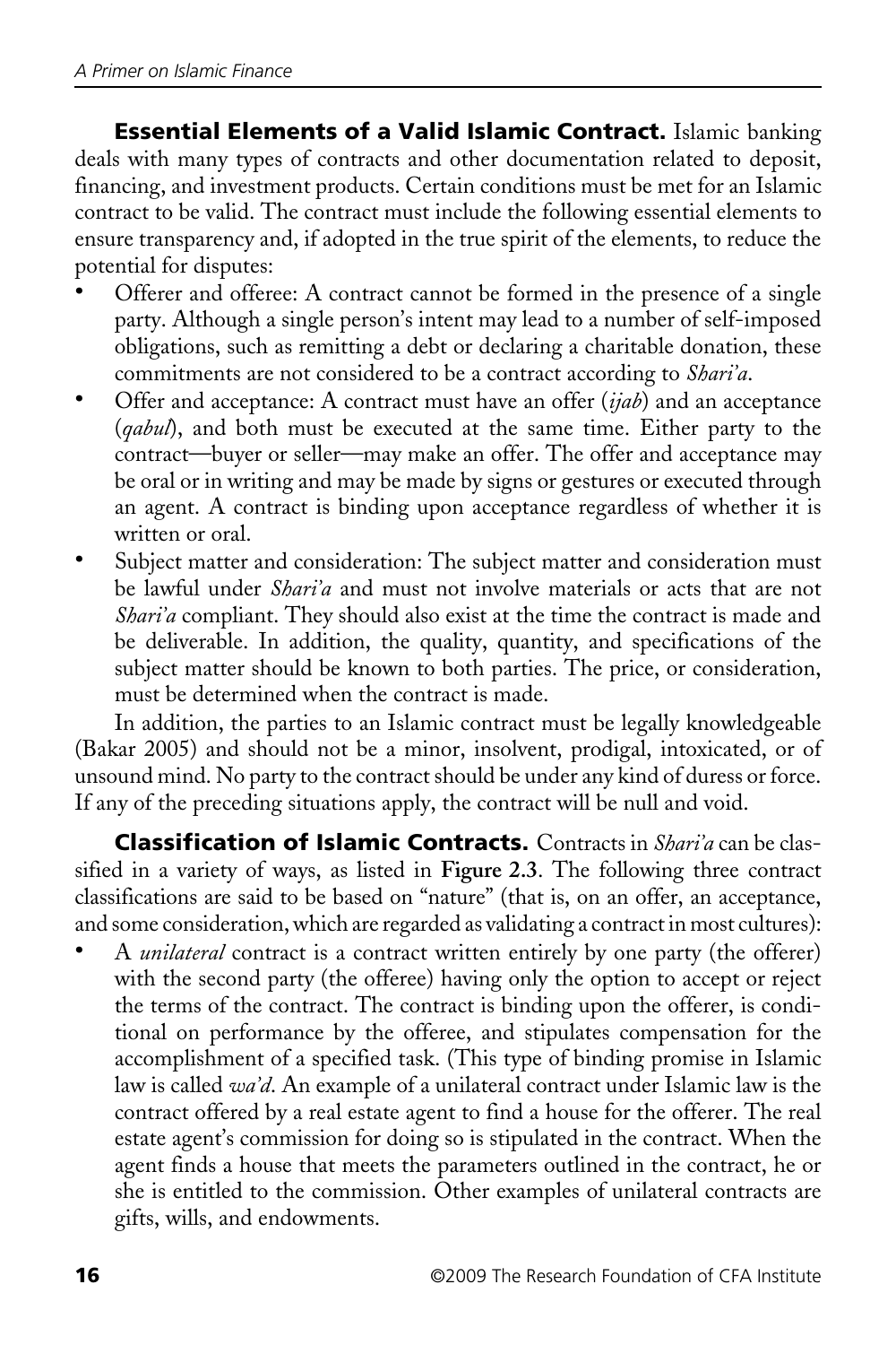**Essential Elements of a Valid Islamic Contract.** Islamic banking deals with many types of contracts and other documentation related to deposit, financing, and investment products. Certain conditions must be met for an Islamic contract to be valid. The contract must include the following essential elements to ensure transparency and, if adopted in the true spirit of the elements, to reduce the potential for disputes:

- Offerer and offeree: A contract cannot be formed in the presence of a single party. Although a single person's intent may lead to a number of self-imposed obligations, such as remitting a debt or declaring a charitable donation, these commitments are not considered to be a contract according to *Shari'a*.
- Offer and acceptance: A contract must have an offer (*ijab*) and an acceptance (*qabul*), and both must be executed at the same time. Either party to the contract—buyer or seller—may make an offer. The offer and acceptance may be oral or in writing and may be made by signs or gestures or executed through an agent. A contract is binding upon acceptance regardless of whether it is written or oral.
- Subject matter and consideration: The subject matter and consideration must be lawful under *Shari'a* and must not involve materials or acts that are not *Shari'a* compliant. They should also exist at the time the contract is made and be deliverable. In addition, the quality, quantity, and specifications of the subject matter should be known to both parties. The price, or consideration, must be determined when the contract is made.

In addition, the parties to an Islamic contract must be legally knowledgeable (Bakar 2005) and should not be a minor, insolvent, prodigal, intoxicated, or of unsound mind. No party to the contract should be under any kind of duress or force. If any of the preceding situations apply, the contract will be null and void.

**Classification of Islamic Contracts.** Contracts in *Shari'a* can be classified in a variety of ways, as listed in **Figure 2.3**. The following three contract classifications are said to be based on "nature" (that is, on an offer, an acceptance, and some consideration, which are regarded as validating a contract in most cultures):

- A *unilateral* contract is a contract written entirely by one party (the offerer) with the second party (the offeree) having only the option to accept or reject the terms of the contract. The contract is binding upon the offerer, is conditional on performance by the offeree, and stipulates compensation for the accomplishment of a specified task. (This type of binding promise in Islamic law is called *wa'd*. An example of a unilateral contract under Islamic law is the contract offered by a real estate agent to find a house for the offerer. The real estate agent's commission for doing so is stipulated in the contract. When the agent finds a house that meets the parameters outlined in the contract, he or she is entitled to the commission. Other examples of unilateral contracts are gifts, wills, and endowments.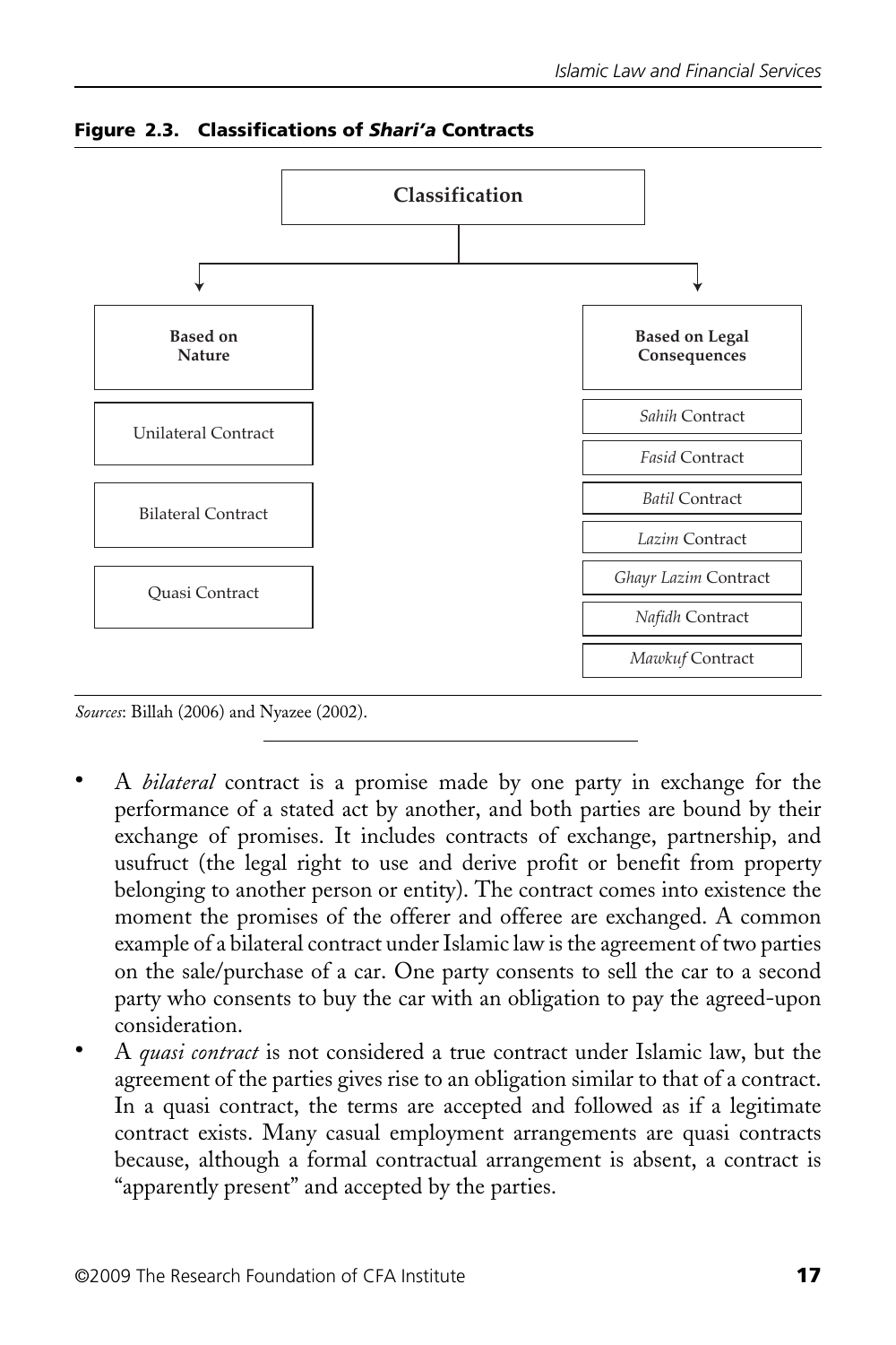**Figure 2.3. Classifications of *Shari'a* Contracts**

| Classification | |
|---|---|
| **Based on Nature** | **Based on Legal Consequences** |
| Unilateral Contract | *Sahih* Contract |
| Bilateral Contract | *Fasid* Contract |
| Quasi Contract | *Batil* Contract |
| | *Lazim* Contract |
| | *Ghayr Lazim* Contract |
| | *Nafidh* Contract |
| | *Mawkuf* Contract |

*Sources*: Billah (2006) and Nyazee (2002).

- A *bilateral* contract is a promise made by one party in exchange for the performance of a stated act by another, and both parties are bound by their exchange of promises. It includes contracts of exchange, partnership, and usufruct (the legal right to use and derive profit or benefit from property belonging to another person or entity). The contract comes into existence the moment the promises of the offerer and offeree are exchanged. A common example of a bilateral contract under Islamic law is the agreement of two parties on the sale/purchase of a car. One party consents to sell the car to a second party who consents to buy the car with an obligation to pay the agreed-upon consideration.
- A *quasi contract* is not considered a true contract under Islamic law, but the agreement of the parties gives rise to an obligation similar to that of a contract. In a quasi contract, the terms are accepted and followed as if a legitimate contract exists. Many casual employment arrangements are quasi contracts because, although a formal contractual arrangement is absent, a contract is "apparently present" and accepted by the parties.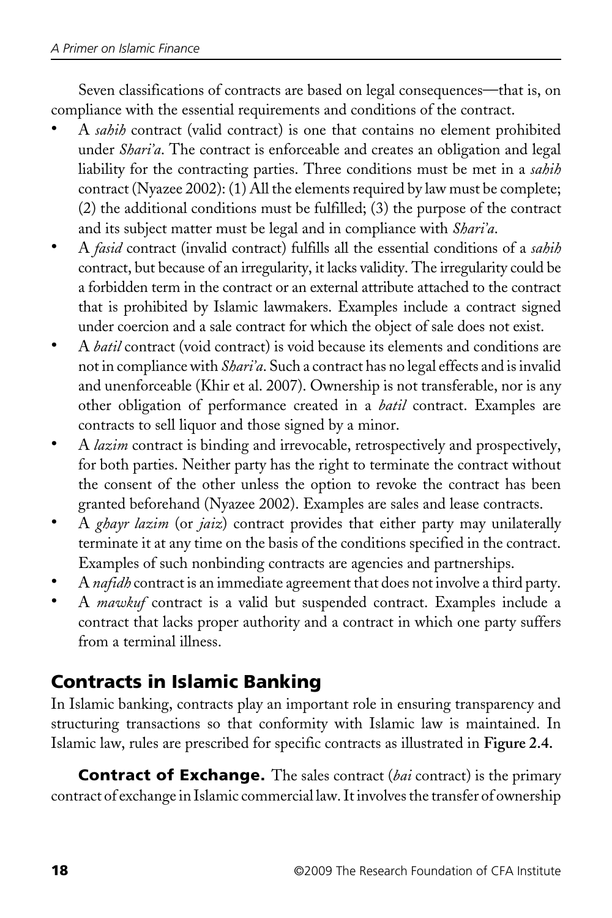Seven classifications of contracts are based on legal consequences—that is, on compliance with the essential requirements and conditions of the contract.

- A *sahih* contract (valid contract) is one that contains no element prohibited under *Shari'a*. The contract is enforceable and creates an obligation and legal liability for the contracting parties. Three conditions must be met in a *sahih* contract (Nyazee 2002): (1) All the elements required by law must be complete; (2) the additional conditions must be fulfilled; (3) the purpose of the contract and its subject matter must be legal and in compliance with *Shari'a*.
- A *fasid* contract (invalid contract) fulfills all the essential conditions of a *sahih* contract, but because of an irregularity, it lacks validity. The irregularity could be a forbidden term in the contract or an external attribute attached to the contract that is prohibited by Islamic lawmakers. Examples include a contract signed under coercion and a sale contract for which the object of sale does not exist.
- A *batil* contract (void contract) is void because its elements and conditions are not in compliance with *Shari'a*. Such a contract has no legal effects and is invalid and unenforceable (Khir et al. 2007). Ownership is not transferable, nor is any other obligation of performance created in a *batil* contract. Examples are contracts to sell liquor and those signed by a minor.
- A *lazim* contract is binding and irrevocable, retrospectively and prospectively, for both parties. Neither party has the right to terminate the contract without the consent of the other unless the option to revoke the contract has been granted beforehand (Nyazee 2002). Examples are sales and lease contracts.
- A *ghayr lazim* (or *jaiz*) contract provides that either party may unilaterally terminate it at any time on the basis of the conditions specified in the contract. Examples of such nonbinding contracts are agencies and partnerships.
- A *nafidh* contract is an immediate agreement that does not involve a third party.
- A *mawkuf* contract is a valid but suspended contract. Examples include a contract that lacks proper authority and a contract in which one party suffers from a terminal illness.

## Contracts in Islamic Banking

In Islamic banking, contracts play an important role in ensuring transparency and structuring transactions so that conformity with Islamic law is maintained. In Islamic law, rules are prescribed for specific contracts as illustrated in **Figure 2.4.**

**Contract of Exchange.** The sales contract (*bai* contract) is the primary contract of exchange in Islamic commercial law. It involves the transfer of ownership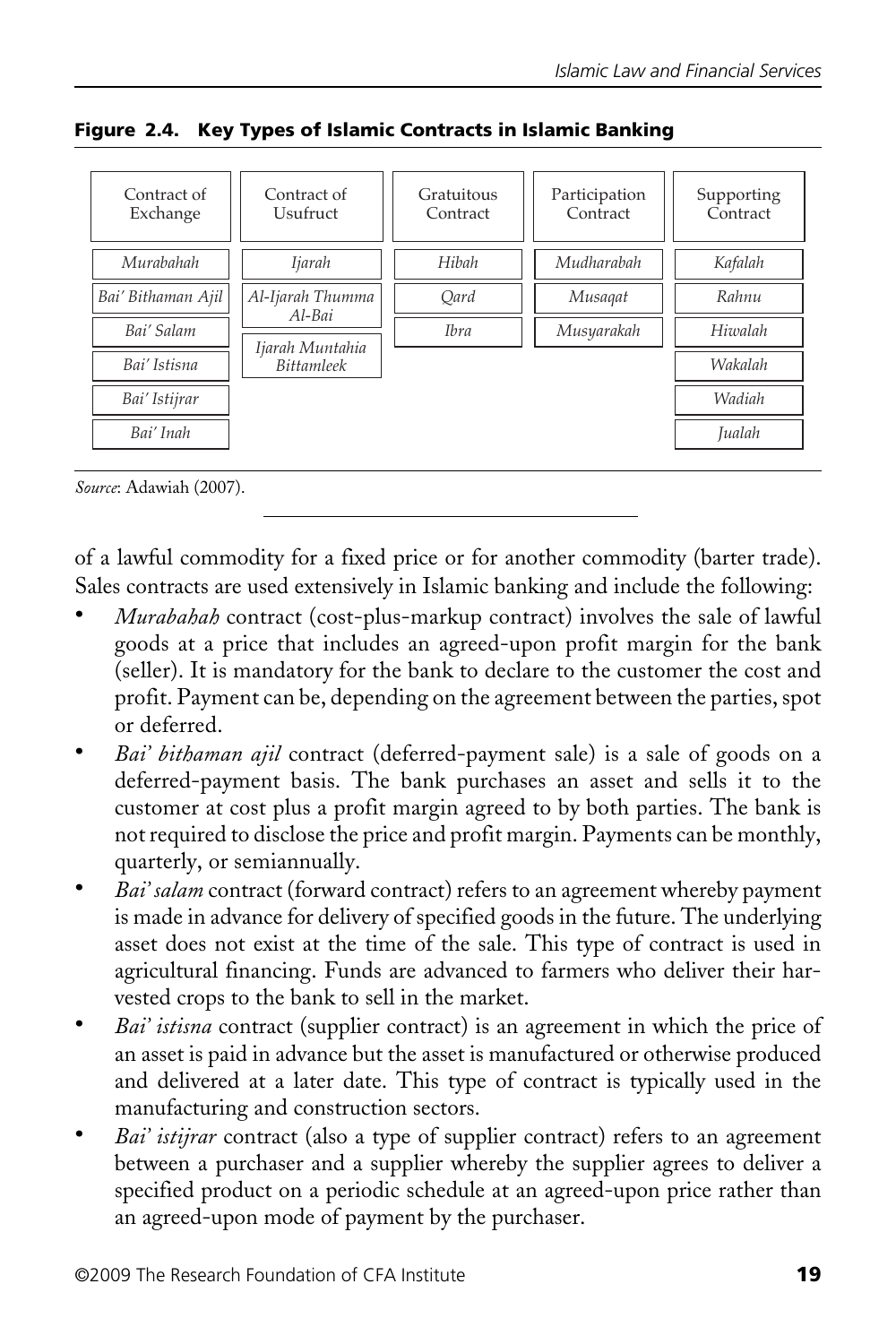**Figure 2.4. Key Types of Islamic Contracts in Islamic Banking**

| Contract of Exchange | Contract of Usufruct | Gratuitous Contract | Participation Contract | Supporting Contract |
|---|---|---|---|---|
| *Murabahah* | *Ijarah* | *Hibah* | *Mudharabah* | *Kafalah* |
| *Bai' Bithaman Ajil* | *Al-Ijarah Thumma Al-Bai* | *Qard* | *Musaqat* | *Rahnu* |
| *Bai' Salam* | *Ijarah Muntahia Bittamleek* | *Ibra* | *Musyarakah* | *Hiwalah* |
| *Bai' Istisna* | | | | *Wakalah* |
| *Bai' Istijrar* | | | | *Wadiah* |
| *Bai' Inah* | | | | *Jualah* |

*Source*: Adawiah (2007).

of a lawful commodity for a fixed price or for another commodity (barter trade). Sales contracts are used extensively in Islamic banking and include the following:

- *Murabahah* contract (cost-plus-markup contract) involves the sale of lawful goods at a price that includes an agreed-upon profit margin for the bank (seller). It is mandatory for the bank to declare to the customer the cost and profit. Payment can be, depending on the agreement between the parties, spot or deferred.
- *Bai' bithaman ajil* contract (deferred-payment sale) is a sale of goods on a deferred-payment basis. The bank purchases an asset and sells it to the customer at cost plus a profit margin agreed to by both parties. The bank is not required to disclose the price and profit margin. Payments can be monthly, quarterly, or semiannually.
- *Bai' salam* contract (forward contract) refers to an agreement whereby payment is made in advance for delivery of specified goods in the future. The underlying asset does not exist at the time of the sale. This type of contract is used in agricultural financing. Funds are advanced to farmers who deliver their harvested crops to the bank to sell in the market.
- *Bai' istisna* contract (supplier contract) is an agreement in which the price of an asset is paid in advance but the asset is manufactured or otherwise produced and delivered at a later date. This type of contract is typically used in the manufacturing and construction sectors.
- *Bai' istijrar* contract (also a type of supplier contract) refers to an agreement between a purchaser and a supplier whereby the supplier agrees to deliver a specified product on a periodic schedule at an agreed-upon price rather than an agreed-upon mode of payment by the purchaser.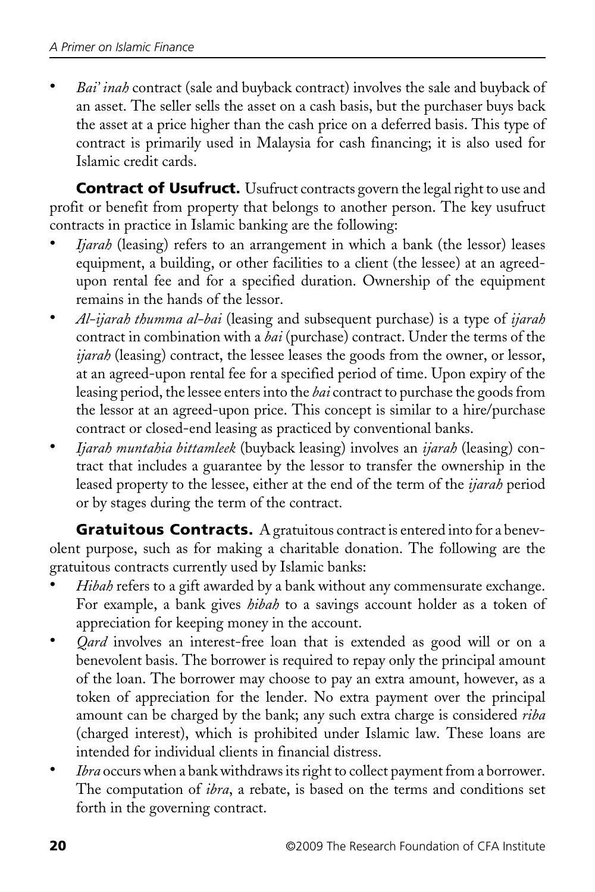- *Bai' inah* contract (sale and buyback contract) involves the sale and buyback of an asset. The seller sells the asset on a cash basis, but the purchaser buys back the asset at a price higher than the cash price on a deferred basis. This type of contract is primarily used in Malaysia for cash financing; it is also used for Islamic credit cards.

**Contract of Usufruct.** Usufruct contracts govern the legal right to use and profit or benefit from property that belongs to another person. The key usufruct contracts in practice in Islamic banking are the following:

- *Ijarah* (leasing) refers to an arrangement in which a bank (the lessor) leases equipment, a building, or other facilities to a client (the lessee) at an agreed-upon rental fee and for a specified duration. Ownership of the equipment remains in the hands of the lessor.
- *Al-ijarah thumma al-bai* (leasing and subsequent purchase) is a type of *ijarah* contract in combination with a *bai* (purchase) contract. Under the terms of the *ijarah* (leasing) contract, the lessee leases the goods from the owner, or lessor, at an agreed-upon rental fee for a specified period of time. Upon expiry of the leasing period, the lessee enters into the *bai* contract to purchase the goods from the lessor at an agreed-upon price. This concept is similar to a hire/purchase contract or closed-end leasing as practiced by conventional banks.
- *Ijarah muntahia bittamleek* (buyback leasing) involves an *ijarah* (leasing) contract that includes a guarantee by the lessor to transfer the ownership in the leased property to the lessee, either at the end of the term of the *ijarah* period or by stages during the term of the contract.

**Gratuitous Contracts.** A gratuitous contract is entered into for a benevolent purpose, such as for making a charitable donation. The following are the gratuitous contracts currently used by Islamic banks:

- *Hibah* refers to a gift awarded by a bank without any commensurate exchange. For example, a bank gives *hibah* to a savings account holder as a token of appreciation for keeping money in the account.
- *Qard* involves an interest-free loan that is extended as good will or on a benevolent basis. The borrower is required to repay only the principal amount of the loan. The borrower may choose to pay an extra amount, however, as a token of appreciation for the lender. No extra payment over the principal amount can be charged by the bank; any such extra charge is considered *riba* (charged interest), which is prohibited under Islamic law. These loans are intended for individual clients in financial distress.
- *Ibra* occurs when a bank withdraws its right to collect payment from a borrower. The computation of *ibra*, a rebate, is based on the terms and conditions set forth in the governing contract.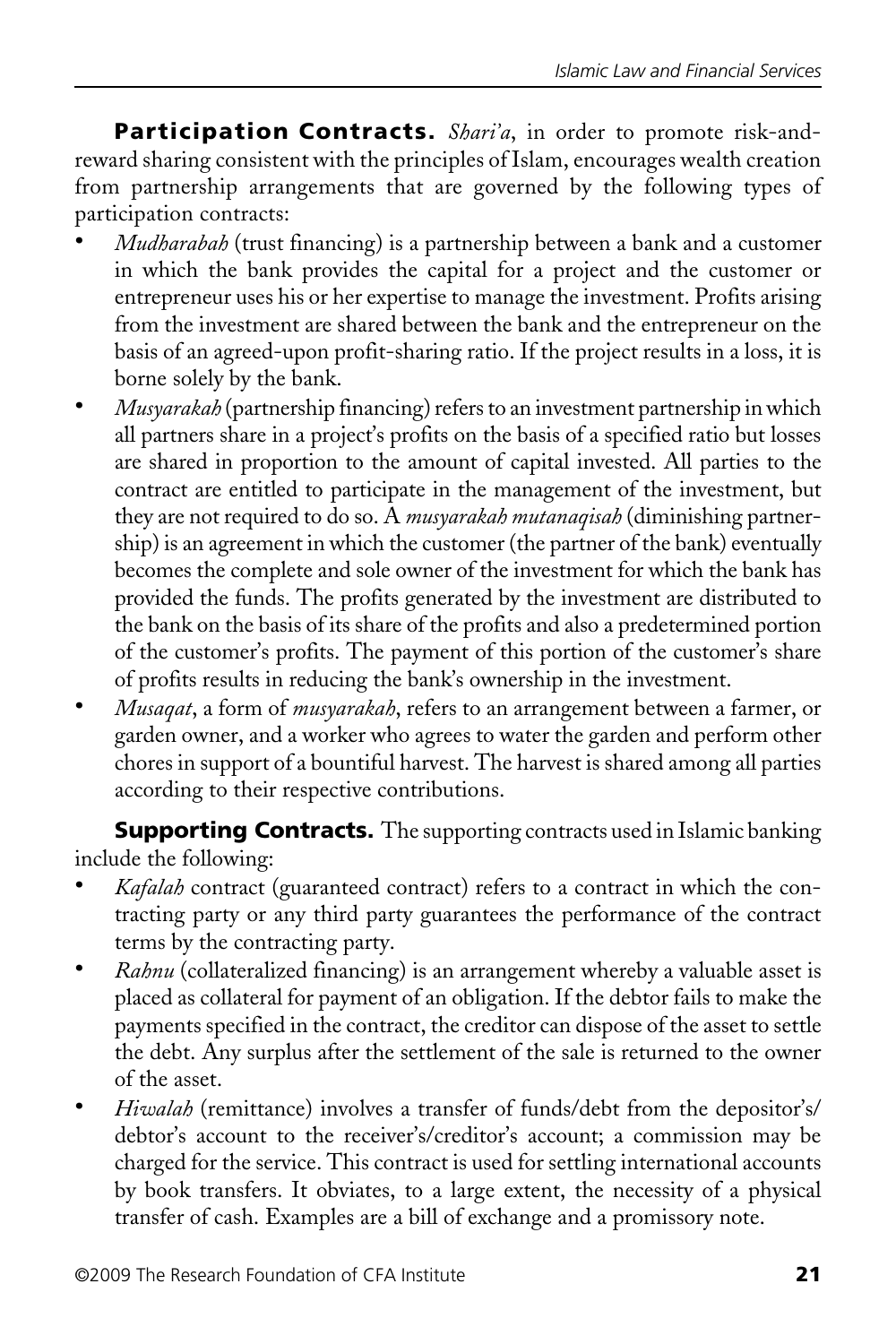**Participation Contracts.** *Shari'a*, in order to promote risk-and-reward sharing consistent with the principles of Islam, encourages wealth creation from partnership arrangements that are governed by the following types of participation contracts:

- *Mudharabah* (trust financing) is a partnership between a bank and a customer in which the bank provides the capital for a project and the customer or entrepreneur uses his or her expertise to manage the investment. Profits arising from the investment are shared between the bank and the entrepreneur on the basis of an agreed-upon profit-sharing ratio. If the project results in a loss, it is borne solely by the bank.
- *Musyarakah* (partnership financing) refers to an investment partnership in which all partners share in a project's profits on the basis of a specified ratio but losses are shared in proportion to the amount of capital invested. All parties to the contract are entitled to participate in the management of the investment, but they are not required to do so. A *musyarakah mutanaqisah* (diminishing partnership) is an agreement in which the customer (the partner of the bank) eventually becomes the complete and sole owner of the investment for which the bank has provided the funds. The profits generated by the investment are distributed to the bank on the basis of its share of the profits and also a predetermined portion of the customer's profits. The payment of this portion of the customer's share of profits results in reducing the bank's ownership in the investment.
- *Musaqat*, a form of *musyarakah*, refers to an arrangement between a farmer, or garden owner, and a worker who agrees to water the garden and perform other chores in support of a bountiful harvest. The harvest is shared among all parties according to their respective contributions.

**Supporting Contracts.** The supporting contracts used in Islamic banking include the following:

- *Kafalah* contract (guaranteed contract) refers to a contract in which the contracting party or any third party guarantees the performance of the contract terms by the contracting party.
- *Rahnu* (collateralized financing) is an arrangement whereby a valuable asset is placed as collateral for payment of an obligation. If the debtor fails to make the payments specified in the contract, the creditor can dispose of the asset to settle the debt. Any surplus after the settlement of the sale is returned to the owner of the asset.
- *Hiwalah* (remittance) involves a transfer of funds/debt from the depositor's/debtor's account to the receiver's/creditor's account; a commission may be charged for the service. This contract is used for settling international accounts by book transfers. It obviates, to a large extent, the necessity of a physical transfer of cash. Examples are a bill of exchange and a promissory note.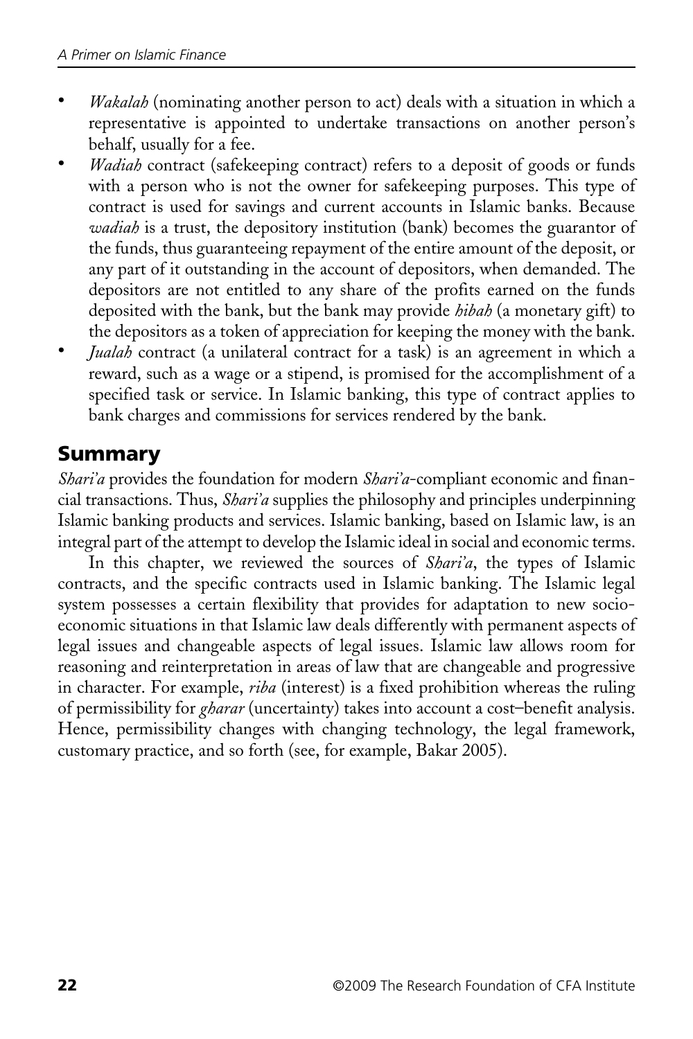- *Wakalah* (nominating another person to act) deals with a situation in which a representative is appointed to undertake transactions on another person's behalf, usually for a fee.
- *Wadiah* contract (safekeeping contract) refers to a deposit of goods or funds with a person who is not the owner for safekeeping purposes. This type of contract is used for savings and current accounts in Islamic banks. Because *wadiah* is a trust, the depository institution (bank) becomes the guarantor of the funds, thus guaranteeing repayment of the entire amount of the deposit, or any part of it outstanding in the account of depositors, when demanded. The depositors are not entitled to any share of the profits earned on the funds deposited with the bank, but the bank may provide *hibah* (a monetary gift) to the depositors as a token of appreciation for keeping the money with the bank.
- *Jualah* contract (a unilateral contract for a task) is an agreement in which a reward, such as a wage or a stipend, is promised for the accomplishment of a specified task or service. In Islamic banking, this type of contract applies to bank charges and commissions for services rendered by the bank.

## Summary

*Shari'a* provides the foundation for modern *Shari'a*-compliant economic and financial transactions. Thus, *Shari'a* supplies the philosophy and principles underpinning Islamic banking products and services. Islamic banking, based on Islamic law, is an integral part of the attempt to develop the Islamic ideal in social and economic terms.

In this chapter, we reviewed the sources of *Shari'a*, the types of Islamic contracts, and the specific contracts used in Islamic banking. The Islamic legal system possesses a certain flexibility that provides for adaptation to new socioeconomic situations in that Islamic law deals differently with permanent aspects of legal issues and changeable aspects of legal issues. Islamic law allows room for reasoning and reinterpretation in areas of law that are changeable and progressive in character. For example, *riba* (interest) is a fixed prohibition whereas the ruling of permissibility for *gharar* (uncertainty) takes into account a cost–benefit analysis. Hence, permissibility changes with changing technology, the legal framework, customary practice, and so forth (see, for example, Bakar 2005).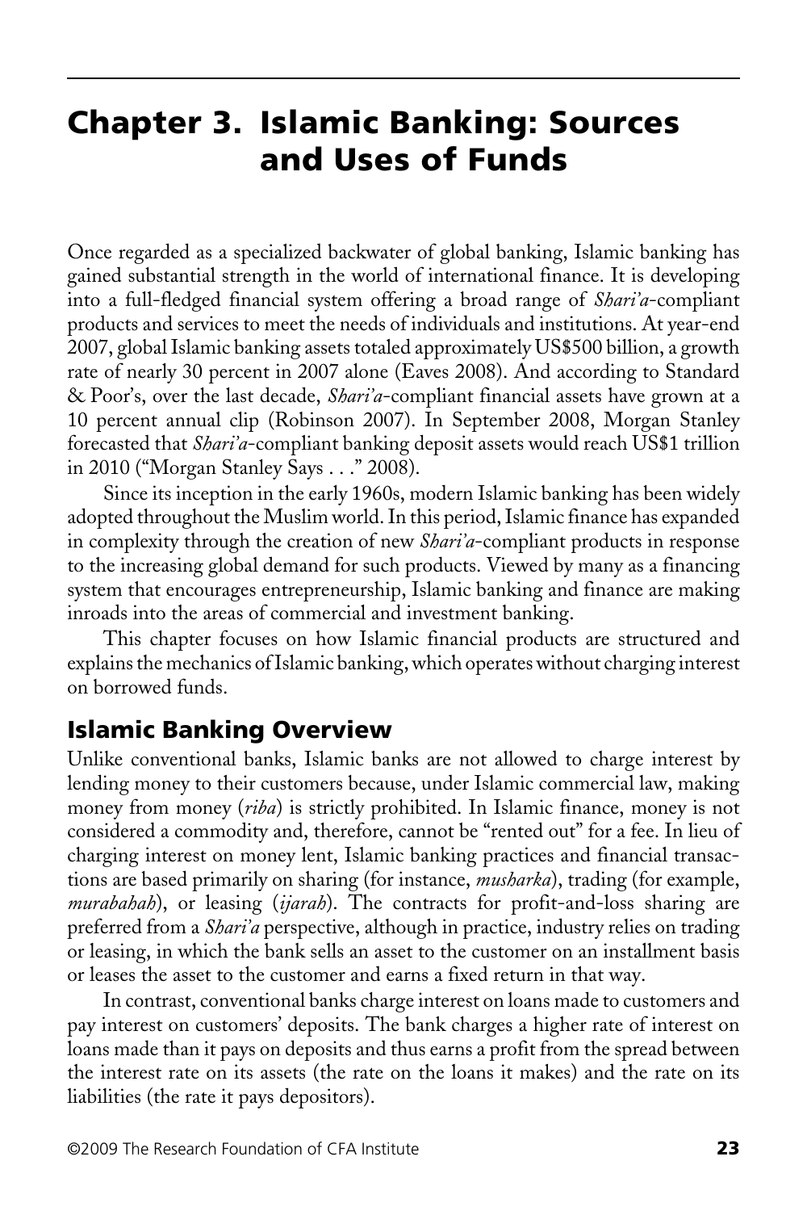# Chapter 3. Islamic Banking: Sources and Uses of Funds

Once regarded as a specialized backwater of global banking, Islamic banking has gained substantial strength in the world of international finance. It is developing into a full-fledged financial system offering a broad range of *Shari'a*-compliant products and services to meet the needs of individuals and institutions. At year-end 2007, global Islamic banking assets totaled approximately US$500 billion, a growth rate of nearly 30 percent in 2007 alone (Eaves 2008). And according to Standard & Poor's, over the last decade, *Shari'a*-compliant financial assets have grown at a 10 percent annual clip (Robinson 2007). In September 2008, Morgan Stanley forecasted that *Shari'a*-compliant banking deposit assets would reach US$1 trillion in 2010 ("Morgan Stanley Says . . ." 2008).

Since its inception in the early 1960s, modern Islamic banking has been widely adopted throughout the Muslim world. In this period, Islamic finance has expanded in complexity through the creation of new *Shari'a*-compliant products in response to the increasing global demand for such products. Viewed by many as a financing system that encourages entrepreneurship, Islamic banking and finance are making inroads into the areas of commercial and investment banking.

This chapter focuses on how Islamic financial products are structured and explains the mechanics of Islamic banking, which operates without charging interest on borrowed funds.

## Islamic Banking Overview

Unlike conventional banks, Islamic banks are not allowed to charge interest by lending money to their customers because, under Islamic commercial law, making money from money (*riba*) is strictly prohibited. In Islamic finance, money is not considered a commodity and, therefore, cannot be "rented out" for a fee. In lieu of charging interest on money lent, Islamic banking practices and financial transactions are based primarily on sharing (for instance, *musharka*), trading (for example, *murabahah*), or leasing (*ijarah*). The contracts for profit-and-loss sharing are preferred from a *Shari'a* perspective, although in practice, industry relies on trading or leasing, in which the bank sells an asset to the customer on an installment basis or leases the asset to the customer and earns a fixed return in that way.

In contrast, conventional banks charge interest on loans made to customers and pay interest on customers' deposits. The bank charges a higher rate of interest on loans made than it pays on deposits and thus earns a profit from the spread between the interest rate on its assets (the rate on the loans it makes) and the rate on its liabilities (the rate it pays depositors).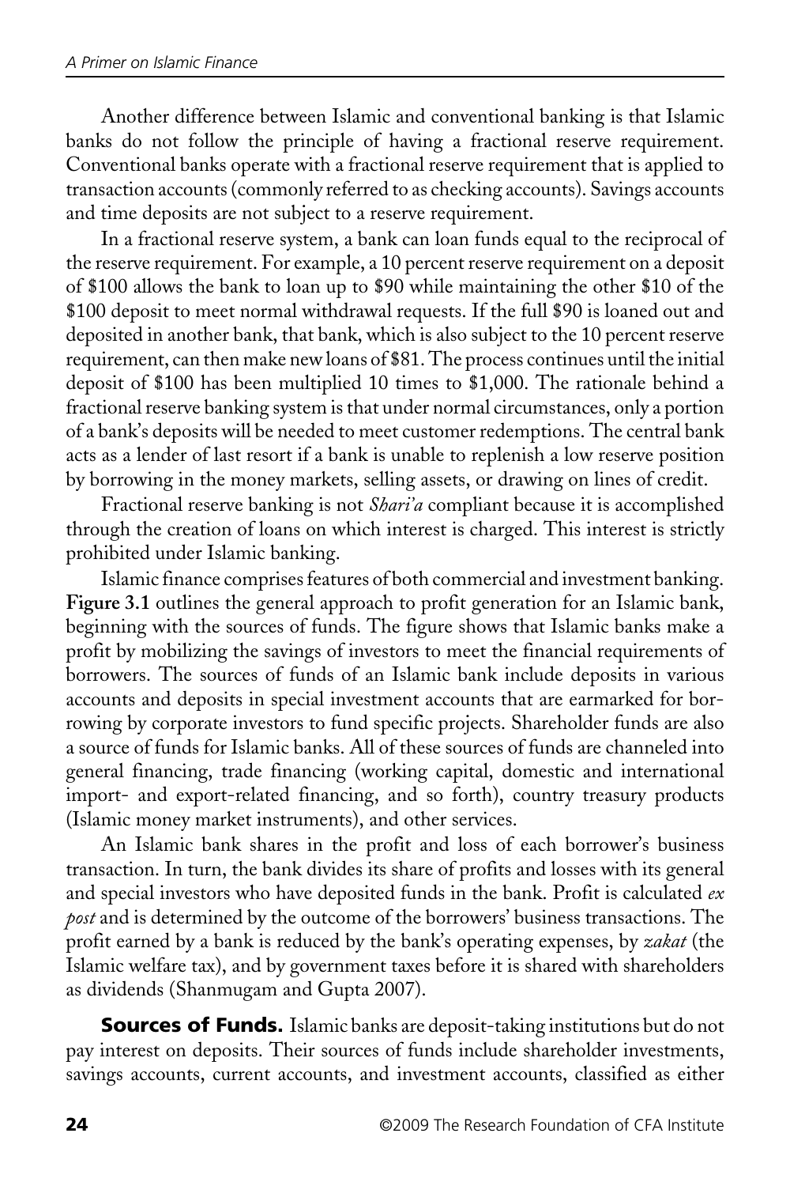Another difference between Islamic and conventional banking is that Islamic banks do not follow the principle of having a fractional reserve requirement. Conventional banks operate with a fractional reserve requirement that is applied to transaction accounts (commonly referred to as checking accounts). Savings accounts and time deposits are not subject to a reserve requirement.

In a fractional reserve system, a bank can loan funds equal to the reciprocal of the reserve requirement. For example, a 10 percent reserve requirement on a deposit of $100 allows the bank to loan up to $90 while maintaining the other $10 of the $100 deposit to meet normal withdrawal requests. If the full $90 is loaned out and deposited in another bank, that bank, which is also subject to the 10 percent reserve requirement, can then make new loans of $81. The process continues until the initial deposit of $100 has been multiplied 10 times to $1,000. The rationale behind a fractional reserve banking system is that under normal circumstances, only a portion of a bank's deposits will be needed to meet customer redemptions. The central bank acts as a lender of last resort if a bank is unable to replenish a low reserve position by borrowing in the money markets, selling assets, or drawing on lines of credit.

Fractional reserve banking is not *Shari'a* compliant because it is accomplished through the creation of loans on which interest is charged. This interest is strictly prohibited under Islamic banking.

Islamic finance comprises features of both commercial and investment banking. **Figure 3.1** outlines the general approach to profit generation for an Islamic bank, beginning with the sources of funds. The figure shows that Islamic banks make a profit by mobilizing the savings of investors to meet the financial requirements of borrowers. The sources of funds of an Islamic bank include deposits in various accounts and deposits in special investment accounts that are earmarked for borrowing by corporate investors to fund specific projects. Shareholder funds are also a source of funds for Islamic banks. All of these sources of funds are channeled into general financing, trade financing (working capital, domestic and international import- and export-related financing, and so forth), country treasury products (Islamic money market instruments), and other services.

An Islamic bank shares in the profit and loss of each borrower's business transaction. In turn, the bank divides its share of profits and losses with its general and special investors who have deposited funds in the bank. Profit is calculated *ex post* and is determined by the outcome of the borrowers' business transactions. The profit earned by a bank is reduced by the bank's operating expenses, by *zakat* (the Islamic welfare tax), and by government taxes before it is shared with shareholders as dividends (Shanmugam and Gupta 2007).

**Sources of Funds.** Islamic banks are deposit-taking institutions but do not pay interest on deposits. Their sources of funds include shareholder investments, savings accounts, current accounts, and investment accounts, classified as either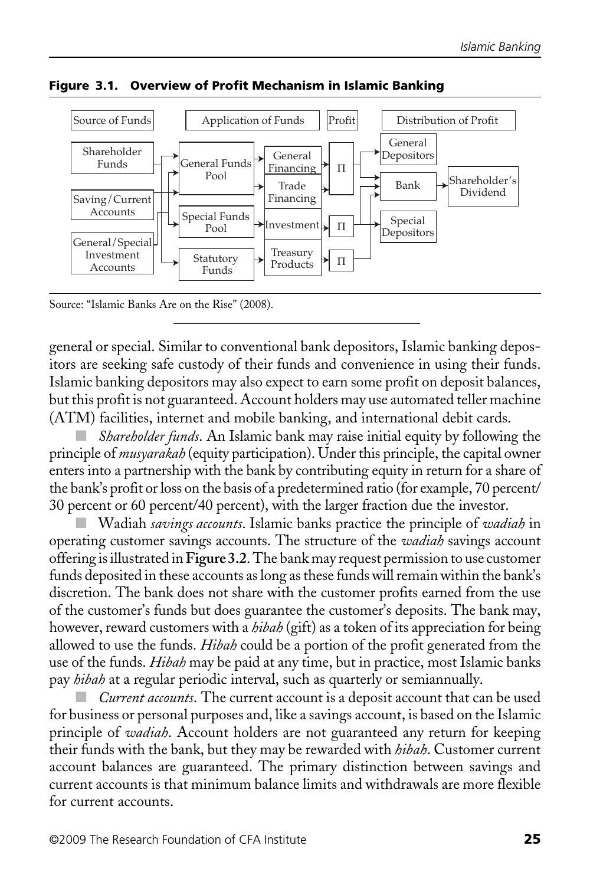**Figure 3.1. Overview of Profit Mechanism in Islamic Banking**

| Source of Funds | Application of Funds | | Profit | Distribution of Profit | |
|---|---|---|---|---|---|
| Shareholder Funds | General Funds Pool | General Financing | Π | General Depositors | |
| Saving/Current Accounts | | Trade Financing | | Bank | Shareholder's Dividend |
| General/Special Investment Accounts | Special Funds Pool | Investment | Π | Special Depositors | |
| | Statutory Funds | Treasury Products | Π | | |

Source: "Islamic Banks Are on the Rise" (2008).

general or special. Similar to conventional bank depositors, Islamic banking depositors are seeking safe custody of their funds and convenience in using their funds. Islamic banking depositors may also expect to earn some profit on deposit balances, but this profit is not guaranteed. Account holders may use automated teller machine (ATM) facilities, internet and mobile banking, and international debit cards.

- *Shareholder funds*. An Islamic bank may raise initial equity by following the principle of *musyarakah* (equity participation). Under this principle, the capital owner enters into a partnership with the bank by contributing equity in return for a share of the bank's profit or loss on the basis of a predetermined ratio (for example, 70 percent/30 percent or 60 percent/40 percent), with the larger fraction due the investor.
- Wadiah *savings accounts*. Islamic banks practice the principle of *wadiah* in operating customer savings accounts. The structure of the *wadiah* savings account offering is illustrated in **Figure 3.2**. The bank may request permission to use customer funds deposited in these accounts as long as these funds will remain within the bank's discretion. The bank does not share with the customer profits earned from the use of the customer's funds but does guarantee the customer's deposits. The bank may, however, reward customers with a *hibah* (gift) as a token of its appreciation for being allowed to use the funds. *Hibah* could be a portion of the profit generated from the use of the funds. *Hibah* may be paid at any time, but in practice, most Islamic banks pay *hibah* at a regular periodic interval, such as quarterly or semiannually.
- *Current accounts*. The current account is a deposit account that can be used for business or personal purposes and, like a savings account, is based on the Islamic principle of *wadiah*. Account holders are not guaranteed any return for keeping their funds with the bank, but they may be rewarded with *hibah*. Customer current account balances are guaranteed. The primary distinction between savings and current accounts is that minimum balance limits and withdrawals are more flexible for current accounts.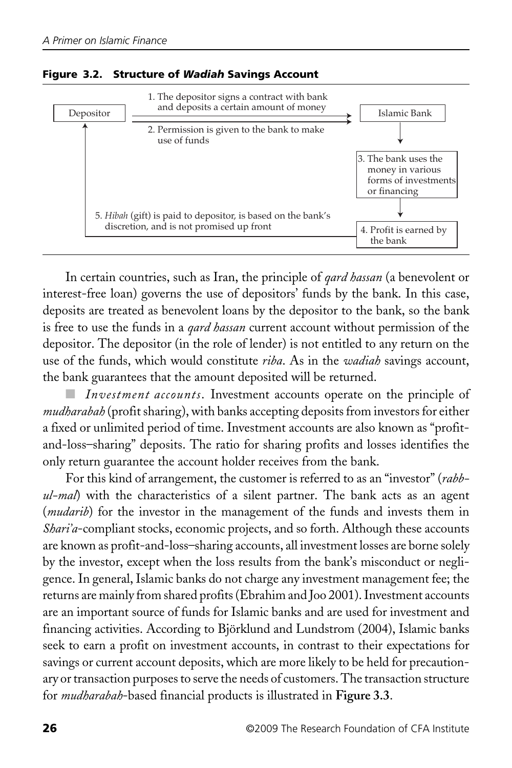**Figure 3.2. Structure of *Wadiah* Savings Account**

Depositor → Islamic Bank

1. The depositor signs a contract with bank and deposits a certain amount of money
2. Permission is given to the bank to make use of funds
3. The bank uses the money in various forms of investments or financing
4. Profit is earned by the bank
5. *Hibah* (gift) is paid to depositor, is based on the bank's discretion, and is not promised up front

In certain countries, such as Iran, the principle of *qard hassan* (a benevolent or interest-free loan) governs the use of depositors' funds by the bank. In this case, deposits are treated as benevolent loans by the depositor to the bank, so the bank is free to use the funds in a *qard hassan* current account without permission of the depositor. The depositor (in the role of lender) is not entitled to any return on the use of the funds, which would constitute *riba*. As in the *wadiah* savings account, the bank guarantees that the amount deposited will be returned.

- *Investment accounts*. Investment accounts operate on the principle of *mudharabah* (profit sharing), with banks accepting deposits from investors for either a fixed or unlimited period of time. Investment accounts are also known as "profit-and-loss–sharing" deposits. The ratio for sharing profits and losses identifies the only return guarantee the account holder receives from the bank.

For this kind of arrangement, the customer is referred to as an "investor" (*rabb-ul-mal*) with the characteristics of a silent partner. The bank acts as an agent (*mudarib*) for the investor in the management of the funds and invests them in *Shari'a*-compliant stocks, economic projects, and so forth. Although these accounts are known as profit-and-loss–sharing accounts, all investment losses are borne solely by the investor, except when the loss results from the bank's misconduct or negligence. In general, Islamic banks do not charge any investment management fee; the returns are mainly from shared profits (Ebrahim and Joo 2001). Investment accounts are an important source of funds for Islamic banks and are used for investment and financing activities. According to Björklund and Lundstrom (2004), Islamic banks seek to earn a profit on investment accounts, in contrast to their expectations for savings or current account deposits, which are more likely to be held for precautionary or transaction purposes to serve the needs of customers. The transaction structure for *mudharabah*-based financial products is illustrated in **Figure 3.3**.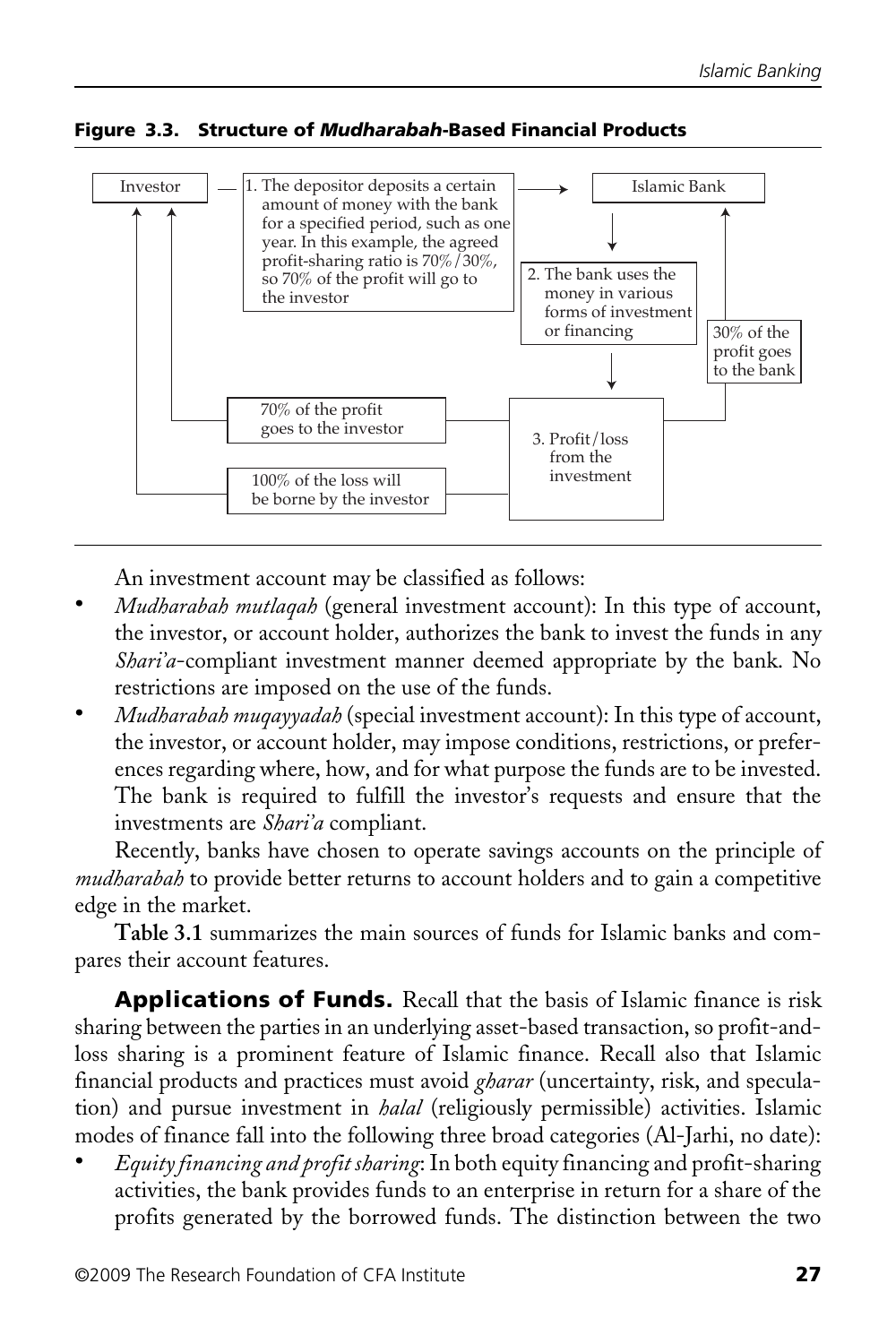**Figure 3.3. Structure of *Mudharabah*-Based Financial Products**

Investor

1. The depositor deposits a certain amount of money with the bank for a specified period, such as one year. In this example, the agreed profit-sharing ratio is 70%/30%, so 70% of the profit will go to the investor

Islamic Bank

2. The bank uses the money in various forms of investment or financing

30% of the profit goes to the bank

70% of the profit goes to the investor

100% of the loss will be borne by the investor

3. Profit/loss from the investment

An investment account may be classified as follows:

- *Mudharabah mutlaqah* (general investment account): In this type of account, the investor, or account holder, authorizes the bank to invest the funds in any *Shari'a*-compliant investment manner deemed appropriate by the bank. No restrictions are imposed on the use of the funds.
- *Mudharabah muqayyadah* (special investment account): In this type of account, the investor, or account holder, may impose conditions, restrictions, or preferences regarding where, how, and for what purpose the funds are to be invested. The bank is required to fulfill the investor's requests and ensure that the investments are *Shari'a* compliant.

Recently, banks have chosen to operate savings accounts on the principle of *mudharabah* to provide better returns to account holders and to gain a competitive edge in the market.

**Table 3.1** summarizes the main sources of funds for Islamic banks and compares their account features.

**Applications of Funds.** Recall that the basis of Islamic finance is risk sharing between the parties in an underlying asset-based transaction, so profit-and-loss sharing is a prominent feature of Islamic finance. Recall also that Islamic financial products and practices must avoid *gharar* (uncertainty, risk, and speculation) and pursue investment in *halal* (religiously permissible) activities. Islamic modes of finance fall into the following three broad categories (Al-Jarhi, no date):

- *Equity financing and profit sharing*: In both equity financing and profit-sharing activities, the bank provides funds to an enterprise in return for a share of the profits generated by the borrowed funds. The distinction between the two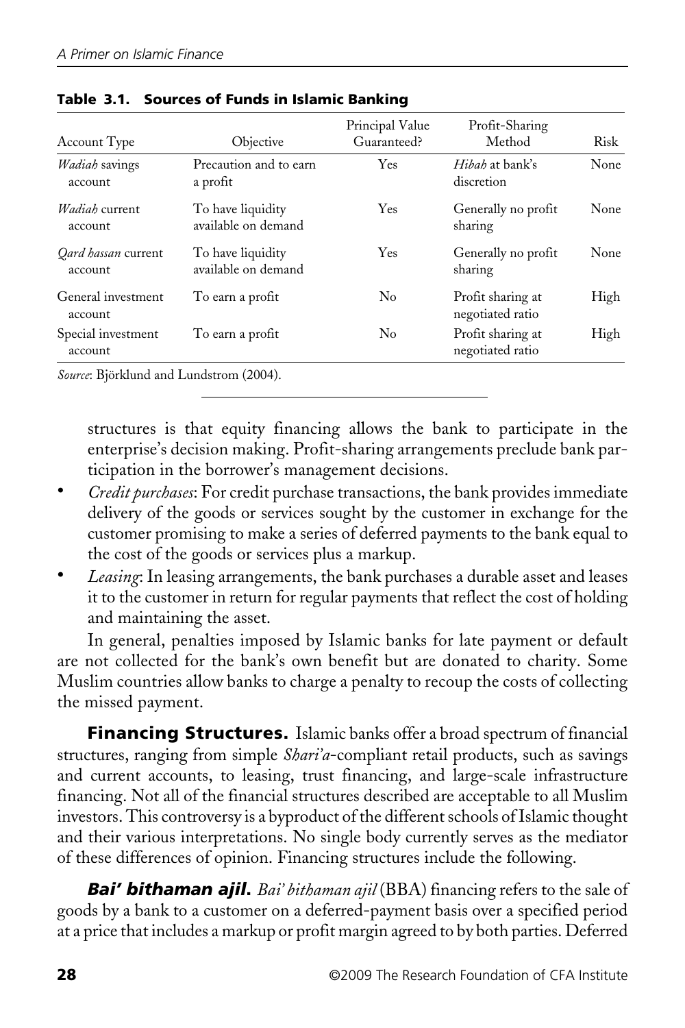**Table 3.1. Sources of Funds in Islamic Banking**

| Account Type | Objective | Principal Value Guaranteed? | Profit-Sharing Method | Risk |
|---|---|---|---|---|
| *Wadiah* savings account | Precaution and to earn a profit | Yes | *Hibah* at bank's discretion | None |
| *Wadiah* current account | To have liquidity available on demand | Yes | Generally no profit sharing | None |
| *Qard hassan* current account | To have liquidity available on demand | Yes | Generally no profit sharing | None |
| General investment account | To earn a profit | No | Profit sharing at negotiated ratio | High |
| Special investment account | To earn a profit | No | Profit sharing at negotiated ratio | High |

*Source*: Björklund and Lundstrom (2004).

structures is that equity financing allows the bank to participate in the enterprise's decision making. Profit-sharing arrangements preclude bank participation in the borrower's management decisions.

- *Credit purchases*: For credit purchase transactions, the bank provides immediate delivery of the goods or services sought by the customer in exchange for the customer promising to make a series of deferred payments to the bank equal to the cost of the goods or services plus a markup.
- *Leasing*: In leasing arrangements, the bank purchases a durable asset and leases it to the customer in return for regular payments that reflect the cost of holding and maintaining the asset.

In general, penalties imposed by Islamic banks for late payment or default are not collected for the bank's own benefit but are donated to charity. Some Muslim countries allow banks to charge a penalty to recoup the costs of collecting the missed payment.

**Financing Structures.** Islamic banks offer a broad spectrum of financial structures, ranging from simple *Shari'a*-compliant retail products, such as savings and current accounts, to leasing, trust financing, and large-scale infrastructure financing. Not all of the financial structures described are acceptable to all Muslim investors. This controversy is a byproduct of the different schools of Islamic thought and their various interpretations. No single body currently serves as the mediator of these differences of opinion. Financing structures include the following.

***Bai' bithaman ajil.*** *Bai' bithaman ajil* (BBA) financing refers to the sale of goods by a bank to a customer on a deferred-payment basis over a specified period at a price that includes a markup or profit margin agreed to by both parties. Deferred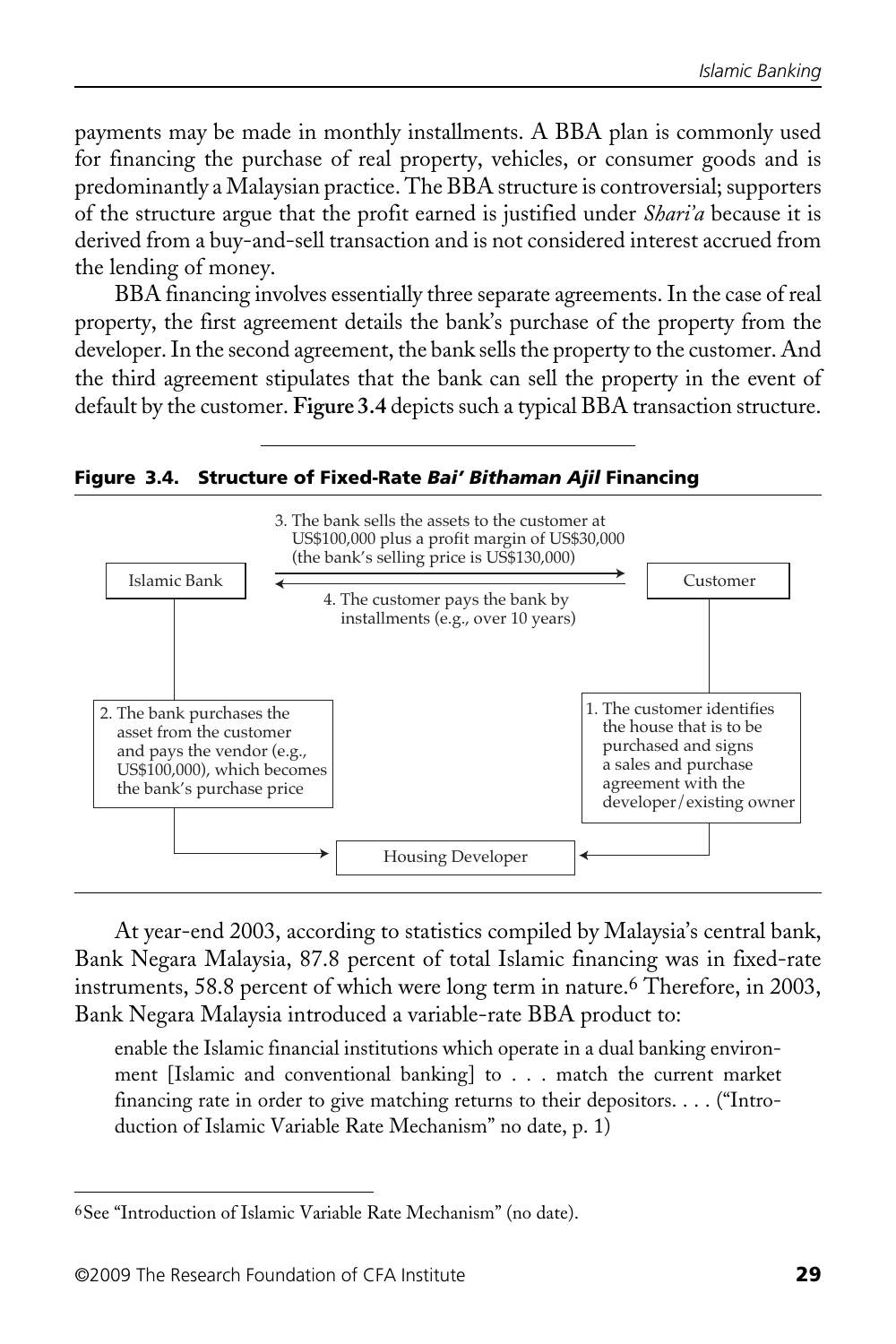payments may be made in monthly installments. A BBA plan is commonly used for financing the purchase of real property, vehicles, or consumer goods and is predominantly a Malaysian practice. The BBA structure is controversial; supporters of the structure argue that the profit earned is justified under *Shari'a* because it is derived from a buy-and-sell transaction and is not considered interest accrued from the lending of money.

BBA financing involves essentially three separate agreements. In the case of real property, the first agreement details the bank's purchase of the property from the developer. In the second agreement, the bank sells the property to the customer. And the third agreement stipulates that the bank can sell the property in the event of default by the customer. **Figure 3.4** depicts such a typical BBA transaction structure.

**Figure 3.4. Structure of Fixed-Rate *Bai' Bithaman Ajil* Financing**

Islamic Bank → Customer: 3. The bank sells the assets to the customer at US$100,000 plus a profit margin of US$30,000 (the bank's selling price is US$130,000)

Customer → Islamic Bank: 4. The customer pays the bank by installments (e.g., over 10 years)

Islamic Bank → Housing Developer: 2. The bank purchases the asset from the customer and pays the vendor (e.g., US$100,000), which becomes the bank's purchase price

Customer → Housing Developer: 1. The customer identifies the house that is to be purchased and signs a sales and purchase agreement with the developer/existing owner

At year-end 2003, according to statistics compiled by Malaysia's central bank, Bank Negara Malaysia, 87.8 percent of total Islamic financing was in fixed-rate instruments, 58.8 percent of which were long term in nature.[6] Therefore, in 2003, Bank Negara Malaysia introduced a variable-rate BBA product to:

> enable the Islamic financial institutions which operate in a dual banking environment [Islamic and conventional banking] to . . . match the current market financing rate in order to give matching returns to their depositors. . . . ("Introduction of Islamic Variable Rate Mechanism" no date, p. 1)

---

[6]See "Introduction of Islamic Variable Rate Mechanism" (no date).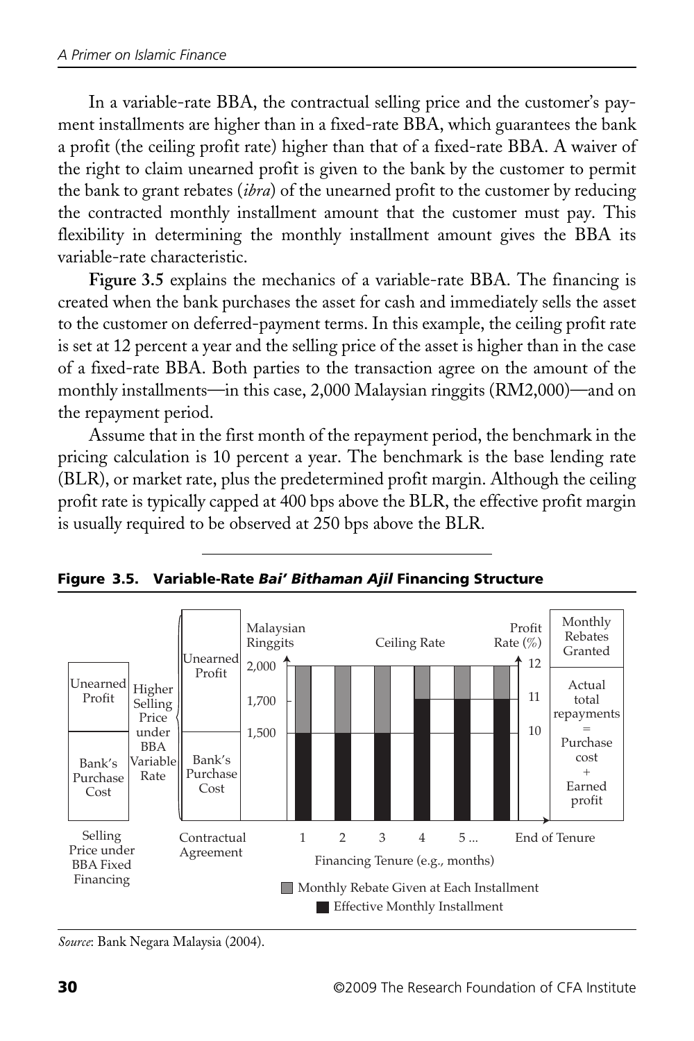In a variable-rate BBA, the contractual selling price and the customer's payment installments are higher than in a fixed-rate BBA, which guarantees the bank a profit (the ceiling profit rate) higher than that of a fixed-rate BBA. A waiver of the right to claim unearned profit is given to the bank by the customer to permit the bank to grant rebates (*ibra*) of the unearned profit to the customer by reducing the contracted monthly installment amount that the customer must pay. This flexibility in determining the monthly installment amount gives the BBA its variable-rate characteristic.

**Figure 3.5** explains the mechanics of a variable-rate BBA. The financing is created when the bank purchases the asset for cash and immediately sells the asset to the customer on deferred-payment terms. In this example, the ceiling profit rate is set at 12 percent a year and the selling price of the asset is higher than in the case of a fixed-rate BBA. Both parties to the transaction agree on the amount of the monthly installments—in this case, 2,000 Malaysian ringgits (RM2,000)—and on the repayment period.

Assume that in the first month of the repayment period, the benchmark in the pricing calculation is 10 percent a year. The benchmark is the base lending rate (BLR), or market rate, plus the predetermined profit margin. Although the ceiling profit rate is typically capped at 400 bps above the BLR, the effective profit margin is usually required to be observed at 250 bps above the BLR.

**Figure 3.5. Variable-Rate *Bai' Bithaman Ajil* Financing Structure**

| Selling Price under BBA Fixed Financing | | Contractual Agreement |
|---|---|---|
| Unearned Profit | Higher Selling Price under BBA Variable Rate | Unearned Profit |
| Bank's Purchase Cost | | Bank's Purchase Cost |

| Financing Tenure (e.g., months) | 1 | 2 | 3 | 4 | 5 ... | End of Tenure |
|---|---|---|---|---|---|---|
| Effective Monthly Installment (Malaysian Ringgits) | 1,500 | 1,500 | 1,500 | 1,700 | 1,700 | 1,700 |
| Monthly Rebate Given at Each Installment (Malaysian Ringgits) | 500 | 500 | 500 | 300 | 300 | 300 |
| Profit Rate (%) | 10 | 10 | 10 | 11 | 11 | 11 |

Ceiling Rate: RM2,000 (12%)

Monthly Rebates Granted

Actual total repayments = Purchase cost + Earned profit

*Source*: Bank Negara Malaysia (2004).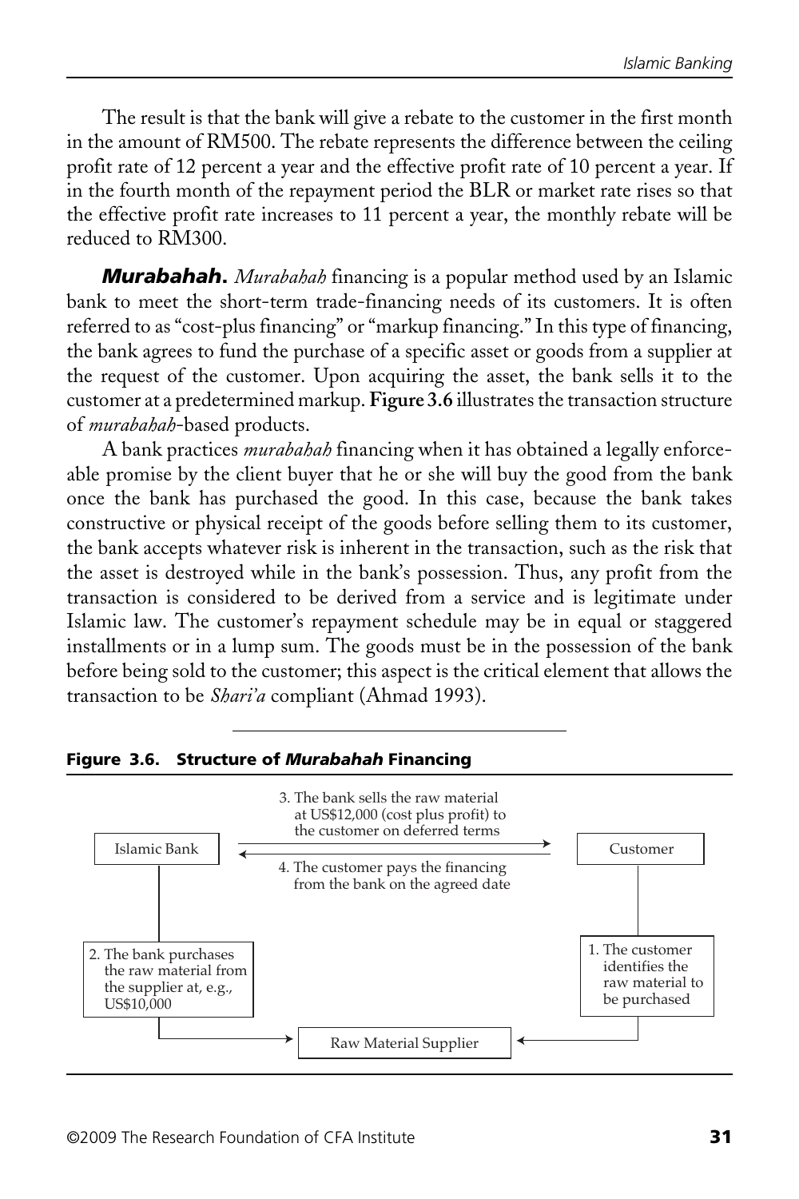The result is that the bank will give a rebate to the customer in the first month in the amount of RM500. The rebate represents the difference between the ceiling profit rate of 12 percent a year and the effective profit rate of 10 percent a year. If in the fourth month of the repayment period the BLR or market rate rises so that the effective profit rate increases to 11 percent a year, the monthly rebate will be reduced to RM300.

***Murabahah.*** *Murabahah* financing is a popular method used by an Islamic bank to meet the short-term trade-financing needs of its customers. It is often referred to as "cost-plus financing" or "markup financing." In this type of financing, the bank agrees to fund the purchase of a specific asset or goods from a supplier at the request of the customer. Upon acquiring the asset, the bank sells it to the customer at a predetermined markup. **Figure 3.6** illustrates the transaction structure of *murabahah*-based products.

A bank practices *murabahah* financing when it has obtained a legally enforceable promise by the client buyer that he or she will buy the good from the bank once the bank has purchased the good. In this case, because the bank takes constructive or physical receipt of the goods before selling them to its customer, the bank accepts whatever risk is inherent in the transaction, such as the risk that the asset is destroyed while in the bank's possession. Thus, any profit from the transaction is considered to be derived from a service and is legitimate under Islamic law. The customer's repayment schedule may be in equal or staggered installments or in a lump sum. The goods must be in the possession of the bank before being sold to the customer; this aspect is the critical element that allows the transaction to be *Shari'a* compliant (Ahmad 1993).

**Figure 3.6. Structure of *Murabahah* Financing**

- Islamic Bank → Customer: 3. The bank sells the raw material at US$12,000 (cost plus profit) to the customer on deferred terms
- Customer → Islamic Bank: 4. The customer pays the financing from the bank on the agreed date
- Customer → Raw Material Supplier: 1. The customer identifies the raw material to be purchased
- Islamic Bank → Raw Material Supplier: 2. The bank purchases the raw material from the supplier at, e.g., US$10,000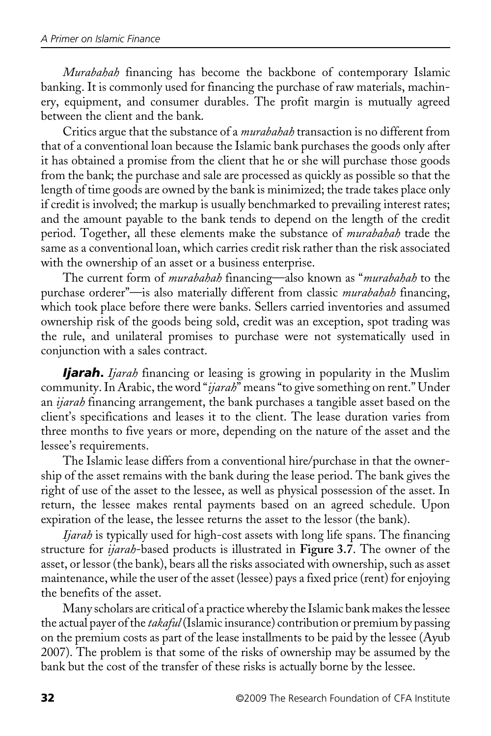*Murabahah* financing has become the backbone of contemporary Islamic banking. It is commonly used for financing the purchase of raw materials, machinery, equipment, and consumer durables. The profit margin is mutually agreed between the client and the bank.

Critics argue that the substance of a *murabahah* transaction is no different from that of a conventional loan because the Islamic bank purchases the goods only after it has obtained a promise from the client that he or she will purchase those goods from the bank; the purchase and sale are processed as quickly as possible so that the length of time goods are owned by the bank is minimized; the trade takes place only if credit is involved; the markup is usually benchmarked to prevailing interest rates; and the amount payable to the bank tends to depend on the length of the credit period. Together, all these elements make the substance of *murabahah* trade the same as a conventional loan, which carries credit risk rather than the risk associated with the ownership of an asset or a business enterprise.

The current form of *murabahah* financing—also known as "*murabahah* to the purchase orderer"—is also materially different from classic *murabahah* financing, which took place before there were banks. Sellers carried inventories and assumed ownership risk of the goods being sold, credit was an exception, spot trading was the rule, and unilateral promises to purchase were not systematically used in conjunction with a sales contract.

***Ijarah*.** *Ijarah* financing or leasing is growing in popularity in the Muslim community. In Arabic, the word "*ijarah*" means "to give something on rent." Under an *ijarah* financing arrangement, the bank purchases a tangible asset based on the client's specifications and leases it to the client. The lease duration varies from three months to five years or more, depending on the nature of the asset and the lessee's requirements.

The Islamic lease differs from a conventional hire/purchase in that the ownership of the asset remains with the bank during the lease period. The bank gives the right of use of the asset to the lessee, as well as physical possession of the asset. In return, the lessee makes rental payments based on an agreed schedule. Upon expiration of the lease, the lessee returns the asset to the lessor (the bank).

*Ijarah* is typically used for high-cost assets with long life spans. The financing structure for *ijarah*-based products is illustrated in **Figure 3.7**. The owner of the asset, or lessor (the bank), bears all the risks associated with ownership, such as asset maintenance, while the user of the asset (lessee) pays a fixed price (rent) for enjoying the benefits of the asset.

Many scholars are critical of a practice whereby the Islamic bank makes the lessee the actual payer of the *takaful* (Islamic insurance) contribution or premium by passing on the premium costs as part of the lease installments to be paid by the lessee (Ayub 2007). The problem is that some of the risks of ownership may be assumed by the bank but the cost of the transfer of these risks is actually borne by the lessee.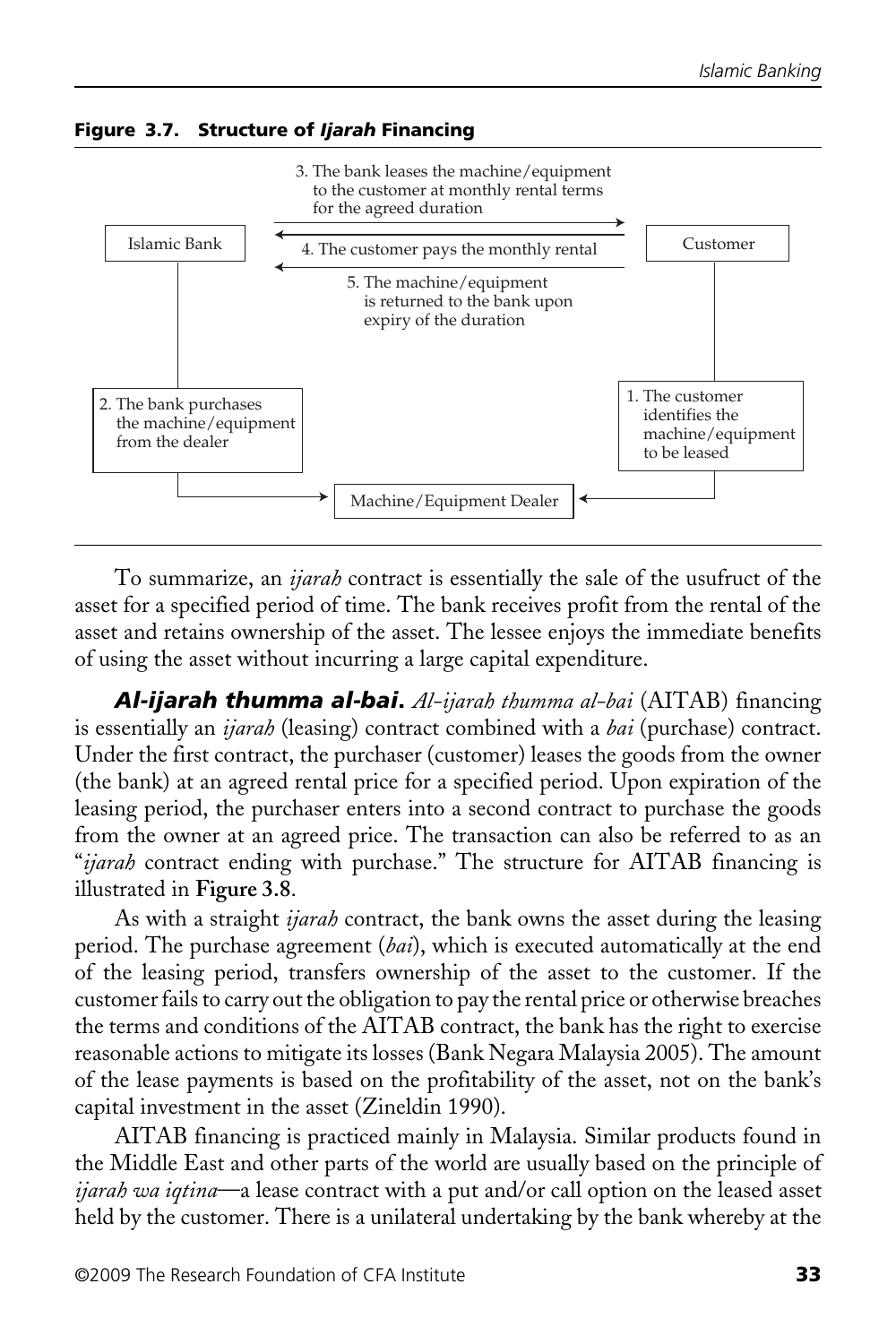**Figure 3.7. Structure of *Ijarah* Financing**

Islamic Bank

Customer

3. The bank leases the machine/equipment to the customer at monthly rental terms for the agreed duration

4. The customer pays the monthly rental

5. The machine/equipment is returned to the bank upon expiry of the duration

2. The bank purchases the machine/equipment from the dealer

1. The customer identifies the machine/equipment to be leased

Machine/Equipment Dealer

To summarize, an *ijarah* contract is essentially the sale of the usufruct of the asset for a specified period of time. The bank receives profit from the rental of the asset and retains ownership of the asset. The lessee enjoys the immediate benefits of using the asset without incurring a large capital expenditure.

***Al-ijarah thumma al-bai.*** *Al-ijarah thumma al-bai* (AITAB) financing is essentially an *ijarah* (leasing) contract combined with a *bai* (purchase) contract. Under the first contract, the purchaser (customer) leases the goods from the owner (the bank) at an agreed rental price for a specified period. Upon expiration of the leasing period, the purchaser enters into a second contract to purchase the goods from the owner at an agreed price. The transaction can also be referred to as an "*ijarah* contract ending with purchase." The structure for AITAB financing is illustrated in **Figure 3.8**.

As with a straight *ijarah* contract, the bank owns the asset during the leasing period. The purchase agreement (*bai*), which is executed automatically at the end of the leasing period, transfers ownership of the asset to the customer. If the customer fails to carry out the obligation to pay the rental price or otherwise breaches the terms and conditions of the AITAB contract, the bank has the right to exercise reasonable actions to mitigate its losses (Bank Negara Malaysia 2005). The amount of the lease payments is based on the profitability of the asset, not on the bank's capital investment in the asset (Zineldin 1990).

AITAB financing is practiced mainly in Malaysia. Similar products found in the Middle East and other parts of the world are usually based on the principle of *ijarah wa iqtina*—a lease contract with a put and/or call option on the leased asset held by the customer. There is a unilateral undertaking by the bank whereby at the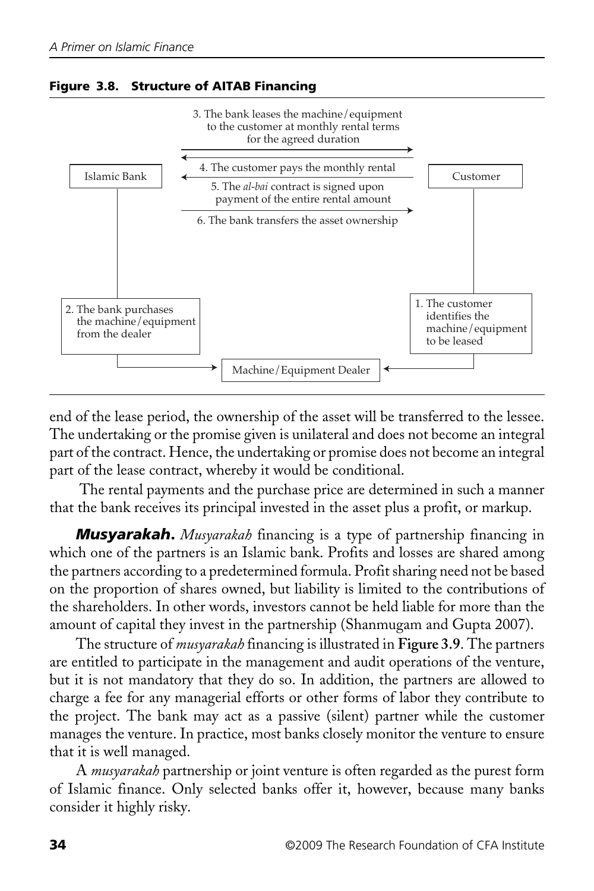**Figure 3.8. Structure of AITAB Financing**

Islamic Bank

Customer

3. The bank leases the machine/equipment to the customer at monthly rental terms for the agreed duration

4. The customer pays the monthly rental

5. The *al-bai* contract is signed upon payment of the entire rental amount

6. The bank transfers the asset ownership

2. The bank purchases the machine/equipment from the dealer

1. The customer identifies the machine/equipment to be leased

Machine/Equipment Dealer

end of the lease period, the ownership of the asset will be transferred to the lessee. The undertaking or the promise given is unilateral and does not become an integral part of the contract. Hence, the undertaking or promise does not become an integral part of the lease contract, whereby it would be conditional.

The rental payments and the purchase price are determined in such a manner that the bank receives its principal invested in the asset plus a profit, or markup.

***Musyarakah*.** *Musyarakah* financing is a type of partnership financing in which one of the partners is an Islamic bank. Profits and losses are shared among the partners according to a predetermined formula. Profit sharing need not be based on the proportion of shares owned, but liability is limited to the contributions of the shareholders. In other words, investors cannot be held liable for more than the amount of capital they invest in the partnership (Shanmugam and Gupta 2007).

The structure of *musyarakah* financing is illustrated in **Figure 3.9**. The partners are entitled to participate in the management and audit operations of the venture, but it is not mandatory that they do so. In addition, the partners are allowed to charge a fee for any managerial efforts or other forms of labor they contribute to the project. The bank may act as a passive (silent) partner while the customer manages the venture. In practice, most banks closely monitor the venture to ensure that it is well managed.

A *musyarakah* partnership or joint venture is often regarded as the purest form of Islamic finance. Only selected banks offer it, however, because many banks consider it highly risky.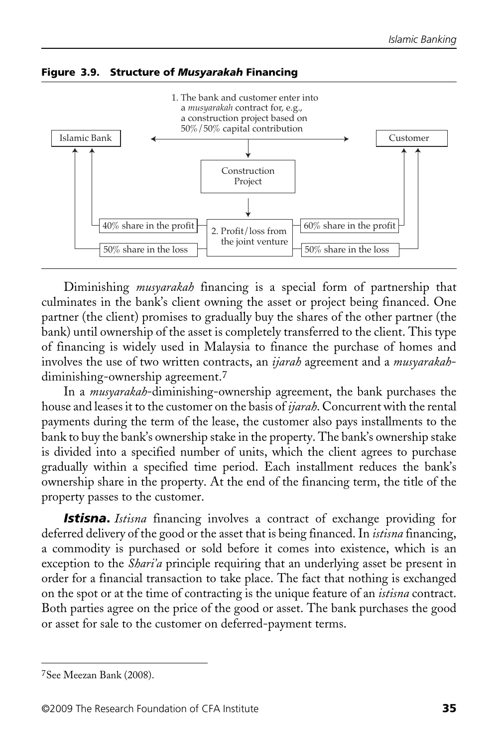**Figure 3.9. Structure of *Musyarakah* Financing**

Islamic Bank

Customer

1. The bank and customer enter into a *musyarakah* contract for, e.g., a construction project based on 50%/50% capital contribution

Construction Project

2. Profit/loss from the joint venture

40% share in the profit

50% share in the loss

60% share in the profit

50% share in the loss

Diminishing *musyarakah* financing is a special form of partnership that culminates in the bank's client owning the asset or project being financed. One partner (the client) promises to gradually buy the shares of the other partner (the bank) until ownership of the asset is completely transferred to the client. This type of financing is widely used in Malaysia to finance the purchase of homes and involves the use of two written contracts, an *ijarah* agreement and a *musyarakah*-diminishing-ownership agreement.[7]

In a *musyarakah*-diminishing-ownership agreement, the bank purchases the house and leases it to the customer on the basis of *ijarah*. Concurrent with the rental payments during the term of the lease, the customer also pays installments to the bank to buy the bank's ownership stake in the property. The bank's ownership stake is divided into a specified number of units, which the client agrees to purchase gradually within a specified time period. Each installment reduces the bank's ownership share in the property. At the end of the financing term, the title of the property passes to the customer.

***Istisna.*** *Istisna* financing involves a contract of exchange providing for deferred delivery of the good or the asset that is being financed. In *istisna* financing, a commodity is purchased or sold before it comes into existence, which is an exception to the *Shari'a* principle requiring that an underlying asset be present in order for a financial transaction to take place. The fact that nothing is exchanged on the spot or at the time of contracting is the unique feature of an *istisna* contract. Both parties agree on the price of the good or asset. The bank purchases the good or asset for sale to the customer on deferred-payment terms.

[7]See Meezan Bank (2008).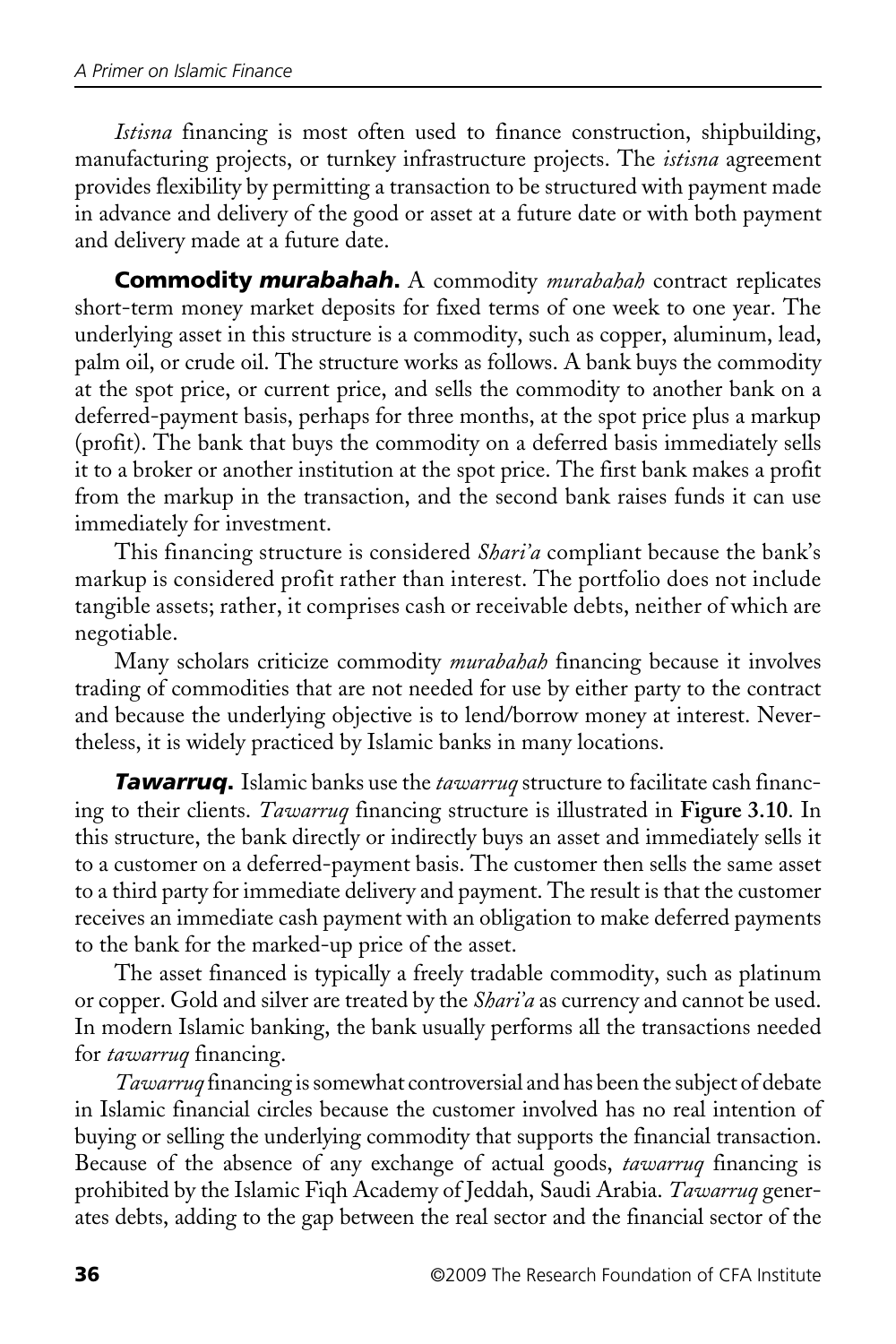*Istisna* financing is most often used to finance construction, shipbuilding, manufacturing projects, or turnkey infrastructure projects. The *istisna* agreement provides flexibility by permitting a transaction to be structured with payment made in advance and delivery of the good or asset at a future date or with both payment and delivery made at a future date.

**Commodity *murabahah*.** A commodity *murabahah* contract replicates short-term money market deposits for fixed terms of one week to one year. The underlying asset in this structure is a commodity, such as copper, aluminum, lead, palm oil, or crude oil. The structure works as follows. A bank buys the commodity at the spot price, or current price, and sells the commodity to another bank on a deferred-payment basis, perhaps for three months, at the spot price plus a markup (profit). The bank that buys the commodity on a deferred basis immediately sells it to a broker or another institution at the spot price. The first bank makes a profit from the markup in the transaction, and the second bank raises funds it can use immediately for investment.

This financing structure is considered *Shari'a* compliant because the bank's markup is considered profit rather than interest. The portfolio does not include tangible assets; rather, it comprises cash or receivable debts, neither of which are negotiable.

Many scholars criticize commodity *murabahah* financing because it involves trading of commodities that are not needed for use by either party to the contract and because the underlying objective is to lend/borrow money at interest. Nevertheless, it is widely practiced by Islamic banks in many locations.

***Tawarruq*.** Islamic banks use the *tawarruq* structure to facilitate cash financing to their clients. *Tawarruq* financing structure is illustrated in **Figure 3.10**. In this structure, the bank directly or indirectly buys an asset and immediately sells it to a customer on a deferred-payment basis. The customer then sells the same asset to a third party for immediate delivery and payment. The result is that the customer receives an immediate cash payment with an obligation to make deferred payments to the bank for the marked-up price of the asset.

The asset financed is typically a freely tradable commodity, such as platinum or copper. Gold and silver are treated by the *Shari'a* as currency and cannot be used. In modern Islamic banking, the bank usually performs all the transactions needed for *tawarruq* financing.

*Tawarruq* financing is somewhat controversial and has been the subject of debate in Islamic financial circles because the customer involved has no real intention of buying or selling the underlying commodity that supports the financial transaction. Because of the absence of any exchange of actual goods, *tawarruq* financing is prohibited by the Islamic Fiqh Academy of Jeddah, Saudi Arabia. *Tawarruq* generates debts, adding to the gap between the real sector and the financial sector of the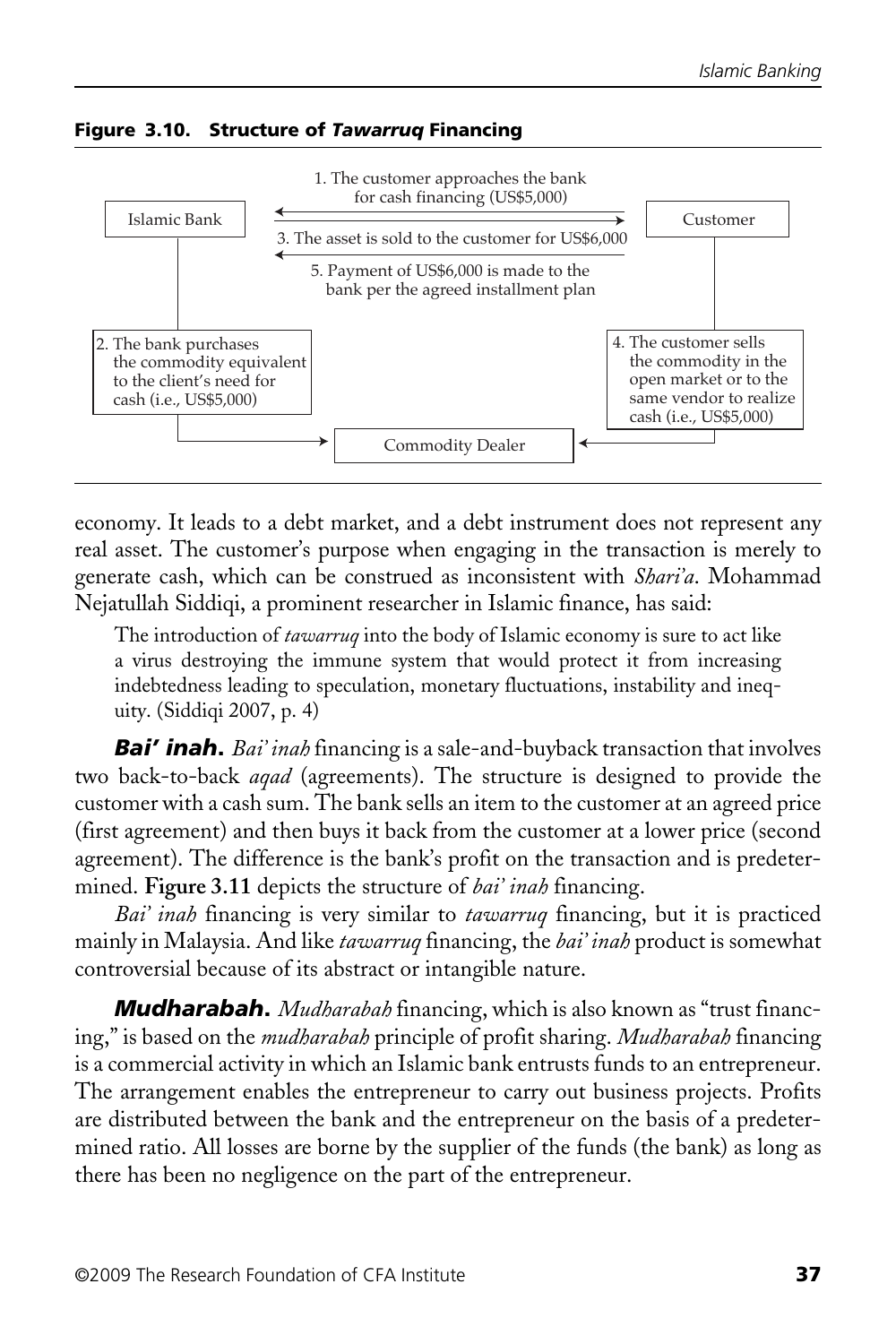**Figure 3.10. Structure of *Tawarruq* Financing**

Islamic Bank

Customer

1. The customer approaches the bank for cash financing (US$5,000)

3. The asset is sold to the customer for US$6,000

5. Payment of US$6,000 is made to the bank per the agreed installment plan

2. The bank purchases the commodity equivalent to the client's need for cash (i.e., US$5,000)

4. The customer sells the commodity in the open market or to the same vendor to realize cash (i.e., US$5,000)

Commodity Dealer

economy. It leads to a debt market, and a debt instrument does not represent any real asset. The customer's purpose when engaging in the transaction is merely to generate cash, which can be construed as inconsistent with *Shari'a*. Mohammad Nejatullah Siddiqi, a prominent researcher in Islamic finance, has said:

> The introduction of *tawarruq* into the body of Islamic economy is sure to act like a virus destroying the immune system that would protect it from increasing indebtedness leading to speculation, monetary fluctuations, instability and inequity. (Siddiqi 2007, p. 4)

***Bai' inah*.** *Bai' inah* financing is a sale-and-buyback transaction that involves two back-to-back *aqad* (agreements). The structure is designed to provide the customer with a cash sum. The bank sells an item to the customer at an agreed price (first agreement) and then buys it back from the customer at a lower price (second agreement). The difference is the bank's profit on the transaction and is predetermined. **Figure 3.11** depicts the structure of *bai' inah* financing.

*Bai' inah* financing is very similar to *tawarruq* financing, but it is practiced mainly in Malaysia. And like *tawarruq* financing, the *bai' inah* product is somewhat controversial because of its abstract or intangible nature.

***Mudharabah*.** *Mudharabah* financing, which is also known as "trust financing," is based on the *mudharabah* principle of profit sharing. *Mudharabah* financing is a commercial activity in which an Islamic bank entrusts funds to an entrepreneur. The arrangement enables the entrepreneur to carry out business projects. Profits are distributed between the bank and the entrepreneur on the basis of a predetermined ratio. All losses are borne by the supplier of the funds (the bank) as long as there has been no negligence on the part of the entrepreneur.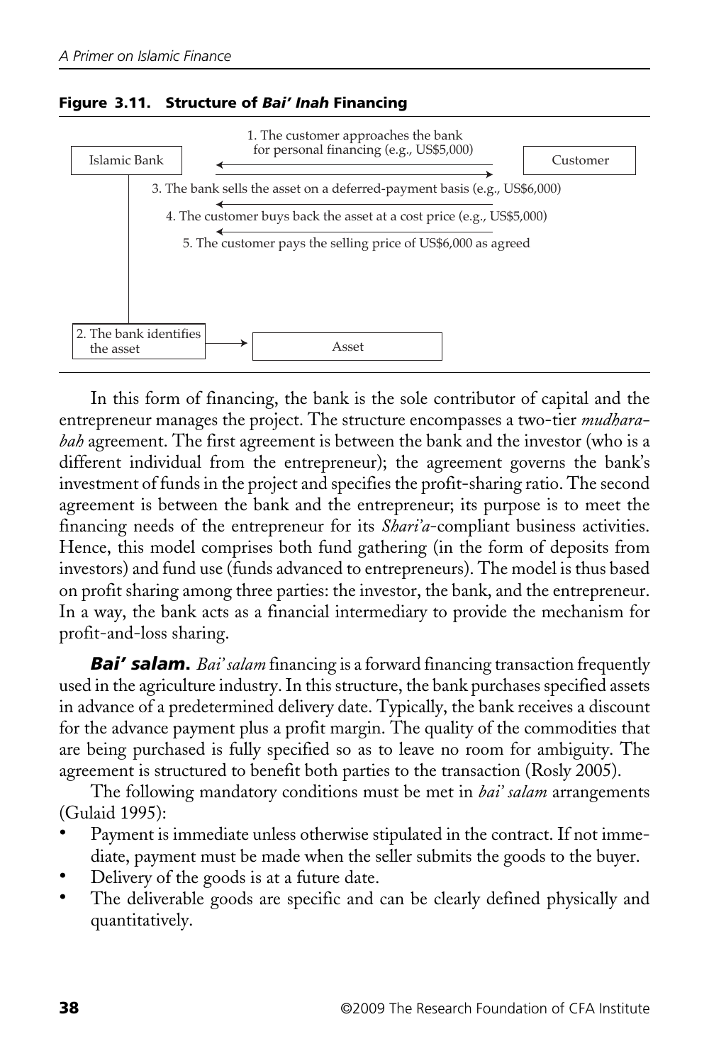**Figure 3.11. Structure of *Bai' Inah* Financing**

Islamic Bank — Customer

1. The customer approaches the bank for personal financing (e.g., US$5,000)

2. The bank identifies the asset → Asset

3. The bank sells the asset on a deferred-payment basis (e.g., US$6,000)

4. The customer buys back the asset at a cost price (e.g., US$5,000)

5. The customer pays the selling price of US$6,000 as agreed

In this form of financing, the bank is the sole contributor of capital and the entrepreneur manages the project. The structure encompasses a two-tier *mudharabah* agreement. The first agreement is between the bank and the investor (who is a different individual from the entrepreneur); the agreement governs the bank's investment of funds in the project and specifies the profit-sharing ratio. The second agreement is between the bank and the entrepreneur; its purpose is to meet the financing needs of the entrepreneur for its *Shari'a*-compliant business activities. Hence, this model comprises both fund gathering (in the form of deposits from investors) and fund use (funds advanced to entrepreneurs). The model is thus based on profit sharing among three parties: the investor, the bank, and the entrepreneur. In a way, the bank acts as a financial intermediary to provide the mechanism for profit-and-loss sharing.

***Bai' salam.*** *Bai' salam* financing is a forward financing transaction frequently used in the agriculture industry. In this structure, the bank purchases specified assets in advance of a predetermined delivery date. Typically, the bank receives a discount for the advance payment plus a profit margin. The quality of the commodities that are being purchased is fully specified so as to leave no room for ambiguity. The agreement is structured to benefit both parties to the transaction (Rosly 2005).

The following mandatory conditions must be met in *bai' salam* arrangements (Gulaid 1995):

- Payment is immediate unless otherwise stipulated in the contract. If not immediate, payment must be made when the seller submits the goods to the buyer.
- Delivery of the goods is at a future date.
- The deliverable goods are specific and can be clearly defined physically and quantitatively.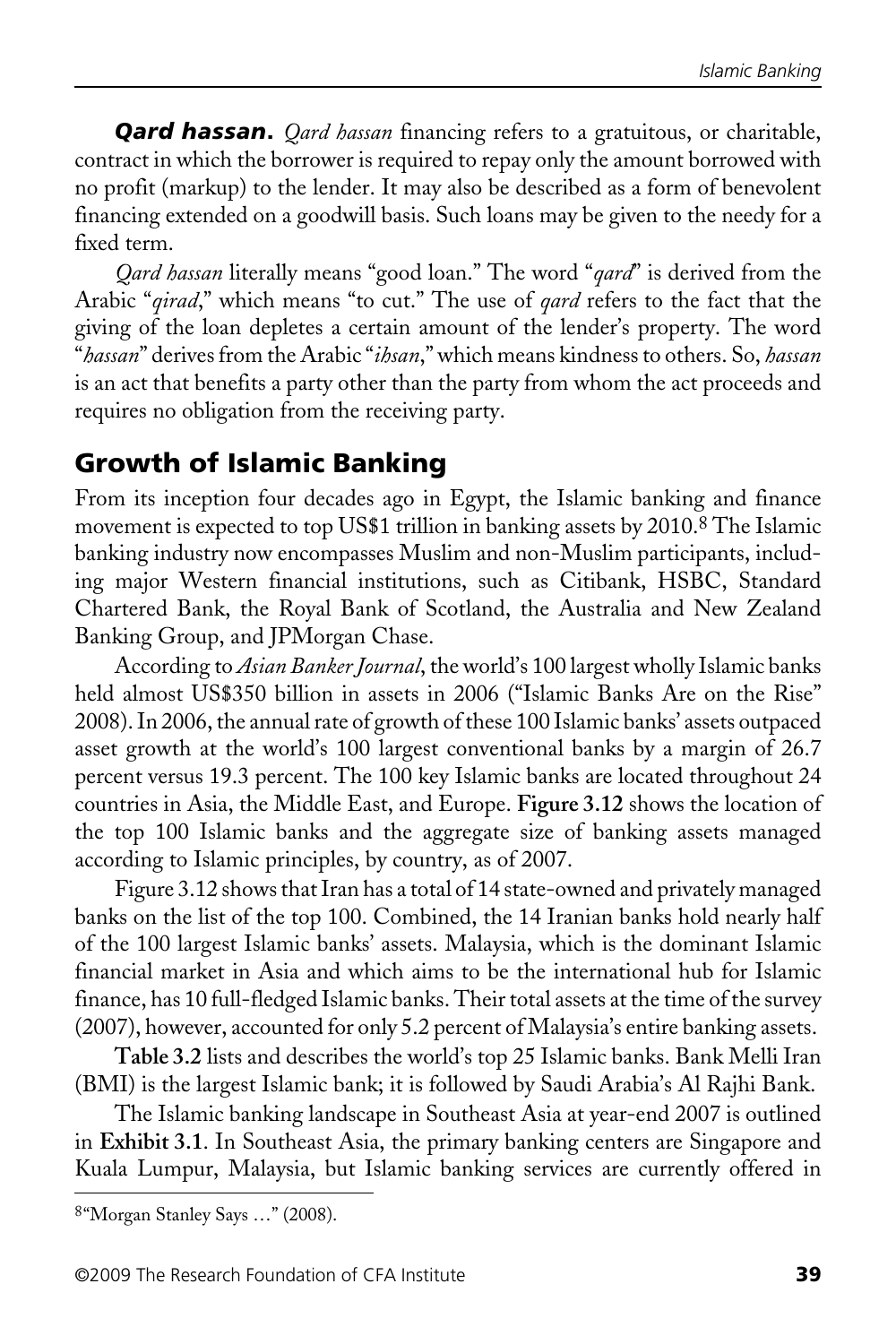***Qard hassan.*** *Qard hassan* financing refers to a gratuitous, or charitable, contract in which the borrower is required to repay only the amount borrowed with no profit (markup) to the lender. It may also be described as a form of benevolent financing extended on a goodwill basis. Such loans may be given to the needy for a fixed term.

*Qard hassan* literally means "good loan." The word "*qard*" is derived from the Arabic "*qirad*," which means "to cut." The use of *qard* refers to the fact that the giving of the loan depletes a certain amount of the lender's property. The word "*hassan*" derives from the Arabic "*ihsan*," which means kindness to others. So, *hassan* is an act that benefits a party other than the party from whom the act proceeds and requires no obligation from the receiving party.

## Growth of Islamic Banking

From its inception four decades ago in Egypt, the Islamic banking and finance movement is expected to top US$1 trillion in banking assets by 2010.[8] The Islamic banking industry now encompasses Muslim and non-Muslim participants, including major Western financial institutions, such as Citibank, HSBC, Standard Chartered Bank, the Royal Bank of Scotland, the Australia and New Zealand Banking Group, and JPMorgan Chase.

According to *Asian Banker Journal*, the world's 100 largest wholly Islamic banks held almost US$350 billion in assets in 2006 ("Islamic Banks Are on the Rise" 2008). In 2006, the annual rate of growth of these 100 Islamic banks' assets outpaced asset growth at the world's 100 largest conventional banks by a margin of 26.7 percent versus 19.3 percent. The 100 key Islamic banks are located throughout 24 countries in Asia, the Middle East, and Europe. **Figure 3.12** shows the location of the top 100 Islamic banks and the aggregate size of banking assets managed according to Islamic principles, by country, as of 2007.

Figure 3.12 shows that Iran has a total of 14 state-owned and privately managed banks on the list of the top 100. Combined, the 14 Iranian banks hold nearly half of the 100 largest Islamic banks' assets. Malaysia, which is the dominant Islamic financial market in Asia and which aims to be the international hub for Islamic finance, has 10 full-fledged Islamic banks. Their total assets at the time of the survey (2007), however, accounted for only 5.2 percent of Malaysia's entire banking assets.

**Table 3.2** lists and describes the world's top 25 Islamic banks. Bank Melli Iran (BMI) is the largest Islamic bank; it is followed by Saudi Arabia's Al Rajhi Bank.

The Islamic banking landscape in Southeast Asia at year-end 2007 is outlined in **Exhibit 3.1**. In Southeast Asia, the primary banking centers are Singapore and Kuala Lumpur, Malaysia, but Islamic banking services are currently offered in

[8] "Morgan Stanley Says …" (2008).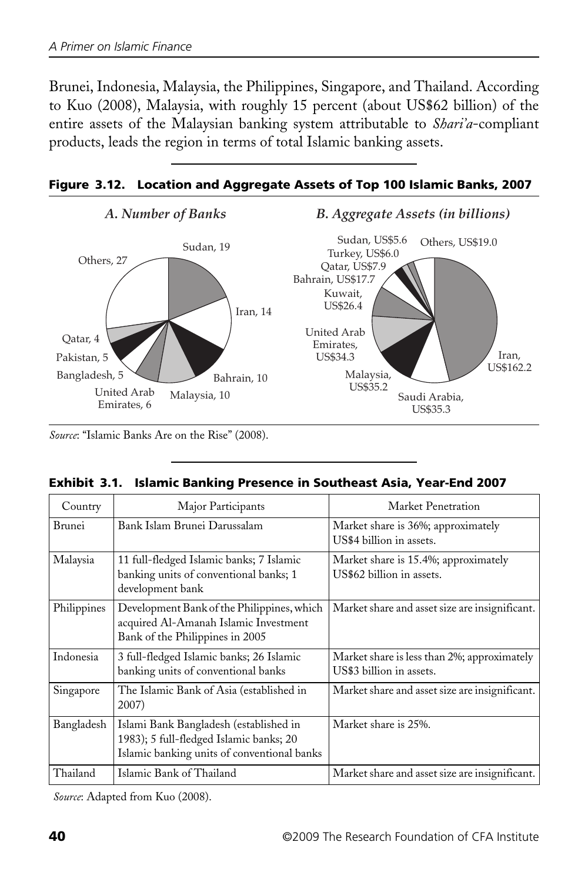Brunei, Indonesia, Malaysia, the Philippines, Singapore, and Thailand. According to Kuo (2008), Malaysia, with roughly 15 percent (about US$62 billion) of the entire assets of the Malaysian banking system attributable to *Shari'a*-compliant products, leads the region in terms of total Islamic banking assets.

**Figure 3.12. Location and Aggregate Assets of Top 100 Islamic Banks, 2007**

*A. Number of Banks*

Sudan, 19; Iran, 14; Bahrain, 10; Malaysia, 10; United Arab Emirates, 6; Bangladesh, 5; Pakistan, 5; Qatar, 4; Others, 27

*B. Aggregate Assets (in billions)*

Iran, US$162.2; Saudi Arabia, US$35.3; Malaysia, US$35.2; United Arab Emirates, US$34.3; Kuwait, US$26.4; Bahrain, US$17.7; Qatar, US$7.9; Turkey, US$6.0; Sudan, US$5.6; Others, US$19.0

*Source*: "Islamic Banks Are on the Rise" (2008).

**Exhibit 3.1. Islamic Banking Presence in Southeast Asia, Year-End 2007**

| Country | Major Participants | Market Penetration |
|---|---|---|
| Brunei | Bank Islam Brunei Darussalam | Market share is 36%; approximately US$4 billion in assets. |
| Malaysia | 11 full-fledged Islamic banks; 7 Islamic banking units of conventional banks; 1 development bank | Market share is 15.4%; approximately US$62 billion in assets. |
| Philippines | Development Bank of the Philippines, which acquired Al-Amanah Islamic Investment Bank of the Philippines in 2005 | Market share and asset size are insignificant. |
| Indonesia | 3 full-fledged Islamic banks; 26 Islamic banking units of conventional banks | Market share is less than 2%; approximately US$3 billion in assets. |
| Singapore | The Islamic Bank of Asia (established in 2007) | Market share and asset size are insignificant. |
| Bangladesh | Islami Bank Bangladesh (established in 1983); 5 full-fledged Islamic banks; 20 Islamic banking units of conventional banks | Market share is 25%. |
| Thailand | Islamic Bank of Thailand | Market share and asset size are insignificant. |

*Source*: Adapted from Kuo (2008).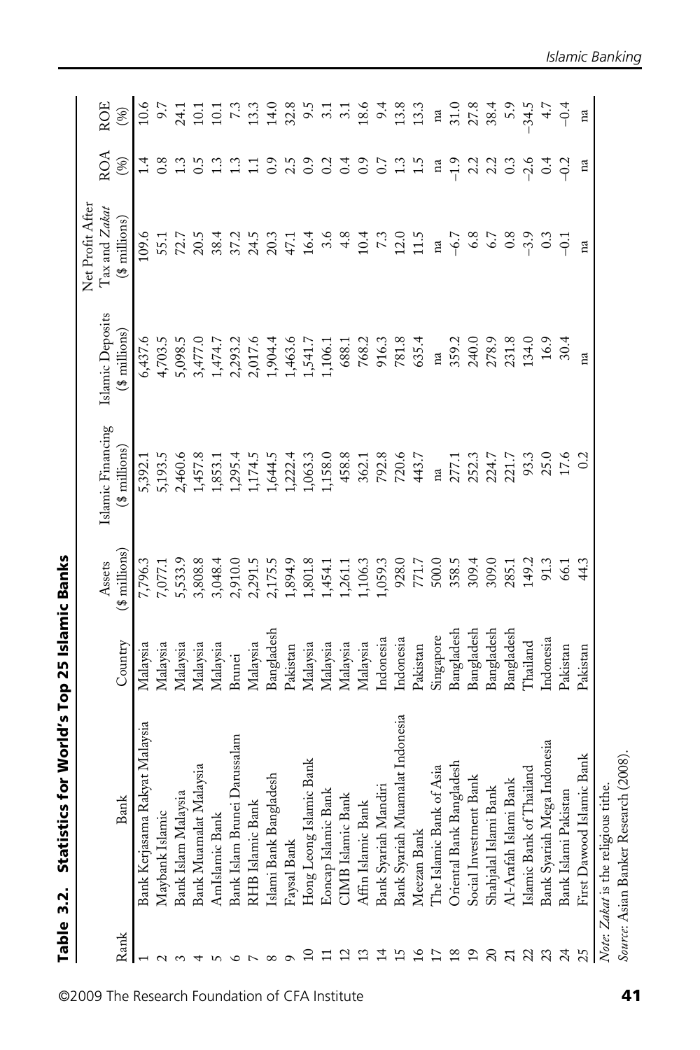**Table 3.2. Statistics for World's Top 25 Islamic Banks**

| Rank | Bank | Country | Assets ($ millions) | Islamic Financing ($ millions) | Islamic Deposits ($ millions) | Net Profit After Tax and *Zakat* ($ millions) | ROA (%) | ROE (%) |
|---|---|---|---|---|---|---|---|---|
| 1 | Bank Kerjasama Rakyat Malaysia | Malaysia | 7,796.3 | 5,392.1 | 6,437.6 | 109.6 | 1.4 | 10.6 |
| 2 | Maybank Islamic | Malaysia | 7,077.1 | 5,193.5 | 4,703.5 | 55.1 | 0.8 | 9.7 |
| 3 | Bank Islam Malaysia | Malaysia | 5,533.9 | 2,460.6 | 5,098.5 | 72.7 | 1.3 | 24.1 |
| 4 | Bank Muamalat Malaysia | Malaysia | 3,808.8 | 1,457.8 | 3,477.0 | 20.5 | 0.5 | 10.1 |
| 5 | AmIslamic Bank | Malaysia | 3,048.4 | 1,853.1 | 1,474.7 | 38.4 | 1.3 | 10.1 |
| 6 | Bank Islam Brunei Darussalam | Brunei | 2,910.0 | 1,295.4 | 2,293.2 | 37.2 | 1.3 | 7.3 |
| 7 | RHB Islamic Bank | Malaysia | 2,291.5 | 1,174.5 | 2,017.6 | 24.5 | 1.1 | 13.3 |
| 8 | Islami Bank Bangladesh | Bangladesh | 2,175.5 | 1,644.5 | 1,904.4 | 20.3 | 0.9 | 14.0 |
| 9 | Faysal Bank | Pakistan | 1,894.9 | 1,222.4 | 1,463.6 | 47.1 | 2.5 | 32.8 |
| 10 | Hong Leong Islamic Bank | Malaysia | 1,801.8 | 1,063.3 | 1,541.7 | 16.4 | 0.9 | 9.5 |
| 11 | Eoncap Islamic Bank | Malaysia | 1,454.1 | 1,158.0 | 1,106.1 | 3.6 | 0.2 | 3.1 |
| 12 | CIMB Islamic Bank | Malaysia | 1,261.1 | 458.8 | 688.1 | 4.8 | 0.4 | 3.1 |
| 13 | Affin Islamic Bank | Malaysia | 1,106.3 | 362.1 | 768.2 | 10.4 | 0.9 | 18.6 |
| 14 | Bank Syariah Mandiri | Indonesia | 1,059.3 | 792.8 | 916.3 | 7.3 | 0.7 | 9.4 |
| 15 | Bank Syariah Muamalat Indonesia | Indonesia | 928.0 | 720.6 | 781.8 | 12.0 | 1.3 | 13.8 |
| 16 | Meezan Bank | Pakistan | 771.7 | 443.7 | 635.4 | 11.5 | 1.5 | 13.3 |
| 17 | The Islamic Bank of Asia | Singapore | 500.0 | na | na | na | na | na |
| 18 | Oriental Bank Bangladesh | Bangladesh | 358.5 | 277.1 | 359.2 | –6.7 | –1.9 | 31.0 |
| 19 | Social Investment Bank | Bangladesh | 309.4 | 252.3 | 240.0 | 6.8 | 2.2 | 27.8 |
| 20 | Shahjalal Islami Bank | Bangladesh | 309.0 | 224.7 | 278.9 | 6.7 | 2.2 | 38.4 |
| 21 | Al-Arafah Islami Bank | Bangladesh | 285.1 | 221.7 | 231.8 | 0.8 | 0.3 | 5.9 |
| 22 | Islamic Bank of Thailand | Thailand | 149.2 | 93.3 | 134.0 | –3.9 | –2.6 | –34.5 |
| 23 | Bank Syariah Mega Indonesia | Indonesia | 91.3 | 25.0 | 16.9 | 0.3 | 0.4 | 4.7 |
| 24 | Bank Islami Pakistan | Pakistan | 66.1 | 17.6 | 30.4 | –0.1 | –0.2 | –0.4 |
| 25 | First Dawood Islamic Bank | Pakistan | 44.3 | 0.2 | na | na | na | na |

*Note: Zakat* is the religious tithe.
*Source:* Asian Banker Research (2008).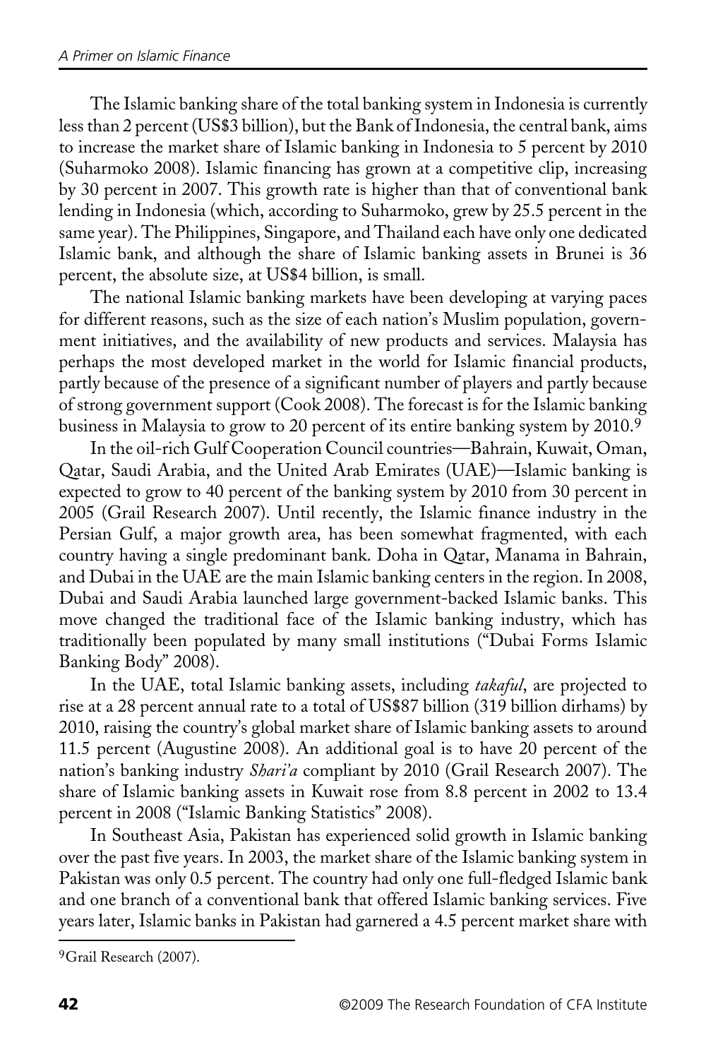The Islamic banking share of the total banking system in Indonesia is currently less than 2 percent (US$3 billion), but the Bank of Indonesia, the central bank, aims to increase the market share of Islamic banking in Indonesia to 5 percent by 2010 (Suharmoko 2008). Islamic financing has grown at a competitive clip, increasing by 30 percent in 2007. This growth rate is higher than that of conventional bank lending in Indonesia (which, according to Suharmoko, grew by 25.5 percent in the same year). The Philippines, Singapore, and Thailand each have only one dedicated Islamic bank, and although the share of Islamic banking assets in Brunei is 36 percent, the absolute size, at US$4 billion, is small.

The national Islamic banking markets have been developing at varying paces for different reasons, such as the size of each nation's Muslim population, government initiatives, and the availability of new products and services. Malaysia has perhaps the most developed market in the world for Islamic financial products, partly because of the presence of a significant number of players and partly because of strong government support (Cook 2008). The forecast is for the Islamic banking business in Malaysia to grow to 20 percent of its entire banking system by 2010.[9]

In the oil-rich Gulf Cooperation Council countries—Bahrain, Kuwait, Oman, Qatar, Saudi Arabia, and the United Arab Emirates (UAE)—Islamic banking is expected to grow to 40 percent of the banking system by 2010 from 30 percent in 2005 (Grail Research 2007). Until recently, the Islamic finance industry in the Persian Gulf, a major growth area, has been somewhat fragmented, with each country having a single predominant bank. Doha in Qatar, Manama in Bahrain, and Dubai in the UAE are the main Islamic banking centers in the region. In 2008, Dubai and Saudi Arabia launched large government-backed Islamic banks. This move changed the traditional face of the Islamic banking industry, which has traditionally been populated by many small institutions ("Dubai Forms Islamic Banking Body" 2008).

In the UAE, total Islamic banking assets, including *takaful*, are projected to rise at a 28 percent annual rate to a total of US$87 billion (319 billion dirhams) by 2010, raising the country's global market share of Islamic banking assets to around 11.5 percent (Augustine 2008). An additional goal is to have 20 percent of the nation's banking industry *Shari'a* compliant by 2010 (Grail Research 2007). The share of Islamic banking assets in Kuwait rose from 8.8 percent in 2002 to 13.4 percent in 2008 ("Islamic Banking Statistics" 2008).

In Southeast Asia, Pakistan has experienced solid growth in Islamic banking over the past five years. In 2003, the market share of the Islamic banking system in Pakistan was only 0.5 percent. The country had only one full-fledged Islamic bank and one branch of a conventional bank that offered Islamic banking services. Five years later, Islamic banks in Pakistan had garnered a 4.5 percent market share with

[9] Grail Research (2007).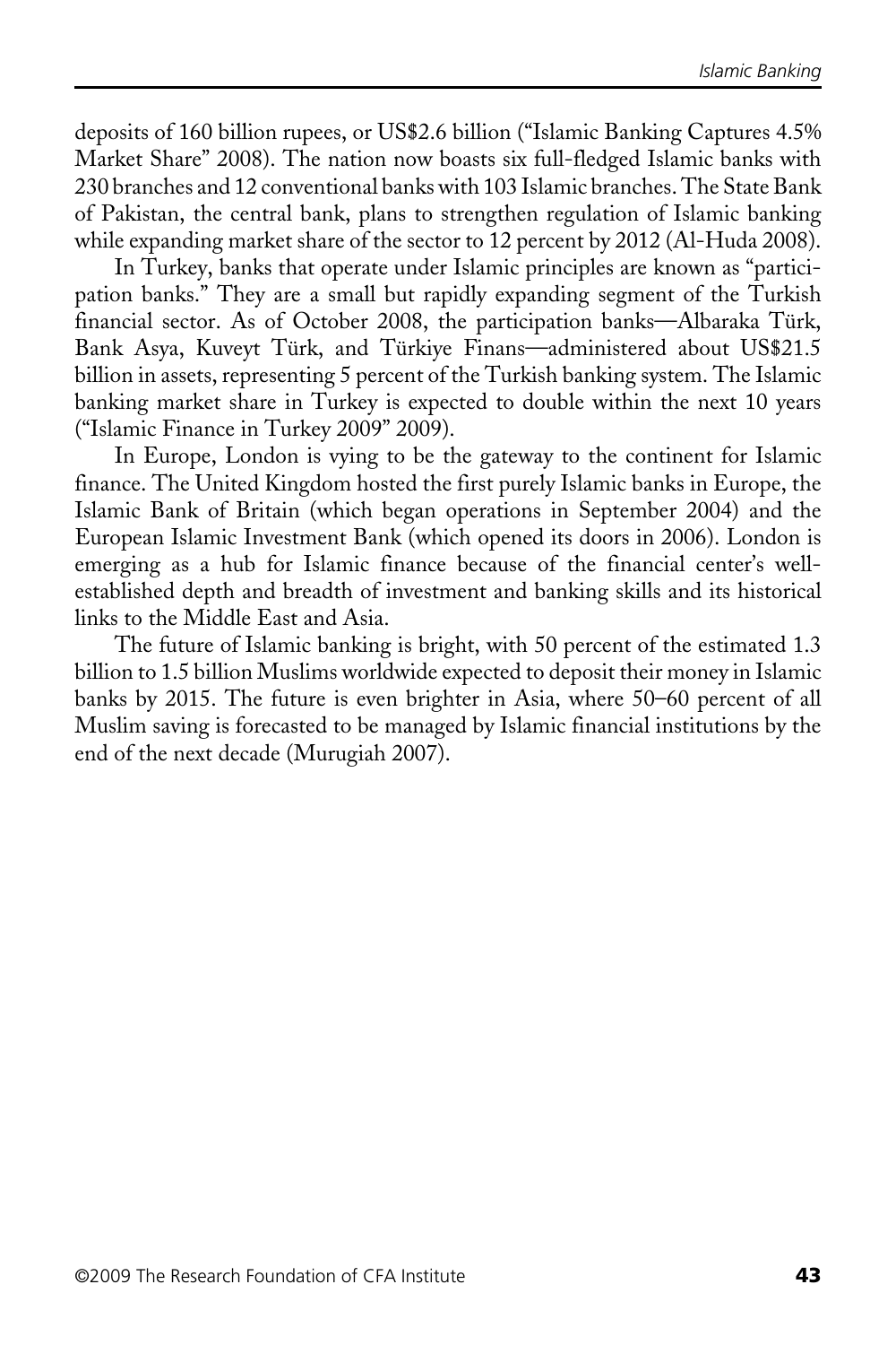deposits of 160 billion rupees, or US$2.6 billion ("Islamic Banking Captures 4.5% Market Share" 2008). The nation now boasts six full-fledged Islamic banks with 230 branches and 12 conventional banks with 103 Islamic branches. The State Bank of Pakistan, the central bank, plans to strengthen regulation of Islamic banking while expanding market share of the sector to 12 percent by 2012 (Al-Huda 2008).

In Turkey, banks that operate under Islamic principles are known as "participation banks." They are a small but rapidly expanding segment of the Turkish financial sector. As of October 2008, the participation banks—Albaraka Türk, Bank Asya, Kuveyt Türk, and Türkiye Finans—administered about US$21.5 billion in assets, representing 5 percent of the Turkish banking system. The Islamic banking market share in Turkey is expected to double within the next 10 years ("Islamic Finance in Turkey 2009" 2009).

In Europe, London is vying to be the gateway to the continent for Islamic finance. The United Kingdom hosted the first purely Islamic banks in Europe, the Islamic Bank of Britain (which began operations in September 2004) and the European Islamic Investment Bank (which opened its doors in 2006). London is emerging as a hub for Islamic finance because of the financial center's well-established depth and breadth of investment and banking skills and its historical links to the Middle East and Asia.

The future of Islamic banking is bright, with 50 percent of the estimated 1.3 billion to 1.5 billion Muslims worldwide expected to deposit their money in Islamic banks by 2015. The future is even brighter in Asia, where 50–60 percent of all Muslim saving is forecasted to be managed by Islamic financial institutions by the end of the next decade (Murugiah 2007).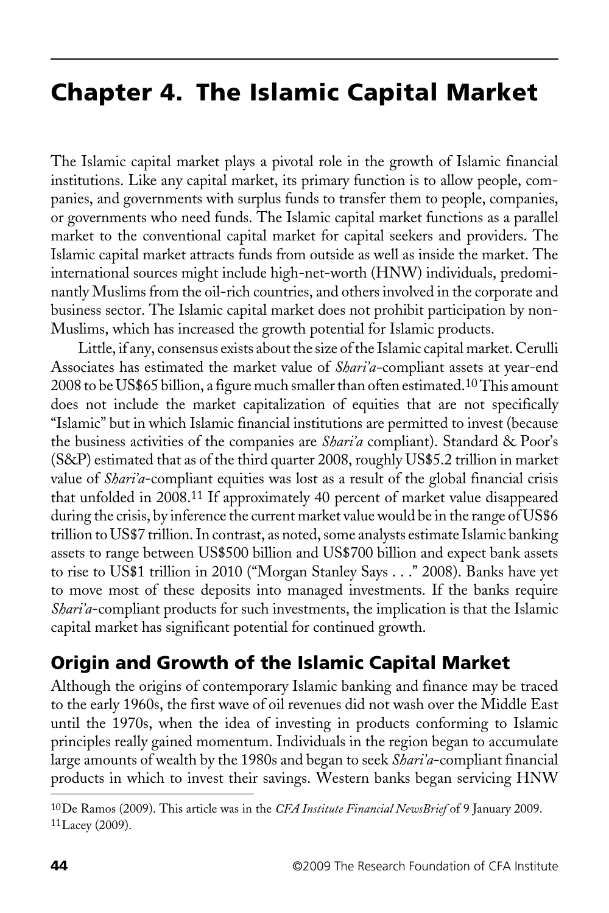# Chapter 4. The Islamic Capital Market

The Islamic capital market plays a pivotal role in the growth of Islamic financial institutions. Like any capital market, its primary function is to allow people, companies, and governments with surplus funds to transfer them to people, companies, or governments who need funds. The Islamic capital market functions as a parallel market to the conventional capital market for capital seekers and providers. The Islamic capital market attracts funds from outside as well as inside the market. The international sources might include high-net-worth (HNW) individuals, predominantly Muslims from the oil-rich countries, and others involved in the corporate and business sector. The Islamic capital market does not prohibit participation by non-Muslims, which has increased the growth potential for Islamic products.

Little, if any, consensus exists about the size of the Islamic capital market. Cerulli Associates has estimated the market value of *Shari'a*-compliant assets at year-end 2008 to be US$65 billion, a figure much smaller than often estimated.[10] This amount does not include the market capitalization of equities that are not specifically "Islamic" but in which Islamic financial institutions are permitted to invest (because the business activities of the companies are *Shari'a* compliant). Standard & Poor's (S&P) estimated that as of the third quarter 2008, roughly US$5.2 trillion in market value of *Shari'a*-compliant equities was lost as a result of the global financial crisis that unfolded in 2008.[11] If approximately 40 percent of market value disappeared during the crisis, by inference the current market value would be in the range of US$6 trillion to US$7 trillion. In contrast, as noted, some analysts estimate Islamic banking assets to range between US$500 billion and US$700 billion and expect bank assets to rise to US$1 trillion in 2010 ("Morgan Stanley Says . . ." 2008). Banks have yet to move most of these deposits into managed investments. If the banks require *Shari'a*-compliant products for such investments, the implication is that the Islamic capital market has significant potential for continued growth.

## Origin and Growth of the Islamic Capital Market

Although the origins of contemporary Islamic banking and finance may be traced to the early 1960s, the first wave of oil revenues did not wash over the Middle East until the 1970s, when the idea of investing in products conforming to Islamic principles really gained momentum. Individuals in the region began to accumulate large amounts of wealth by the 1980s and began to seek *Shari'a*-compliant financial products in which to invest their savings. Western banks began servicing HNW

---

[10] De Ramos (2009). This article was in the *CFA Institute Financial NewsBrief* of 9 January 2009.

[11] Lacey (2009).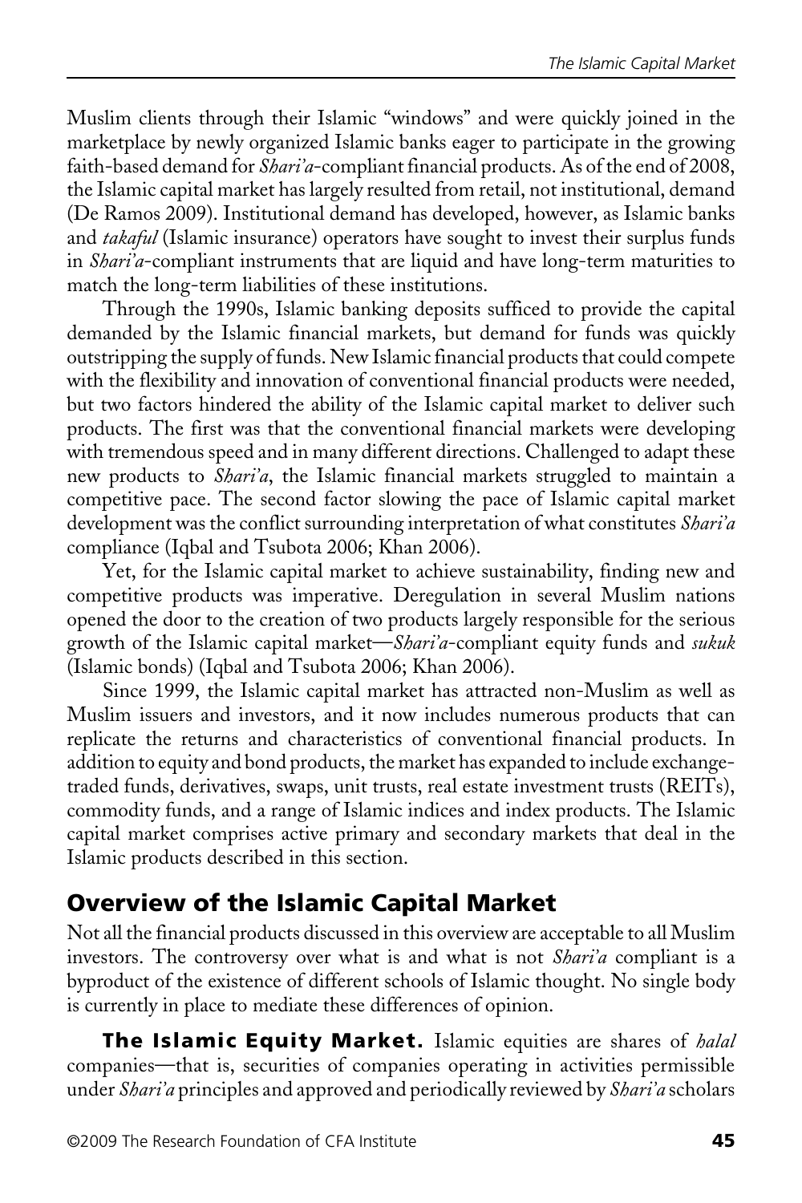Muslim clients through their Islamic "windows" and were quickly joined in the marketplace by newly organized Islamic banks eager to participate in the growing faith-based demand for *Shari'a*-compliant financial products. As of the end of 2008, the Islamic capital market has largely resulted from retail, not institutional, demand (De Ramos 2009). Institutional demand has developed, however, as Islamic banks and *takaful* (Islamic insurance) operators have sought to invest their surplus funds in *Shari'a*-compliant instruments that are liquid and have long-term maturities to match the long-term liabilities of these institutions.

Through the 1990s, Islamic banking deposits sufficed to provide the capital demanded by the Islamic financial markets, but demand for funds was quickly outstripping the supply of funds. New Islamic financial products that could compete with the flexibility and innovation of conventional financial products were needed, but two factors hindered the ability of the Islamic capital market to deliver such products. The first was that the conventional financial markets were developing with tremendous speed and in many different directions. Challenged to adapt these new products to *Shari'a*, the Islamic financial markets struggled to maintain a competitive pace. The second factor slowing the pace of Islamic capital market development was the conflict surrounding interpretation of what constitutes *Shari'a* compliance (Iqbal and Tsubota 2006; Khan 2006).

Yet, for the Islamic capital market to achieve sustainability, finding new and competitive products was imperative. Deregulation in several Muslim nations opened the door to the creation of two products largely responsible for the serious growth of the Islamic capital market—*Shari'a*-compliant equity funds and *sukuk* (Islamic bonds) (Iqbal and Tsubota 2006; Khan 2006).

Since 1999, the Islamic capital market has attracted non-Muslim as well as Muslim issuers and investors, and it now includes numerous products that can replicate the returns and characteristics of conventional financial products. In addition to equity and bond products, the market has expanded to include exchange-traded funds, derivatives, swaps, unit trusts, real estate investment trusts (REITs), commodity funds, and a range of Islamic indices and index products. The Islamic capital market comprises active primary and secondary markets that deal in the Islamic products described in this section.

## Overview of the Islamic Capital Market

Not all the financial products discussed in this overview are acceptable to all Muslim investors. The controversy over what is and what is not *Shari'a* compliant is a byproduct of the existence of different schools of Islamic thought. No single body is currently in place to mediate these differences of opinion.

**The Islamic Equity Market.** Islamic equities are shares of *halal* companies—that is, securities of companies operating in activities permissible under *Shari'a* principles and approved and periodically reviewed by *Shari'a* scholars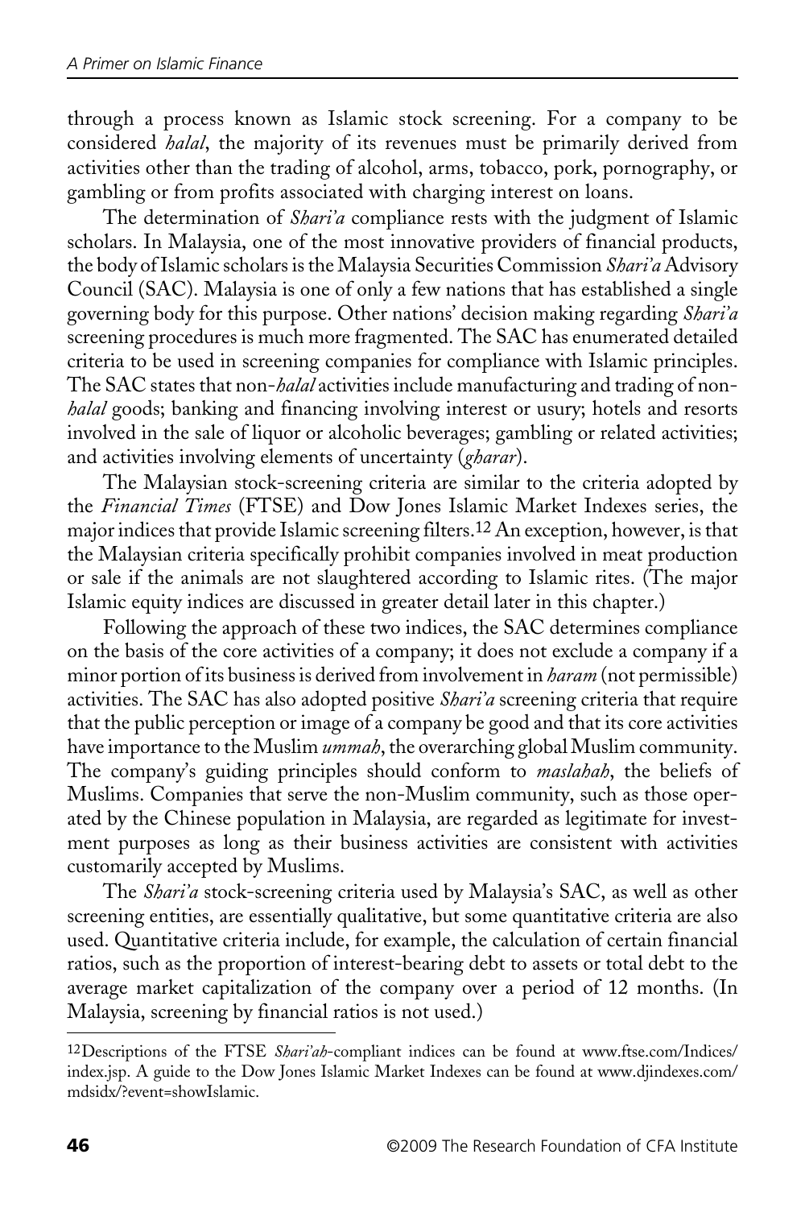through a process known as Islamic stock screening. For a company to be considered *halal*, the majority of its revenues must be primarily derived from activities other than the trading of alcohol, arms, tobacco, pork, pornography, or gambling or from profits associated with charging interest on loans.

The determination of *Shari'a* compliance rests with the judgment of Islamic scholars. In Malaysia, one of the most innovative providers of financial products, the body of Islamic scholars is the Malaysia Securities Commission *Shari'a* Advisory Council (SAC). Malaysia is one of only a few nations that has established a single governing body for this purpose. Other nations' decision making regarding *Shari'a* screening procedures is much more fragmented. The SAC has enumerated detailed criteria to be used in screening companies for compliance with Islamic principles. The SAC states that non-*halal* activities include manufacturing and trading of non-*halal* goods; banking and financing involving interest or usury; hotels and resorts involved in the sale of liquor or alcoholic beverages; gambling or related activities; and activities involving elements of uncertainty (*gharar*).

The Malaysian stock-screening criteria are similar to the criteria adopted by the *Financial Times* (FTSE) and Dow Jones Islamic Market Indexes series, the major indices that provide Islamic screening filters.[12] An exception, however, is that the Malaysian criteria specifically prohibit companies involved in meat production or sale if the animals are not slaughtered according to Islamic rites. (The major Islamic equity indices are discussed in greater detail later in this chapter.)

Following the approach of these two indices, the SAC determines compliance on the basis of the core activities of a company; it does not exclude a company if a minor portion of its business is derived from involvement in *haram* (not permissible) activities. The SAC has also adopted positive *Shari'a* screening criteria that require that the public perception or image of a company be good and that its core activities have importance to the Muslim *ummah*, the overarching global Muslim community. The company's guiding principles should conform to *maslahah*, the beliefs of Muslims. Companies that serve the non-Muslim community, such as those operated by the Chinese population in Malaysia, are regarded as legitimate for investment purposes as long as their business activities are consistent with activities customarily accepted by Muslims.

The *Shari'a* stock-screening criteria used by Malaysia's SAC, as well as other screening entities, are essentially qualitative, but some quantitative criteria are also used. Quantitative criteria include, for example, the calculation of certain financial ratios, such as the proportion of interest-bearing debt to assets or total debt to the average market capitalization of the company over a period of 12 months. (In Malaysia, screening by financial ratios is not used.)

---

[12]Descriptions of the FTSE *Shari'ah*-compliant indices can be found at www.ftse.com/Indices/index.jsp. A guide to the Dow Jones Islamic Market Indexes can be found at www.djindexes.com/mdsidx/?event=showIslamic.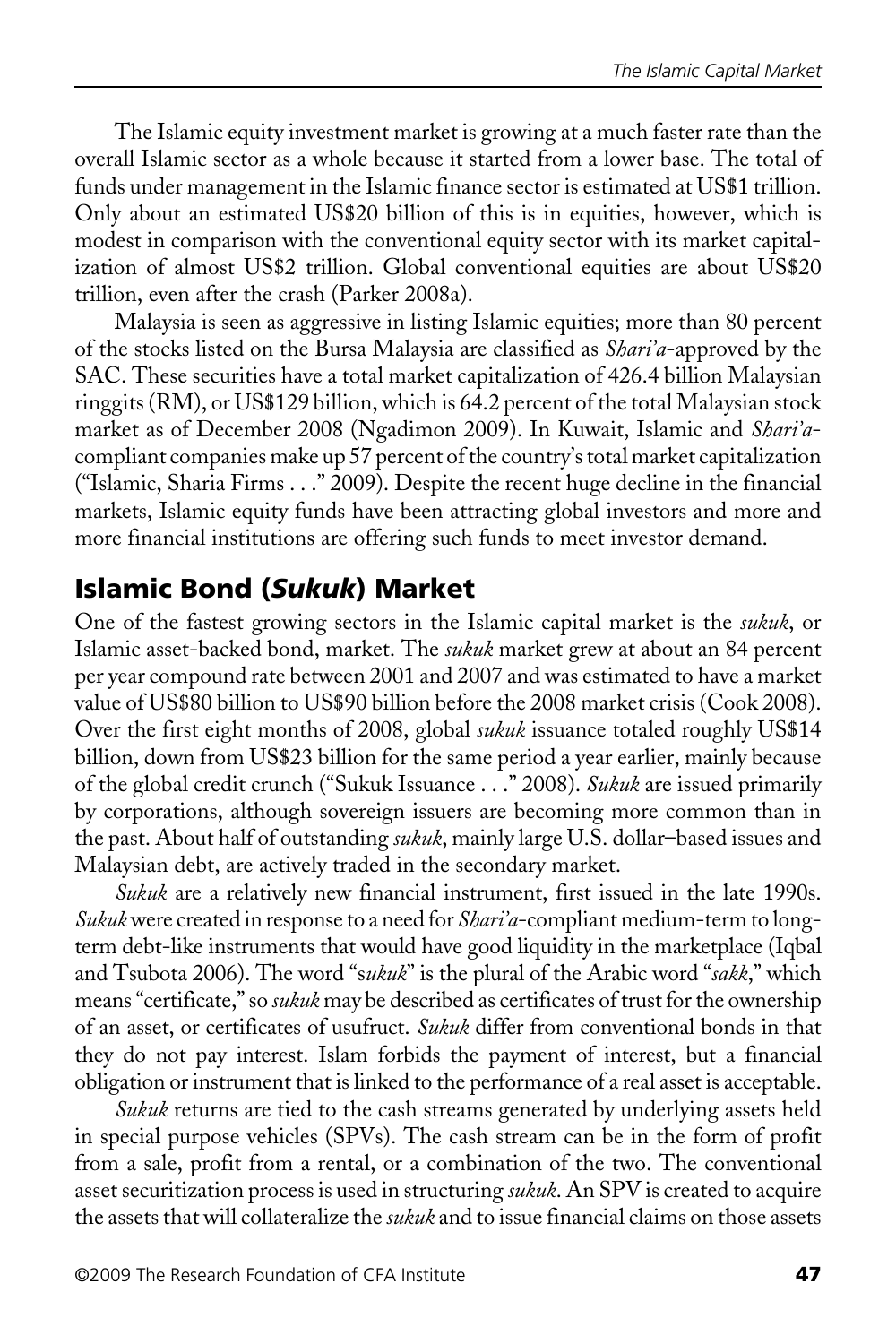The Islamic equity investment market is growing at a much faster rate than the overall Islamic sector as a whole because it started from a lower base. The total of funds under management in the Islamic finance sector is estimated at US$1 trillion. Only about an estimated US$20 billion of this is in equities, however, which is modest in comparison with the conventional equity sector with its market capitalization of almost US$2 trillion. Global conventional equities are about US$20 trillion, even after the crash (Parker 2008a).

Malaysia is seen as aggressive in listing Islamic equities; more than 80 percent of the stocks listed on the Bursa Malaysia are classified as *Shari'a*-approved by the SAC. These securities have a total market capitalization of 426.4 billion Malaysian ringgits (RM), or US$129 billion, which is 64.2 percent of the total Malaysian stock market as of December 2008 (Ngadimon 2009). In Kuwait, Islamic and *Shari'a*-compliant companies make up 57 percent of the country's total market capitalization ("Islamic, Sharia Firms . . ." 2009). Despite the recent huge decline in the financial markets, Islamic equity funds have been attracting global investors and more and more financial institutions are offering such funds to meet investor demand.

## Islamic Bond (*Sukuk*) Market

One of the fastest growing sectors in the Islamic capital market is the *sukuk*, or Islamic asset-backed bond, market. The *sukuk* market grew at about an 84 percent per year compound rate between 2001 and 2007 and was estimated to have a market value of US$80 billion to US$90 billion before the 2008 market crisis (Cook 2008). Over the first eight months of 2008, global *sukuk* issuance totaled roughly US$14 billion, down from US$23 billion for the same period a year earlier, mainly because of the global credit crunch ("Sukuk Issuance . . ." 2008). *Sukuk* are issued primarily by corporations, although sovereign issuers are becoming more common than in the past. About half of outstanding *sukuk*, mainly large U.S. dollar–based issues and Malaysian debt, are actively traded in the secondary market.

*Sukuk* are a relatively new financial instrument, first issued in the late 1990s. *Sukuk* were created in response to a need for *Shari'a*-compliant medium-term to long-term debt-like instruments that would have good liquidity in the marketplace (Iqbal and Tsubota 2006). The word "*sukuk*" is the plural of the Arabic word "*sakk*," which means "certificate," so *sukuk* may be described as certificates of trust for the ownership of an asset, or certificates of usufruct. *Sukuk* differ from conventional bonds in that they do not pay interest. Islam forbids the payment of interest, but a financial obligation or instrument that is linked to the performance of a real asset is acceptable.

*Sukuk* returns are tied to the cash streams generated by underlying assets held in special purpose vehicles (SPVs). The cash stream can be in the form of profit from a sale, profit from a rental, or a combination of the two. The conventional asset securitization process is used in structuring *sukuk*. An SPV is created to acquire the assets that will collateralize the *sukuk* and to issue financial claims on those assets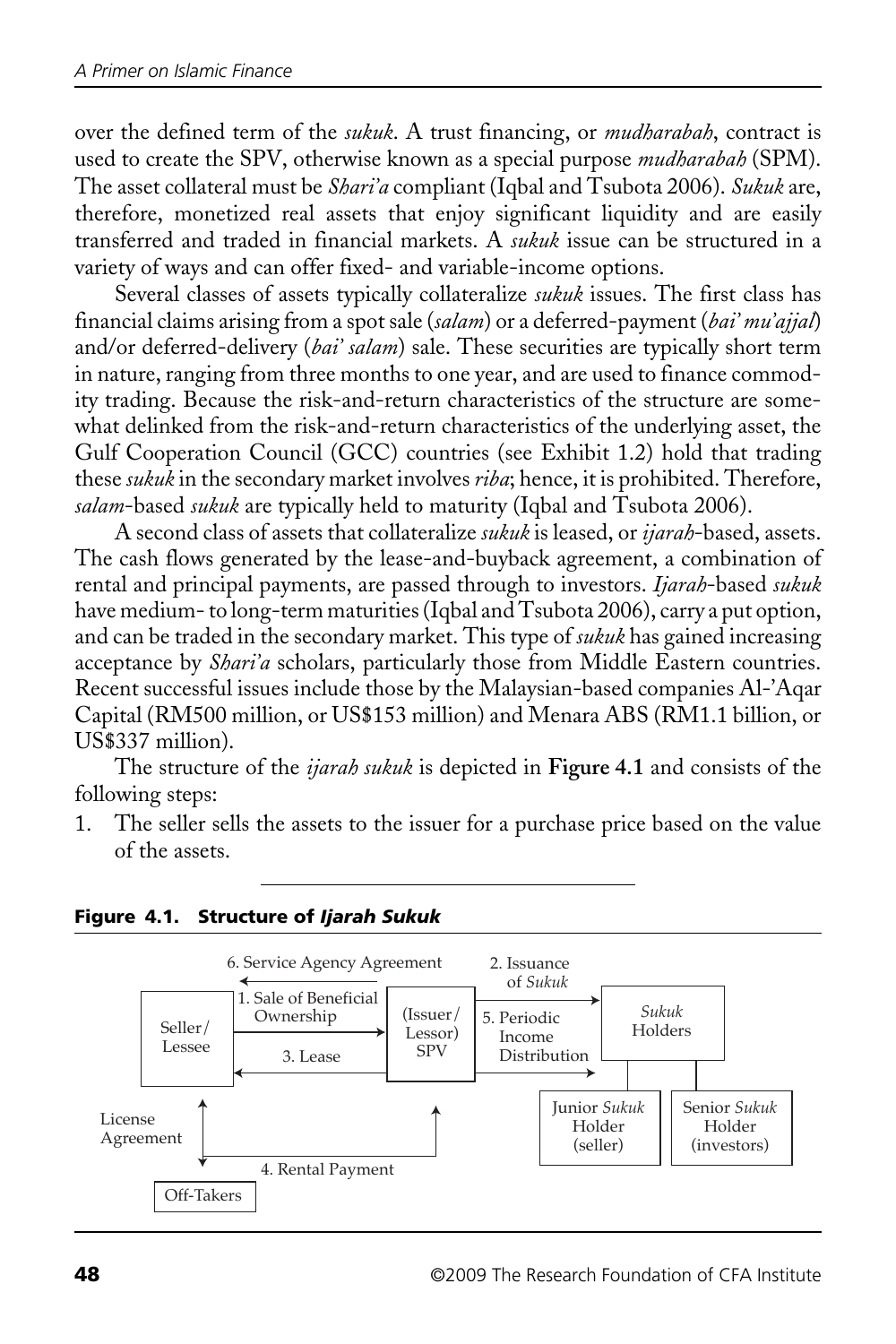over the defined term of the *sukuk*. A trust financing, or *mudharabah*, contract is used to create the SPV, otherwise known as a special purpose *mudharabah* (SPM). The asset collateral must be *Shari'a* compliant (Iqbal and Tsubota 2006). *Sukuk* are, therefore, monetized real assets that enjoy significant liquidity and are easily transferred and traded in financial markets. A *sukuk* issue can be structured in a variety of ways and can offer fixed- and variable-income options.

Several classes of assets typically collateralize *sukuk* issues. The first class has financial claims arising from a spot sale (*salam*) or a deferred-payment (*bai' mu'ajjal*) and/or deferred-delivery (*bai' salam*) sale. These securities are typically short term in nature, ranging from three months to one year, and are used to finance commodity trading. Because the risk-and-return characteristics of the structure are somewhat delinked from the risk-and-return characteristics of the underlying asset, the Gulf Cooperation Council (GCC) countries (see Exhibit 1.2) hold that trading these *sukuk* in the secondary market involves *riba*; hence, it is prohibited. Therefore, *salam*-based *sukuk* are typically held to maturity (Iqbal and Tsubota 2006).

A second class of assets that collateralize *sukuk* is leased, or *ijarah*-based, assets. The cash flows generated by the lease-and-buyback agreement, a combination of rental and principal payments, are passed through to investors. *Ijarah*-based *sukuk* have medium- to long-term maturities (Iqbal and Tsubota 2006), carry a put option, and can be traded in the secondary market. This type of *sukuk* has gained increasing acceptance by *Shari'a* scholars, particularly those from Middle Eastern countries. Recent successful issues include those by the Malaysian-based companies Al-'Aqar Capital (RM500 million, or US$153 million) and Menara ABS (RM1.1 billion, or US$337 million).

The structure of the *ijarah sukuk* is depicted in **Figure 4.1** and consists of the following steps:

1. The seller sells the assets to the issuer for a purchase price based on the value of the assets.

**Figure 4.1. Structure of *Ijarah Sukuk***

Seller/Lessee — 1. Sale of Beneficial Ownership → (Issuer/Lessor) SPV
(Issuer/Lessor) SPV — 3. Lease → Seller/Lessee
(Issuer/Lessor) SPV — 6. Service Agency Agreement → Seller/Lessee
(Issuer/Lessor) SPV — 2. Issuance of *Sukuk* → *Sukuk* Holders
(Issuer/Lessor) SPV — 5. Periodic Income Distribution → *Sukuk* Holders
*Sukuk* Holders: Junior *Sukuk* Holder (seller); Senior *Sukuk* Holder (investors)
Seller/Lessee ↔ Off-Takers: License Agreement
Off-Takers — 4. Rental Payment → (Issuer/Lessor) SPV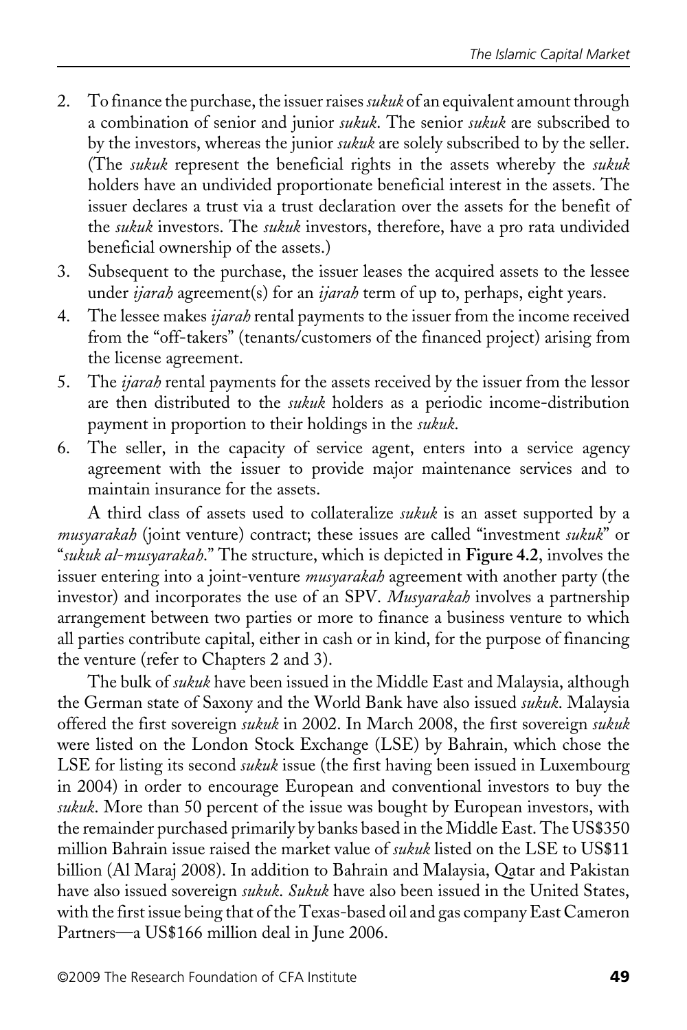2. To finance the purchase, the issuer raises *sukuk* of an equivalent amount through a combination of senior and junior *sukuk*. The senior *sukuk* are subscribed to by the investors, whereas the junior *sukuk* are solely subscribed to by the seller. (The *sukuk* represent the beneficial rights in the assets whereby the *sukuk* holders have an undivided proportionate beneficial interest in the assets. The issuer declares a trust via a trust declaration over the assets for the benefit of the *sukuk* investors. The *sukuk* investors, therefore, have a pro rata undivided beneficial ownership of the assets.)
3. Subsequent to the purchase, the issuer leases the acquired assets to the lessee under *ijarah* agreement(s) for an *ijarah* term of up to, perhaps, eight years.
4. The lessee makes *ijarah* rental payments to the issuer from the income received from the "off-takers" (tenants/customers of the financed project) arising from the license agreement.
5. The *ijarah* rental payments for the assets received by the issuer from the lessor are then distributed to the *sukuk* holders as a periodic income-distribution payment in proportion to their holdings in the *sukuk*.
6. The seller, in the capacity of service agent, enters into a service agency agreement with the issuer to provide major maintenance services and to maintain insurance for the assets.

A third class of assets used to collateralize *sukuk* is an asset supported by a *musyarakah* (joint venture) contract; these issues are called "investment *sukuk*" or "*sukuk al-musyarakah*." The structure, which is depicted in **Figure 4.2**, involves the issuer entering into a joint-venture *musyarakah* agreement with another party (the investor) and incorporates the use of an SPV. *Musyarakah* involves a partnership arrangement between two parties or more to finance a business venture to which all parties contribute capital, either in cash or in kind, for the purpose of financing the venture (refer to Chapters 2 and 3).

The bulk of *sukuk* have been issued in the Middle East and Malaysia, although the German state of Saxony and the World Bank have also issued *sukuk*. Malaysia offered the first sovereign *sukuk* in 2002. In March 2008, the first sovereign *sukuk* were listed on the London Stock Exchange (LSE) by Bahrain, which chose the LSE for listing its second *sukuk* issue (the first having been issued in Luxembourg in 2004) in order to encourage European and conventional investors to buy the *sukuk*. More than 50 percent of the issue was bought by European investors, with the remainder purchased primarily by banks based in the Middle East. The US$350 million Bahrain issue raised the market value of *sukuk* listed on the LSE to US$11 billion (Al Maraj 2008). In addition to Bahrain and Malaysia, Qatar and Pakistan have also issued sovereign *sukuk*. *Sukuk* have also been issued in the United States, with the first issue being that of the Texas-based oil and gas company East Cameron Partners—a US$166 million deal in June 2006.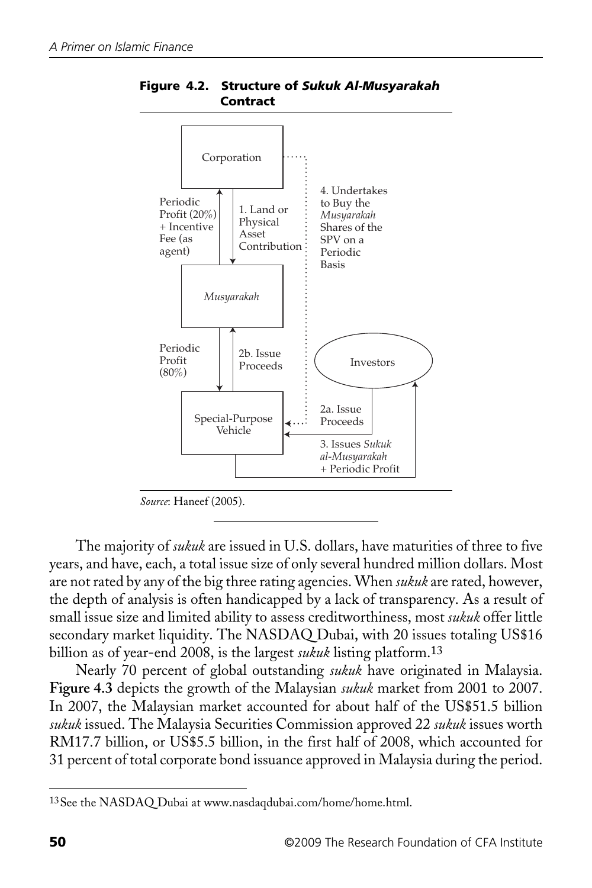**Figure 4.2. Structure of *Sukuk Al-Musyarakah* Contract**

Corporation

Periodic Profit (20%) + Incentive Fee (as agent)

1. Land or Physical Asset Contribution

4. Undertakes to Buy the *Musyarakah* Shares of the SPV on a Periodic Basis

*Musyarakah*

Periodic Profit (80%)

2b. Issue Proceeds

Investors

Special-Purpose Vehicle

2a. Issue Proceeds

3. Issues *Sukuk al-Musyarakah* + Periodic Profit

*Source*: Haneef (2005).

The majority of *sukuk* are issued in U.S. dollars, have maturities of three to five years, and have, each, a total issue size of only several hundred million dollars. Most are not rated by any of the big three rating agencies. When *sukuk* are rated, however, the depth of analysis is often handicapped by a lack of transparency. As a result of small issue size and limited ability to assess creditworthiness, most *sukuk* offer little secondary market liquidity. The NASDAQ Dubai, with 20 issues totaling US$16 billion as of year-end 2008, is the largest *sukuk* listing platform.[13]

Nearly 70 percent of global outstanding *sukuk* have originated in Malaysia. **Figure 4.3** depicts the growth of the Malaysian *sukuk* market from 2001 to 2007. In 2007, the Malaysian market accounted for about half of the US$51.5 billion *sukuk* issued. The Malaysia Securities Commission approved 22 *sukuk* issues worth RM17.7 billion, or US$5.5 billion, in the first half of 2008, which accounted for 31 percent of total corporate bond issuance approved in Malaysia during the period.

---

[13] See the NASDAQ Dubai at www.nasdaqdubai.com/home/home.html.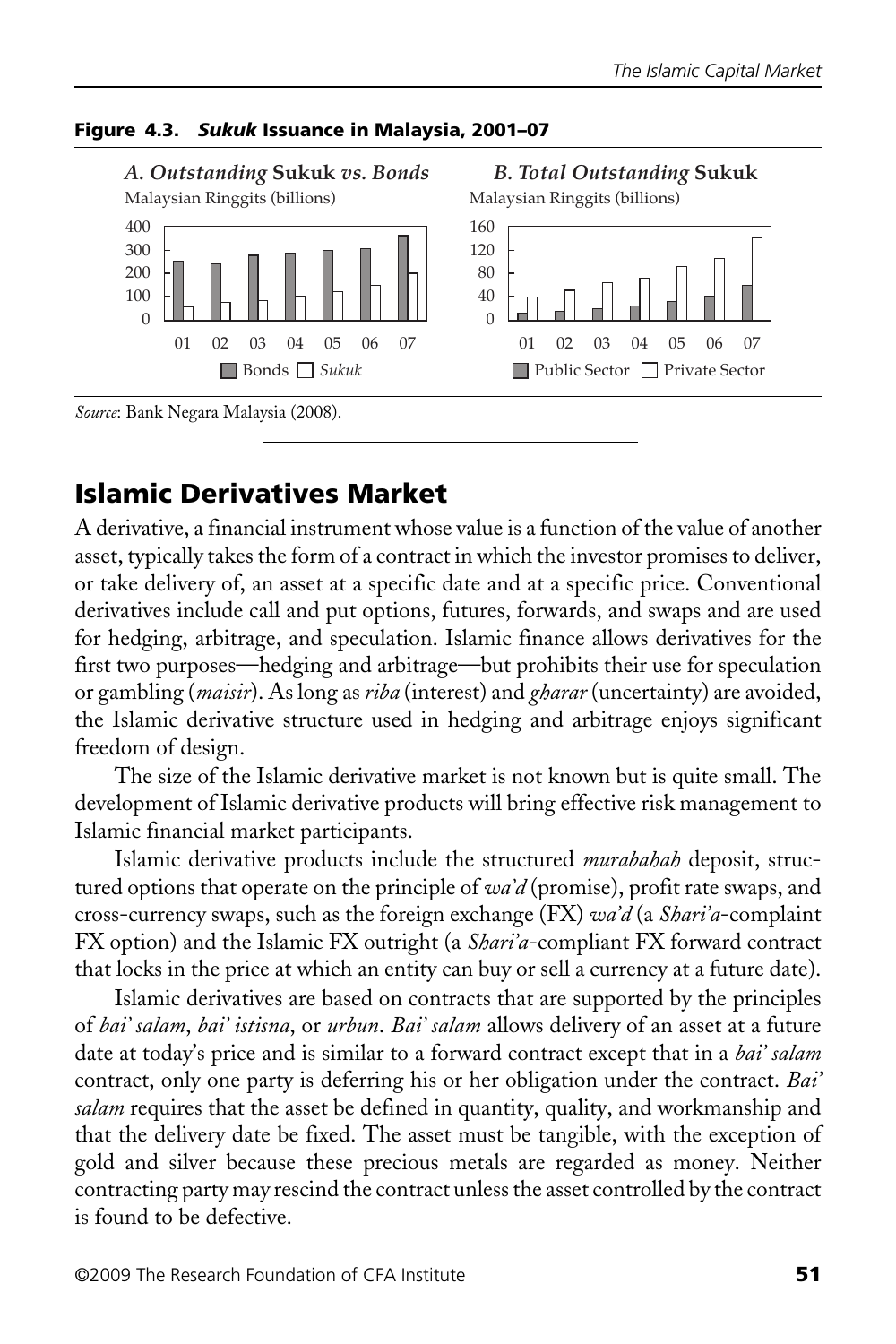**Figure 4.3. *Sukuk* Issuance in Malaysia, 2001–07**

*A. Outstanding* **Sukuk** *vs. Bonds*

Malaysian Ringgits (billions)

400
300
200
100
0

01 02 03 04 05 06 07

Bonds *Sukuk*

*B. Total Outstanding* **Sukuk**

Malaysian Ringgits (billions)

160
120
80
40
0

01 02 03 04 05 06 07

Public Sector Private Sector

*Source*: Bank Negara Malaysia (2008).

## Islamic Derivatives Market

A derivative, a financial instrument whose value is a function of the value of another asset, typically takes the form of a contract in which the investor promises to deliver, or take delivery of, an asset at a specific date and at a specific price. Conventional derivatives include call and put options, futures, forwards, and swaps and are used for hedging, arbitrage, and speculation. Islamic finance allows derivatives for the first two purposes—hedging and arbitrage—but prohibits their use for speculation or gambling (*maisir*). As long as *riba* (interest) and *gharar* (uncertainty) are avoided, the Islamic derivative structure used in hedging and arbitrage enjoys significant freedom of design.

The size of the Islamic derivative market is not known but is quite small. The development of Islamic derivative products will bring effective risk management to Islamic financial market participants.

Islamic derivative products include the structured *murabahah* deposit, structured options that operate on the principle of *wa'd* (promise), profit rate swaps, and cross-currency swaps, such as the foreign exchange (FX) *wa'd* (a *Shari'a*-complaint FX option) and the Islamic FX outright (a *Shari'a*-compliant FX forward contract that locks in the price at which an entity can buy or sell a currency at a future date).

Islamic derivatives are based on contracts that are supported by the principles of *bai' salam*, *bai' istisna*, or *urbun*. *Bai' salam* allows delivery of an asset at a future date at today's price and is similar to a forward contract except that in a *bai' salam* contract, only one party is deferring his or her obligation under the contract. *Bai' salam* requires that the asset be defined in quantity, quality, and workmanship and that the delivery date be fixed. The asset must be tangible, with the exception of gold and silver because these precious metals are regarded as money. Neither contracting party may rescind the contract unless the asset controlled by the contract is found to be defective.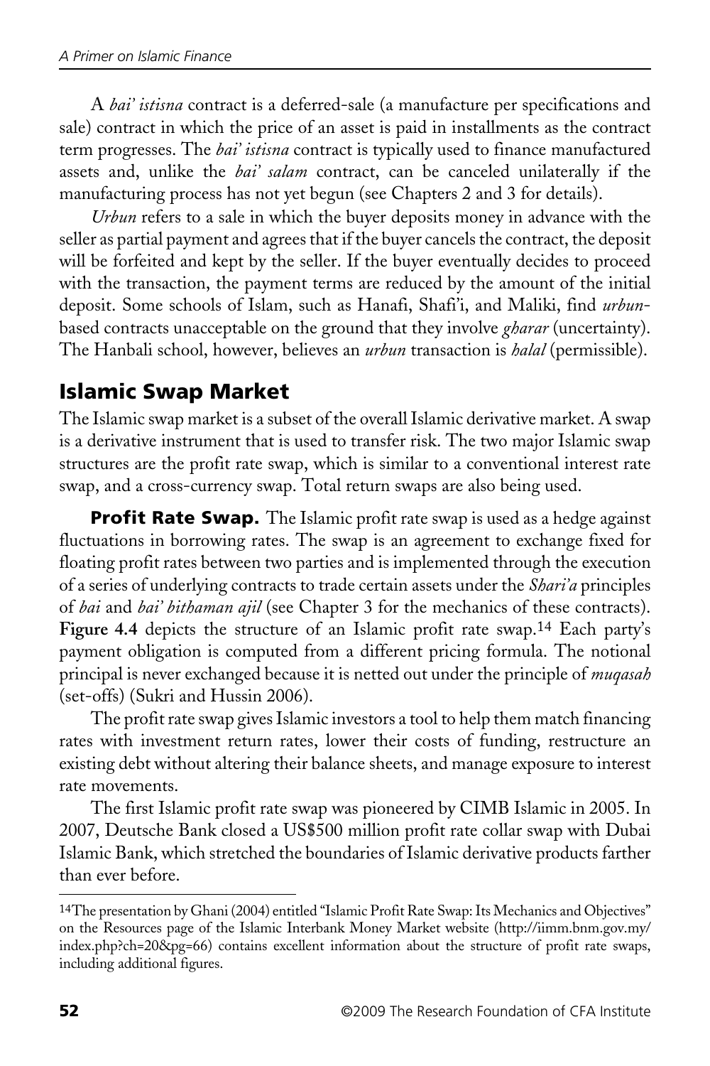A *bai' istisna* contract is a deferred-sale (a manufacture per specifications and sale) contract in which the price of an asset is paid in installments as the contract term progresses. The *bai' istisna* contract is typically used to finance manufactured assets and, unlike the *bai' salam* contract, can be canceled unilaterally if the manufacturing process has not yet begun (see Chapters 2 and 3 for details).

*Urbun* refers to a sale in which the buyer deposits money in advance with the seller as partial payment and agrees that if the buyer cancels the contract, the deposit will be forfeited and kept by the seller. If the buyer eventually decides to proceed with the transaction, the payment terms are reduced by the amount of the initial deposit. Some schools of Islam, such as Hanafi, Shafi'i, and Maliki, find *urbun*-based contracts unacceptable on the ground that they involve *gharar* (uncertainty). The Hanbali school, however, believes an *urbun* transaction is *halal* (permissible).

## Islamic Swap Market

The Islamic swap market is a subset of the overall Islamic derivative market. A swap is a derivative instrument that is used to transfer risk. The two major Islamic swap structures are the profit rate swap, which is similar to a conventional interest rate swap, and a cross-currency swap. Total return swaps are also being used.

**Profit Rate Swap.** The Islamic profit rate swap is used as a hedge against fluctuations in borrowing rates. The swap is an agreement to exchange fixed for floating profit rates between two parties and is implemented through the execution of a series of underlying contracts to trade certain assets under the *Shari'a* principles of *bai* and *bai' bithaman ajil* (see Chapter 3 for the mechanics of these contracts). **Figure 4.4** depicts the structure of an Islamic profit rate swap.[14] Each party's payment obligation is computed from a different pricing formula. The notional principal is never exchanged because it is netted out under the principle of *muqasah* (set-offs) (Sukri and Hussin 2006).

The profit rate swap gives Islamic investors a tool to help them match financing rates with investment return rates, lower their costs of funding, restructure an existing debt without altering their balance sheets, and manage exposure to interest rate movements.

The first Islamic profit rate swap was pioneered by CIMB Islamic in 2005. In 2007, Deutsche Bank closed a US$500 million profit rate collar swap with Dubai Islamic Bank, which stretched the boundaries of Islamic derivative products farther than ever before.

[14] The presentation by Ghani (2004) entitled "Islamic Profit Rate Swap: Its Mechanics and Objectives" on the Resources page of the Islamic Interbank Money Market website (http://iimm.bnm.gov.my/index.php?ch=20&pg=66) contains excellent information about the structure of profit rate swaps, including additional figures.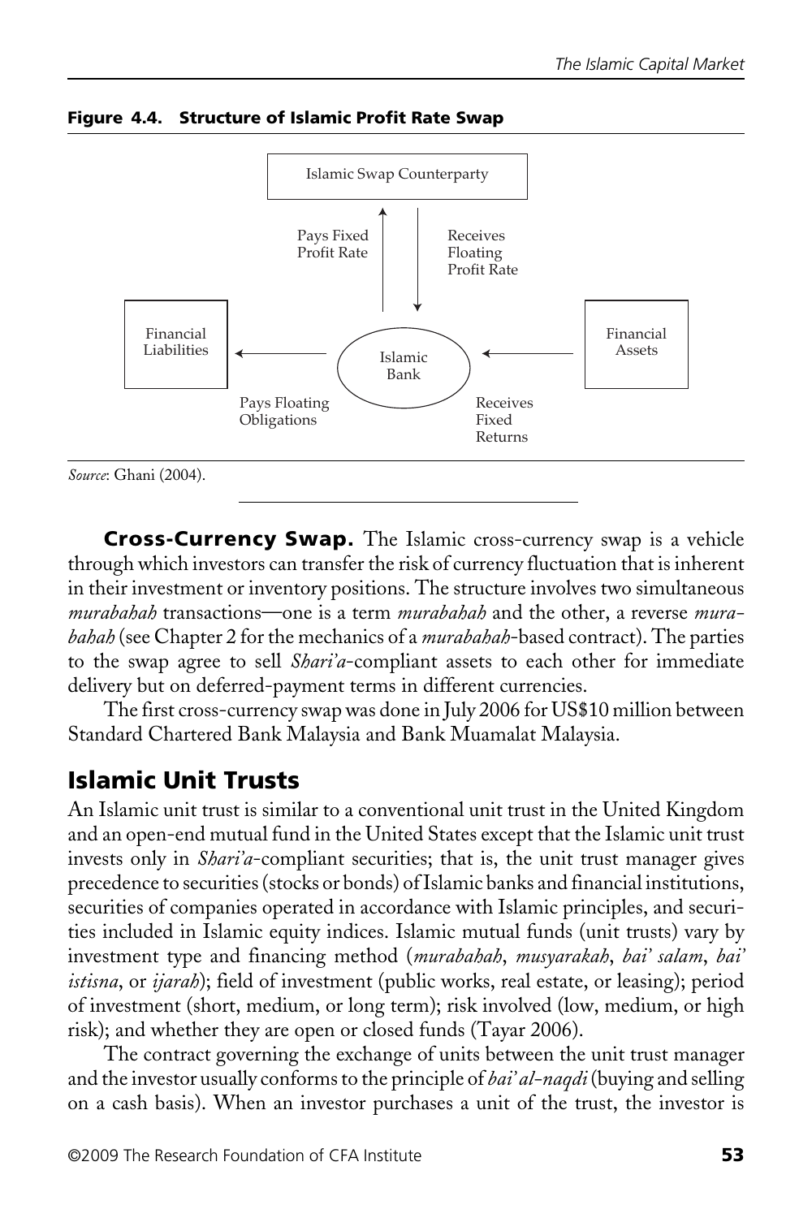**Figure 4.4. Structure of Islamic Profit Rate Swap**

Islamic Swap Counterparty

Pays Fixed Profit Rate

Receives Floating Profit Rate

Financial Liabilities

Islamic Bank

Financial Assets

Pays Floating Obligations

Receives Fixed Returns

*Source*: Ghani (2004).

**Cross-Currency Swap.** The Islamic cross-currency swap is a vehicle through which investors can transfer the risk of currency fluctuation that is inherent in their investment or inventory positions. The structure involves two simultaneous *murabahah* transactions—one is a term *murabahah* and the other, a reverse *murabahah* (see Chapter 2 for the mechanics of a *murabahah*-based contract). The parties to the swap agree to sell *Shari'a*-compliant assets to each other for immediate delivery but on deferred-payment terms in different currencies.

The first cross-currency swap was done in July 2006 for US$10 million between Standard Chartered Bank Malaysia and Bank Muamalat Malaysia.

## Islamic Unit Trusts

An Islamic unit trust is similar to a conventional unit trust in the United Kingdom and an open-end mutual fund in the United States except that the Islamic unit trust invests only in *Shari'a*-compliant securities; that is, the unit trust manager gives precedence to securities (stocks or bonds) of Islamic banks and financial institutions, securities of companies operated in accordance with Islamic principles, and securities included in Islamic equity indices. Islamic mutual funds (unit trusts) vary by investment type and financing method (*murabahah*, *musyarakah*, *bai' salam*, *bai' istisna*, or *ijarah*); field of investment (public works, real estate, or leasing); period of investment (short, medium, or long term); risk involved (low, medium, or high risk); and whether they are open or closed funds (Tayar 2006).

The contract governing the exchange of units between the unit trust manager and the investor usually conforms to the principle of *bai' al-naqdi* (buying and selling on a cash basis). When an investor purchases a unit of the trust, the investor is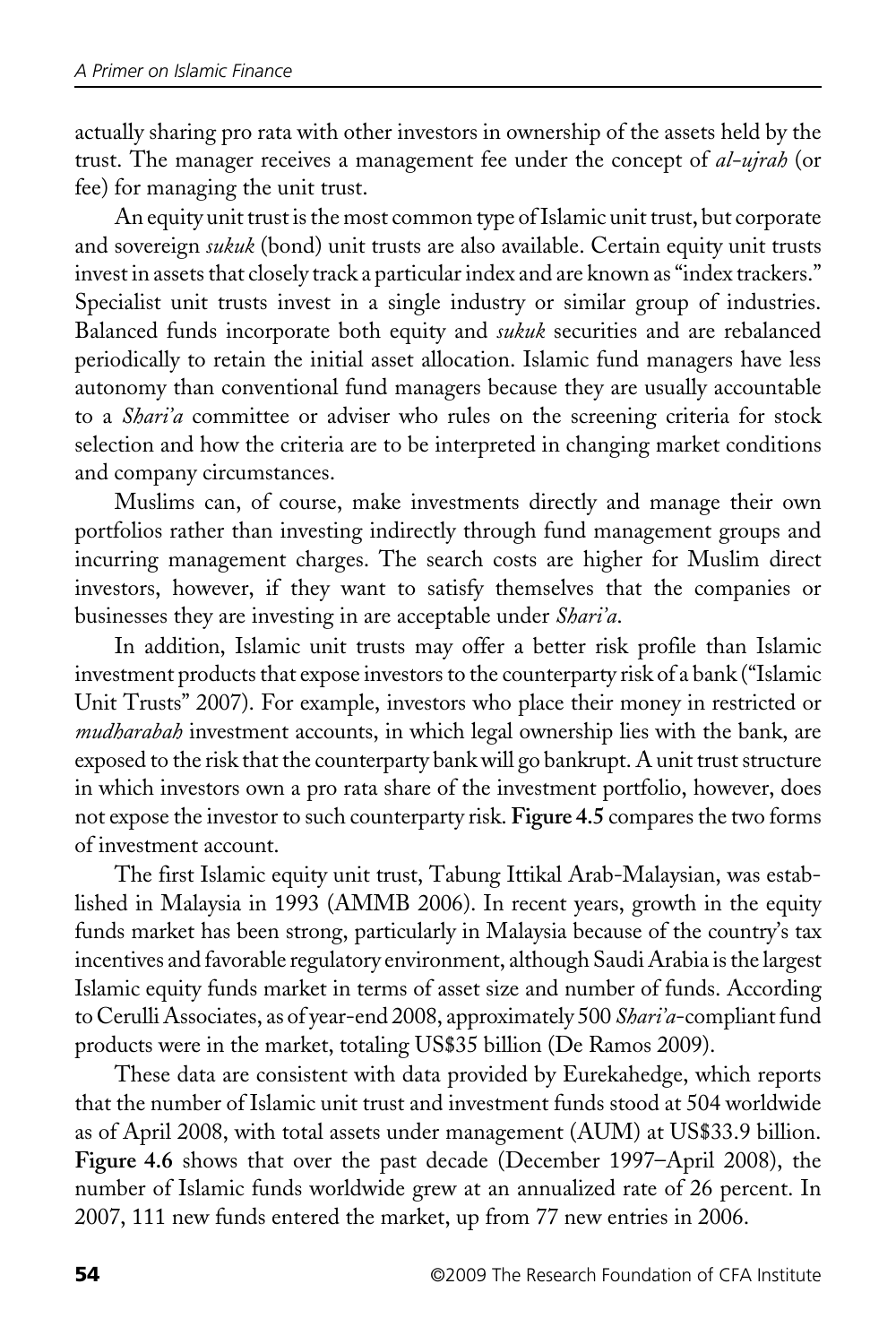actually sharing pro rata with other investors in ownership of the assets held by the trust. The manager receives a management fee under the concept of *al-ujrah* (or fee) for managing the unit trust.

An equity unit trust is the most common type of Islamic unit trust, but corporate and sovereign *sukuk* (bond) unit trusts are also available. Certain equity unit trusts invest in assets that closely track a particular index and are known as "index trackers." Specialist unit trusts invest in a single industry or similar group of industries. Balanced funds incorporate both equity and *sukuk* securities and are rebalanced periodically to retain the initial asset allocation. Islamic fund managers have less autonomy than conventional fund managers because they are usually accountable to a *Shari'a* committee or adviser who rules on the screening criteria for stock selection and how the criteria are to be interpreted in changing market conditions and company circumstances.

Muslims can, of course, make investments directly and manage their own portfolios rather than investing indirectly through fund management groups and incurring management charges. The search costs are higher for Muslim direct investors, however, if they want to satisfy themselves that the companies or businesses they are investing in are acceptable under *Shari'a*.

In addition, Islamic unit trusts may offer a better risk profile than Islamic investment products that expose investors to the counterparty risk of a bank ("Islamic Unit Trusts" 2007). For example, investors who place their money in restricted or *mudharabah* investment accounts, in which legal ownership lies with the bank, are exposed to the risk that the counterparty bank will go bankrupt. A unit trust structure in which investors own a pro rata share of the investment portfolio, however, does not expose the investor to such counterparty risk. **Figure 4.5** compares the two forms of investment account.

The first Islamic equity unit trust, Tabung Ittikal Arab-Malaysian, was established in Malaysia in 1993 (AMMB 2006). In recent years, growth in the equity funds market has been strong, particularly in Malaysia because of the country's tax incentives and favorable regulatory environment, although Saudi Arabia is the largest Islamic equity funds market in terms of asset size and number of funds. According to Cerulli Associates, as of year-end 2008, approximately 500 *Shari'a*-compliant fund products were in the market, totaling US$35 billion (De Ramos 2009).

These data are consistent with data provided by Eurekahedge, which reports that the number of Islamic unit trust and investment funds stood at 504 worldwide as of April 2008, with total assets under management (AUM) at US$33.9 billion. **Figure 4.6** shows that over the past decade (December 1997–April 2008), the number of Islamic funds worldwide grew at an annualized rate of 26 percent. In 2007, 111 new funds entered the market, up from 77 new entries in 2006.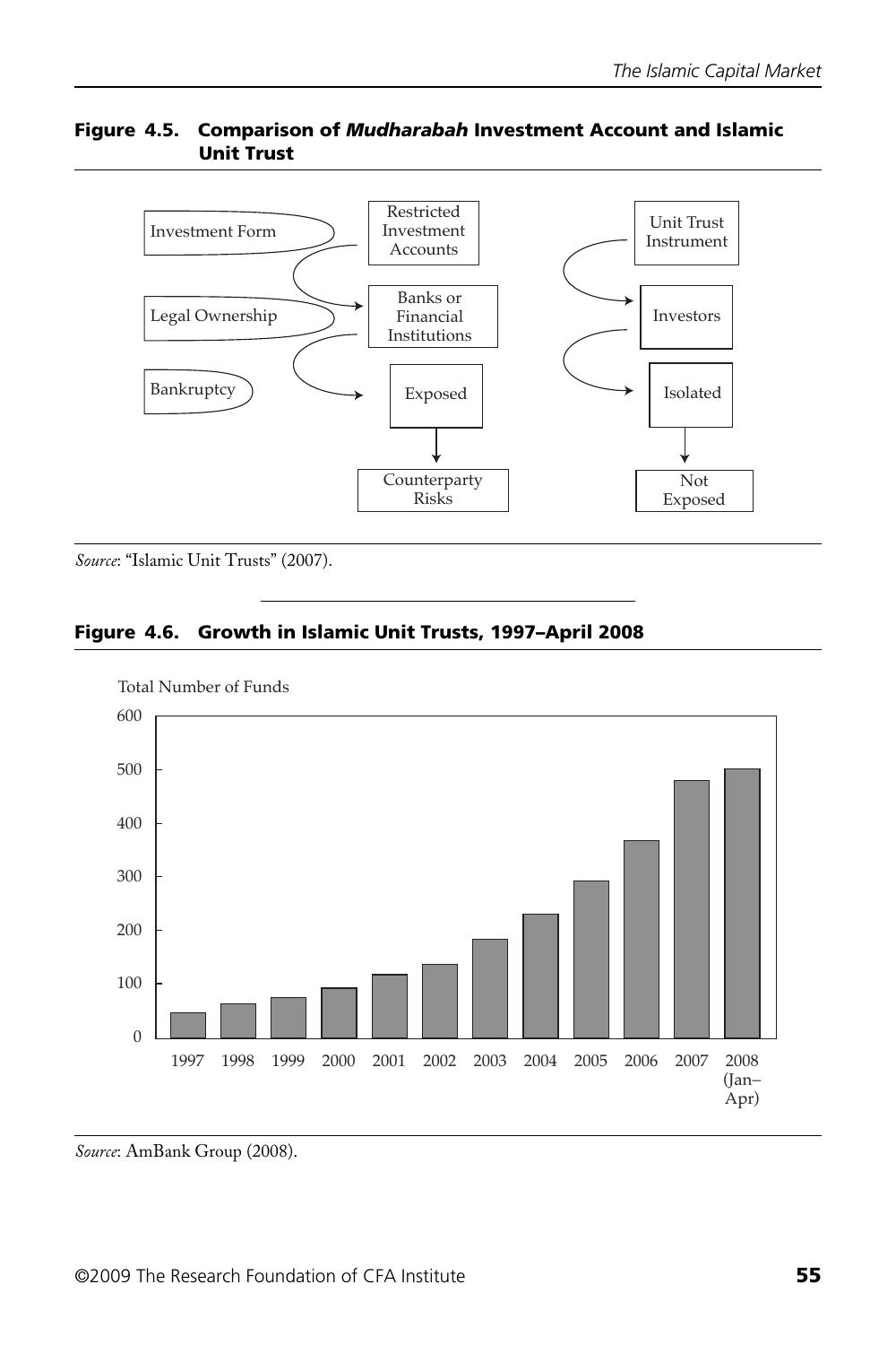**Figure 4.5. Comparison of *Mudharabah* Investment Account and Islamic Unit Trust**

| | Restricted Investment Accounts | Unit Trust Instrument |
|---|---|---|
| Investment Form | Restricted Investment Accounts | Unit Trust Instrument |
| Legal Ownership | Banks or Financial Institutions | Investors |
| Bankruptcy | Exposed | Isolated |
| | Counterparty Risks | Not Exposed |

*Source*: "Islamic Unit Trusts" (2007).

**Figure 4.6. Growth in Islamic Unit Trusts, 1997–April 2008**

Total Number of Funds

| Year | Total Number of Funds (approx.) |
|---|---|
| 1997 | 48 |
| 1998 | 64 |
| 1999 | 76 |
| 2000 | 94 |
| 2001 | 119 |
| 2002 | 138 |
| 2003 | 185 |
| 2004 | 231 |
| 2005 | 293 |
| 2006 | 368 |
| 2007 | 481 |
| 2008 (Jan–Apr) | 502 |

*Source*: AmBank Group (2008).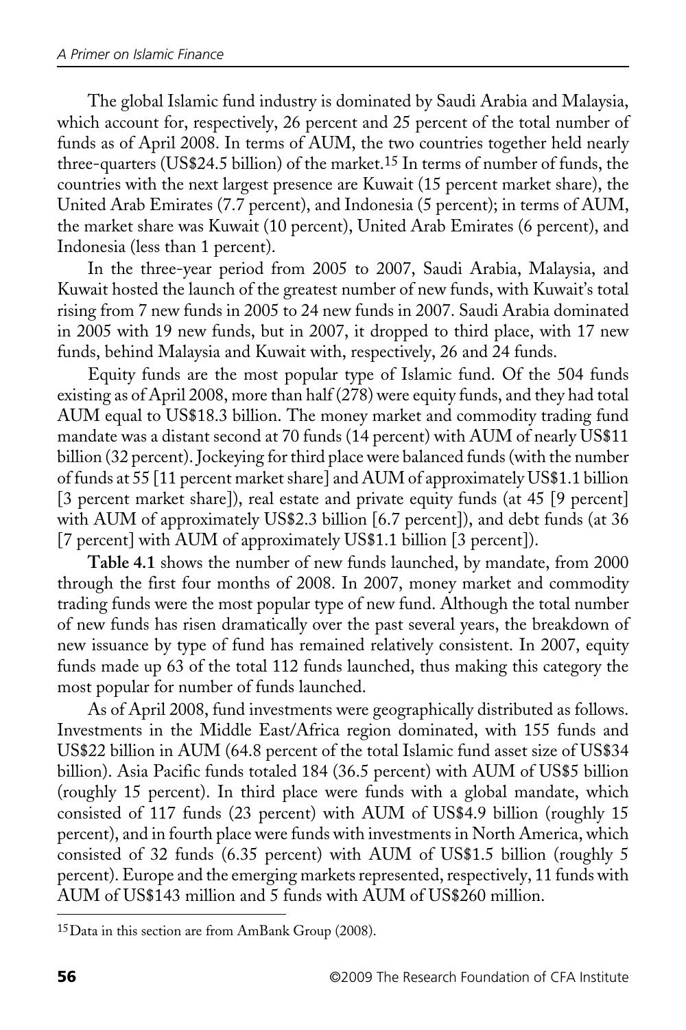The global Islamic fund industry is dominated by Saudi Arabia and Malaysia, which account for, respectively, 26 percent and 25 percent of the total number of funds as of April 2008. In terms of AUM, the two countries together held nearly three-quarters (US$24.5 billion) of the market.[15] In terms of number of funds, the countries with the next largest presence are Kuwait (15 percent market share), the United Arab Emirates (7.7 percent), and Indonesia (5 percent); in terms of AUM, the market share was Kuwait (10 percent), United Arab Emirates (6 percent), and Indonesia (less than 1 percent).

In the three-year period from 2005 to 2007, Saudi Arabia, Malaysia, and Kuwait hosted the launch of the greatest number of new funds, with Kuwait's total rising from 7 new funds in 2005 to 24 new funds in 2007. Saudi Arabia dominated in 2005 with 19 new funds, but in 2007, it dropped to third place, with 17 new funds, behind Malaysia and Kuwait with, respectively, 26 and 24 funds.

Equity funds are the most popular type of Islamic fund. Of the 504 funds existing as of April 2008, more than half (278) were equity funds, and they had total AUM equal to US$18.3 billion. The money market and commodity trading fund mandate was a distant second at 70 funds (14 percent) with AUM of nearly US$11 billion (32 percent). Jockeying for third place were balanced funds (with the number of funds at 55 [11 percent market share] and AUM of approximately US$1.1 billion [3 percent market share]), real estate and private equity funds (at 45 [9 percent] with AUM of approximately US$2.3 billion [6.7 percent]), and debt funds (at 36 [7 percent] with AUM of approximately US$1.1 billion [3 percent]).

**Table 4.1** shows the number of new funds launched, by mandate, from 2000 through the first four months of 2008. In 2007, money market and commodity trading funds were the most popular type of new fund. Although the total number of new funds has risen dramatically over the past several years, the breakdown of new issuance by type of fund has remained relatively consistent. In 2007, equity funds made up 63 of the total 112 funds launched, thus making this category the most popular for number of funds launched.

As of April 2008, fund investments were geographically distributed as follows. Investments in the Middle East/Africa region dominated, with 155 funds and US$22 billion in AUM (64.8 percent of the total Islamic fund asset size of US$34 billion). Asia Pacific funds totaled 184 (36.5 percent) with AUM of US$5 billion (roughly 15 percent). In third place were funds with a global mandate, which consisted of 117 funds (23 percent) with AUM of US$4.9 billion (roughly 15 percent), and in fourth place were funds with investments in North America, which consisted of 32 funds (6.35 percent) with AUM of US$1.5 billion (roughly 5 percent). Europe and the emerging markets represented, respectively, 11 funds with AUM of US$143 million and 5 funds with AUM of US$260 million.

[15] Data in this section are from AmBank Group (2008).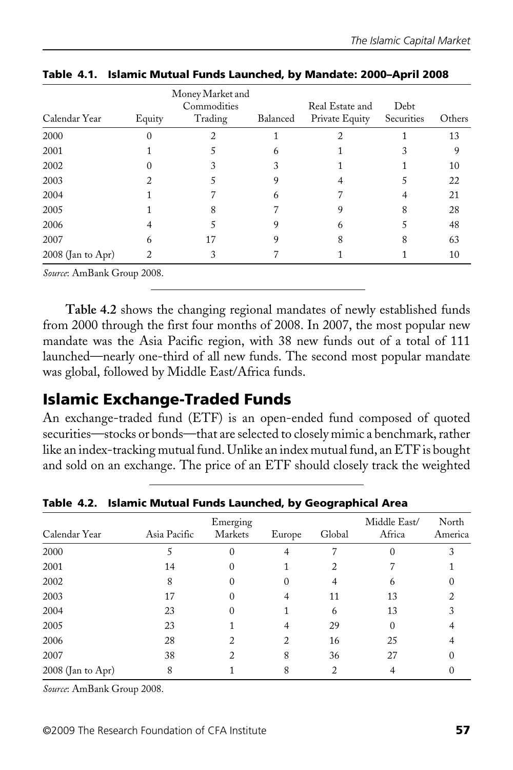**Table 4.1. Islamic Mutual Funds Launched, by Mandate: 2000–April 2008**

| Calendar Year | Equity | Money Market and Commodities Trading | Balanced | Real Estate and Private Equity | Debt Securities | Others |
|---|---|---|---|---|---|---|
| 2000 | 0 | 2 | 1 | 2 | 1 | 13 |
| 2001 | 1 | 5 | 6 | 1 | 3 | 9 |
| 2002 | 0 | 3 | 3 | 1 | 1 | 10 |
| 2003 | 2 | 5 | 9 | 4 | 5 | 22 |
| 2004 | 1 | 7 | 6 | 7 | 4 | 21 |
| 2005 | 1 | 8 | 7 | 9 | 8 | 28 |
| 2006 | 4 | 5 | 9 | 6 | 5 | 48 |
| 2007 | 6 | 17 | 9 | 8 | 8 | 63 |
| 2008 (Jan to Apr) | 2 | 3 | 7 | 1 | 1 | 10 |

*Source*: AmBank Group 2008.

**Table 4.2** shows the changing regional mandates of newly established funds from 2000 through the first four months of 2008. In 2007, the most popular new mandate was the Asia Pacific region, with 38 new funds out of a total of 111 launched—nearly one-third of all new funds. The second most popular mandate was global, followed by Middle East/Africa funds.

## Islamic Exchange-Traded Funds

An exchange-traded fund (ETF) is an open-ended fund composed of quoted securities—stocks or bonds—that are selected to closely mimic a benchmark, rather like an index-tracking mutual fund. Unlike an index mutual fund, an ETF is bought and sold on an exchange. The price of an ETF should closely track the weighted

**Table 4.2. Islamic Mutual Funds Launched, by Geographical Area**

| Calendar Year | Asia Pacific | Emerging Markets | Europe | Global | Middle East/ Africa | North America |
|---|---|---|---|---|---|---|
| 2000 | 5 | 0 | 4 | 7 | 0 | 3 |
| 2001 | 14 | 0 | 1 | 2 | 7 | 1 |
| 2002 | 8 | 0 | 0 | 4 | 6 | 0 |
| 2003 | 17 | 0 | 4 | 11 | 13 | 2 |
| 2004 | 23 | 0 | 1 | 6 | 13 | 3 |
| 2005 | 23 | 1 | 4 | 29 | 0 | 4 |
| 2006 | 28 | 2 | 2 | 16 | 25 | 4 |
| 2007 | 38 | 2 | 8 | 36 | 27 | 0 |
| 2008 (Jan to Apr) | 8 | 1 | 8 | 2 | 4 | 0 |

*Source*: AmBank Group 2008.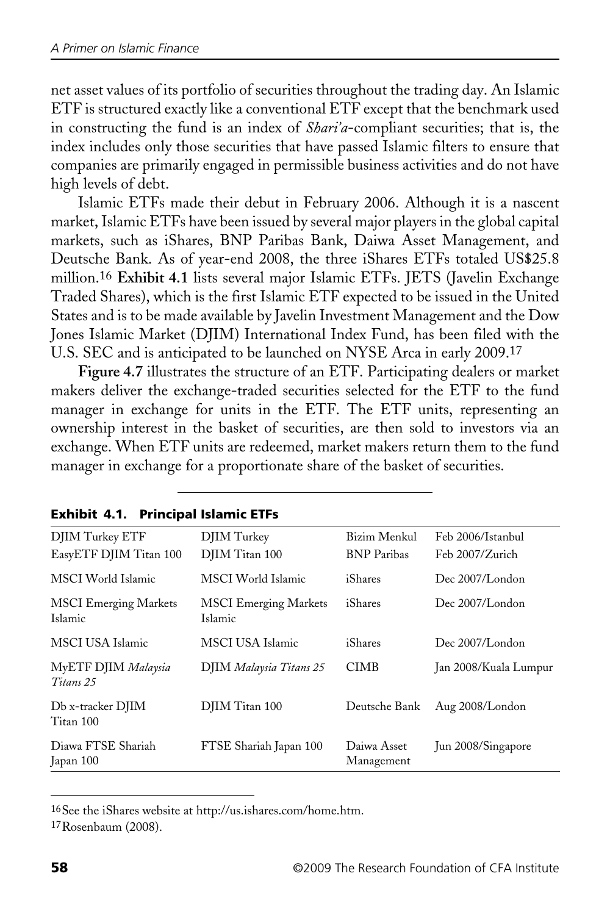net asset values of its portfolio of securities throughout the trading day. An Islamic ETF is structured exactly like a conventional ETF except that the benchmark used in constructing the fund is an index of *Shari'a*-compliant securities; that is, the index includes only those securities that have passed Islamic filters to ensure that companies are primarily engaged in permissible business activities and do not have high levels of debt.

Islamic ETFs made their debut in February 2006. Although it is a nascent market, Islamic ETFs have been issued by several major players in the global capital markets, such as iShares, BNP Paribas Bank, Daiwa Asset Management, and Deutsche Bank. As of year-end 2008, the three iShares ETFs totaled US$25.8 million.[16] **Exhibit 4.1** lists several major Islamic ETFs. JETS (Javelin Exchange Traded Shares), which is the first Islamic ETF expected to be issued in the United States and is to be made available by Javelin Investment Management and the Dow Jones Islamic Market (DJIM) International Index Fund, has been filed with the U.S. SEC and is anticipated to be launched on NYSE Arca in early 2009.[17]

**Figure 4.7** illustrates the structure of an ETF. Participating dealers or market makers deliver the exchange-traded securities selected for the ETF to the fund manager in exchange for units in the ETF. The ETF units, representing an ownership interest in the basket of securities, are then sold to investors via an exchange. When ETF units are redeemed, market makers return them to the fund manager in exchange for a proportionate share of the basket of securities.

**Exhibit 4.1. Principal Islamic ETFs**

| | | | |
|---|---|---|---|
| DJIM Turkey ETF | DJIM Turkey | Bizim Menkul | Feb 2006/Istanbul |
| EasyETF DJIM Titan 100 | DJIM Titan 100 | BNP Paribas | Feb 2007/Zurich |
| MSCI World Islamic | MSCI World Islamic | iShares | Dec 2007/London |
| MSCI Emerging Markets Islamic | MSCI Emerging Markets Islamic | iShares | Dec 2007/London |
| MSCI USA Islamic | MSCI USA Islamic | iShares | Dec 2007/London |
| MyETF DJIM *Malaysia Titans 25* | DJIM *Malaysia Titans 25* | CIMB | Jan 2008/Kuala Lumpur |
| Db x-tracker DJIM Titan 100 | DJIM Titan 100 | Deutsche Bank | Aug 2008/London |
| Diawa FTSE Shariah Japan 100 | FTSE Shariah Japan 100 | Daiwa Asset Management | Jun 2008/Singapore |

[16] See the iShares website at http://us.ishares.com/home.htm.

[17] Rosenbaum (2008).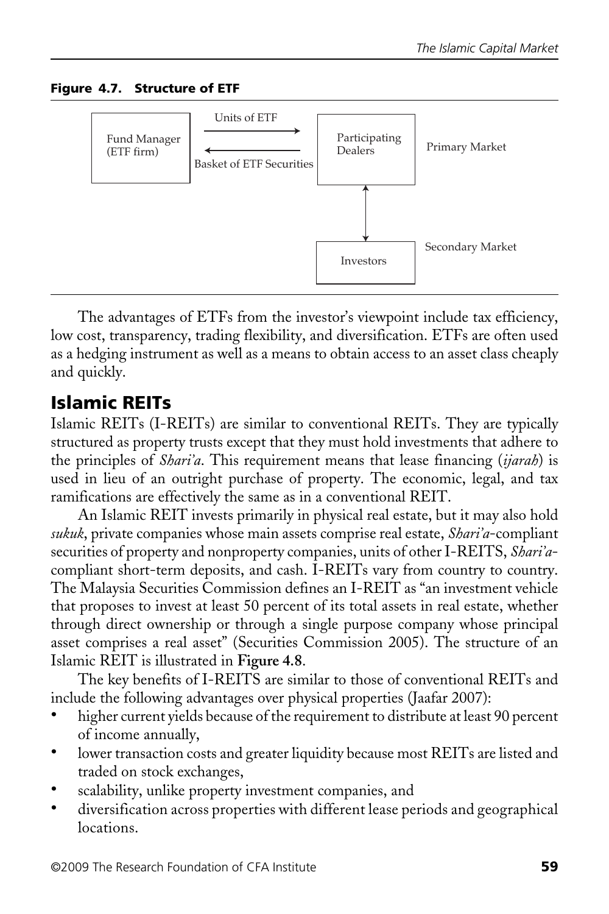**Figure 4.7. Structure of ETF**

Fund Manager (ETF firm) → Units of ETF → Participating Dealers
Participating Dealers → Basket of ETF Securities → Fund Manager (ETF firm)
Primary Market

Participating Dealers ↔ Investors
Secondary Market

The advantages of ETFs from the investor's viewpoint include tax efficiency, low cost, transparency, trading flexibility, and diversification. ETFs are often used as a hedging instrument as well as a means to obtain access to an asset class cheaply and quickly.

## Islamic REITs

Islamic REITs (I-REITs) are similar to conventional REITs. They are typically structured as property trusts except that they must hold investments that adhere to the principles of *Shari'a*. This requirement means that lease financing (*ijarah*) is used in lieu of an outright purchase of property. The economic, legal, and tax ramifications are effectively the same as in a conventional REIT.

An Islamic REIT invests primarily in physical real estate, but it may also hold *sukuk*, private companies whose main assets comprise real estate, *Shari'a*-compliant securities of property and nonproperty companies, units of other I-REITS, *Shari'a*-compliant short-term deposits, and cash. I-REITs vary from country to country. The Malaysia Securities Commission defines an I-REIT as "an investment vehicle that proposes to invest at least 50 percent of its total assets in real estate, whether through direct ownership or through a single purpose company whose principal asset comprises a real asset" (Securities Commission 2005). The structure of an Islamic REIT is illustrated in **Figure 4.8**.

The key benefits of I-REITS are similar to those of conventional REITs and include the following advantages over physical properties (Jaafar 2007):

- higher current yields because of the requirement to distribute at least 90 percent of income annually,
- lower transaction costs and greater liquidity because most REITs are listed and traded on stock exchanges,
- scalability, unlike property investment companies, and
- diversification across properties with different lease periods and geographical locations.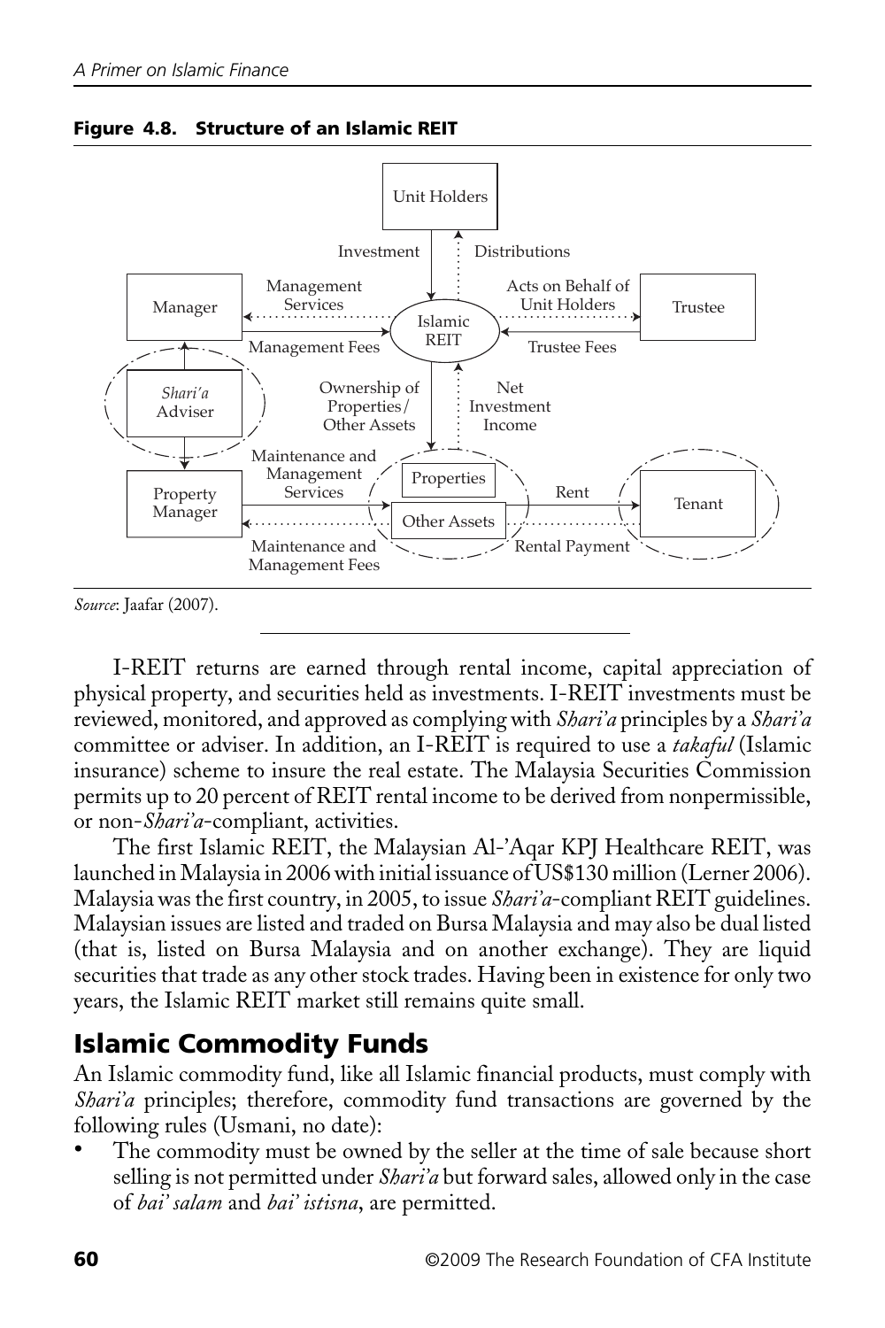**Figure 4.8. Structure of an Islamic REIT**

*Source*: Jaafar (2007).

I-REIT returns are earned through rental income, capital appreciation of physical property, and securities held as investments. I-REIT investments must be reviewed, monitored, and approved as complying with *Shari'a* principles by a *Shari'a* committee or adviser. In addition, an I-REIT is required to use a *takaful* (Islamic insurance) scheme to insure the real estate. The Malaysia Securities Commission permits up to 20 percent of REIT rental income to be derived from nonpermissible, or non-*Shari'a*-compliant, activities.

The first Islamic REIT, the Malaysian Al-'Aqar KPJ Healthcare REIT, was launched in Malaysia in 2006 with initial issuance of US$130 million (Lerner 2006). Malaysia was the first country, in 2005, to issue *Shari'a*-compliant REIT guidelines. Malaysian issues are listed and traded on Bursa Malaysia and may also be dual listed (that is, listed on Bursa Malaysia and on another exchange). They are liquid securities that trade as any other stock trades. Having been in existence for only two years, the Islamic REIT market still remains quite small.

## Islamic Commodity Funds

An Islamic commodity fund, like all Islamic financial products, must comply with *Shari'a* principles; therefore, commodity fund transactions are governed by the following rules (Usmani, no date):

- The commodity must be owned by the seller at the time of sale because short selling is not permitted under *Shari'a* but forward sales, allowed only in the case of *bai' salam* and *bai' istisna*, are permitted.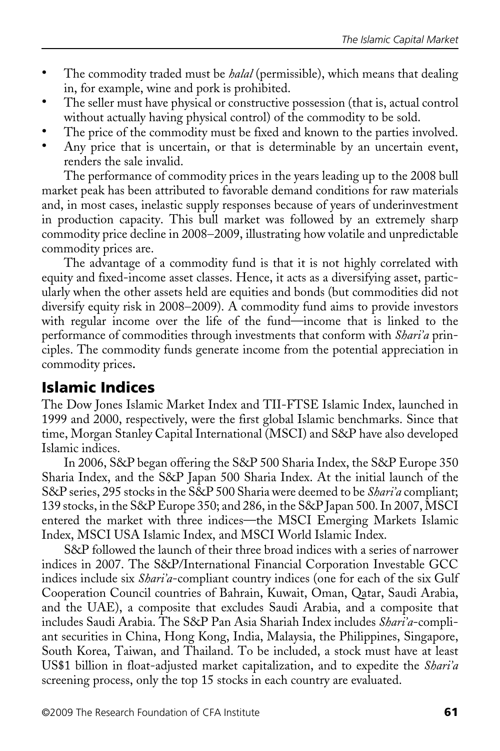- The commodity traded must be *halal* (permissible), which means that dealing in, for example, wine and pork is prohibited.
- The seller must have physical or constructive possession (that is, actual control without actually having physical control) of the commodity to be sold.
- The price of the commodity must be fixed and known to the parties involved.
- Any price that is uncertain, or that is determinable by an uncertain event, renders the sale invalid.

The performance of commodity prices in the years leading up to the 2008 bull market peak has been attributed to favorable demand conditions for raw materials and, in most cases, inelastic supply responses because of years of underinvestment in production capacity. This bull market was followed by an extremely sharp commodity price decline in 2008–2009, illustrating how volatile and unpredictable commodity prices are.

The advantage of a commodity fund is that it is not highly correlated with equity and fixed-income asset classes. Hence, it acts as a diversifying asset, particularly when the other assets held are equities and bonds (but commodities did not diversify equity risk in 2008–2009). A commodity fund aims to provide investors with regular income over the life of the fund—income that is linked to the performance of commodities through investments that conform with *Shari'a* principles. The commodity funds generate income from the potential appreciation in commodity prices.

## Islamic Indices

The Dow Jones Islamic Market Index and TII-FTSE Islamic Index, launched in 1999 and 2000, respectively, were the first global Islamic benchmarks. Since that time, Morgan Stanley Capital International (MSCI) and S&P have also developed Islamic indices.

In 2006, S&P began offering the S&P 500 Sharia Index, the S&P Europe 350 Sharia Index, and the S&P Japan 500 Sharia Index. At the initial launch of the S&P series, 295 stocks in the S&P 500 Sharia were deemed to be *Shari'a* compliant; 139 stocks, in the S&P Europe 350; and 286, in the S&P Japan 500. In 2007, MSCI entered the market with three indices—the MSCI Emerging Markets Islamic Index, MSCI USA Islamic Index, and MSCI World Islamic Index.

S&P followed the launch of their three broad indices with a series of narrower indices in 2007. The S&P/International Financial Corporation Investable GCC indices include six *Shari'a*-compliant country indices (one for each of the six Gulf Cooperation Council countries of Bahrain, Kuwait, Oman, Qatar, Saudi Arabia, and the UAE), a composite that excludes Saudi Arabia, and a composite that includes Saudi Arabia. The S&P Pan Asia Shariah Index includes *Shari'a*-compliant securities in China, Hong Kong, India, Malaysia, the Philippines, Singapore, South Korea, Taiwan, and Thailand. To be included, a stock must have at least US$1 billion in float-adjusted market capitalization, and to expedite the *Shari'a* screening process, only the top 15 stocks in each country are evaluated.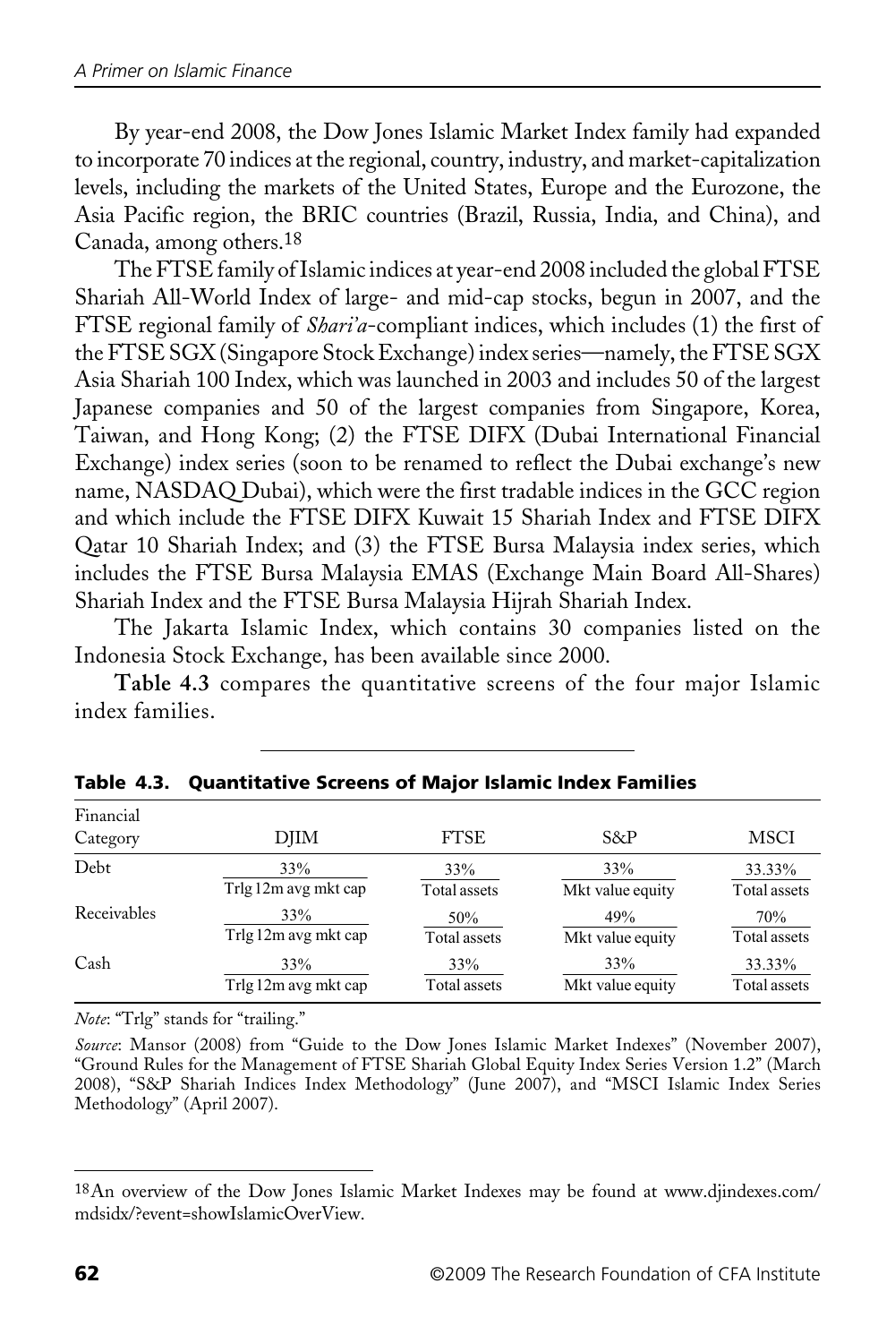By year-end 2008, the Dow Jones Islamic Market Index family had expanded to incorporate 70 indices at the regional, country, industry, and market-capitalization levels, including the markets of the United States, Europe and the Eurozone, the Asia Pacific region, the BRIC countries (Brazil, Russia, India, and China), and Canada, among others.[18]

The FTSE family of Islamic indices at year-end 2008 included the global FTSE Shariah All-World Index of large- and mid-cap stocks, begun in 2007, and the FTSE regional family of *Shari'a*-compliant indices, which includes (1) the first of the FTSE SGX (Singapore Stock Exchange) index series—namely, the FTSE SGX Asia Shariah 100 Index, which was launched in 2003 and includes 50 of the largest Japanese companies and 50 of the largest companies from Singapore, Korea, Taiwan, and Hong Kong; (2) the FTSE DIFX (Dubai International Financial Exchange) index series (soon to be renamed to reflect the Dubai exchange's new name, NASDAQ Dubai), which were the first tradable indices in the GCC region and which include the FTSE DIFX Kuwait 15 Shariah Index and FTSE DIFX Qatar 10 Shariah Index; and (3) the FTSE Bursa Malaysia index series, which includes the FTSE Bursa Malaysia EMAS (Exchange Main Board All-Shares) Shariah Index and the FTSE Bursa Malaysia Hijrah Shariah Index.

The Jakarta Islamic Index, which contains 30 companies listed on the Indonesia Stock Exchange, has been available since 2000.

**Table 4.3** compares the quantitative screens of the four major Islamic index families.

**Table 4.3. Quantitative Screens of Major Islamic Index Families**

| Financial Category | DJIM | FTSE | S&P | MSCI |
|---|---|---|---|---|
| Debt | $\frac{33\%}{\text{Trlg 12m avg mkt cap}}$ | $\frac{33\%}{\text{Total assets}}$ | $\frac{33\%}{\text{Mkt value equity}}$ | $\frac{33.33\%}{\text{Total assets}}$ |
| Receivables | $\frac{33\%}{\text{Trlg 12m avg mkt cap}}$ | $\frac{50\%}{\text{Total assets}}$ | $\frac{49\%}{\text{Mkt value equity}}$ | $\frac{70\%}{\text{Total assets}}$ |
| Cash | $\frac{33\%}{\text{Trlg 12m avg mkt cap}}$ | $\frac{33\%}{\text{Total assets}}$ | $\frac{33\%}{\text{Mkt value equity}}$ | $\frac{33.33\%}{\text{Total assets}}$ |

*Note*: "Trlg" stands for "trailing."

*Source*: Mansor (2008) from "Guide to the Dow Jones Islamic Market Indexes" (November 2007), "Ground Rules for the Management of FTSE Shariah Global Equity Index Series Version 1.2" (March 2008), "S&P Shariah Indices Index Methodology" (June 2007), and "MSCI Islamic Index Series Methodology" (April 2007).

[18]An overview of the Dow Jones Islamic Market Indexes may be found at www.djindexes.com/mdsidx/?event=showIslamicOverView.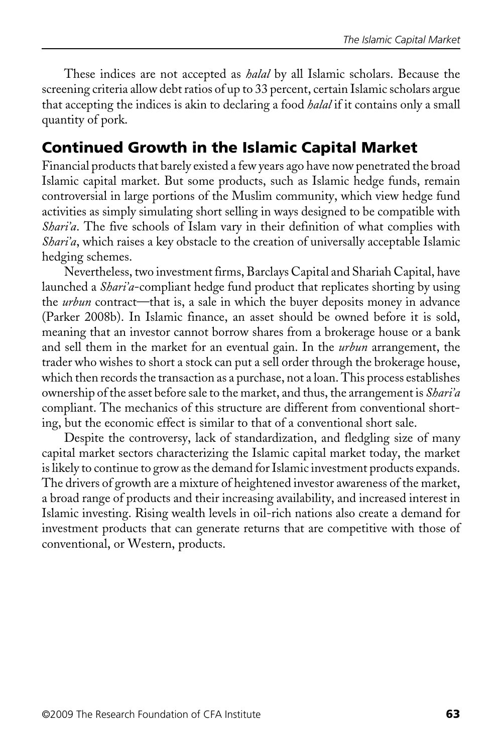These indices are not accepted as *halal* by all Islamic scholars. Because the screening criteria allow debt ratios of up to 33 percent, certain Islamic scholars argue that accepting the indices is akin to declaring a food *halal* if it contains only a small quantity of pork.

## Continued Growth in the Islamic Capital Market

Financial products that barely existed a few years ago have now penetrated the broad Islamic capital market. But some products, such as Islamic hedge funds, remain controversial in large portions of the Muslim community, which view hedge fund activities as simply simulating short selling in ways designed to be compatible with *Shari'a*. The five schools of Islam vary in their definition of what complies with *Shari'a*, which raises a key obstacle to the creation of universally acceptable Islamic hedging schemes.

Nevertheless, two investment firms, Barclays Capital and Shariah Capital, have launched a *Shari'a*-compliant hedge fund product that replicates shorting by using the *urbun* contract—that is, a sale in which the buyer deposits money in advance (Parker 2008b). In Islamic finance, an asset should be owned before it is sold, meaning that an investor cannot borrow shares from a brokerage house or a bank and sell them in the market for an eventual gain. In the *urbun* arrangement, the trader who wishes to short a stock can put a sell order through the brokerage house, which then records the transaction as a purchase, not a loan. This process establishes ownership of the asset before sale to the market, and thus, the arrangement is *Shari'a* compliant. The mechanics of this structure are different from conventional shorting, but the economic effect is similar to that of a conventional short sale.

Despite the controversy, lack of standardization, and fledgling size of many capital market sectors characterizing the Islamic capital market today, the market is likely to continue to grow as the demand for Islamic investment products expands. The drivers of growth are a mixture of heightened investor awareness of the market, a broad range of products and their increasing availability, and increased interest in Islamic investing. Rising wealth levels in oil-rich nations also create a demand for investment products that can generate returns that are competitive with those of conventional, or Western, products.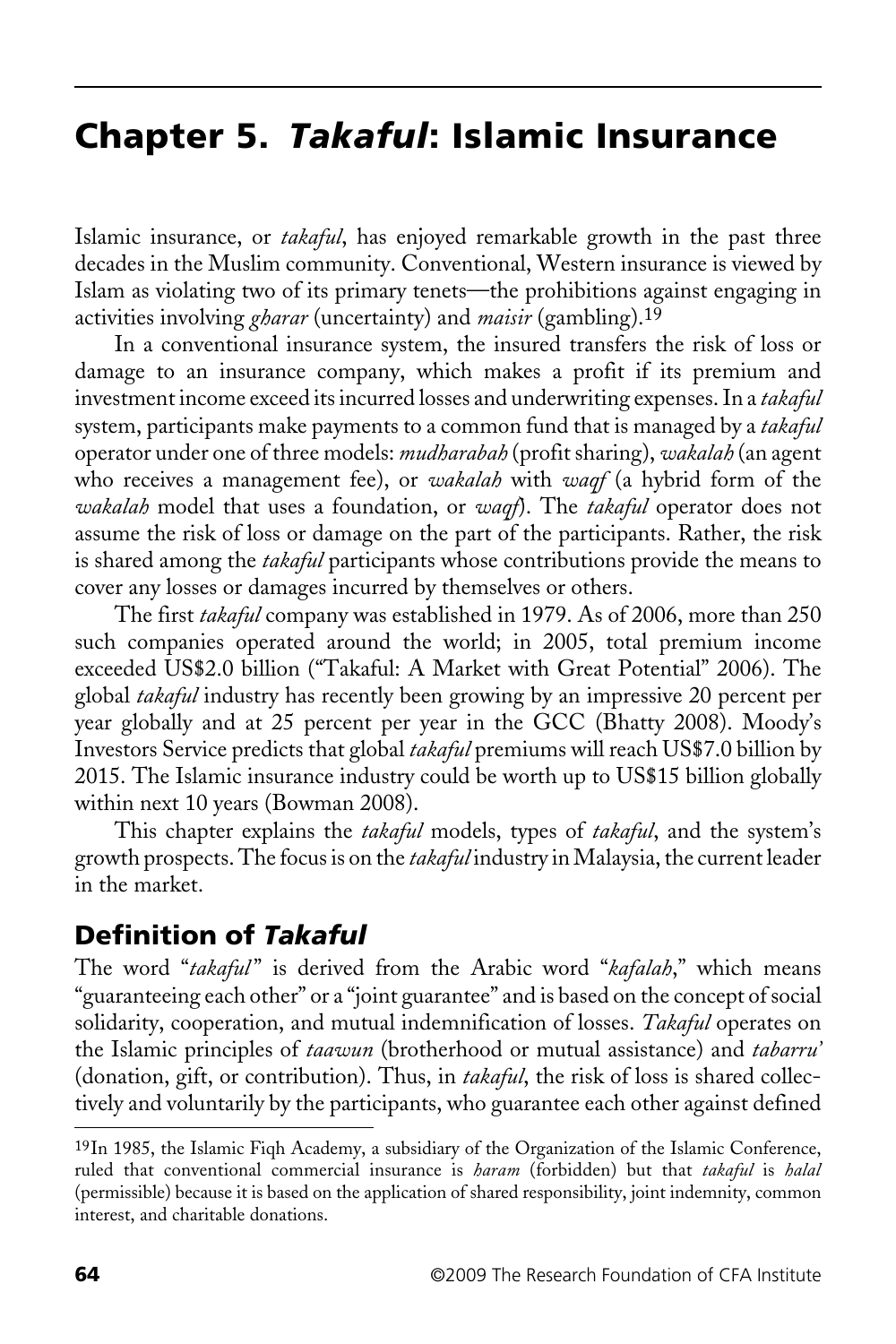# Chapter 5. *Takaful*: Islamic Insurance

Islamic insurance, or *takaful*, has enjoyed remarkable growth in the past three decades in the Muslim community. Conventional, Western insurance is viewed by Islam as violating two of its primary tenets—the prohibitions against engaging in activities involving *gharar* (uncertainty) and *maisir* (gambling).[19]

In a conventional insurance system, the insured transfers the risk of loss or damage to an insurance company, which makes a profit if its premium and investment income exceed its incurred losses and underwriting expenses. In a *takaful* system, participants make payments to a common fund that is managed by a *takaful* operator under one of three models: *mudharabah* (profit sharing), *wakalah* (an agent who receives a management fee), or *wakalah* with *waqf* (a hybrid form of the *wakalah* model that uses a foundation, or *waqf*). The *takaful* operator does not assume the risk of loss or damage on the part of the participants. Rather, the risk is shared among the *takaful* participants whose contributions provide the means to cover any losses or damages incurred by themselves or others.

The first *takaful* company was established in 1979. As of 2006, more than 250 such companies operated around the world; in 2005, total premium income exceeded US$2.0 billion ("Takaful: A Market with Great Potential" 2006). The global *takaful* industry has recently been growing by an impressive 20 percent per year globally and at 25 percent per year in the GCC (Bhatty 2008). Moody's Investors Service predicts that global *takaful* premiums will reach US$7.0 billion by 2015. The Islamic insurance industry could be worth up to US$15 billion globally within next 10 years (Bowman 2008).

This chapter explains the *takaful* models, types of *takaful*, and the system's growth prospects. The focus is on the *takaful* industry in Malaysia, the current leader in the market.

## Definition of *Takaful*

The word "*takaful*" is derived from the Arabic word "*kafalah*," which means "guaranteeing each other" or a "joint guarantee" and is based on the concept of social solidarity, cooperation, and mutual indemnification of losses. *Takaful* operates on the Islamic principles of *taawun* (brotherhood or mutual assistance) and *tabarru'* (donation, gift, or contribution). Thus, in *takaful*, the risk of loss is shared collectively and voluntarily by the participants, who guarantee each other against defined

---

[19]In 1985, the Islamic Fiqh Academy, a subsidiary of the Organization of the Islamic Conference, ruled that conventional commercial insurance is *haram* (forbidden) but that *takaful* is *halal* (permissible) because it is based on the application of shared responsibility, joint indemnity, common interest, and charitable donations.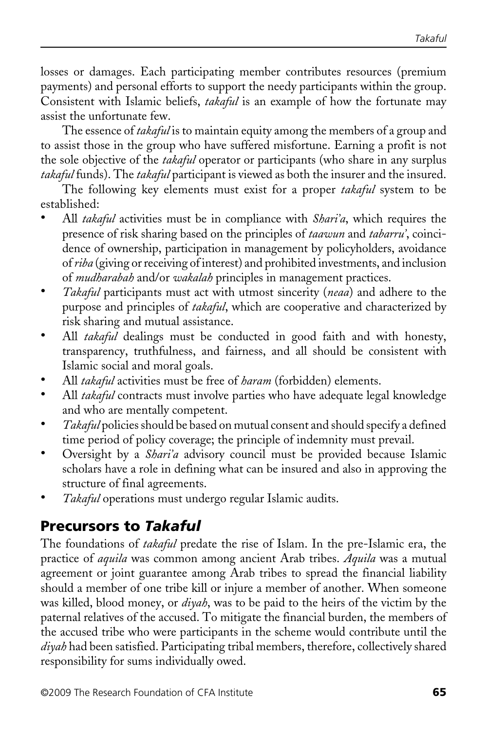losses or damages. Each participating member contributes resources (premium payments) and personal efforts to support the needy participants within the group. Consistent with Islamic beliefs, *takaful* is an example of how the fortunate may assist the unfortunate few.

The essence of *takaful* is to maintain equity among the members of a group and to assist those in the group who have suffered misfortune. Earning a profit is not the sole objective of the *takaful* operator or participants (who share in any surplus *takaful* funds). The *takaful* participant is viewed as both the insurer and the insured.

The following key elements must exist for a proper *takaful* system to be established:

- All *takaful* activities must be in compliance with *Shari'a*, which requires the presence of risk sharing based on the principles of *taawun* and *tabarru'*, coincidence of ownership, participation in management by policyholders, avoidance of *riba* (giving or receiving of interest) and prohibited investments, and inclusion of *mudharabah* and/or *wakalah* principles in management practices.
- *Takaful* participants must act with utmost sincerity (*neaa*) and adhere to the purpose and principles of *takaful*, which are cooperative and characterized by risk sharing and mutual assistance.
- All *takaful* dealings must be conducted in good faith and with honesty, transparency, truthfulness, and fairness, and all should be consistent with Islamic social and moral goals.
- All *takaful* activities must be free of *haram* (forbidden) elements.
- All *takaful* contracts must involve parties who have adequate legal knowledge and who are mentally competent.
- *Takaful* policies should be based on mutual consent and should specify a defined time period of policy coverage; the principle of indemnity must prevail.
- Oversight by a *Shari'a* advisory council must be provided because Islamic scholars have a role in defining what can be insured and also in approving the structure of final agreements.
- *Takaful* operations must undergo regular Islamic audits.

## Precursors to *Takaful*

The foundations of *takaful* predate the rise of Islam. In the pre-Islamic era, the practice of *aquila* was common among ancient Arab tribes. *Aquila* was a mutual agreement or joint guarantee among Arab tribes to spread the financial liability should a member of one tribe kill or injure a member of another. When someone was killed, blood money, or *diyah*, was to be paid to the heirs of the victim by the paternal relatives of the accused. To mitigate the financial burden, the members of the accused tribe who were participants in the scheme would contribute until the *diyah* had been satisfied. Participating tribal members, therefore, collectively shared responsibility for sums individually owed.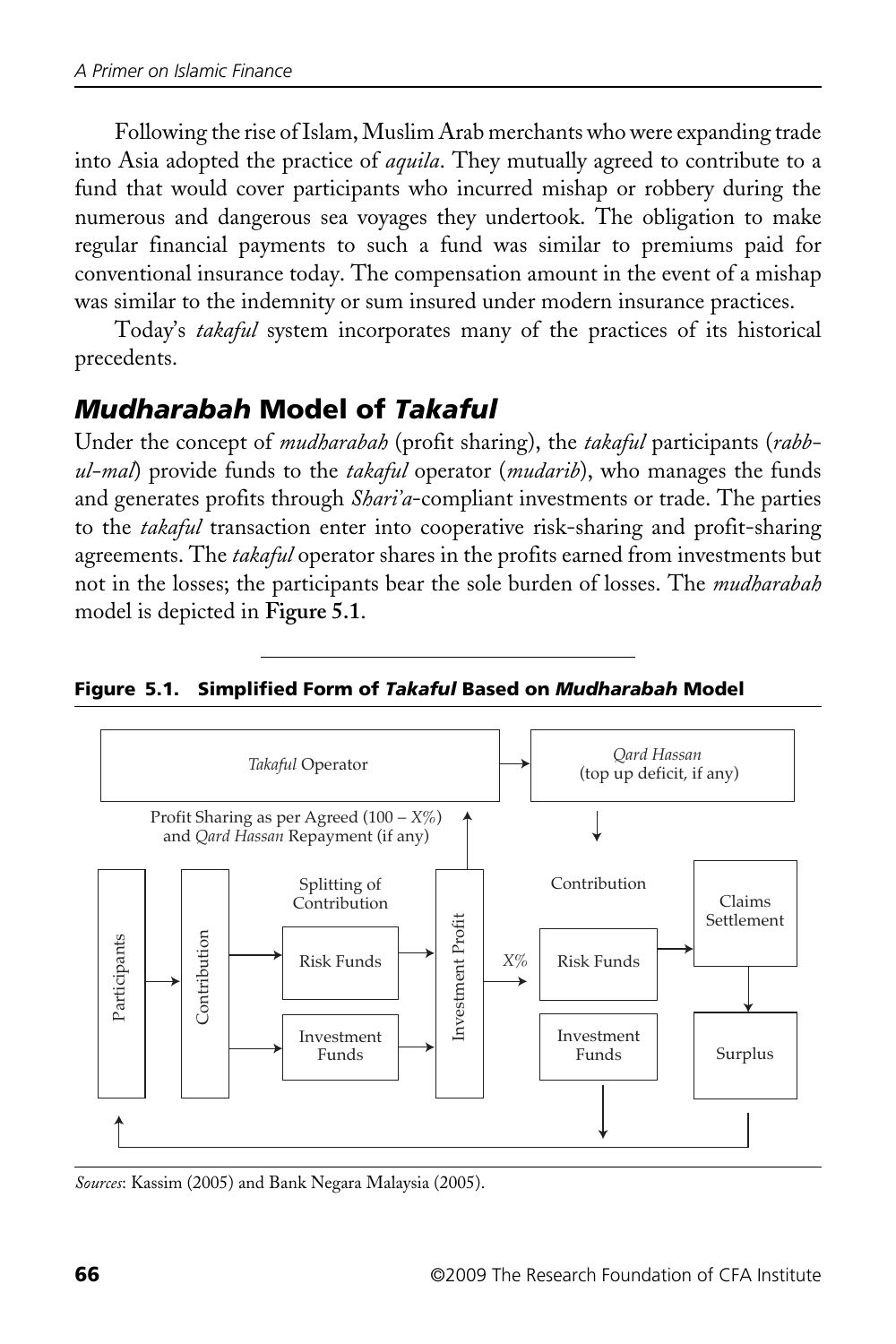Following the rise of Islam, Muslim Arab merchants who were expanding trade into Asia adopted the practice of *aquila*. They mutually agreed to contribute to a fund that would cover participants who incurred mishap or robbery during the numerous and dangerous sea voyages they undertook. The obligation to make regular financial payments to such a fund was similar to premiums paid for conventional insurance today. The compensation amount in the event of a mishap was similar to the indemnity or sum insured under modern insurance practices.

Today's *takaful* system incorporates many of the practices of its historical precedents.

## *Mudharabah* Model of *Takaful*

Under the concept of *mudharabah* (profit sharing), the *takaful* participants (*rabb-ul-mal*) provide funds to the *takaful* operator (*mudarib*), who manages the funds and generates profits through *Shari'a*-compliant investments or trade. The parties to the *takaful* transaction enter into cooperative risk-sharing and profit-sharing agreements. The *takaful* operator shares in the profits earned from investments but not in the losses; the participants bear the sole burden of losses. The *mudharabah* model is depicted in **Figure 5.1**.

**Figure 5.1. Simplified Form of *Takaful* Based on *Mudharabah* Model**

*Takaful* Operator

*Qard Hassan* (top up deficit, if any)

Profit Sharing as per Agreed (100 – X%) and *Qard Hassan* Repayment (if any)

Participants

Contribution

Splitting of Contribution

Risk Funds

Investment Funds

Investment Profit

X%

Contribution

Risk Funds

Investment Funds

Claims Settlement

Surplus

*Sources*: Kassim (2005) and Bank Negara Malaysia (2005).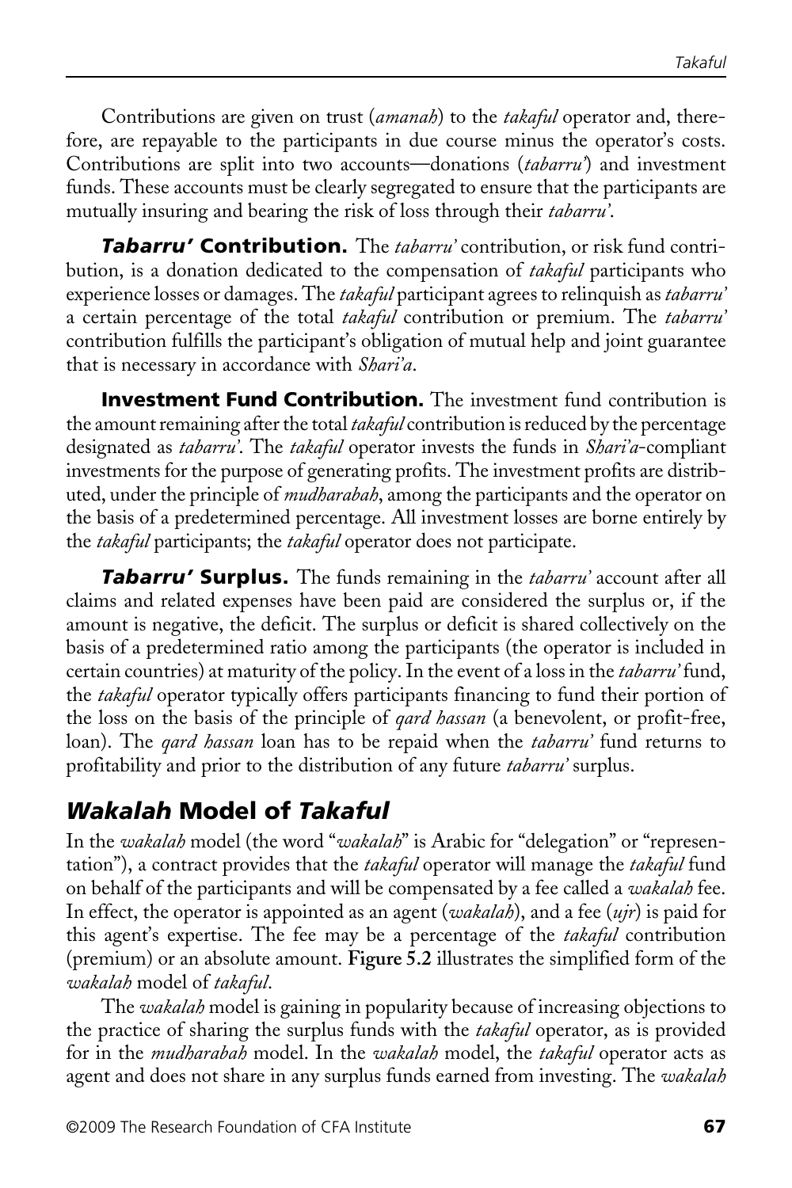Contributions are given on trust (*amanah*) to the *takaful* operator and, therefore, are repayable to the participants in due course minus the operator's costs. Contributions are split into two accounts—donations (*tabarru'*) and investment funds. These accounts must be clearly segregated to ensure that the participants are mutually insuring and bearing the risk of loss through their *tabarru'*.

***Tabarru'* Contribution.** The *tabarru'* contribution, or risk fund contribution, is a donation dedicated to the compensation of *takaful* participants who experience losses or damages. The *takaful* participant agrees to relinquish as *tabarru'* a certain percentage of the total *takaful* contribution or premium. The *tabarru'* contribution fulfills the participant's obligation of mutual help and joint guarantee that is necessary in accordance with *Shari'a*.

**Investment Fund Contribution.** The investment fund contribution is the amount remaining after the total *takaful* contribution is reduced by the percentage designated as *tabarru'*. The *takaful* operator invests the funds in *Shari'a*-compliant investments for the purpose of generating profits. The investment profits are distributed, under the principle of *mudharabah*, among the participants and the operator on the basis of a predetermined percentage. All investment losses are borne entirely by the *takaful* participants; the *takaful* operator does not participate.

***Tabarru'* Surplus.** The funds remaining in the *tabarru'* account after all claims and related expenses have been paid are considered the surplus or, if the amount is negative, the deficit. The surplus or deficit is shared collectively on the basis of a predetermined ratio among the participants (the operator is included in certain countries) at maturity of the policy. In the event of a loss in the *tabarru'* fund, the *takaful* operator typically offers participants financing to fund their portion of the loss on the basis of the principle of *qard hassan* (a benevolent, or profit-free, loan). The *qard hassan* loan has to be repaid when the *tabarru'* fund returns to profitability and prior to the distribution of any future *tabarru'* surplus.

## *Wakalah* Model of *Takaful*

In the *wakalah* model (the word "*wakalah*" is Arabic for "delegation" or "representation"), a contract provides that the *takaful* operator will manage the *takaful* fund on behalf of the participants and will be compensated by a fee called a *wakalah* fee. In effect, the operator is appointed as an agent (*wakalah*), and a fee (*ujr*) is paid for this agent's expertise. The fee may be a percentage of the *takaful* contribution (premium) or an absolute amount. **Figure 5.2** illustrates the simplified form of the *wakalah* model of *takaful*.

The *wakalah* model is gaining in popularity because of increasing objections to the practice of sharing the surplus funds with the *takaful* operator, as is provided for in the *mudharabah* model. In the *wakalah* model, the *takaful* operator acts as agent and does not share in any surplus funds earned from investing. The *wakalah*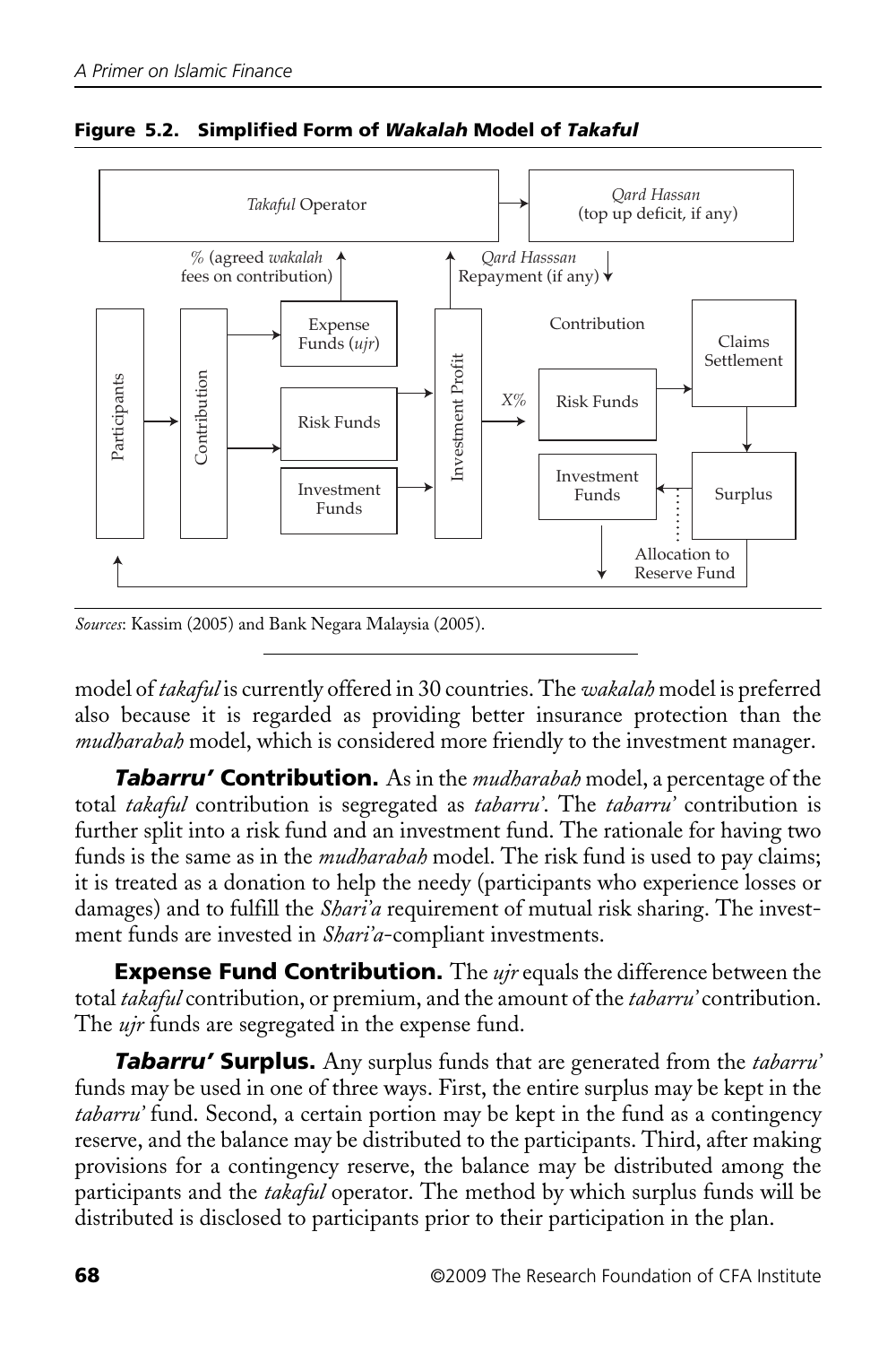**Figure 5.2. Simplified Form of *Wakalah* Model of *Takaful***

*Sources*: Kassim (2005) and Bank Negara Malaysia (2005).

model of *takaful* is currently offered in 30 countries. The *wakalah* model is preferred also because it is regarded as providing better insurance protection than the *mudharabah* model, which is considered more friendly to the investment manager.

***Tabarru'* Contribution.** As in the *mudharabah* model, a percentage of the total *takaful* contribution is segregated as *tabarru'*. The *tabarru'* contribution is further split into a risk fund and an investment fund. The rationale for having two funds is the same as in the *mudharabah* model. The risk fund is used to pay claims; it is treated as a donation to help the needy (participants who experience losses or damages) and to fulfill the *Shari'a* requirement of mutual risk sharing. The investment funds are invested in *Shari'a*-compliant investments.

**Expense Fund Contribution.** The *ujr* equals the difference between the total *takaful* contribution, or premium, and the amount of the *tabarru'* contribution. The *ujr* funds are segregated in the expense fund.

***Tabarru'* Surplus.** Any surplus funds that are generated from the *tabarru'* funds may be used in one of three ways. First, the entire surplus may be kept in the *tabarru'* fund. Second, a certain portion may be kept in the fund as a contingency reserve, and the balance may be distributed to the participants. Third, after making provisions for a contingency reserve, the balance may be distributed among the participants and the *takaful* operator. The method by which surplus funds will be distributed is disclosed to participants prior to their participation in the plan.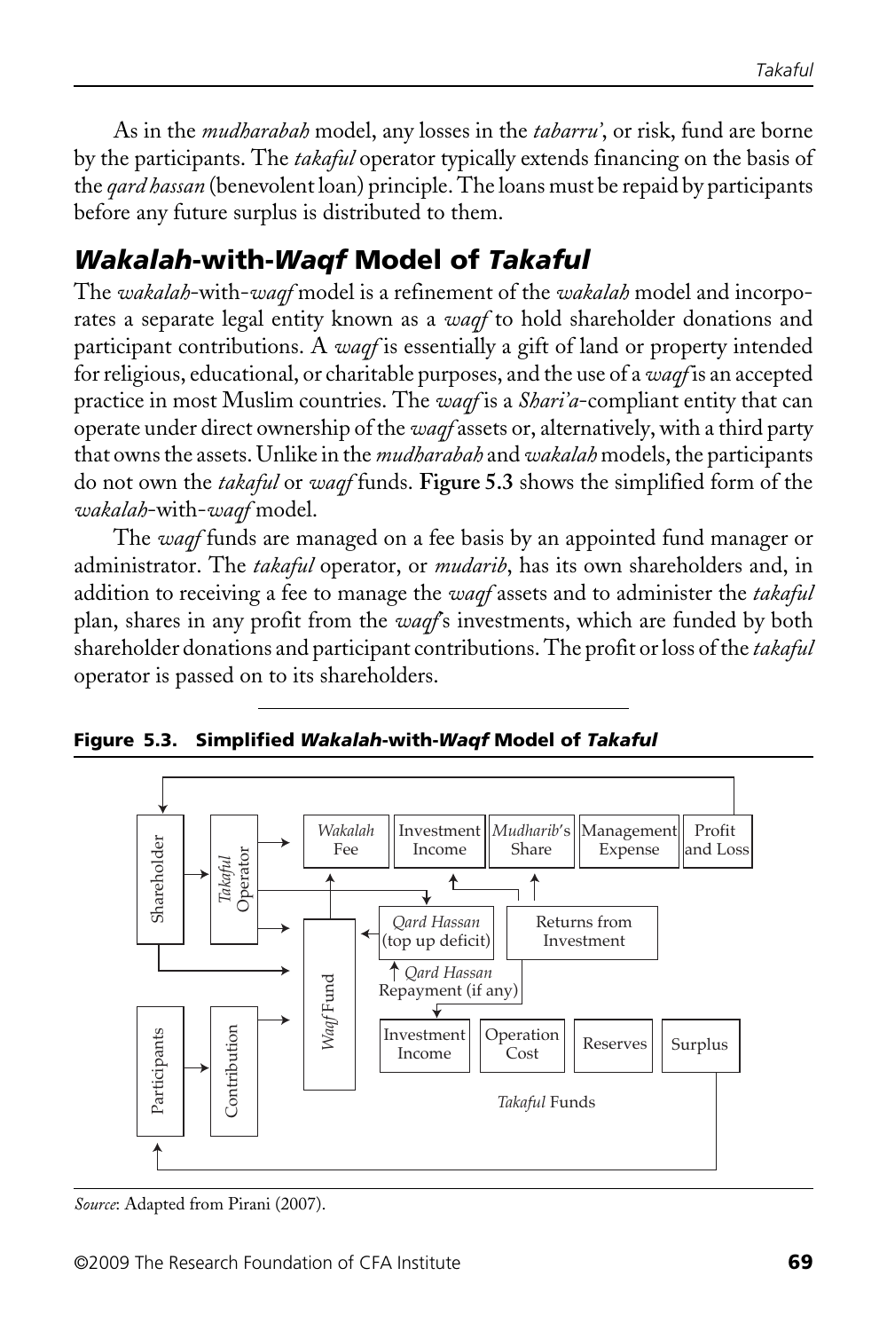As in the *mudharabah* model, any losses in the *tabarru'*, or risk, fund are borne by the participants. The *takaful* operator typically extends financing on the basis of the *qard hassan* (benevolent loan) principle. The loans must be repaid by participants before any future surplus is distributed to them.

## *Wakalah*-with-*Waqf* Model of *Takaful*

The *wakalah*-with-*waqf* model is a refinement of the *wakalah* model and incorporates a separate legal entity known as a *waqf* to hold shareholder donations and participant contributions. A *waqf* is essentially a gift of land or property intended for religious, educational, or charitable purposes, and the use of a *waqf* is an accepted practice in most Muslim countries. The *waqf* is a *Shari'a*-compliant entity that can operate under direct ownership of the *waqf* assets or, alternatively, with a third party that owns the assets. Unlike in the *mudharabah* and *wakalah* models, the participants do not own the *takaful* or *waqf* funds. **Figure 5.3** shows the simplified form of the *wakalah*-with-*waqf* model.

The *waqf* funds are managed on a fee basis by an appointed fund manager or administrator. The *takaful* operator, or *mudarib*, has its own shareholders and, in addition to receiving a fee to manage the *waqf* assets and to administer the *takaful* plan, shares in any profit from the *waqf*'s investments, which are funded by both shareholder donations and participant contributions. The profit or loss of the *takaful* operator is passed on to its shareholders.

**Figure 5.3. Simplified *Wakalah*-with-*Waqf* Model of *Takaful***

Shareholder | *Takaful* Operator | *Wakalah* Fee | Investment Income | *Mudharib*'s Share | Management Expense | Profit and Loss | *Qard Hassan* (top up deficit) | Returns from Investment | *Qard Hassan* Repayment (if any) | *Waqf* Fund | Participants | Contribution | Investment Income | Operation Cost | Reserves | Surplus | *Takaful* Funds

*Source*: Adapted from Pirani (2007).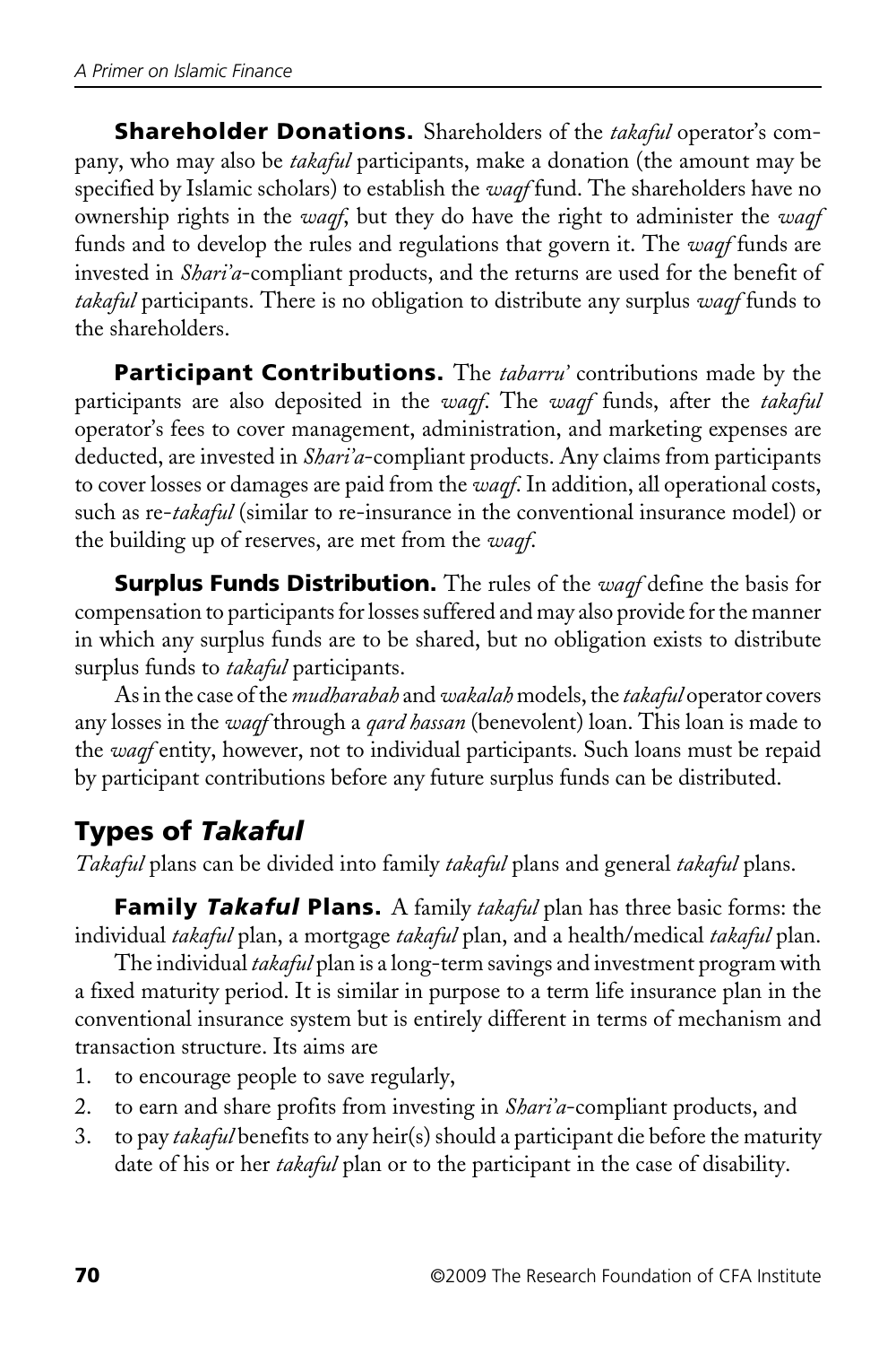**Shareholder Donations.** Shareholders of the *takaful* operator's company, who may also be *takaful* participants, make a donation (the amount may be specified by Islamic scholars) to establish the *waqf* fund. The shareholders have no ownership rights in the *waqf*, but they do have the right to administer the *waqf* funds and to develop the rules and regulations that govern it. The *waqf* funds are invested in *Shari'a*-compliant products, and the returns are used for the benefit of *takaful* participants. There is no obligation to distribute any surplus *waqf* funds to the shareholders.

**Participant Contributions.** The *tabarru'* contributions made by the participants are also deposited in the *waqf*. The *waqf* funds, after the *takaful* operator's fees to cover management, administration, and marketing expenses are deducted, are invested in *Shari'a*-compliant products. Any claims from participants to cover losses or damages are paid from the *waqf*. In addition, all operational costs, such as re-*takaful* (similar to re-insurance in the conventional insurance model) or the building up of reserves, are met from the *waqf*.

**Surplus Funds Distribution.** The rules of the *waqf* define the basis for compensation to participants for losses suffered and may also provide for the manner in which any surplus funds are to be shared, but no obligation exists to distribute surplus funds to *takaful* participants.

As in the case of the *mudharabah* and *wakalah* models, the *takaful* operator covers any losses in the *waqf* through a *qard hassan* (benevolent) loan. This loan is made to the *waqf* entity, however, not to individual participants. Such loans must be repaid by participant contributions before any future surplus funds can be distributed.

## Types of *Takaful*

*Takaful* plans can be divided into family *takaful* plans and general *takaful* plans.

**Family *Takaful* Plans.** A family *takaful* plan has three basic forms: the individual *takaful* plan, a mortgage *takaful* plan, and a health/medical *takaful* plan.

The individual *takaful* plan is a long-term savings and investment program with a fixed maturity period. It is similar in purpose to a term life insurance plan in the conventional insurance system but is entirely different in terms of mechanism and transaction structure. Its aims are

1. to encourage people to save regularly,
2. to earn and share profits from investing in *Shari'a*-compliant products, and
3. to pay *takaful* benefits to any heir(s) should a participant die before the maturity date of his or her *takaful* plan or to the participant in the case of disability.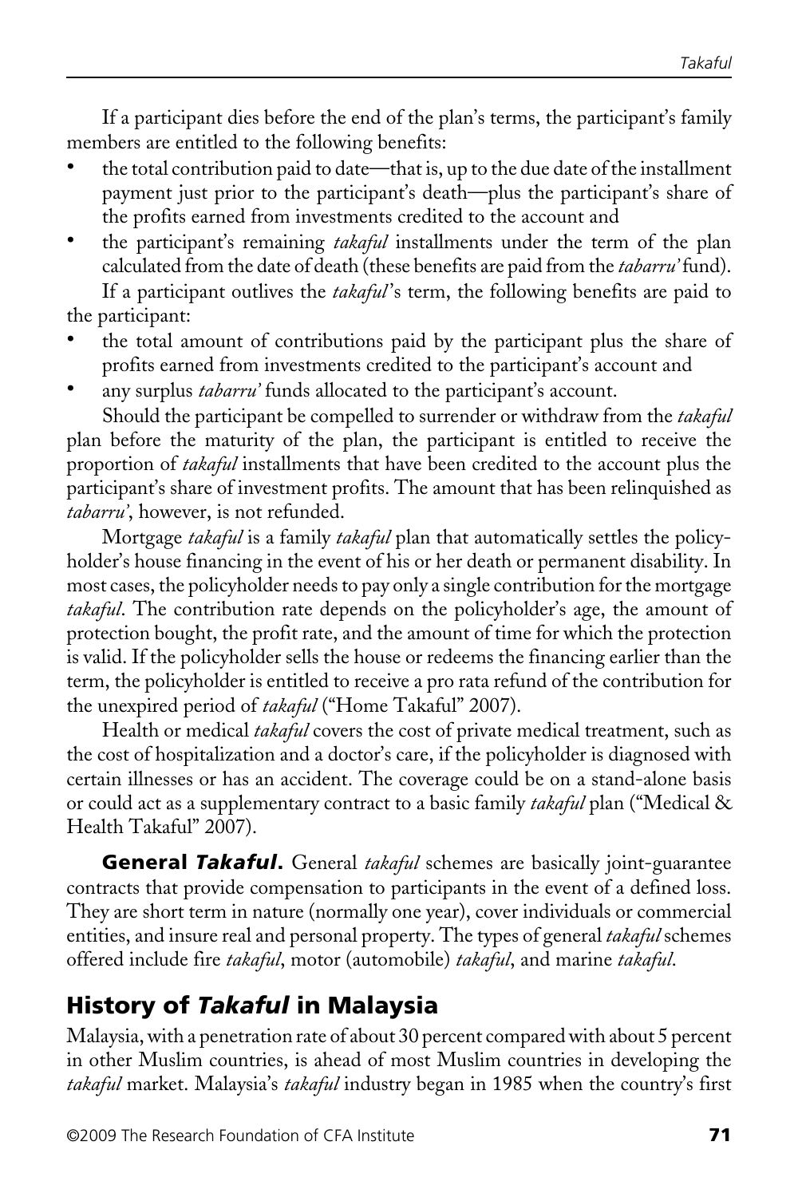If a participant dies before the end of the plan's terms, the participant's family members are entitled to the following benefits:

- the total contribution paid to date—that is, up to the due date of the installment payment just prior to the participant's death—plus the participant's share of the profits earned from investments credited to the account and
- the participant's remaining *takaful* installments under the term of the plan calculated from the date of death (these benefits are paid from the *tabarru'* fund).

If a participant outlives the *takaful*'s term, the following benefits are paid to the participant:

- the total amount of contributions paid by the participant plus the share of profits earned from investments credited to the participant's account and
- any surplus *tabarru'* funds allocated to the participant's account.

Should the participant be compelled to surrender or withdraw from the *takaful* plan before the maturity of the plan, the participant is entitled to receive the proportion of *takaful* installments that have been credited to the account plus the participant's share of investment profits. The amount that has been relinquished as *tabarru'*, however, is not refunded.

Mortgage *takaful* is a family *takaful* plan that automatically settles the policyholder's house financing in the event of his or her death or permanent disability. In most cases, the policyholder needs to pay only a single contribution for the mortgage *takaful*. The contribution rate depends on the policyholder's age, the amount of protection bought, the profit rate, and the amount of time for which the protection is valid. If the policyholder sells the house or redeems the financing earlier than the term, the policyholder is entitled to receive a pro rata refund of the contribution for the unexpired period of *takaful* ("Home Takaful" 2007).

Health or medical *takaful* covers the cost of private medical treatment, such as the cost of hospitalization and a doctor's care, if the policyholder is diagnosed with certain illnesses or has an accident. The coverage could be on a stand-alone basis or could act as a supplementary contract to a basic family *takaful* plan ("Medical & Health Takaful" 2007).

**General *Takaful*.** General *takaful* schemes are basically joint-guarantee contracts that provide compensation to participants in the event of a defined loss. They are short term in nature (normally one year), cover individuals or commercial entities, and insure real and personal property. The types of general *takaful* schemes offered include fire *takaful*, motor (automobile) *takaful*, and marine *takaful*.

## History of *Takaful* in Malaysia

Malaysia, with a penetration rate of about 30 percent compared with about 5 percent in other Muslim countries, is ahead of most Muslim countries in developing the *takaful* market. Malaysia's *takaful* industry began in 1985 when the country's first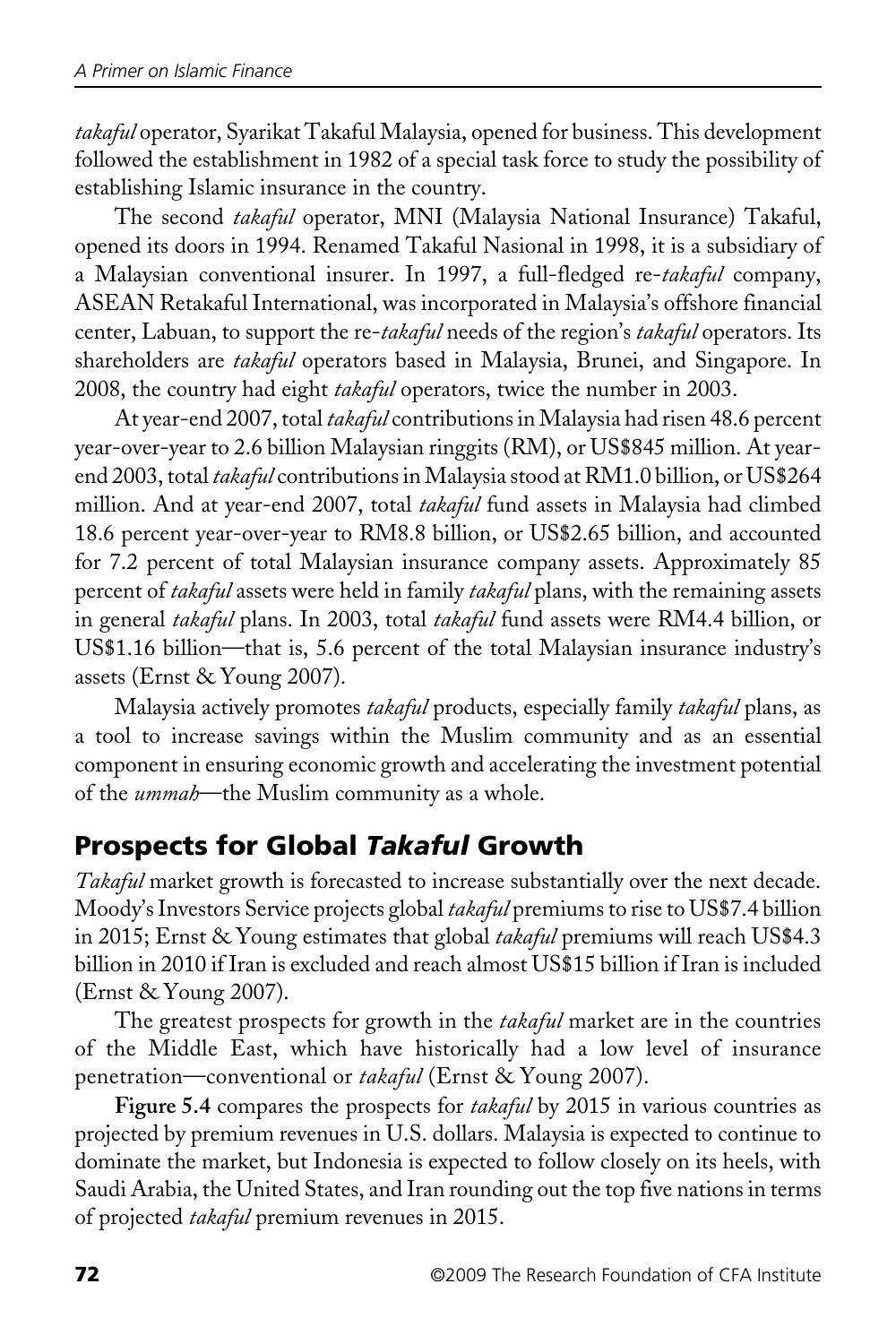*takaful* operator, Syarikat Takaful Malaysia, opened for business. This development followed the establishment in 1982 of a special task force to study the possibility of establishing Islamic insurance in the country.

The second *takaful* operator, MNI (Malaysia National Insurance) Takaful, opened its doors in 1994. Renamed Takaful Nasional in 1998, it is a subsidiary of a Malaysian conventional insurer. In 1997, a full-fledged re-*takaful* company, ASEAN Retakaful International, was incorporated in Malaysia's offshore financial center, Labuan, to support the re-*takaful* needs of the region's *takaful* operators. Its shareholders are *takaful* operators based in Malaysia, Brunei, and Singapore. In 2008, the country had eight *takaful* operators, twice the number in 2003.

At year-end 2007, total *takaful* contributions in Malaysia had risen 48.6 percent year-over-year to 2.6 billion Malaysian ringgits (RM), or US$845 million. At year-end 2003, total *takaful* contributions in Malaysia stood at RM1.0 billion, or US$264 million. And at year-end 2007, total *takaful* fund assets in Malaysia had climbed 18.6 percent year-over-year to RM8.8 billion, or US$2.65 billion, and accounted for 7.2 percent of total Malaysian insurance company assets. Approximately 85 percent of *takaful* assets were held in family *takaful* plans, with the remaining assets in general *takaful* plans. In 2003, total *takaful* fund assets were RM4.4 billion, or US$1.16 billion—that is, 5.6 percent of the total Malaysian insurance industry's assets (Ernst & Young 2007).

Malaysia actively promotes *takaful* products, especially family *takaful* plans, as a tool to increase savings within the Muslim community and as an essential component in ensuring economic growth and accelerating the investment potential of the *ummah*—the Muslim community as a whole.

## Prospects for Global *Takaful* Growth

*Takaful* market growth is forecasted to increase substantially over the next decade. Moody's Investors Service projects global *takaful* premiums to rise to US$7.4 billion in 2015; Ernst & Young estimates that global *takaful* premiums will reach US$4.3 billion in 2010 if Iran is excluded and reach almost US$15 billion if Iran is included (Ernst & Young 2007).

The greatest prospects for growth in the *takaful* market are in the countries of the Middle East, which have historically had a low level of insurance penetration—conventional or *takaful* (Ernst & Young 2007).

**Figure 5.4** compares the prospects for *takaful* by 2015 in various countries as projected by premium revenues in U.S. dollars. Malaysia is expected to continue to dominate the market, but Indonesia is expected to follow closely on its heels, with Saudi Arabia, the United States, and Iran rounding out the top five nations in terms of projected *takaful* premium revenues in 2015.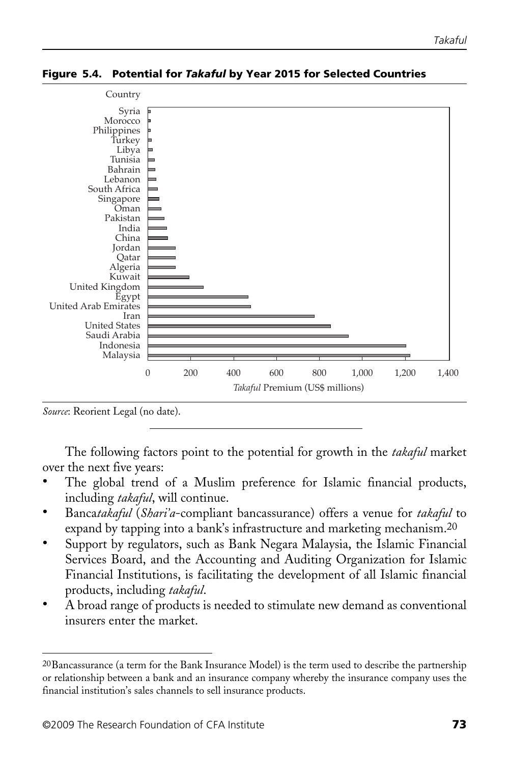**Figure 5.4. Potential for *Takaful* by Year 2015 for Selected Countries**

*Source*: Reorient Legal (no date).

The following factors point to the potential for growth in the *takaful* market over the next five years:

- The global trend of a Muslim preference for Islamic financial products, including *takaful*, will continue.
- Banca*takaful* (*Shari'a*-compliant bancassurance) offers a venue for *takaful* to expand by tapping into a bank's infrastructure and marketing mechanism.[20]
- Support by regulators, such as Bank Negara Malaysia, the Islamic Financial Services Board, and the Accounting and Auditing Organization for Islamic Financial Institutions, is facilitating the development of all Islamic financial products, including *takaful*.
- A broad range of products is needed to stimulate new demand as conventional insurers enter the market.

[20]Bancassurance (a term for the Bank Insurance Model) is the term used to describe the partnership or relationship between a bank and an insurance company whereby the insurance company uses the financial institution's sales channels to sell insurance products.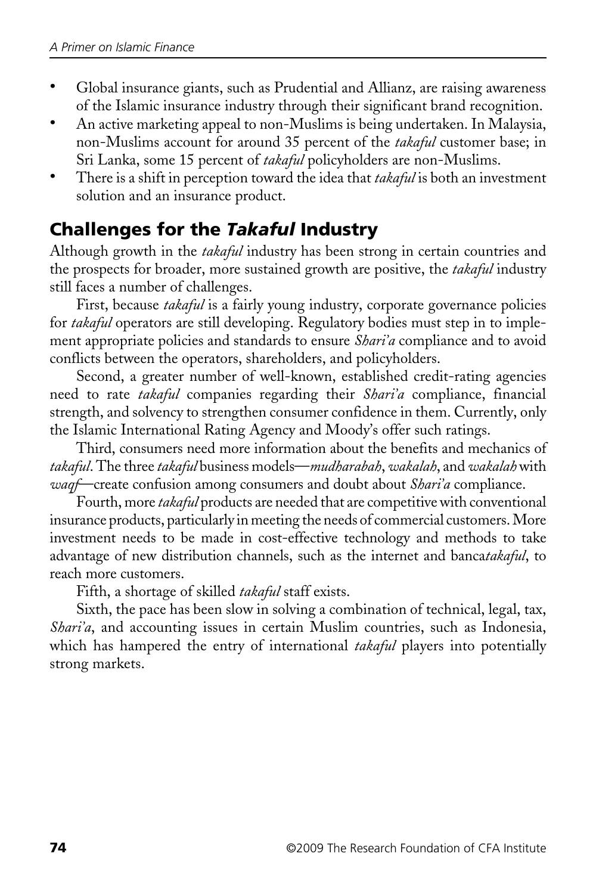- Global insurance giants, such as Prudential and Allianz, are raising awareness of the Islamic insurance industry through their significant brand recognition.
- An active marketing appeal to non-Muslims is being undertaken. In Malaysia, non-Muslims account for around 35 percent of the *takaful* customer base; in Sri Lanka, some 15 percent of *takaful* policyholders are non-Muslims.
- There is a shift in perception toward the idea that *takaful* is both an investment solution and an insurance product.

## Challenges for the *Takaful* Industry

Although growth in the *takaful* industry has been strong in certain countries and the prospects for broader, more sustained growth are positive, the *takaful* industry still faces a number of challenges.

First, because *takaful* is a fairly young industry, corporate governance policies for *takaful* operators are still developing. Regulatory bodies must step in to implement appropriate policies and standards to ensure *Shari'a* compliance and to avoid conflicts between the operators, shareholders, and policyholders.

Second, a greater number of well-known, established credit-rating agencies need to rate *takaful* companies regarding their *Shari'a* compliance, financial strength, and solvency to strengthen consumer confidence in them. Currently, only the Islamic International Rating Agency and Moody's offer such ratings.

Third, consumers need more information about the benefits and mechanics of *takaful*. The three *takaful* business models—*mudharabah*, *wakalah*, and *wakalah* with *waqf*—create confusion among consumers and doubt about *Shari'a* compliance.

Fourth, more *takaful* products are needed that are competitive with conventional insurance products, particularly in meeting the needs of commercial customers. More investment needs to be made in cost-effective technology and methods to take advantage of new distribution channels, such as the internet and banca*takaful*, to reach more customers.

Fifth, a shortage of skilled *takaful* staff exists.

Sixth, the pace has been slow in solving a combination of technical, legal, tax, *Shari'a*, and accounting issues in certain Muslim countries, such as Indonesia, which has hampered the entry of international *takaful* players into potentially strong markets.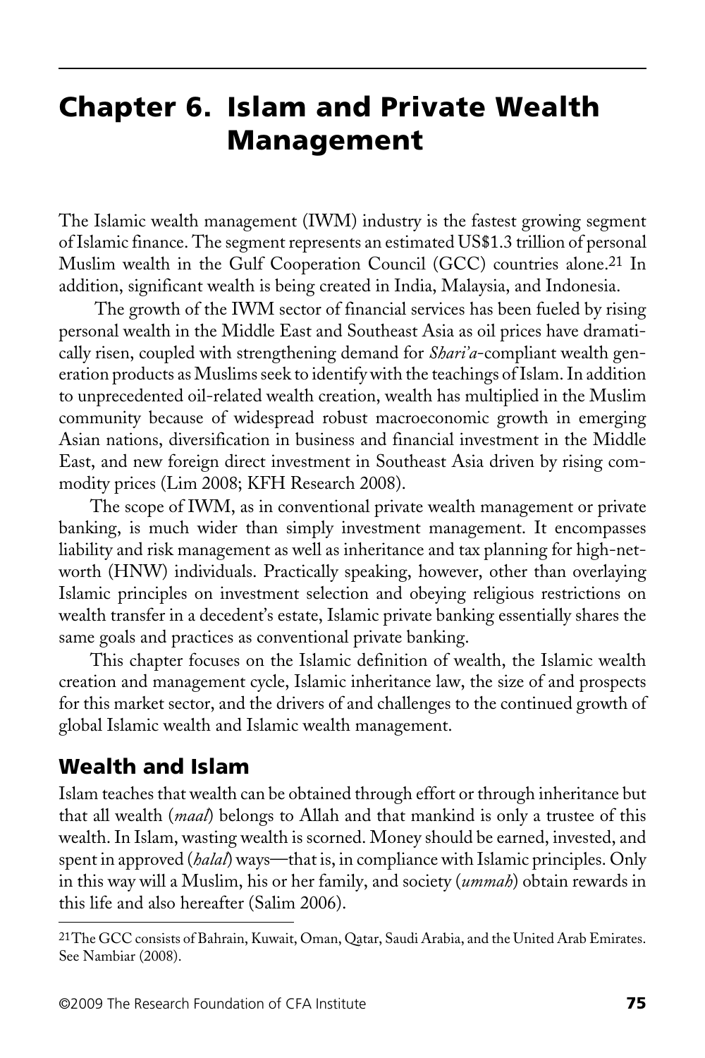# Chapter 6. Islam and Private Wealth Management

The Islamic wealth management (IWM) industry is the fastest growing segment of Islamic finance. The segment represents an estimated US$1.3 trillion of personal Muslim wealth in the Gulf Cooperation Council (GCC) countries alone.[21] In addition, significant wealth is being created in India, Malaysia, and Indonesia.

The growth of the IWM sector of financial services has been fueled by rising personal wealth in the Middle East and Southeast Asia as oil prices have dramatically risen, coupled with strengthening demand for *Shari'a*-compliant wealth generation products as Muslims seek to identify with the teachings of Islam. In addition to unprecedented oil-related wealth creation, wealth has multiplied in the Muslim community because of widespread robust macroeconomic growth in emerging Asian nations, diversification in business and financial investment in the Middle East, and new foreign direct investment in Southeast Asia driven by rising commodity prices (Lim 2008; KFH Research 2008).

The scope of IWM, as in conventional private wealth management or private banking, is much wider than simply investment management. It encompasses liability and risk management as well as inheritance and tax planning for high-net-worth (HNW) individuals. Practically speaking, however, other than overlaying Islamic principles on investment selection and obeying religious restrictions on wealth transfer in a decedent's estate, Islamic private banking essentially shares the same goals and practices as conventional private banking.

This chapter focuses on the Islamic definition of wealth, the Islamic wealth creation and management cycle, Islamic inheritance law, the size of and prospects for this market sector, and the drivers of and challenges to the continued growth of global Islamic wealth and Islamic wealth management.

## Wealth and Islam

Islam teaches that wealth can be obtained through effort or through inheritance but that all wealth (*maal*) belongs to Allah and that mankind is only a trustee of this wealth. In Islam, wasting wealth is scorned. Money should be earned, invested, and spent in approved (*halal*) ways—that is, in compliance with Islamic principles. Only in this way will a Muslim, his or her family, and society (*ummah*) obtain rewards in this life and also hereafter (Salim 2006).

[21] The GCC consists of Bahrain, Kuwait, Oman, Qatar, Saudi Arabia, and the United Arab Emirates. See Nambiar (2008).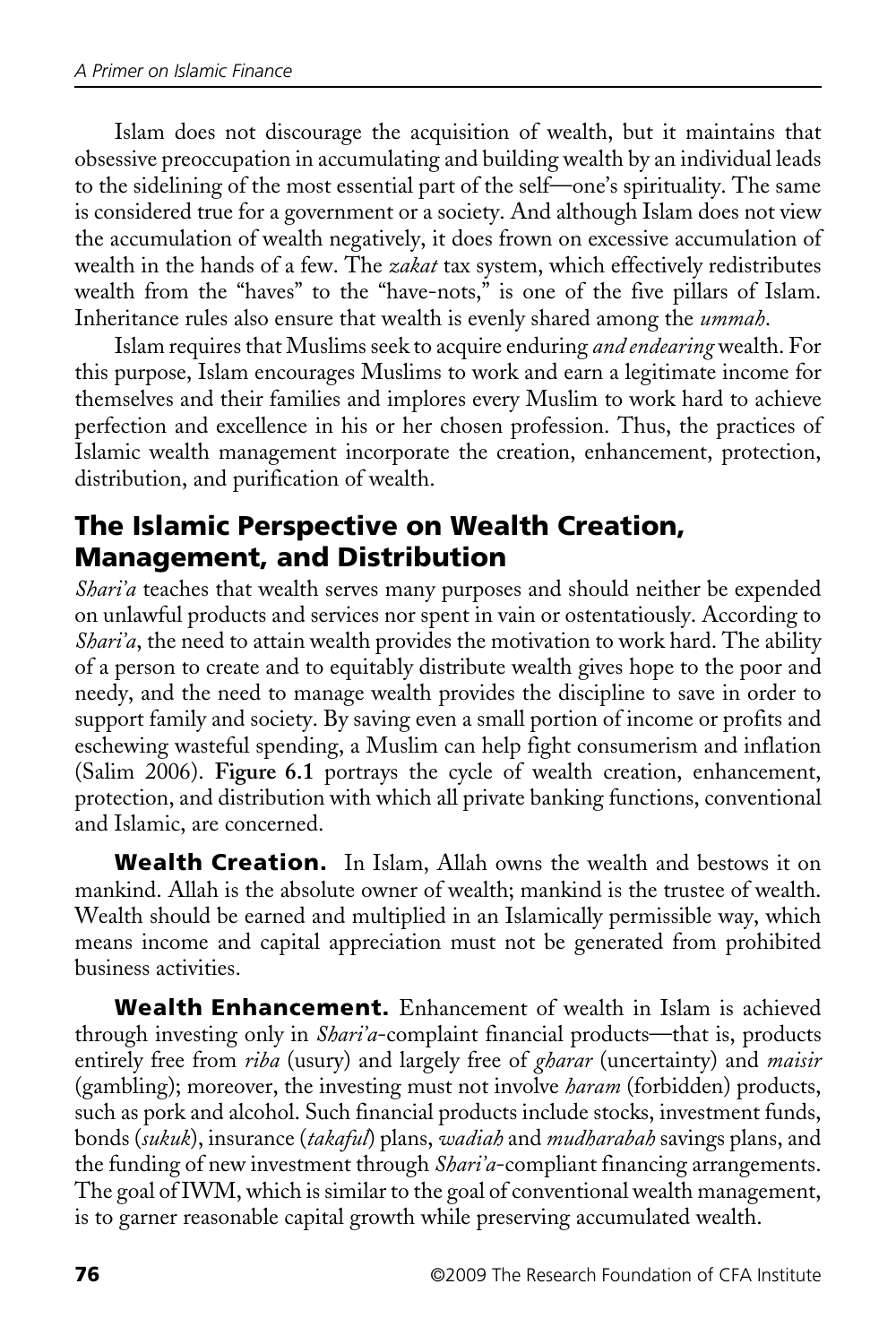Islam does not discourage the acquisition of wealth, but it maintains that obsessive preoccupation in accumulating and building wealth by an individual leads to the sidelining of the most essential part of the self—one's spirituality. The same is considered true for a government or a society. And although Islam does not view the accumulation of wealth negatively, it does frown on excessive accumulation of wealth in the hands of a few. The *zakat* tax system, which effectively redistributes wealth from the "haves" to the "have-nots," is one of the five pillars of Islam. Inheritance rules also ensure that wealth is evenly shared among the *ummah*.

Islam requires that Muslims seek to acquire enduring *and endearing* wealth. For this purpose, Islam encourages Muslims to work and earn a legitimate income for themselves and their families and implores every Muslim to work hard to achieve perfection and excellence in his or her chosen profession. Thus, the practices of Islamic wealth management incorporate the creation, enhancement, protection, distribution, and purification of wealth.

## The Islamic Perspective on Wealth Creation, Management, and Distribution

*Shari'a* teaches that wealth serves many purposes and should neither be expended on unlawful products and services nor spent in vain or ostentatiously. According to *Shari'a*, the need to attain wealth provides the motivation to work hard. The ability of a person to create and to equitably distribute wealth gives hope to the poor and needy, and the need to manage wealth provides the discipline to save in order to support family and society. By saving even a small portion of income or profits and eschewing wasteful spending, a Muslim can help fight consumerism and inflation (Salim 2006). **Figure 6.1** portrays the cycle of wealth creation, enhancement, protection, and distribution with which all private banking functions, conventional and Islamic, are concerned.

**Wealth Creation.** In Islam, Allah owns the wealth and bestows it on mankind. Allah is the absolute owner of wealth; mankind is the trustee of wealth. Wealth should be earned and multiplied in an Islamically permissible way, which means income and capital appreciation must not be generated from prohibited business activities.

**Wealth Enhancement.** Enhancement of wealth in Islam is achieved through investing only in *Shari'a*-complaint financial products—that is, products entirely free from *riba* (usury) and largely free of *gharar* (uncertainty) and *maisir* (gambling); moreover, the investing must not involve *haram* (forbidden) products, such as pork and alcohol. Such financial products include stocks, investment funds, bonds (*sukuk*), insurance (*takaful*) plans, *wadiah* and *mudharabah* savings plans, and the funding of new investment through *Shari'a*-compliant financing arrangements. The goal of IWM, which is similar to the goal of conventional wealth management, is to garner reasonable capital growth while preserving accumulated wealth.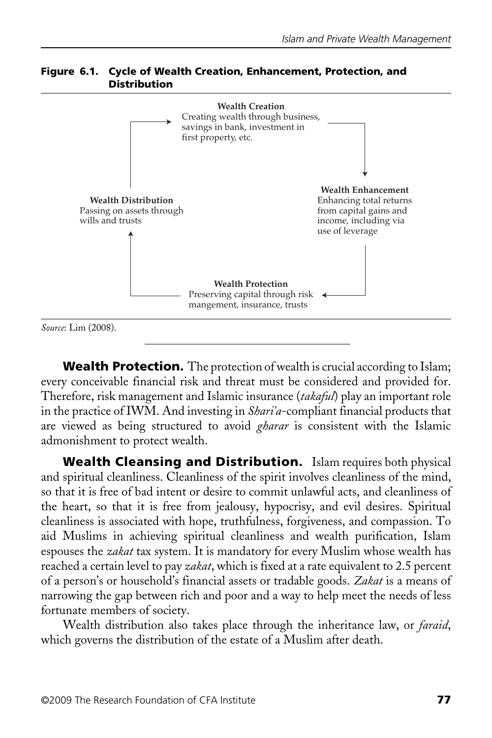**Figure 6.1. Cycle of Wealth Creation, Enhancement, Protection, and Distribution**

**Wealth Creation**
Creating wealth through business, savings in bank, investment in first property, etc.

**Wealth Enhancement**
Enhancing total returns from capital gains and income, including via use of leverage

**Wealth Protection**
Preserving capital through risk mangement, insurance, trusts

**Wealth Distribution**
Passing on assets through wills and trusts

*Source*: Lim (2008).

**Wealth Protection.** The protection of wealth is crucial according to Islam; every conceivable financial risk and threat must be considered and provided for. Therefore, risk management and Islamic insurance (*takaful*) play an important role in the practice of IWM. And investing in *Shari'a*-compliant financial products that are viewed as being structured to avoid *gharar* is consistent with the Islamic admonishment to protect wealth.

**Wealth Cleansing and Distribution.** Islam requires both physical and spiritual cleanliness. Cleanliness of the spirit involves cleanliness of the mind, so that it is free of bad intent or desire to commit unlawful acts, and cleanliness of the heart, so that it is free from jealousy, hypocrisy, and evil desires. Spiritual cleanliness is associated with hope, truthfulness, forgiveness, and compassion. To aid Muslims in achieving spiritual cleanliness and wealth purification, Islam espouses the *zakat* tax system. It is mandatory for every Muslim whose wealth has reached a certain level to pay *zakat*, which is fixed at a rate equivalent to 2.5 percent of a person's or household's financial assets or tradable goods. *Zakat* is a means of narrowing the gap between rich and poor and a way to help meet the needs of less fortunate members of society.

Wealth distribution also takes place through the inheritance law, or *faraid*, which governs the distribution of the estate of a Muslim after death.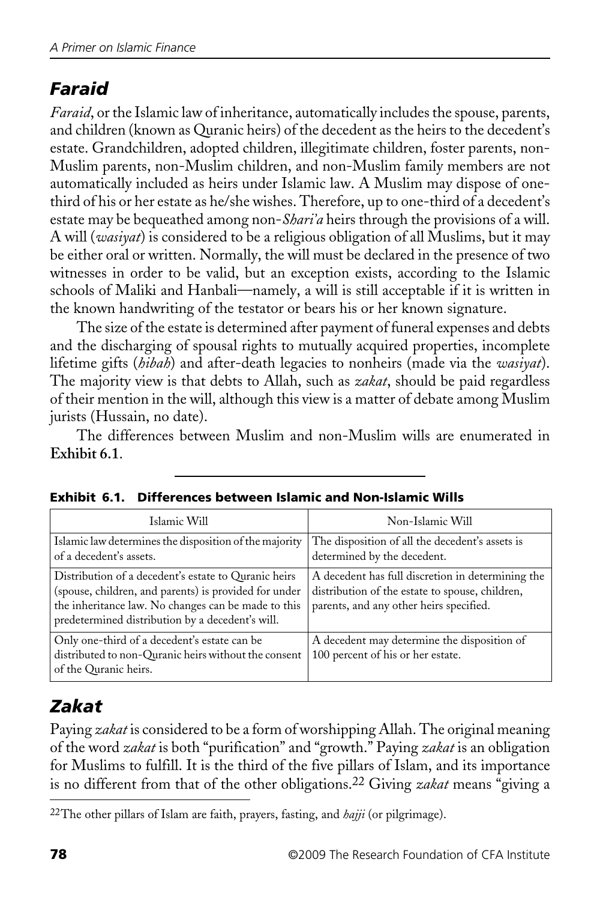## *Faraid*

*Faraid*, or the Islamic law of inheritance, automatically includes the spouse, parents, and children (known as Quranic heirs) of the decedent as the heirs to the decedent's estate. Grandchildren, adopted children, illegitimate children, foster parents, non-Muslim parents, non-Muslim children, and non-Muslim family members are not automatically included as heirs under Islamic law. A Muslim may dispose of one-third of his or her estate as he/she wishes. Therefore, up to one-third of a decedent's estate may be bequeathed among non-*Shari'a* heirs through the provisions of a will. A will (*wasiyat*) is considered to be a religious obligation of all Muslims, but it may be either oral or written. Normally, the will must be declared in the presence of two witnesses in order to be valid, but an exception exists, according to the Islamic schools of Maliki and Hanbali—namely, a will is still acceptable if it is written in the known handwriting of the testator or bears his or her known signature.

The size of the estate is determined after payment of funeral expenses and debts and the discharging of spousal rights to mutually acquired properties, incomplete lifetime gifts (*hibah*) and after-death legacies to nonheirs (made via the *wasiyat*). The majority view is that debts to Allah, such as *zakat*, should be paid regardless of their mention in the will, although this view is a matter of debate among Muslim jurists (Hussain, no date).

The differences between Muslim and non-Muslim wills are enumerated in **Exhibit 6.1**.

**Exhibit 6.1. Differences between Islamic and Non-Islamic Wills**

| Islamic Will | Non-Islamic Will |
|---|---|
| Islamic law determines the disposition of the majority of a decedent's assets. | The disposition of all the decedent's assets is determined by the decedent. |
| Distribution of a decedent's estate to Quranic heirs (spouse, children, and parents) is provided for under the inheritance law. No changes can be made to this predetermined distribution by a decedent's will. | A decedent has full discretion in determining the distribution of the estate to spouse, children, parents, and any other heirs specified. |
| Only one-third of a decedent's estate can be distributed to non-Quranic heirs without the consent of the Quranic heirs. | A decedent may determine the disposition of 100 percent of his or her estate. |

## *Zakat*

Paying *zakat* is considered to be a form of worshipping Allah. The original meaning of the word *zakat* is both "purification" and "growth." Paying *zakat* is an obligation for Muslims to fulfill. It is the third of the five pillars of Islam, and its importance is no different from that of the other obligations.[22] Giving *zakat* means "giving a

[22]The other pillars of Islam are faith, prayers, fasting, and *hajji* (or pilgrimage).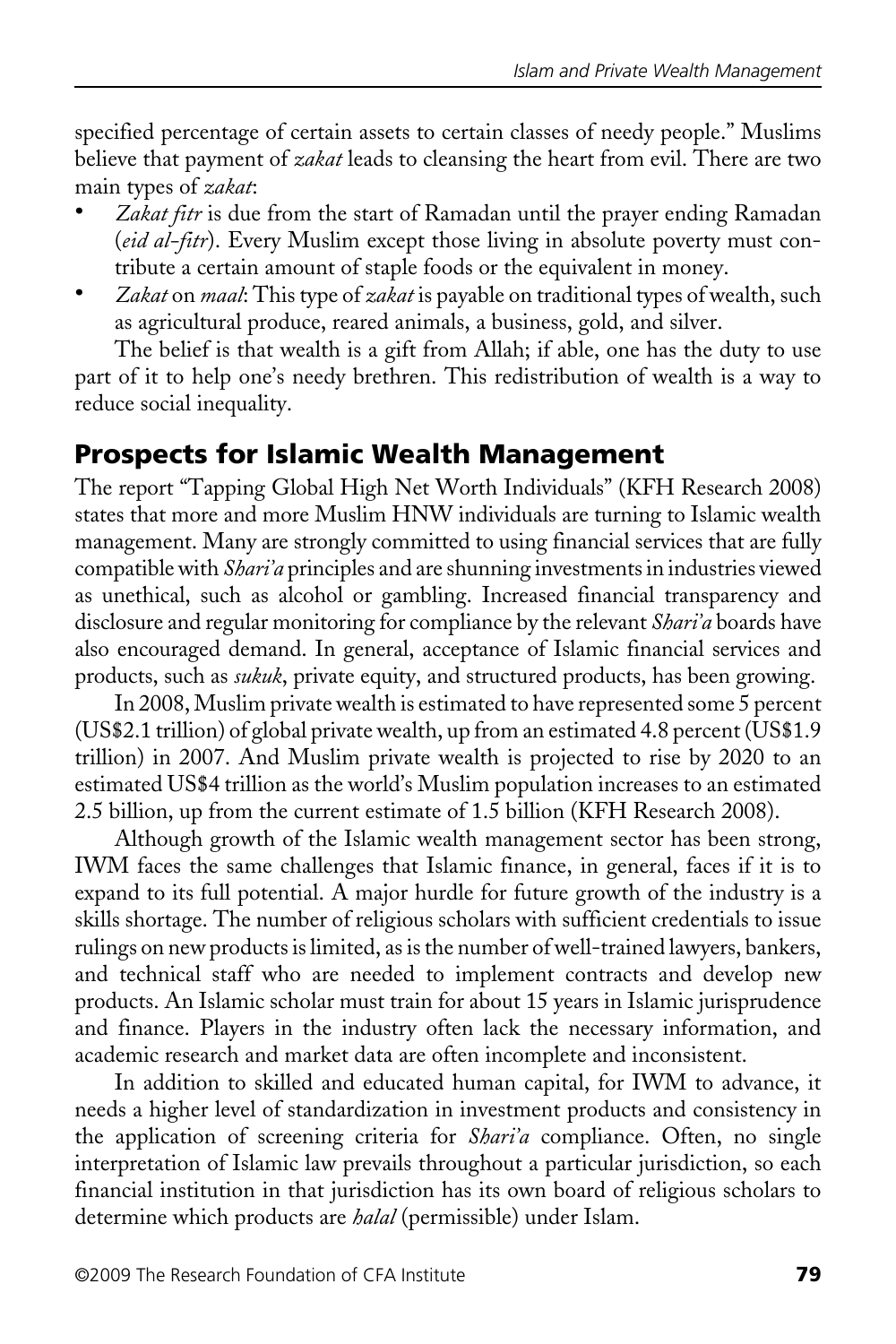specified percentage of certain assets to certain classes of needy people." Muslims believe that payment of *zakat* leads to cleansing the heart from evil. There are two main types of *zakat*:

- *Zakat fitr* is due from the start of Ramadan until the prayer ending Ramadan (*eid al-fitr*). Every Muslim except those living in absolute poverty must contribute a certain amount of staple foods or the equivalent in money.
- *Zakat* on *maal*: This type of *zakat* is payable on traditional types of wealth, such as agricultural produce, reared animals, a business, gold, and silver.

The belief is that wealth is a gift from Allah; if able, one has the duty to use part of it to help one's needy brethren. This redistribution of wealth is a way to reduce social inequality.

## Prospects for Islamic Wealth Management

The report "Tapping Global High Net Worth Individuals" (KFH Research 2008) states that more and more Muslim HNW individuals are turning to Islamic wealth management. Many are strongly committed to using financial services that are fully compatible with *Shari'a* principles and are shunning investments in industries viewed as unethical, such as alcohol or gambling. Increased financial transparency and disclosure and regular monitoring for compliance by the relevant *Shari'a* boards have also encouraged demand. In general, acceptance of Islamic financial services and products, such as *sukuk*, private equity, and structured products, has been growing.

In 2008, Muslim private wealth is estimated to have represented some 5 percent (US$2.1 trillion) of global private wealth, up from an estimated 4.8 percent (US$1.9 trillion) in 2007. And Muslim private wealth is projected to rise by 2020 to an estimated US$4 trillion as the world's Muslim population increases to an estimated 2.5 billion, up from the current estimate of 1.5 billion (KFH Research 2008).

Although growth of the Islamic wealth management sector has been strong, IWM faces the same challenges that Islamic finance, in general, faces if it is to expand to its full potential. A major hurdle for future growth of the industry is a skills shortage. The number of religious scholars with sufficient credentials to issue rulings on new products is limited, as is the number of well-trained lawyers, bankers, and technical staff who are needed to implement contracts and develop new products. An Islamic scholar must train for about 15 years in Islamic jurisprudence and finance. Players in the industry often lack the necessary information, and academic research and market data are often incomplete and inconsistent.

In addition to skilled and educated human capital, for IWM to advance, it needs a higher level of standardization in investment products and consistency in the application of screening criteria for *Shari'a* compliance. Often, no single interpretation of Islamic law prevails throughout a particular jurisdiction, so each financial institution in that jurisdiction has its own board of religious scholars to determine which products are *halal* (permissible) under Islam.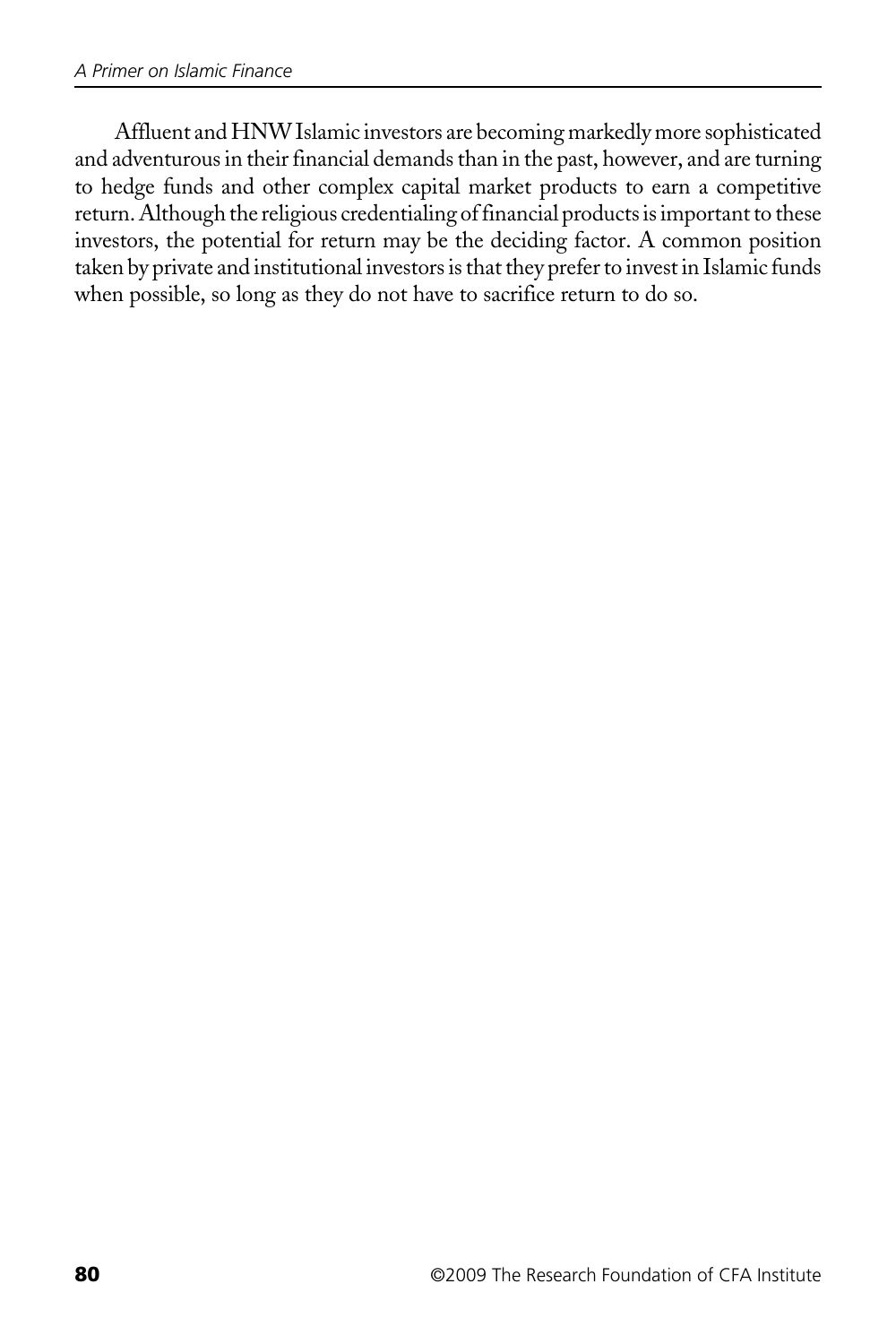Affluent and HNW Islamic investors are becoming markedly more sophisticated and adventurous in their financial demands than in the past, however, and are turning to hedge funds and other complex capital market products to earn a competitive return. Although the religious credentialing of financial products is important to these investors, the potential for return may be the deciding factor. A common position taken by private and institutional investors is that they prefer to invest in Islamic funds when possible, so long as they do not have to sacrifice return to do so.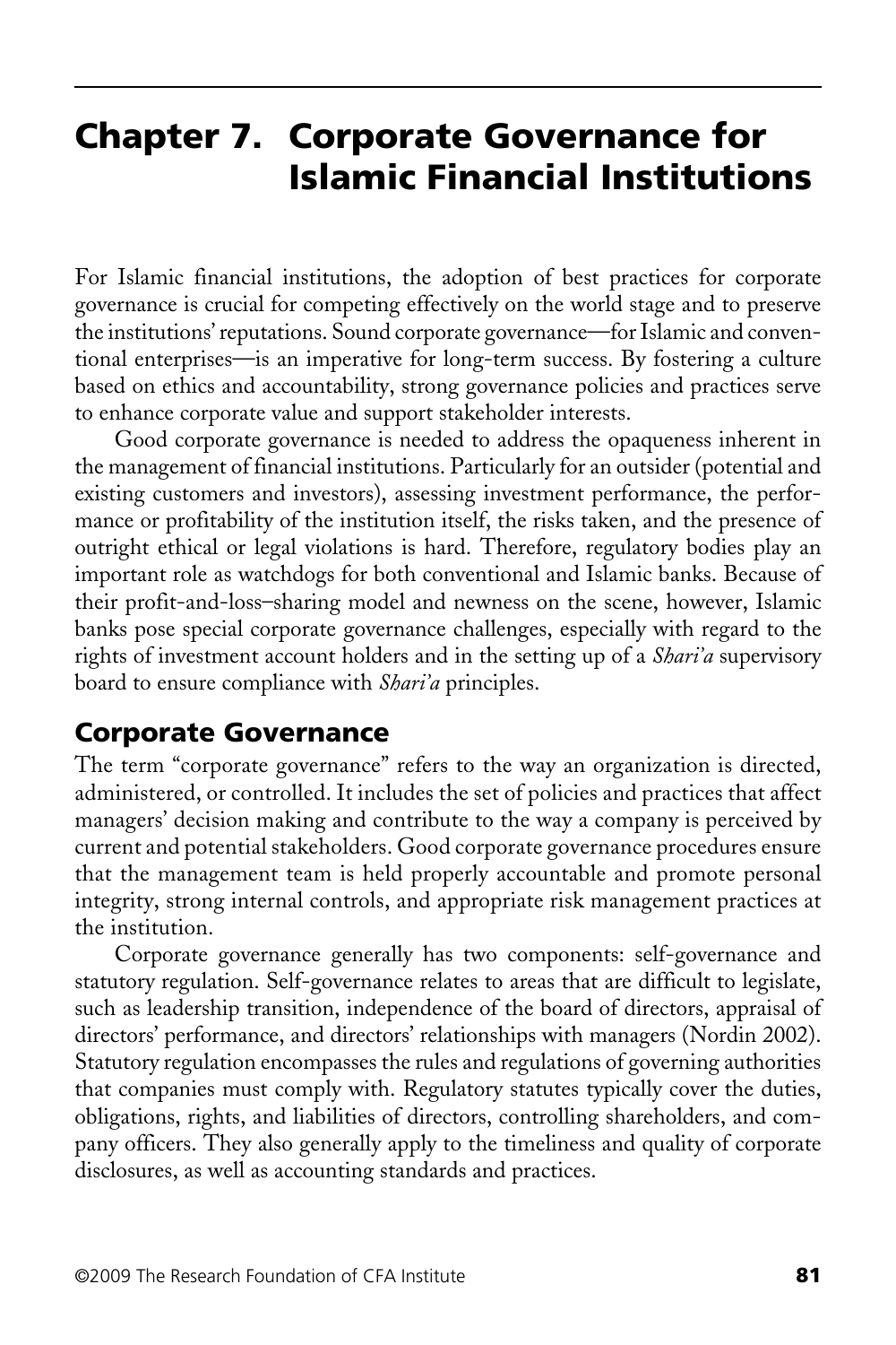# Chapter 7. Corporate Governance for Islamic Financial Institutions

For Islamic financial institutions, the adoption of best practices for corporate governance is crucial for competing effectively on the world stage and to preserve the institutions' reputations. Sound corporate governance—for Islamic and conventional enterprises—is an imperative for long-term success. By fostering a culture based on ethics and accountability, strong governance policies and practices serve to enhance corporate value and support stakeholder interests.

Good corporate governance is needed to address the opaqueness inherent in the management of financial institutions. Particularly for an outsider (potential and existing customers and investors), assessing investment performance, the performance or profitability of the institution itself, the risks taken, and the presence of outright ethical or legal violations is hard. Therefore, regulatory bodies play an important role as watchdogs for both conventional and Islamic banks. Because of their profit-and-loss–sharing model and newness on the scene, however, Islamic banks pose special corporate governance challenges, especially with regard to the rights of investment account holders and in the setting up of a *Shari'a* supervisory board to ensure compliance with *Shari'a* principles.

## Corporate Governance

The term "corporate governance" refers to the way an organization is directed, administered, or controlled. It includes the set of policies and practices that affect managers' decision making and contribute to the way a company is perceived by current and potential stakeholders. Good corporate governance procedures ensure that the management team is held properly accountable and promote personal integrity, strong internal controls, and appropriate risk management practices at the institution.

Corporate governance generally has two components: self-governance and statutory regulation. Self-governance relates to areas that are difficult to legislate, such as leadership transition, independence of the board of directors, appraisal of directors' performance, and directors' relationships with managers (Nordin 2002). Statutory regulation encompasses the rules and regulations of governing authorities that companies must comply with. Regulatory statutes typically cover the duties, obligations, rights, and liabilities of directors, controlling shareholders, and company officers. They also generally apply to the timeliness and quality of corporate disclosures, as well as accounting standards and practices.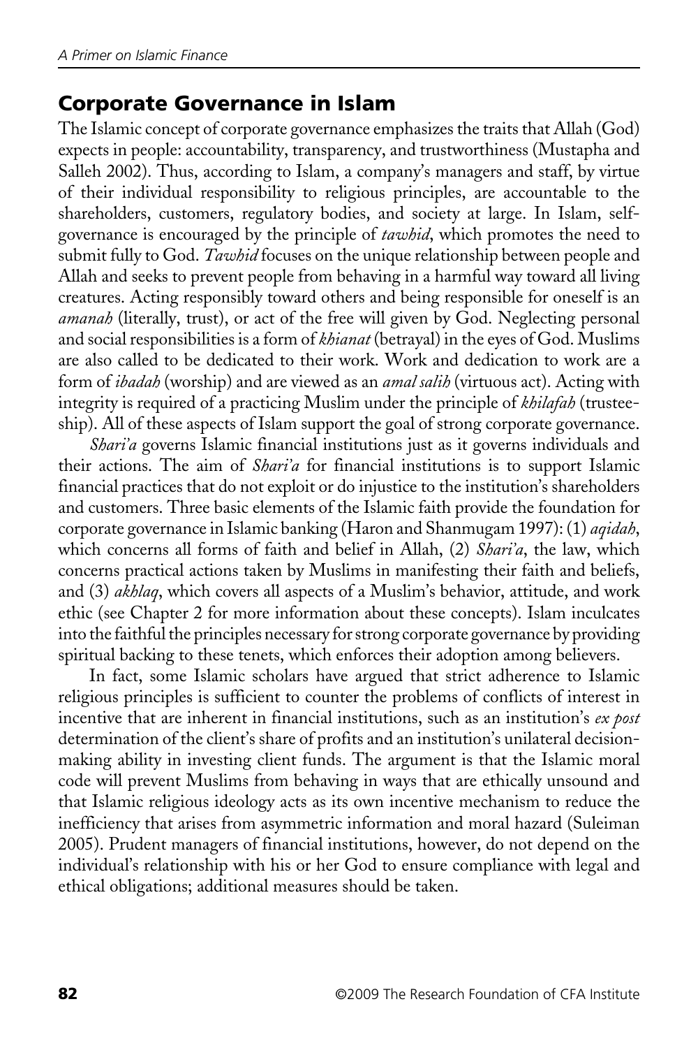## Corporate Governance in Islam

The Islamic concept of corporate governance emphasizes the traits that Allah (God) expects in people: accountability, transparency, and trustworthiness (Mustapha and Salleh 2002). Thus, according to Islam, a company's managers and staff, by virtue of their individual responsibility to religious principles, are accountable to the shareholders, customers, regulatory bodies, and society at large. In Islam, self-governance is encouraged by the principle of *tawhid*, which promotes the need to submit fully to God. *Tawhid* focuses on the unique relationship between people and Allah and seeks to prevent people from behaving in a harmful way toward all living creatures. Acting responsibly toward others and being responsible for oneself is an *amanah* (literally, trust), or act of the free will given by God. Neglecting personal and social responsibilities is a form of *khianat* (betrayal) in the eyes of God. Muslims are also called to be dedicated to their work. Work and dedication to work are a form of *ibadah* (worship) and are viewed as an *amal salih* (virtuous act). Acting with integrity is required of a practicing Muslim under the principle of *khilafah* (trusteeship). All of these aspects of Islam support the goal of strong corporate governance.

*Shari'a* governs Islamic financial institutions just as it governs individuals and their actions. The aim of *Shari'a* for financial institutions is to support Islamic financial practices that do not exploit or do injustice to the institution's shareholders and customers. Three basic elements of the Islamic faith provide the foundation for corporate governance in Islamic banking (Haron and Shanmugam 1997): (1) *aqidah*, which concerns all forms of faith and belief in Allah, (2) *Shari'a*, the law, which concerns practical actions taken by Muslims in manifesting their faith and beliefs, and (3) *akhlaq*, which covers all aspects of a Muslim's behavior, attitude, and work ethic (see Chapter 2 for more information about these concepts). Islam inculcates into the faithful the principles necessary for strong corporate governance by providing spiritual backing to these tenets, which enforces their adoption among believers.

In fact, some Islamic scholars have argued that strict adherence to Islamic religious principles is sufficient to counter the problems of conflicts of interest in incentive that are inherent in financial institutions, such as an institution's *ex post* determination of the client's share of profits and an institution's unilateral decision-making ability in investing client funds. The argument is that the Islamic moral code will prevent Muslims from behaving in ways that are ethically unsound and that Islamic religious ideology acts as its own incentive mechanism to reduce the inefficiency that arises from asymmetric information and moral hazard (Suleiman 2005). Prudent managers of financial institutions, however, do not depend on the individual's relationship with his or her God to ensure compliance with legal and ethical obligations; additional measures should be taken.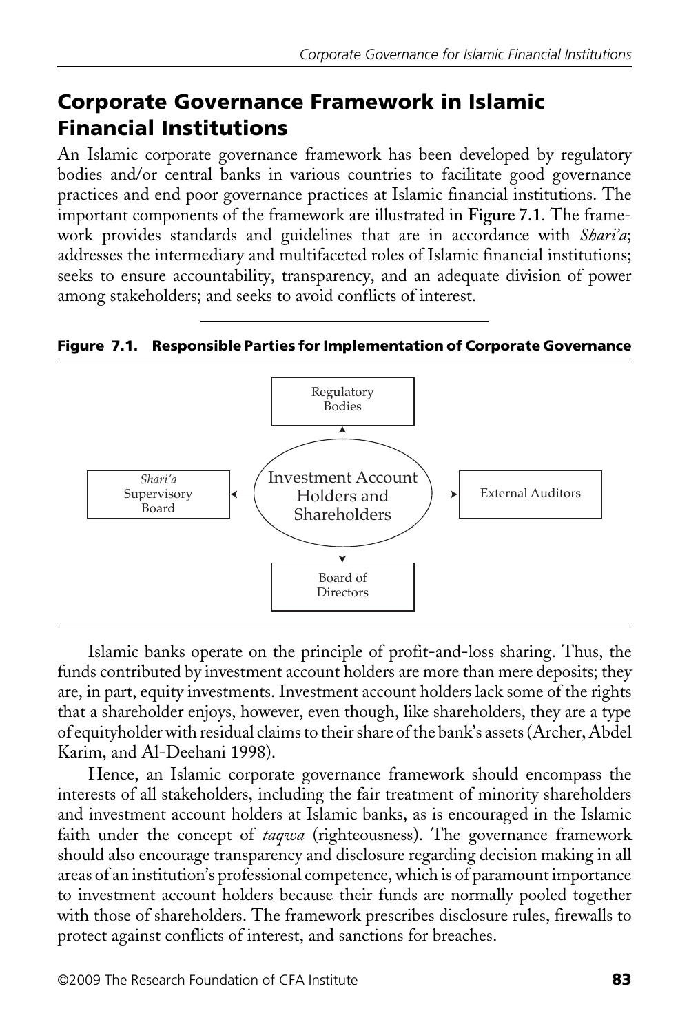## Corporate Governance Framework in Islamic Financial Institutions

An Islamic corporate governance framework has been developed by regulatory bodies and/or central banks in various countries to facilitate good governance practices and end poor governance practices at Islamic financial institutions. The important components of the framework are illustrated in **Figure 7.1**. The framework provides standards and guidelines that are in accordance with *Shari'a*; addresses the intermediary and multifaceted roles of Islamic financial institutions; seeks to ensure accountability, transparency, and an adequate division of power among stakeholders; and seeks to avoid conflicts of interest.

**Figure 7.1. Responsible Parties for Implementation of Corporate Governance**

Regulatory Bodies

*Shari'a* Supervisory Board

Investment Account Holders and Shareholders

External Auditors

Board of Directors

Islamic banks operate on the principle of profit-and-loss sharing. Thus, the funds contributed by investment account holders are more than mere deposits; they are, in part, equity investments. Investment account holders lack some of the rights that a shareholder enjoys, however, even though, like shareholders, they are a type of equityholder with residual claims to their share of the bank's assets (Archer, Abdel Karim, and Al-Deehani 1998).

Hence, an Islamic corporate governance framework should encompass the interests of all stakeholders, including the fair treatment of minority shareholders and investment account holders at Islamic banks, as is encouraged in the Islamic faith under the concept of *taqwa* (righteousness). The governance framework should also encourage transparency and disclosure regarding decision making in all areas of an institution's professional competence, which is of paramount importance to investment account holders because their funds are normally pooled together with those of shareholders. The framework prescribes disclosure rules, firewalls to protect against conflicts of interest, and sanctions for breaches.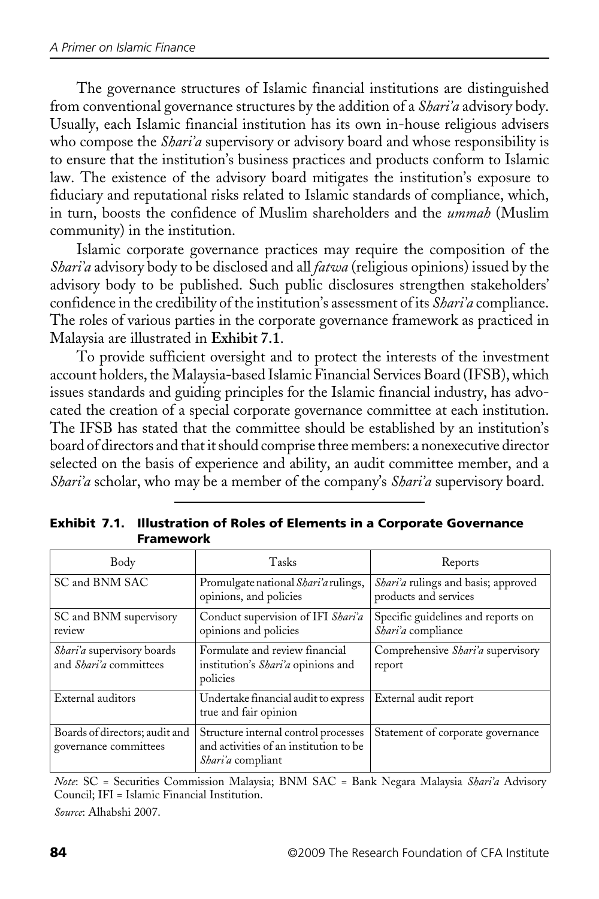The governance structures of Islamic financial institutions are distinguished from conventional governance structures by the addition of a *Shari'a* advisory body. Usually, each Islamic financial institution has its own in-house religious advisers who compose the *Shari'a* supervisory or advisory board and whose responsibility is to ensure that the institution's business practices and products conform to Islamic law. The existence of the advisory board mitigates the institution's exposure to fiduciary and reputational risks related to Islamic standards of compliance, which, in turn, boosts the confidence of Muslim shareholders and the *ummah* (Muslim community) in the institution.

Islamic corporate governance practices may require the composition of the *Shari'a* advisory body to be disclosed and all *fatwa* (religious opinions) issued by the advisory body to be published. Such public disclosures strengthen stakeholders' confidence in the credibility of the institution's assessment of its *Shari'a* compliance. The roles of various parties in the corporate governance framework as practiced in Malaysia are illustrated in **Exhibit 7.1**.

To provide sufficient oversight and to protect the interests of the investment account holders, the Malaysia-based Islamic Financial Services Board (IFSB), which issues standards and guiding principles for the Islamic financial industry, has advocated the creation of a special corporate governance committee at each institution. The IFSB has stated that the committee should be established by an institution's board of directors and that it should comprise three members: a nonexecutive director selected on the basis of experience and ability, an audit committee member, and a *Shari'a* scholar, who may be a member of the company's *Shari'a* supervisory board.

**Exhibit 7.1. Illustration of Roles of Elements in a Corporate Governance Framework**

| Body | Tasks | Reports |
|---|---|---|
| SC and BNM SAC | Promulgate national *Shari'a* rulings, opinions, and policies | *Shari'a* rulings and basis; approved products and services |
| SC and BNM supervisory review | Conduct supervision of IFI *Shari'a* opinions and policies | Specific guidelines and reports on *Shari'a* compliance |
| *Shari'a* supervisory boards and *Shari'a* committees | Formulate and review financial institution's *Shari'a* opinions and policies | Comprehensive *Shari'a* supervisory report |
| External auditors | Undertake financial audit to express true and fair opinion | External audit report |
| Boards of directors; audit and governance committees | Structure internal control processes and activities of an institution to be *Shari'a* compliant | Statement of corporate governance |

*Note*: SC = Securities Commission Malaysia; BNM SAC = Bank Negara Malaysia *Shari'a* Advisory Council; IFI = Islamic Financial Institution.

*Source*: Alhabshi 2007.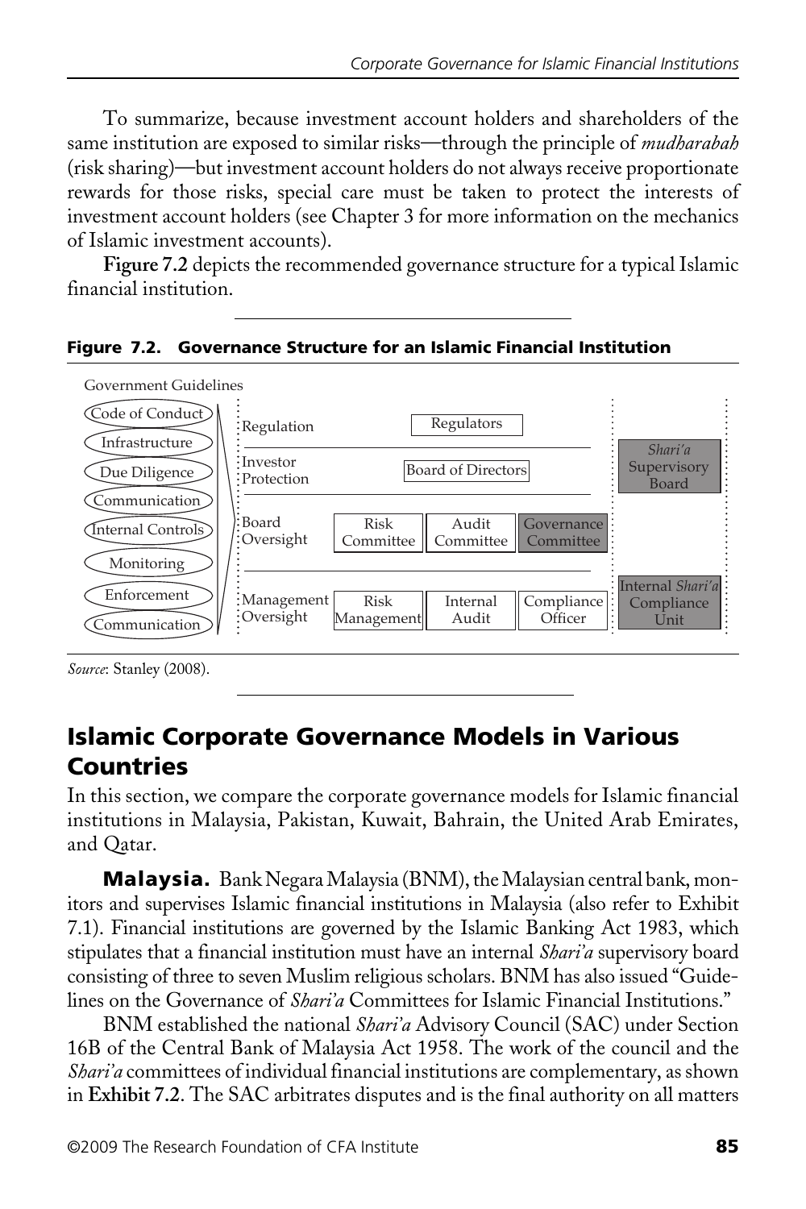To summarize, because investment account holders and shareholders of the same institution are exposed to similar risks—through the principle of *mudharabah* (risk sharing)—but investment account holders do not always receive proportionate rewards for those risks, special care must be taken to protect the interests of investment account holders (see Chapter 3 for more information on the mechanics of Islamic investment accounts).

**Figure 7.2** depicts the recommended governance structure for a typical Islamic financial institution.

**Figure 7.2. Governance Structure for an Islamic Financial Institution**

Government Guidelines

- Code of Conduct
- Infrastructure
- Due Diligence
- Communication
- Internal Controls
- Monitoring
- Enforcement
- Communication

| | | | | |
|---|---|---|---|---|
| Regulation | | Regulators | | |
| Investor Protection | | Board of Directors | | *Shari'a* Supervisory Board |
| Board Oversight | Risk Committee | Audit Committee | Governance Committee | |
| Management Oversight | Risk Management | Internal Audit | Compliance Officer | Internal *Shari'a* Compliance Unit |

*Source*: Stanley (2008).

## Islamic Corporate Governance Models in Various Countries

In this section, we compare the corporate governance models for Islamic financial institutions in Malaysia, Pakistan, Kuwait, Bahrain, the United Arab Emirates, and Qatar.

**Malaysia.** Bank Negara Malaysia (BNM), the Malaysian central bank, monitors and supervises Islamic financial institutions in Malaysia (also refer to Exhibit 7.1). Financial institutions are governed by the Islamic Banking Act 1983, which stipulates that a financial institution must have an internal *Shari'a* supervisory board consisting of three to seven Muslim religious scholars. BNM has also issued "Guidelines on the Governance of *Shari'a* Committees for Islamic Financial Institutions."

BNM established the national *Shari'a* Advisory Council (SAC) under Section 16B of the Central Bank of Malaysia Act 1958. The work of the council and the *Shari'a* committees of individual financial institutions are complementary, as shown in **Exhibit 7.2**. The SAC arbitrates disputes and is the final authority on all matters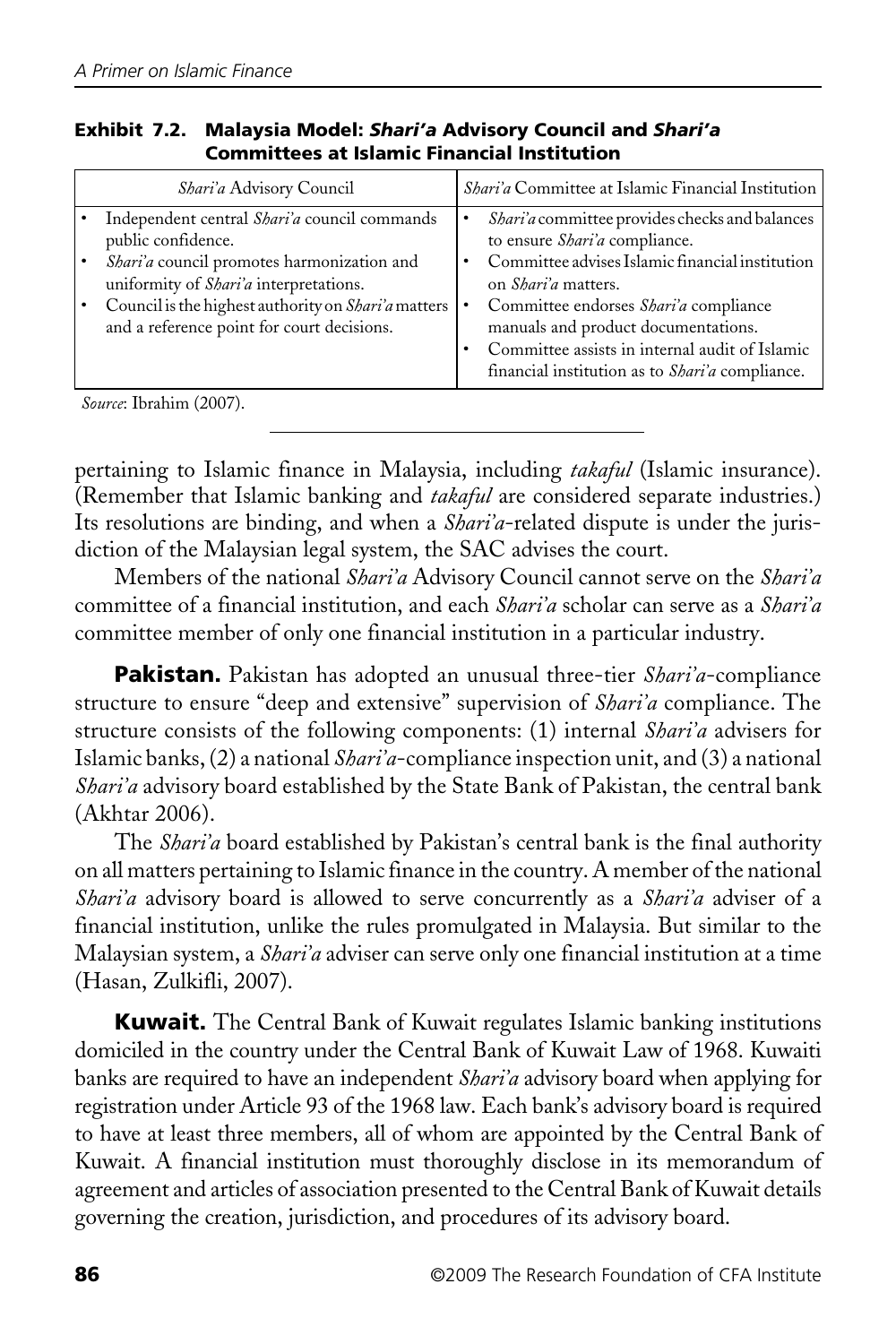**Exhibit 7.2. Malaysia Model: *Shari'a* Advisory Council and *Shari'a* Committees at Islamic Financial Institution**

| *Shari'a* Advisory Council | *Shari'a* Committee at Islamic Financial Institution |
|---|---|
| • Independent central *Shari'a* council commands public confidence.<br>• *Shari'a* council promotes harmonization and uniformity of *Shari'a* interpretations.<br>• Council is the highest authority on *Shari'a* matters and a reference point for court decisions. | • *Shari'a* committee provides checks and balances to ensure *Shari'a* compliance.<br>• Committee advises Islamic financial institution on *Shari'a* matters.<br>• Committee endorses *Shari'a* compliance manuals and product documentations.<br>• Committee assists in internal audit of Islamic financial institution as to *Shari'a* compliance. |

*Source*: Ibrahim (2007).

pertaining to Islamic finance in Malaysia, including *takaful* (Islamic insurance). (Remember that Islamic banking and *takaful* are considered separate industries.) Its resolutions are binding, and when a *Shari'a*-related dispute is under the jurisdiction of the Malaysian legal system, the SAC advises the court.

Members of the national *Shari'a* Advisory Council cannot serve on the *Shari'a* committee of a financial institution, and each *Shari'a* scholar can serve as a *Shari'a* committee member of only one financial institution in a particular industry.

**Pakistan.** Pakistan has adopted an unusual three-tier *Shari'a*-compliance structure to ensure "deep and extensive" supervision of *Shari'a* compliance. The structure consists of the following components: (1) internal *Shari'a* advisers for Islamic banks, (2) a national *Shari'a*-compliance inspection unit, and (3) a national *Shari'a* advisory board established by the State Bank of Pakistan, the central bank (Akhtar 2006).

The *Shari'a* board established by Pakistan's central bank is the final authority on all matters pertaining to Islamic finance in the country. A member of the national *Shari'a* advisory board is allowed to serve concurrently as a *Shari'a* adviser of a financial institution, unlike the rules promulgated in Malaysia. But similar to the Malaysian system, a *Shari'a* adviser can serve only one financial institution at a time (Hasan, Zulkifli, 2007).

**Kuwait.** The Central Bank of Kuwait regulates Islamic banking institutions domiciled in the country under the Central Bank of Kuwait Law of 1968. Kuwaiti banks are required to have an independent *Shari'a* advisory board when applying for registration under Article 93 of the 1968 law. Each bank's advisory board is required to have at least three members, all of whom are appointed by the Central Bank of Kuwait. A financial institution must thoroughly disclose in its memorandum of agreement and articles of association presented to the Central Bank of Kuwait details governing the creation, jurisdiction, and procedures of its advisory board.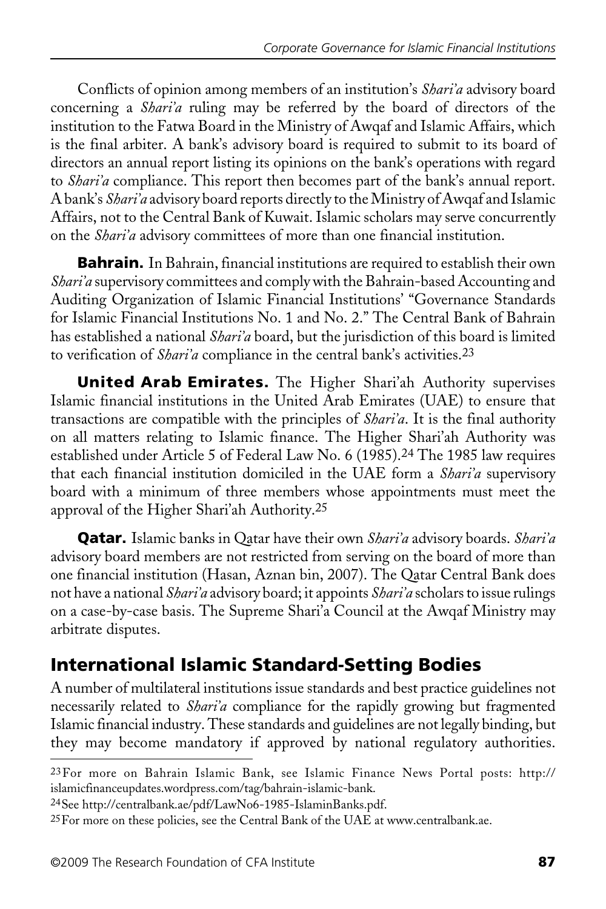Conflicts of opinion among members of an institution's *Shari'a* advisory board concerning a *Shari'a* ruling may be referred by the board of directors of the institution to the Fatwa Board in the Ministry of Awqaf and Islamic Affairs, which is the final arbiter. A bank's advisory board is required to submit to its board of directors an annual report listing its opinions on the bank's operations with regard to *Shari'a* compliance. This report then becomes part of the bank's annual report. A bank's *Shari'a* advisory board reports directly to the Ministry of Awqaf and Islamic Affairs, not to the Central Bank of Kuwait. Islamic scholars may serve concurrently on the *Shari'a* advisory committees of more than one financial institution.

**Bahrain.** In Bahrain, financial institutions are required to establish their own *Shari'a* supervisory committees and comply with the Bahrain-based Accounting and Auditing Organization of Islamic Financial Institutions' "Governance Standards for Islamic Financial Institutions No. 1 and No. 2." The Central Bank of Bahrain has established a national *Shari'a* board, but the jurisdiction of this board is limited to verification of *Shari'a* compliance in the central bank's activities.[23]

**United Arab Emirates.** The Higher Shari'ah Authority supervises Islamic financial institutions in the United Arab Emirates (UAE) to ensure that transactions are compatible with the principles of *Shari'a*. It is the final authority on all matters relating to Islamic finance. The Higher Shari'ah Authority was established under Article 5 of Federal Law No. 6 (1985).[24] The 1985 law requires that each financial institution domiciled in the UAE form a *Shari'a* supervisory board with a minimum of three members whose appointments must meet the approval of the Higher Shari'ah Authority.[25]

**Qatar.** Islamic banks in Qatar have their own *Shari'a* advisory boards. *Shari'a* advisory board members are not restricted from serving on the board of more than one financial institution (Hasan, Aznan bin, 2007). The Qatar Central Bank does not have a national *Shari'a* advisory board; it appoints *Shari'a* scholars to issue rulings on a case-by-case basis. The Supreme Shari'a Council at the Awqaf Ministry may arbitrate disputes.

## International Islamic Standard-Setting Bodies

A number of multilateral institutions issue standards and best practice guidelines not necessarily related to *Shari'a* compliance for the rapidly growing but fragmented Islamic financial industry. These standards and guidelines are not legally binding, but they may become mandatory if approved by national regulatory authorities.

---

[23] For more on Bahrain Islamic Bank, see Islamic Finance News Portal posts: http://islamicfinanceupdates.wordpress.com/tag/bahrain-islamic-bank.

[24] See http://centralbank.ae/pdf/LawNo6-1985-IslaminBanks.pdf.

[25] For more on these policies, see the Central Bank of the UAE at www.centralbank.ae.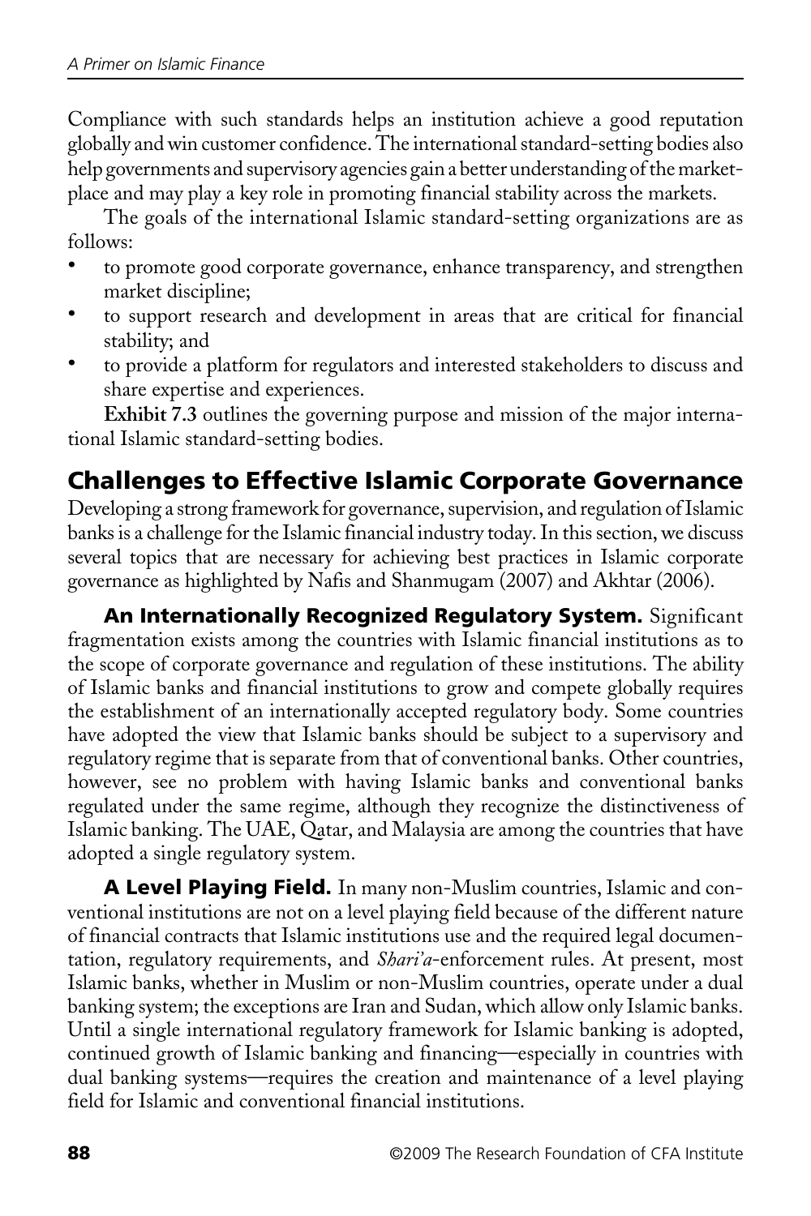Compliance with such standards helps an institution achieve a good reputation globally and win customer confidence. The international standard-setting bodies also help governments and supervisory agencies gain a better understanding of the marketplace and may play a key role in promoting financial stability across the markets.

The goals of the international Islamic standard-setting organizations are as follows:

- to promote good corporate governance, enhance transparency, and strengthen market discipline;
- to support research and development in areas that are critical for financial stability; and
- to provide a platform for regulators and interested stakeholders to discuss and share expertise and experiences.

**Exhibit 7.3** outlines the governing purpose and mission of the major international Islamic standard-setting bodies.

## Challenges to Effective Islamic Corporate Governance

Developing a strong framework for governance, supervision, and regulation of Islamic banks is a challenge for the Islamic financial industry today. In this section, we discuss several topics that are necessary for achieving best practices in Islamic corporate governance as highlighted by Nafis and Shanmugam (2007) and Akhtar (2006).

**An Internationally Recognized Regulatory System.** Significant fragmentation exists among the countries with Islamic financial institutions as to the scope of corporate governance and regulation of these institutions. The ability of Islamic banks and financial institutions to grow and compete globally requires the establishment of an internationally accepted regulatory body. Some countries have adopted the view that Islamic banks should be subject to a supervisory and regulatory regime that is separate from that of conventional banks. Other countries, however, see no problem with having Islamic banks and conventional banks regulated under the same regime, although they recognize the distinctiveness of Islamic banking. The UAE, Qatar, and Malaysia are among the countries that have adopted a single regulatory system.

**A Level Playing Field.** In many non-Muslim countries, Islamic and conventional institutions are not on a level playing field because of the different nature of financial contracts that Islamic institutions use and the required legal documentation, regulatory requirements, and *Shari'a*-enforcement rules. At present, most Islamic banks, whether in Muslim or non-Muslim countries, operate under a dual banking system; the exceptions are Iran and Sudan, which allow only Islamic banks. Until a single international regulatory framework for Islamic banking is adopted, continued growth of Islamic banking and financing—especially in countries with dual banking systems—requires the creation and maintenance of a level playing field for Islamic and conventional financial institutions.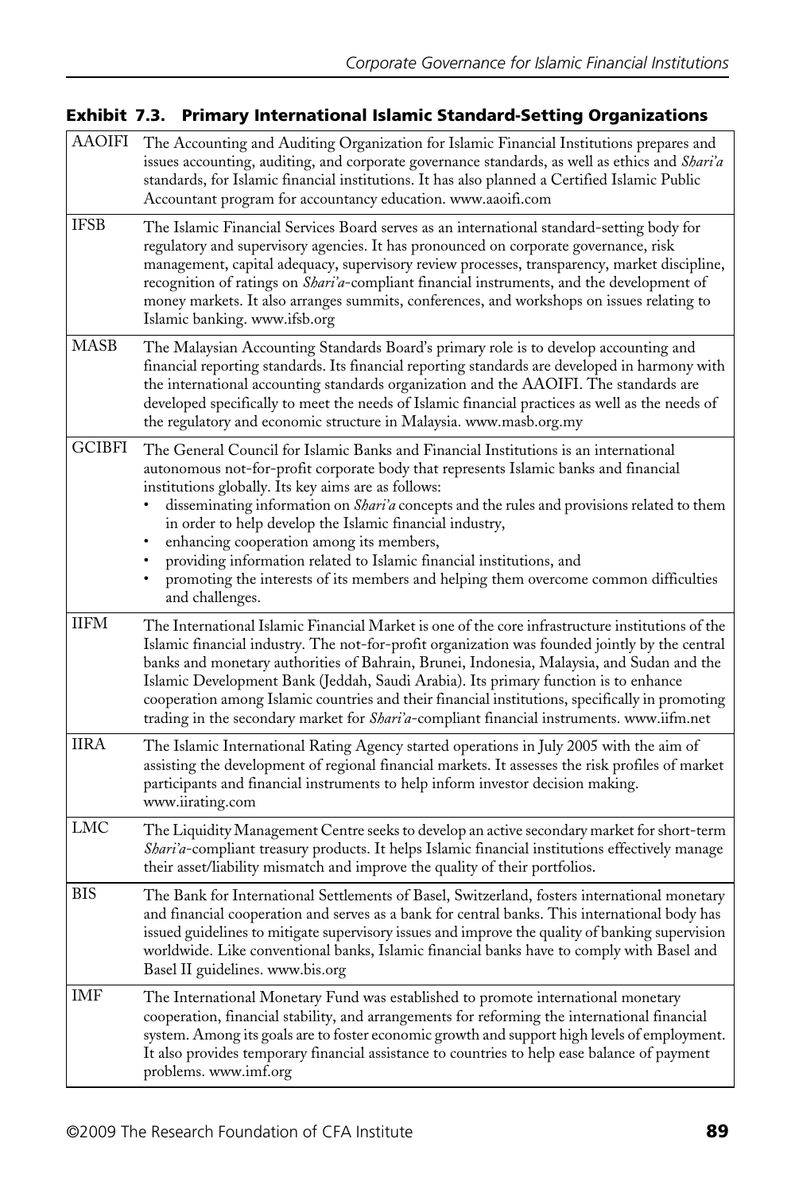**Exhibit 7.3. Primary International Islamic Standard-Setting Organizations**

| | |
|---|---|
| AAOIFI | The Accounting and Auditing Organization for Islamic Financial Institutions prepares and issues accounting, auditing, and corporate governance standards, as well as ethics and *Shari'a* standards, for Islamic financial institutions. It has also planned a Certified Islamic Public Accountant program for accountancy education. www.aaoifi.com |
| IFSB | The Islamic Financial Services Board serves as an international standard-setting body for regulatory and supervisory agencies. It has pronounced on corporate governance, risk management, capital adequacy, supervisory review processes, transparency, market discipline, recognition of ratings on *Shari'a*-compliant financial instruments, and the development of money markets. It also arranges summits, conferences, and workshops on issues relating to Islamic banking. www.ifsb.org |
| MASB | The Malaysian Accounting Standards Board's primary role is to develop accounting and financial reporting standards. Its financial reporting standards are developed in harmony with the international accounting standards organization and the AAOIFI. The standards are developed specifically to meet the needs of Islamic financial practices as well as the needs of the regulatory and economic structure in Malaysia. www.masb.org.my |
| GCIBFI | The General Council for Islamic Banks and Financial Institutions is an international autonomous not-for-profit corporate body that represents Islamic banks and financial institutions globally. Its key aims are as follows: • disseminating information on *Shari'a* concepts and the rules and provisions related to them in order to help develop the Islamic financial industry, • enhancing cooperation among its members, • providing information related to Islamic financial institutions, and • promoting the interests of its members and helping them overcome common difficulties and challenges. |
| IIFM | The International Islamic Financial Market is one of the core infrastructure institutions of the Islamic financial industry. The not-for-profit organization was founded jointly by the central banks and monetary authorities of Bahrain, Brunei, Indonesia, Malaysia, and Sudan and the Islamic Development Bank (Jeddah, Saudi Arabia). Its primary function is to enhance cooperation among Islamic countries and their financial institutions, specifically in promoting trading in the secondary market for *Shari'a*-compliant financial instruments. www.iifm.net |
| IIRA | The Islamic International Rating Agency started operations in July 2005 with the aim of assisting the development of regional financial markets. It assesses the risk profiles of market participants and financial instruments to help inform investor decision making. www.iirating.com |
| LMC | The Liquidity Management Centre seeks to develop an active secondary market for short-term *Shari'a*-compliant treasury products. It helps Islamic financial institutions effectively manage their asset/liability mismatch and improve the quality of their portfolios. |
| BIS | The Bank for International Settlements of Basel, Switzerland, fosters international monetary and financial cooperation and serves as a bank for central banks. This international body has issued guidelines to mitigate supervisory issues and improve the quality of banking supervision worldwide. Like conventional banks, Islamic financial banks have to comply with Basel and Basel II guidelines. www.bis.org |
| IMF | The International Monetary Fund was established to promote international monetary cooperation, financial stability, and arrangements for reforming the international financial system. Among its goals are to foster economic growth and support high levels of employment. It also provides temporary financial assistance to countries to help ease balance of payment problems. www.imf.org |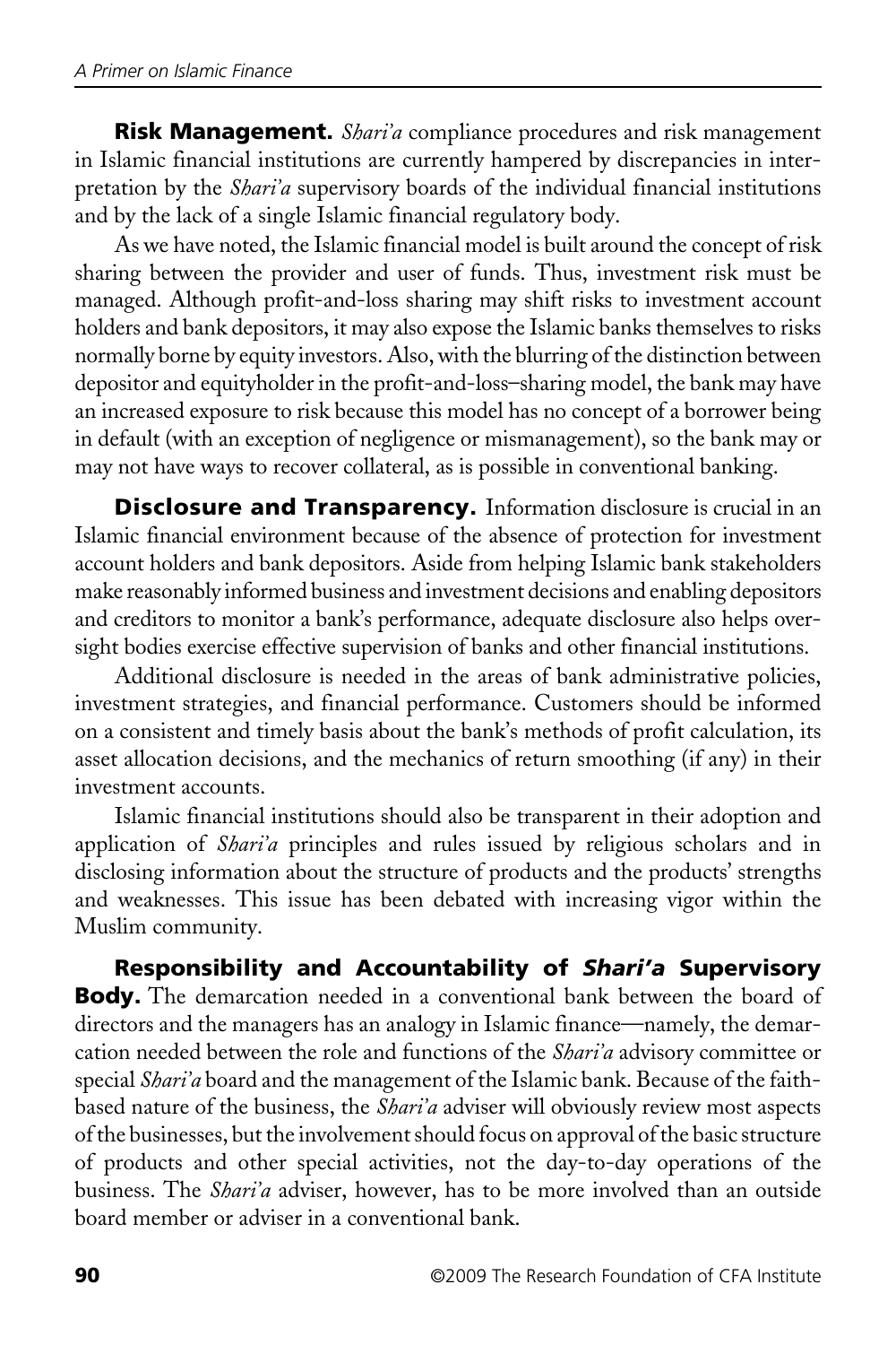**Risk Management.** *Shari'a* compliance procedures and risk management in Islamic financial institutions are currently hampered by discrepancies in interpretation by the *Shari'a* supervisory boards of the individual financial institutions and by the lack of a single Islamic financial regulatory body.

As we have noted, the Islamic financial model is built around the concept of risk sharing between the provider and user of funds. Thus, investment risk must be managed. Although profit-and-loss sharing may shift risks to investment account holders and bank depositors, it may also expose the Islamic banks themselves to risks normally borne by equity investors. Also, with the blurring of the distinction between depositor and equityholder in the profit-and-loss–sharing model, the bank may have an increased exposure to risk because this model has no concept of a borrower being in default (with an exception of negligence or mismanagement), so the bank may or may not have ways to recover collateral, as is possible in conventional banking.

**Disclosure and Transparency.** Information disclosure is crucial in an Islamic financial environment because of the absence of protection for investment account holders and bank depositors. Aside from helping Islamic bank stakeholders make reasonably informed business and investment decisions and enabling depositors and creditors to monitor a bank's performance, adequate disclosure also helps oversight bodies exercise effective supervision of banks and other financial institutions.

Additional disclosure is needed in the areas of bank administrative policies, investment strategies, and financial performance. Customers should be informed on a consistent and timely basis about the bank's methods of profit calculation, its asset allocation decisions, and the mechanics of return smoothing (if any) in their investment accounts.

Islamic financial institutions should also be transparent in their adoption and application of *Shari'a* principles and rules issued by religious scholars and in disclosing information about the structure of products and the products' strengths and weaknesses. This issue has been debated with increasing vigor within the Muslim community.

**Responsibility and Accountability of *Shari'a* Supervisory Body.** The demarcation needed in a conventional bank between the board of directors and the managers has an analogy in Islamic finance—namely, the demarcation needed between the role and functions of the *Shari'a* advisory committee or special *Shari'a* board and the management of the Islamic bank. Because of the faith-based nature of the business, the *Shari'a* adviser will obviously review most aspects of the businesses, but the involvement should focus on approval of the basic structure of products and other special activities, not the day-to-day operations of the business. The *Shari'a* adviser, however, has to be more involved than an outside board member or adviser in a conventional bank.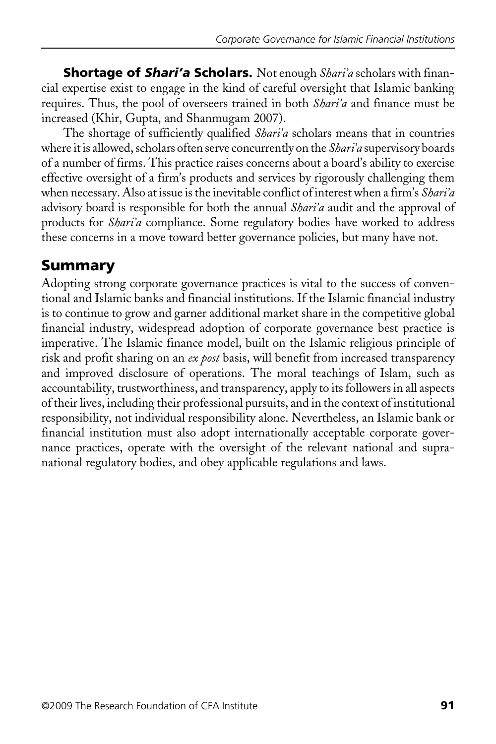**Shortage of *Shari'a* Scholars.** Not enough *Shari'a* scholars with financial expertise exist to engage in the kind of careful oversight that Islamic banking requires. Thus, the pool of overseers trained in both *Shari'a* and finance must be increased (Khir, Gupta, and Shanmugam 2007).

The shortage of sufficiently qualified *Shari'a* scholars means that in countries where it is allowed, scholars often serve concurrently on the *Shari'a* supervisory boards of a number of firms. This practice raises concerns about a board's ability to exercise effective oversight of a firm's products and services by rigorously challenging them when necessary. Also at issue is the inevitable conflict of interest when a firm's *Shari'a* advisory board is responsible for both the annual *Shari'a* audit and the approval of products for *Shari'a* compliance. Some regulatory bodies have worked to address these concerns in a move toward better governance policies, but many have not.

## Summary

Adopting strong corporate governance practices is vital to the success of conventional and Islamic banks and financial institutions. If the Islamic financial industry is to continue to grow and garner additional market share in the competitive global financial industry, widespread adoption of corporate governance best practice is imperative. The Islamic finance model, built on the Islamic religious principle of risk and profit sharing on an *ex post* basis, will benefit from increased transparency and improved disclosure of operations. The moral teachings of Islam, such as accountability, trustworthiness, and transparency, apply to its followers in all aspects of their lives, including their professional pursuits, and in the context of institutional responsibility, not individual responsibility alone. Nevertheless, an Islamic bank or financial institution must also adopt internationally acceptable corporate governance practices, operate with the oversight of the relevant national and supranational regulatory bodies, and obey applicable regulations and laws.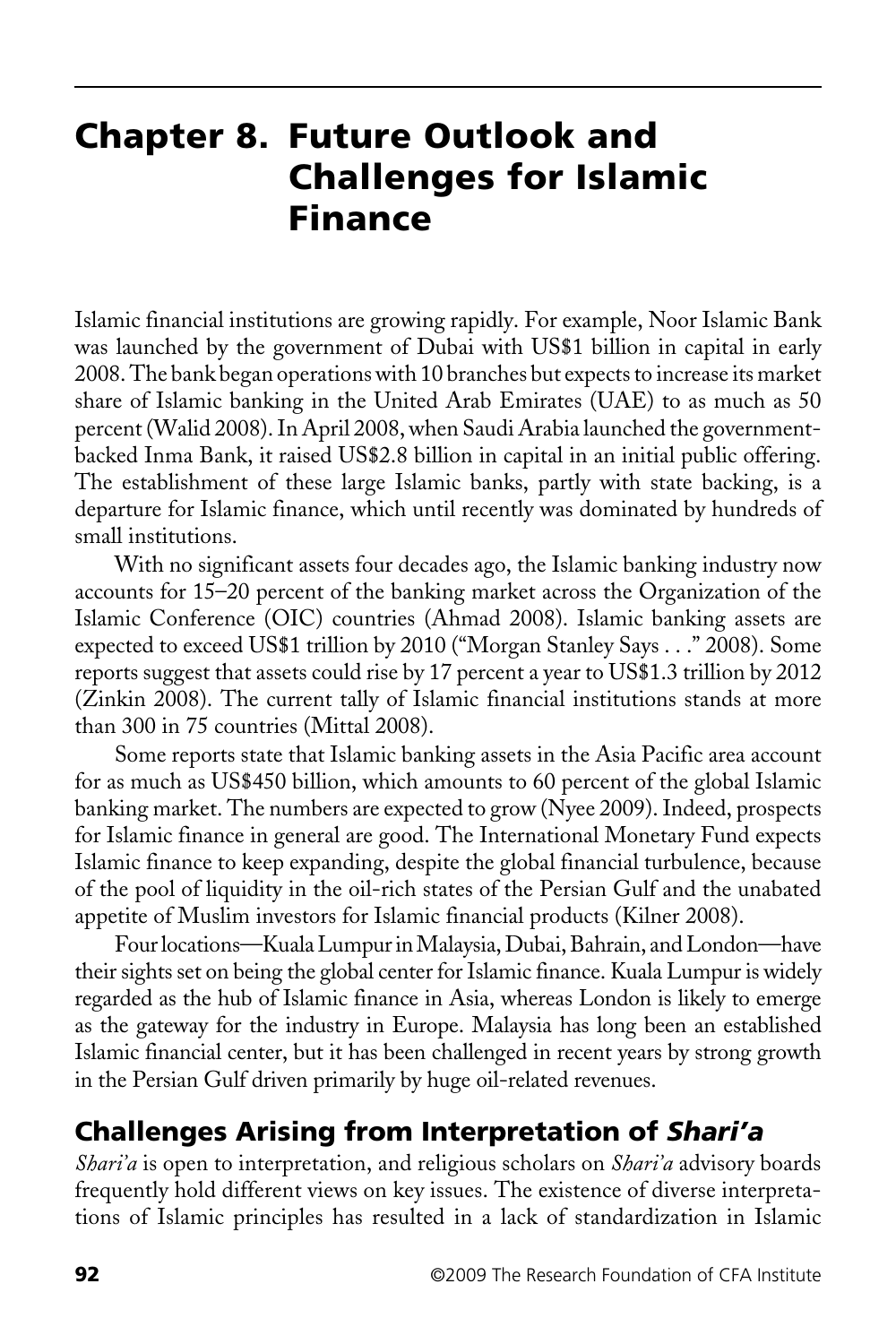# Chapter 8. Future Outlook and Challenges for Islamic Finance

Islamic financial institutions are growing rapidly. For example, Noor Islamic Bank was launched by the government of Dubai with US$1 billion in capital in early 2008. The bank began operations with 10 branches but expects to increase its market share of Islamic banking in the United Arab Emirates (UAE) to as much as 50 percent (Walid 2008). In April 2008, when Saudi Arabia launched the government-backed Inma Bank, it raised US$2.8 billion in capital in an initial public offering. The establishment of these large Islamic banks, partly with state backing, is a departure for Islamic finance, which until recently was dominated by hundreds of small institutions.

With no significant assets four decades ago, the Islamic banking industry now accounts for 15–20 percent of the banking market across the Organization of the Islamic Conference (OIC) countries (Ahmad 2008). Islamic banking assets are expected to exceed US$1 trillion by 2010 ("Morgan Stanley Says . . ." 2008). Some reports suggest that assets could rise by 17 percent a year to US$1.3 trillion by 2012 (Zinkin 2008). The current tally of Islamic financial institutions stands at more than 300 in 75 countries (Mittal 2008).

Some reports state that Islamic banking assets in the Asia Pacific area account for as much as US$450 billion, which amounts to 60 percent of the global Islamic banking market. The numbers are expected to grow (Nyee 2009). Indeed, prospects for Islamic finance in general are good. The International Monetary Fund expects Islamic finance to keep expanding, despite the global financial turbulence, because of the pool of liquidity in the oil-rich states of the Persian Gulf and the unabated appetite of Muslim investors for Islamic financial products (Kilner 2008).

Four locations—Kuala Lumpur in Malaysia, Dubai, Bahrain, and London—have their sights set on being the global center for Islamic finance. Kuala Lumpur is widely regarded as the hub of Islamic finance in Asia, whereas London is likely to emerge as the gateway for the industry in Europe. Malaysia has long been an established Islamic financial center, but it has been challenged in recent years by strong growth in the Persian Gulf driven primarily by huge oil-related revenues.

## Challenges Arising from Interpretation of *Shari'a*

*Shari'a* is open to interpretation, and religious scholars on *Shari'a* advisory boards frequently hold different views on key issues. The existence of diverse interpretations of Islamic principles has resulted in a lack of standardization in Islamic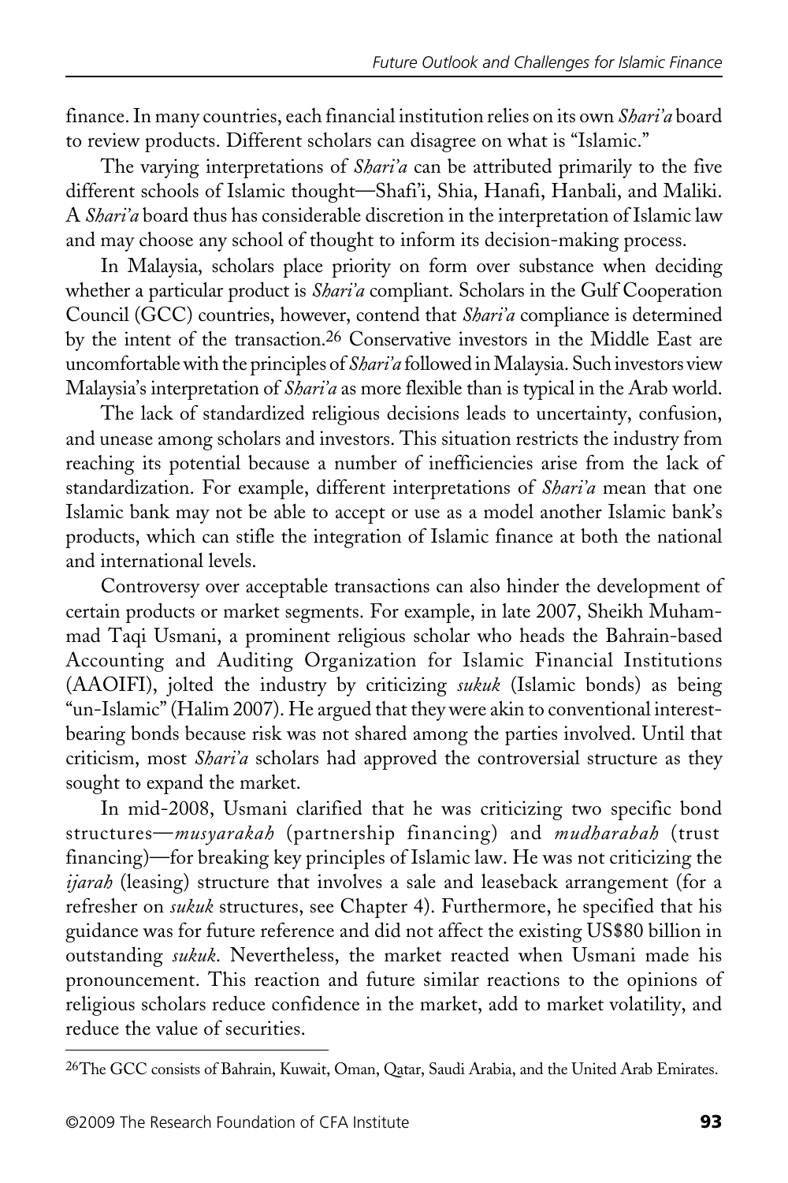finance. In many countries, each financial institution relies on its own *Shari'a* board to review products. Different scholars can disagree on what is "Islamic."

The varying interpretations of *Shari'a* can be attributed primarily to the five different schools of Islamic thought—Shafi'i, Shia, Hanafi, Hanbali, and Maliki. A *Shari'a* board thus has considerable discretion in the interpretation of Islamic law and may choose any school of thought to inform its decision-making process.

In Malaysia, scholars place priority on form over substance when deciding whether a particular product is *Shari'a* compliant. Scholars in the Gulf Cooperation Council (GCC) countries, however, contend that *Shari'a* compliance is determined by the intent of the transaction.[26] Conservative investors in the Middle East are uncomfortable with the principles of *Shari'a* followed in Malaysia. Such investors view Malaysia's interpretation of *Shari'a* as more flexible than is typical in the Arab world.

The lack of standardized religious decisions leads to uncertainty, confusion, and unease among scholars and investors. This situation restricts the industry from reaching its potential because a number of inefficiencies arise from the lack of standardization. For example, different interpretations of *Shari'a* mean that one Islamic bank may not be able to accept or use as a model another Islamic bank's products, which can stifle the integration of Islamic finance at both the national and international levels.

Controversy over acceptable transactions can also hinder the development of certain products or market segments. For example, in late 2007, Sheikh Muhammad Taqi Usmani, a prominent religious scholar who heads the Bahrain-based Accounting and Auditing Organization for Islamic Financial Institutions (AAOIFI), jolted the industry by criticizing *sukuk* (Islamic bonds) as being "un-Islamic" (Halim 2007). He argued that they were akin to conventional interest-bearing bonds because risk was not shared among the parties involved. Until that criticism, most *Shari'a* scholars had approved the controversial structure as they sought to expand the market.

In mid-2008, Usmani clarified that he was criticizing two specific bond structures—*musyarakah* (partnership financing) and *mudharabah* (trust financing)—for breaking key principles of Islamic law. He was not criticizing the *ijarah* (leasing) structure that involves a sale and leaseback arrangement (for a refresher on *sukuk* structures, see Chapter 4). Furthermore, he specified that his guidance was for future reference and did not affect the existing US$80 billion in outstanding *sukuk*. Nevertheless, the market reacted when Usmani made his pronouncement. This reaction and future similar reactions to the opinions of religious scholars reduce confidence in the market, add to market volatility, and reduce the value of securities.

[26]The GCC consists of Bahrain, Kuwait, Oman, Qatar, Saudi Arabia, and the United Arab Emirates.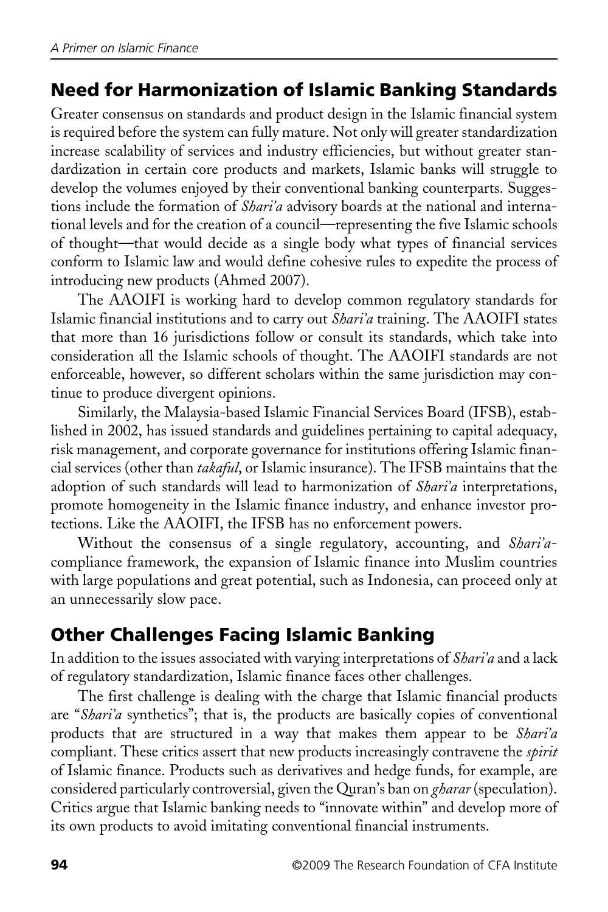## Need for Harmonization of Islamic Banking Standards

Greater consensus on standards and product design in the Islamic financial system is required before the system can fully mature. Not only will greater standardization increase scalability of services and industry efficiencies, but without greater standardization in certain core products and markets, Islamic banks will struggle to develop the volumes enjoyed by their conventional banking counterparts. Suggestions include the formation of *Shari'a* advisory boards at the national and international levels and for the creation of a council—representing the five Islamic schools of thought—that would decide as a single body what types of financial services conform to Islamic law and would define cohesive rules to expedite the process of introducing new products (Ahmed 2007).

The AAOIFI is working hard to develop common regulatory standards for Islamic financial institutions and to carry out *Shari'a* training. The AAOIFI states that more than 16 jurisdictions follow or consult its standards, which take into consideration all the Islamic schools of thought. The AAOIFI standards are not enforceable, however, so different scholars within the same jurisdiction may continue to produce divergent opinions.

Similarly, the Malaysia-based Islamic Financial Services Board (IFSB), established in 2002, has issued standards and guidelines pertaining to capital adequacy, risk management, and corporate governance for institutions offering Islamic financial services (other than *takaful*, or Islamic insurance). The IFSB maintains that the adoption of such standards will lead to harmonization of *Shari'a* interpretations, promote homogeneity in the Islamic finance industry, and enhance investor protections. Like the AAOIFI, the IFSB has no enforcement powers.

Without the consensus of a single regulatory, accounting, and *Shari'a*-compliance framework, the expansion of Islamic finance into Muslim countries with large populations and great potential, such as Indonesia, can proceed only at an unnecessarily slow pace.

## Other Challenges Facing Islamic Banking

In addition to the issues associated with varying interpretations of *Shari'a* and a lack of regulatory standardization, Islamic finance faces other challenges.

The first challenge is dealing with the charge that Islamic financial products are "*Shari'a* synthetics"; that is, the products are basically copies of conventional products that are structured in a way that makes them appear to be *Shari'a* compliant. These critics assert that new products increasingly contravene the *spirit* of Islamic finance. Products such as derivatives and hedge funds, for example, are considered particularly controversial, given the Quran's ban on *gharar* (speculation). Critics argue that Islamic banking needs to "innovate within" and develop more of its own products to avoid imitating conventional financial instruments.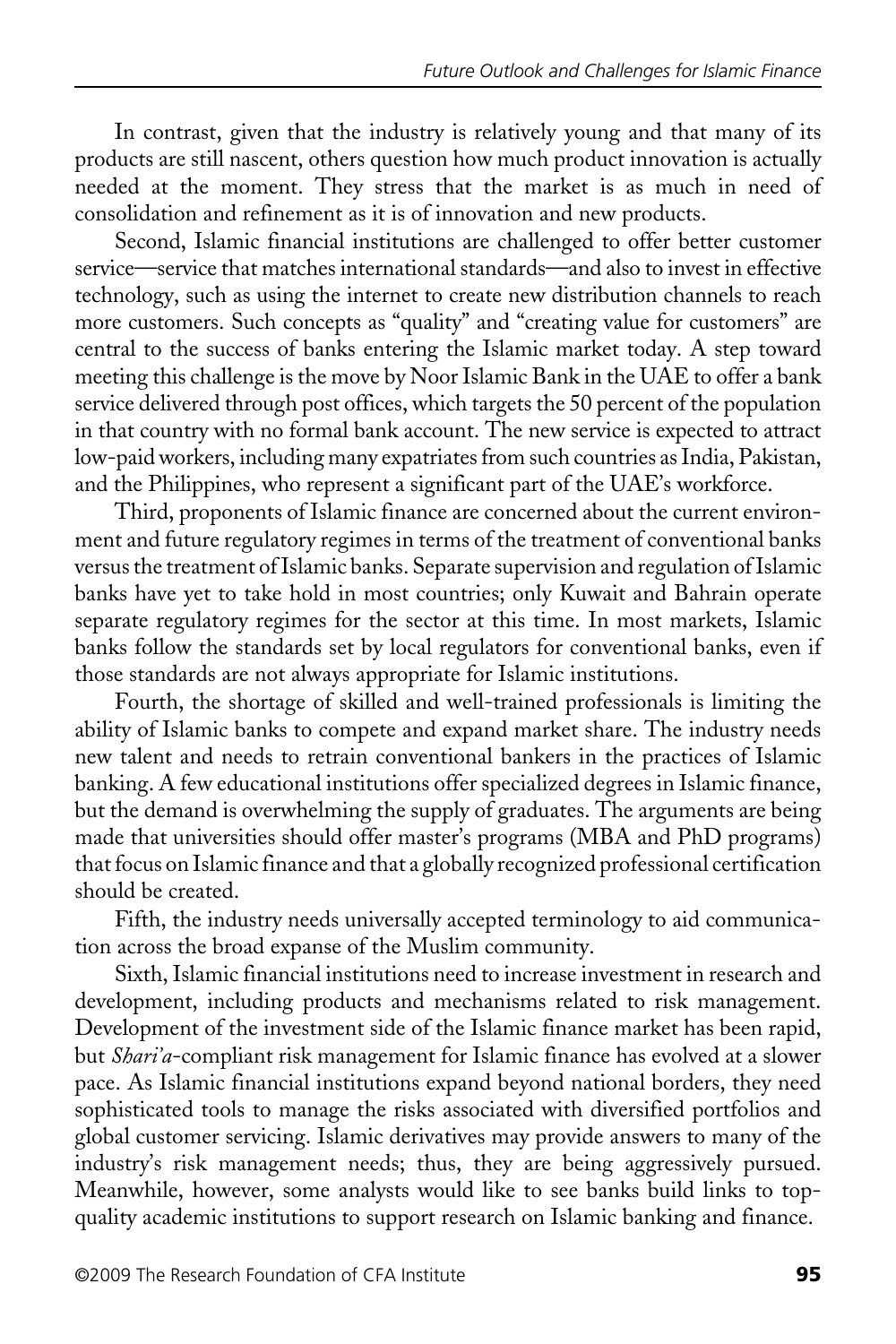In contrast, given that the industry is relatively young and that many of its products are still nascent, others question how much product innovation is actually needed at the moment. They stress that the market is as much in need of consolidation and refinement as it is of innovation and new products.

Second, Islamic financial institutions are challenged to offer better customer service—service that matches international standards—and also to invest in effective technology, such as using the internet to create new distribution channels to reach more customers. Such concepts as "quality" and "creating value for customers" are central to the success of banks entering the Islamic market today. A step toward meeting this challenge is the move by Noor Islamic Bank in the UAE to offer a bank service delivered through post offices, which targets the 50 percent of the population in that country with no formal bank account. The new service is expected to attract low-paid workers, including many expatriates from such countries as India, Pakistan, and the Philippines, who represent a significant part of the UAE's workforce.

Third, proponents of Islamic finance are concerned about the current environment and future regulatory regimes in terms of the treatment of conventional banks versus the treatment of Islamic banks. Separate supervision and regulation of Islamic banks have yet to take hold in most countries; only Kuwait and Bahrain operate separate regulatory regimes for the sector at this time. In most markets, Islamic banks follow the standards set by local regulators for conventional banks, even if those standards are not always appropriate for Islamic institutions.

Fourth, the shortage of skilled and well-trained professionals is limiting the ability of Islamic banks to compete and expand market share. The industry needs new talent and needs to retrain conventional bankers in the practices of Islamic banking. A few educational institutions offer specialized degrees in Islamic finance, but the demand is overwhelming the supply of graduates. The arguments are being made that universities should offer master's programs (MBA and PhD programs) that focus on Islamic finance and that a globally recognized professional certification should be created.

Fifth, the industry needs universally accepted terminology to aid communication across the broad expanse of the Muslim community.

Sixth, Islamic financial institutions need to increase investment in research and development, including products and mechanisms related to risk management. Development of the investment side of the Islamic finance market has been rapid, but *Shari'a*-compliant risk management for Islamic finance has evolved at a slower pace. As Islamic financial institutions expand beyond national borders, they need sophisticated tools to manage the risks associated with diversified portfolios and global customer servicing. Islamic derivatives may provide answers to many of the industry's risk management needs; thus, they are being aggressively pursued. Meanwhile, however, some analysts would like to see banks build links to top-quality academic institutions to support research on Islamic banking and finance.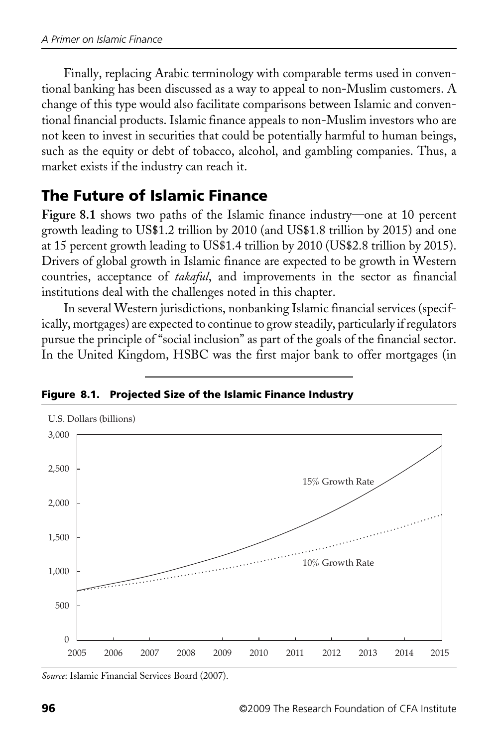Finally, replacing Arabic terminology with comparable terms used in conventional banking has been discussed as a way to appeal to non-Muslim customers. A change of this type would also facilitate comparisons between Islamic and conventional financial products. Islamic finance appeals to non-Muslim investors who are not keen to invest in securities that could be potentially harmful to human beings, such as the equity or debt of tobacco, alcohol, and gambling companies. Thus, a market exists if the industry can reach it.

## The Future of Islamic Finance

**Figure 8.1** shows two paths of the Islamic finance industry—one at 10 percent growth leading to US$1.2 trillion by 2010 (and US$1.8 trillion by 2015) and one at 15 percent growth leading to US$1.4 trillion by 2010 (US$2.8 trillion by 2015). Drivers of global growth in Islamic finance are expected to be growth in Western countries, acceptance of *takaful*, and improvements in the sector as financial institutions deal with the challenges noted in this chapter.

In several Western jurisdictions, nonbanking Islamic financial services (specifically, mortgages) are expected to continue to grow steadily, particularly if regulators pursue the principle of "social inclusion" as part of the goals of the financial sector. In the United Kingdom, HSBC was the first major bank to offer mortgages (in

**Figure 8.1. Projected Size of the Islamic Finance Industry**

*Source*: Islamic Financial Services Board (2007).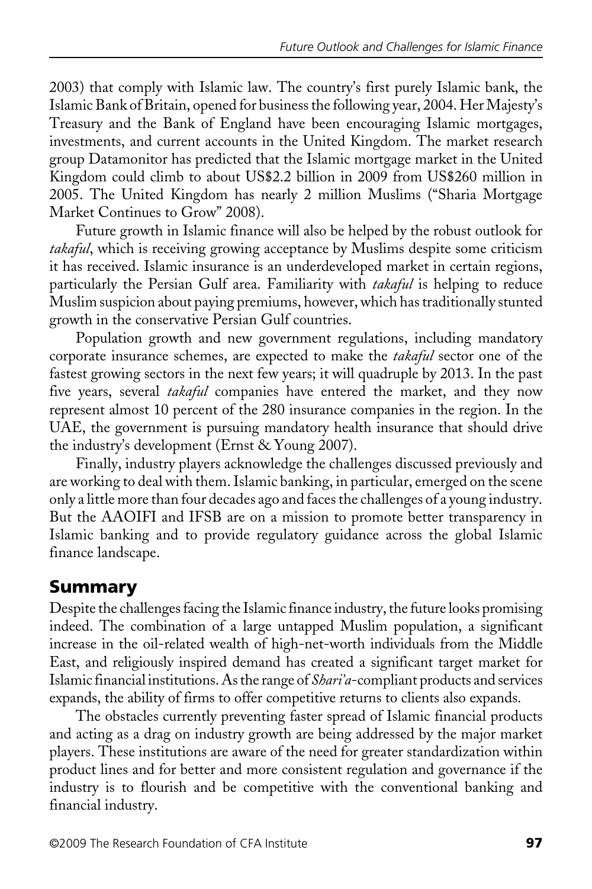2003) that comply with Islamic law. The country's first purely Islamic bank, the Islamic Bank of Britain, opened for business the following year, 2004. Her Majesty's Treasury and the Bank of England have been encouraging Islamic mortgages, investments, and current accounts in the United Kingdom. The market research group Datamonitor has predicted that the Islamic mortgage market in the United Kingdom could climb to about US$2.2 billion in 2009 from US$260 million in 2005. The United Kingdom has nearly 2 million Muslims ("Sharia Mortgage Market Continues to Grow" 2008).

Future growth in Islamic finance will also be helped by the robust outlook for *takaful*, which is receiving growing acceptance by Muslims despite some criticism it has received. Islamic insurance is an underdeveloped market in certain regions, particularly the Persian Gulf area. Familiarity with *takaful* is helping to reduce Muslim suspicion about paying premiums, however, which has traditionally stunted growth in the conservative Persian Gulf countries.

Population growth and new government regulations, including mandatory corporate insurance schemes, are expected to make the *takaful* sector one of the fastest growing sectors in the next few years; it will quadruple by 2013. In the past five years, several *takaful* companies have entered the market, and they now represent almost 10 percent of the 280 insurance companies in the region. In the UAE, the government is pursuing mandatory health insurance that should drive the industry's development (Ernst & Young 2007).

Finally, industry players acknowledge the challenges discussed previously and are working to deal with them. Islamic banking, in particular, emerged on the scene only a little more than four decades ago and faces the challenges of a young industry. But the AAOIFI and IFSB are on a mission to promote better transparency in Islamic banking and to provide regulatory guidance across the global Islamic finance landscape.

## Summary

Despite the challenges facing the Islamic finance industry, the future looks promising indeed. The combination of a large untapped Muslim population, a significant increase in the oil-related wealth of high-net-worth individuals from the Middle East, and religiously inspired demand has created a significant target market for Islamic financial institutions. As the range of *Shari'a*-compliant products and services expands, the ability of firms to offer competitive returns to clients also expands.

The obstacles currently preventing faster spread of Islamic financial products and acting as a drag on industry growth are being addressed by the major market players. These institutions are aware of the need for greater standardization within product lines and for better and more consistent regulation and governance if the industry is to flourish and be competitive with the conventional banking and financial industry.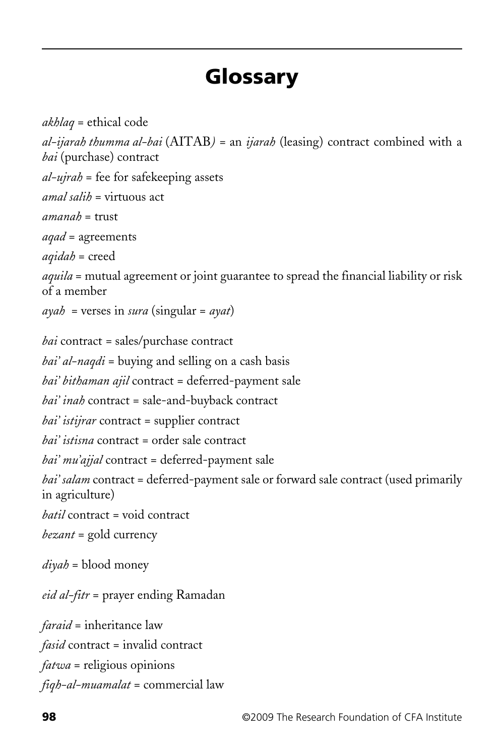# Glossary

*akhlaq* = ethical code

*al-ijarah thumma al-bai* (AITAB*)* = an *ijarah* (leasing) contract combined with a *bai* (purchase) contract

*al-ujrah* = fee for safekeeping assets

*amal salih* = virtuous act

*amanah* = trust

*aqad* = agreements

*aqidah* = creed

*aquila* = mutual agreement or joint guarantee to spread the financial liability or risk of a member

*ayah* = verses in *sura* (singular = *ayat*)

*bai* contract = sales/purchase contract

*bai' al-naqdi* = buying and selling on a cash basis

*bai' bithaman ajil* contract = deferred-payment sale

*bai' inah* contract = sale-and-buyback contract

*bai' istijrar* contract = supplier contract

*bai' istisna* contract = order sale contract

*bai' mu'ajjal* contract = deferred-payment sale

*bai' salam* contract = deferred-payment sale or forward sale contract (used primarily in agriculture)

*batil* contract = void contract

*bezant* = gold currency

*diyah* = blood money

*eid al-fitr* = prayer ending Ramadan

*faraid* = inheritance law

*fasid* contract = invalid contract

*fatwa* = religious opinions

*fiqh-al-muamalat* = commercial law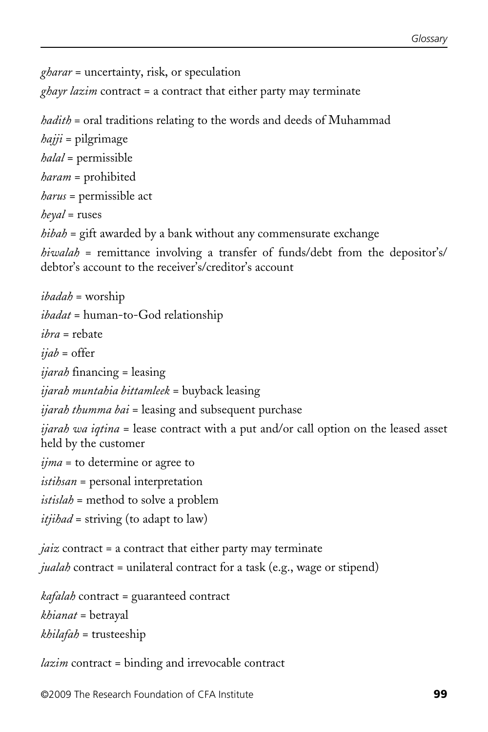*gharar* = uncertainty, risk, or speculation

*ghayr lazim* contract = a contract that either party may terminate

*hadith* = oral traditions relating to the words and deeds of Muhammad

*hajji* = pilgrimage

*halal* = permissible

*haram* = prohibited

*harus* = permissible act

*heyal* = ruses

*hibah* = gift awarded by a bank without any commensurate exchange

*hiwalah* = remittance involving a transfer of funds/debt from the depositor's/debtor's account to the receiver's/creditor's account

*ibadah* = worship

*ibadat* = human-to-God relationship

*ibra* = rebate

*ijab* = offer

*ijarah* financing = leasing

*ijarah muntahia bittamleek* = buyback leasing

*ijarah thumma bai* = leasing and subsequent purchase

*ijarah wa iqtina* = lease contract with a put and/or call option on the leased asset held by the customer

*ijma* = to determine or agree to

*istihsan* = personal interpretation

*istislah* = method to solve a problem

*itjihad* = striving (to adapt to law)

*jaiz* contract = a contract that either party may terminate

*jualah* contract = unilateral contract for a task (e.g., wage or stipend)

*kafalah* contract = guaranteed contract

*khianat* = betrayal

*khilafah* = trusteeship

*lazim* contract = binding and irrevocable contract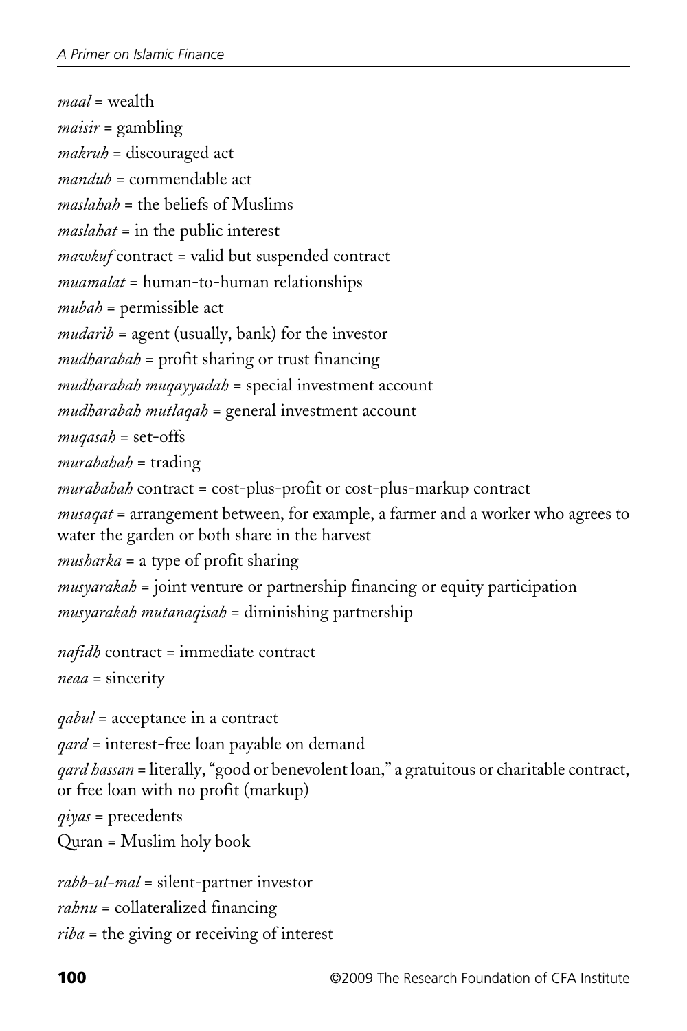*maal* = wealth

*maisir* = gambling

*makruh* = discouraged act

*mandub* = commendable act

*maslahah* = the beliefs of Muslims

*maslahat* = in the public interest

*mawkuf* contract = valid but suspended contract

*muamalat* = human-to-human relationships

*mubah* = permissible act

*mudarib* = agent (usually, bank) for the investor

*mudharabah* = profit sharing or trust financing

*mudharabah muqayyadah* = special investment account

*mudharabah mutlaqah* = general investment account

*muqasah* = set-offs

*murabahah* = trading

*murabahah* contract = cost-plus-profit or cost-plus-markup contract

*musaqat* = arrangement between, for example, a farmer and a worker who agrees to water the garden or both share in the harvest

*musharka* = a type of profit sharing

*musyarakah* = joint venture or partnership financing or equity participation

*musyarakah mutanaqisah* = diminishing partnership

*nafidh* contract = immediate contract

*neaa* = sincerity

*qabul* = acceptance in a contract

*qard* = interest-free loan payable on demand

*qard hassan* = literally, "good or benevolent loan," a gratuitous or charitable contract, or free loan with no profit (markup)

*qiyas* = precedents

Quran = Muslim holy book

*rabb-ul-mal* = silent-partner investor

*rahnu* = collateralized financing

*riba* = the giving or receiving of interest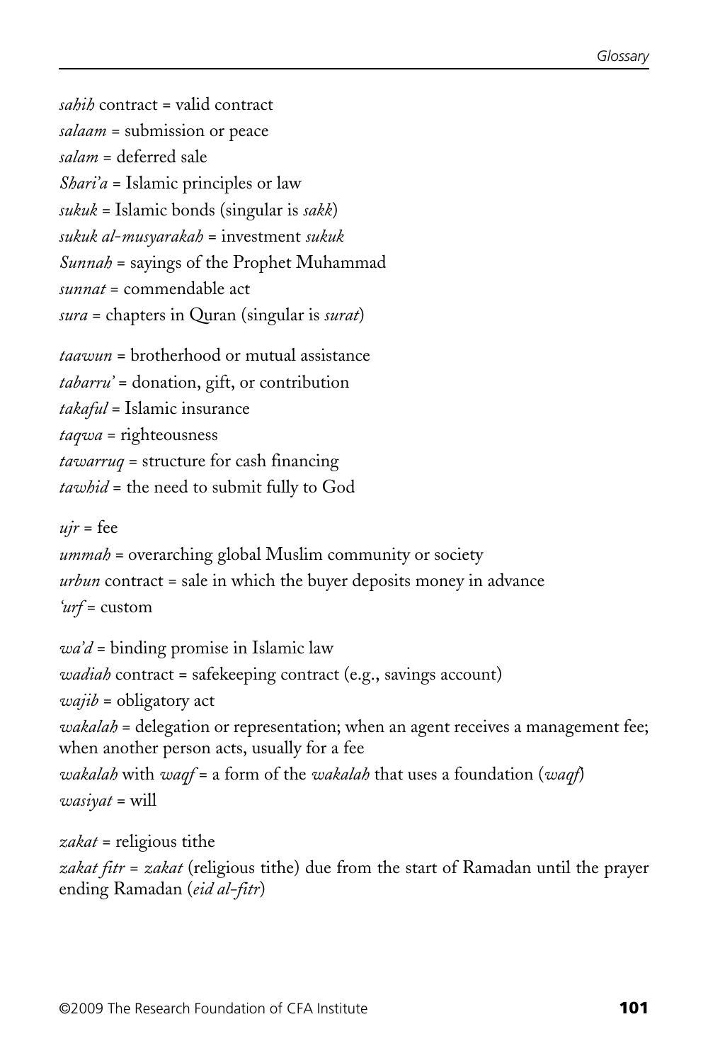*sahih* contract = valid contract
*salaam* = submission or peace
*salam* = deferred sale
*Shari'a* = Islamic principles or law
*sukuk* = Islamic bonds (singular is *sakk*)
*sukuk al-musyarakah* = investment *sukuk*
*Sunnah* = sayings of the Prophet Muhammad
*sunnat* = commendable act
*sura* = chapters in Quran (singular is *surat*)

*taawun* = brotherhood or mutual assistance
*tabarru'* = donation, gift, or contribution
*takaful* = Islamic insurance
*taqwa* = righteousness
*tawarruq* = structure for cash financing
*tawhid* = the need to submit fully to God

*ujr* = fee
*ummah* = overarching global Muslim community or society
*urbun* contract = sale in which the buyer deposits money in advance
*'urf* = custom

*wa'd* = binding promise in Islamic law
*wadiah* contract = safekeeping contract (e.g., savings account)
*wajib* = obligatory act
*wakalah* = delegation or representation; when an agent receives a management fee; when another person acts, usually for a fee
*wakalah* with *waqf* = a form of the *wakalah* that uses a foundation (*waqf*)
*wasiyat* = will

*zakat* = religious tithe
*zakat fitr* = *zakat* (religious tithe) due from the start of Ramadan until the prayer ending Ramadan (*eid al-fitr*)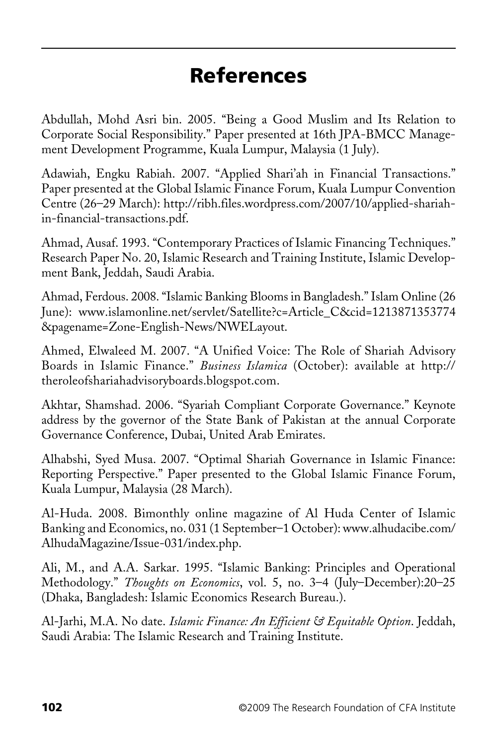# References

Abdullah, Mohd Asri bin. 2005. "Being a Good Muslim and Its Relation to Corporate Social Responsibility." Paper presented at 16th JPA-BMCC Management Development Programme, Kuala Lumpur, Malaysia (1 July).

Adawiah, Engku Rabiah. 2007. "Applied Shari'ah in Financial Transactions." Paper presented at the Global Islamic Finance Forum, Kuala Lumpur Convention Centre (26–29 March): http://ribh.files.wordpress.com/2007/10/applied-shariah-in-financial-transactions.pdf.

Ahmad, Ausaf. 1993. "Contemporary Practices of Islamic Financing Techniques." Research Paper No. 20, Islamic Research and Training Institute, Islamic Development Bank, Jeddah, Saudi Arabia.

Ahmad, Ferdous. 2008. "Islamic Banking Blooms in Bangladesh." Islam Online (26 June): www.islamonline.net/servlet/Satellite?c=Article_C&cid=1213871353774&pagename=Zone-English-News/NWELayout.

Ahmed, Elwaleed M. 2007. "A Unified Voice: The Role of Shariah Advisory Boards in Islamic Finance." *Business Islamica* (October): available at http://theroleofshariahadvisoryboards.blogspot.com.

Akhtar, Shamshad. 2006. "Syariah Compliant Corporate Governance." Keynote address by the governor of the State Bank of Pakistan at the annual Corporate Governance Conference, Dubai, United Arab Emirates.

Alhabshi, Syed Musa. 2007. "Optimal Shariah Governance in Islamic Finance: Reporting Perspective." Paper presented to the Global Islamic Finance Forum, Kuala Lumpur, Malaysia (28 March).

Al-Huda. 2008. Bimonthly online magazine of Al Huda Center of Islamic Banking and Economics, no. 031 (1 September–1 October): www.alhudacibe.com/AlhudaMagazine/Issue-031/index.php.

Ali, M., and A.A. Sarkar. 1995. "Islamic Banking: Principles and Operational Methodology." *Thoughts on Economics*, vol. 5, no. 3–4 (July–December):20–25 (Dhaka, Bangladesh: Islamic Economics Research Bureau.).

Al-Jarhi, M.A. No date. *Islamic Finance: An Efficient & Equitable Option*. Jeddah, Saudi Arabia: The Islamic Research and Training Institute.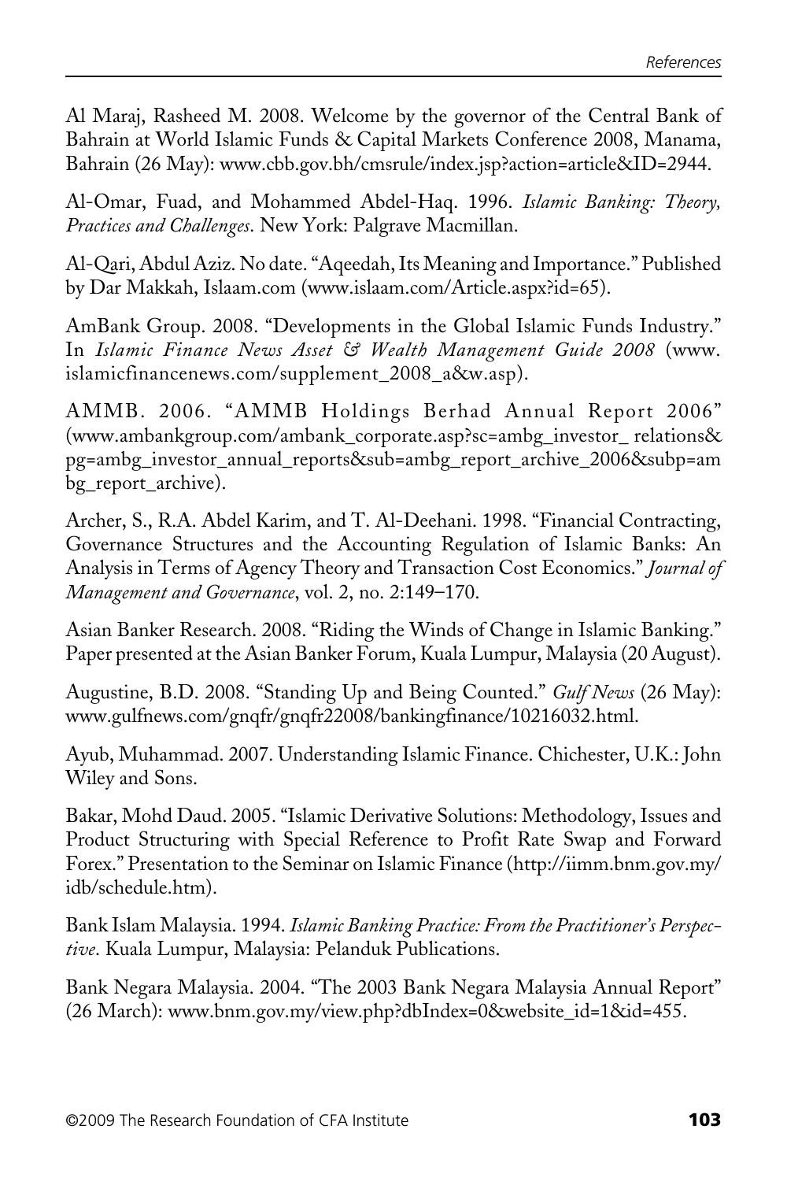Al Maraj, Rasheed M. 2008. Welcome by the governor of the Central Bank of Bahrain at World Islamic Funds & Capital Markets Conference 2008, Manama, Bahrain (26 May): www.cbb.gov.bh/cmsrule/index.jsp?action=article&ID=2944.

Al-Omar, Fuad, and Mohammed Abdel-Haq. 1996. *Islamic Banking: Theory, Practices and Challenges*. New York: Palgrave Macmillan.

Al-Qari, Abdul Aziz. No date. "Aqeedah, Its Meaning and Importance." Published by Dar Makkah, Islaam.com (www.islaam.com/Article.aspx?id=65).

AmBank Group. 2008. "Developments in the Global Islamic Funds Industry." In *Islamic Finance News Asset & Wealth Management Guide 2008* (www.islamicfinancenews.com/supplement_2008_a&w.asp).

AMMB. 2006. "AMMB Holdings Berhad Annual Report 2006" (www.ambankgroup.com/ambank_corporate.asp?sc=ambg_investor_ relations&pg=ambg_investor_annual_reports&sub=ambg_report_archive_2006&subp=ambg_report_archive).

Archer, S., R.A. Abdel Karim, and T. Al-Deehani. 1998. "Financial Contracting, Governance Structures and the Accounting Regulation of Islamic Banks: An Analysis in Terms of Agency Theory and Transaction Cost Economics." *Journal of Management and Governance*, vol. 2, no. 2:149–170.

Asian Banker Research. 2008. "Riding the Winds of Change in Islamic Banking." Paper presented at the Asian Banker Forum, Kuala Lumpur, Malaysia (20 August).

Augustine, B.D. 2008. "Standing Up and Being Counted." *Gulf News* (26 May): www.gulfnews.com/gnqfr/gnqfr22008/bankingfinance/10216032.html.

Ayub, Muhammad. 2007. Understanding Islamic Finance. Chichester, U.K.: John Wiley and Sons.

Bakar, Mohd Daud. 2005. "Islamic Derivative Solutions: Methodology, Issues and Product Structuring with Special Reference to Profit Rate Swap and Forward Forex." Presentation to the Seminar on Islamic Finance (http://iimm.bnm.gov.my/idb/schedule.htm).

Bank Islam Malaysia. 1994. *Islamic Banking Practice: From the Practitioner's Perspective*. Kuala Lumpur, Malaysia: Pelanduk Publications.

Bank Negara Malaysia. 2004. "The 2003 Bank Negara Malaysia Annual Report" (26 March): www.bnm.gov.my/view.php?dbIndex=0&website_id=1&id=455.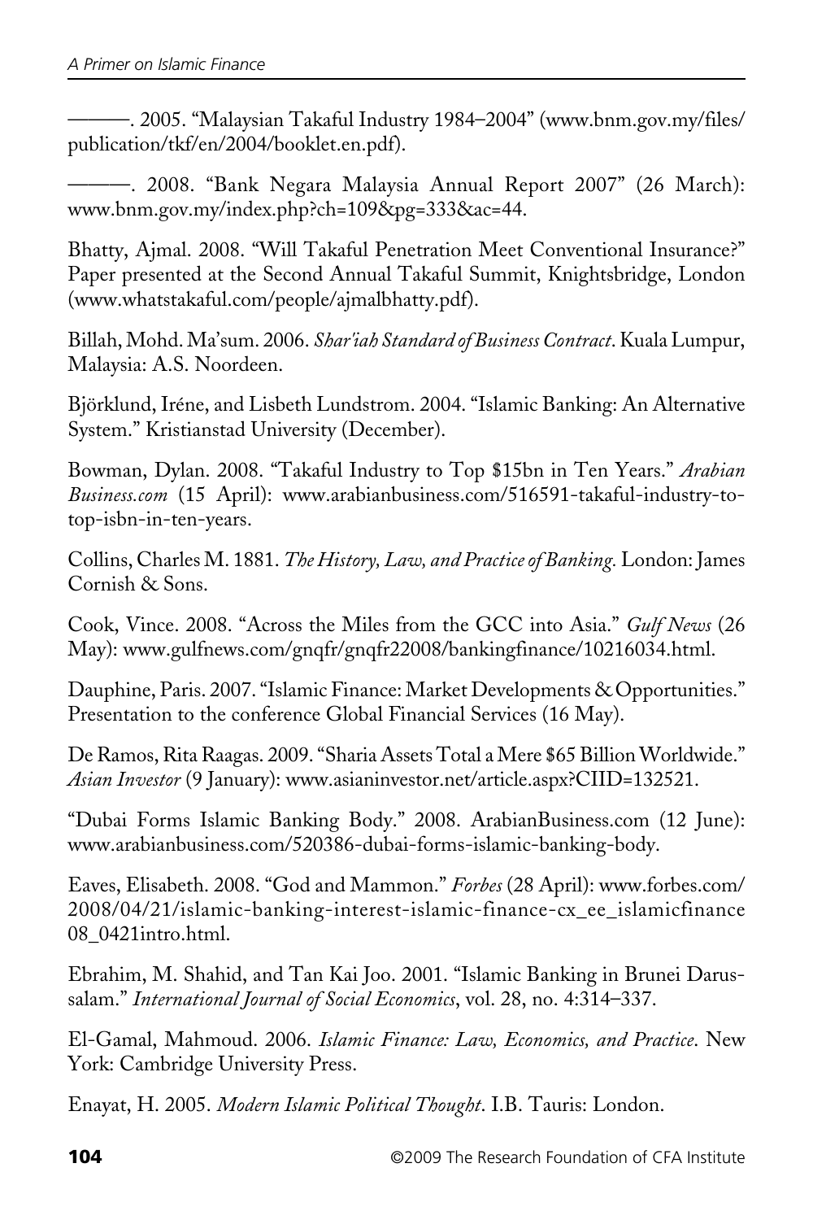———. 2005. “Malaysian Takaful Industry 1984–2004” (www.bnm.gov.my/files/publication/tkf/en/2004/booklet.en.pdf).

———. 2008. “Bank Negara Malaysia Annual Report 2007” (26 March): www.bnm.gov.my/index.php?ch=109&pg=333&ac=44.

Bhatty, Ajmal. 2008. “Will Takaful Penetration Meet Conventional Insurance?” Paper presented at the Second Annual Takaful Summit, Knightsbridge, London (www.whatstakaful.com/people/ajmalbhatty.pdf).

Billah, Mohd. Ma’sum. 2006. *Shar’iah Standard of Business Contract*. Kuala Lumpur, Malaysia: A.S. Noordeen.

Björklund, Iréne, and Lisbeth Lundstrom. 2004. “Islamic Banking: An Alternative System.” Kristianstad University (December).

Bowman, Dylan. 2008. “Takaful Industry to Top $15bn in Ten Years.” *Arabian Business.com* (15 April): www.arabianbusiness.com/516591-takaful-industry-to-top-isbn-in-ten-years.

Collins, Charles M. 1881. *The History, Law, and Practice of Banking*. London: James Cornish & Sons.

Cook, Vince. 2008. “Across the Miles from the GCC into Asia.” *Gulf News* (26 May): www.gulfnews.com/gnqfr/gnqfr22008/bankingfinance/10216034.html.

Dauphine, Paris. 2007. “Islamic Finance: Market Developments & Opportunities.” Presentation to the conference Global Financial Services (16 May).

De Ramos, Rita Raagas. 2009. “Sharia Assets Total a Mere $65 Billion Worldwide.” *Asian Investor* (9 January): www.asianinvestor.net/article.aspx?CIID=132521.

“Dubai Forms Islamic Banking Body.” 2008. ArabianBusiness.com (12 June): www.arabianbusiness.com/520386-dubai-forms-islamic-banking-body.

Eaves, Elisabeth. 2008. “God and Mammon.” *Forbes* (28 April): www.forbes.com/2008/04/21/islamic-banking-interest-islamic-finance-cx_ee_islamicfinance08_0421intro.html.

Ebrahim, M. Shahid, and Tan Kai Joo. 2001. “Islamic Banking in Brunei Darussalam.” *International Journal of Social Economics*, vol. 28, no. 4:314–337.

El-Gamal, Mahmoud. 2006. *Islamic Finance: Law, Economics, and Practice*. New York: Cambridge University Press.

Enayat, H. 2005. *Modern Islamic Political Thought*. I.B. Tauris: London.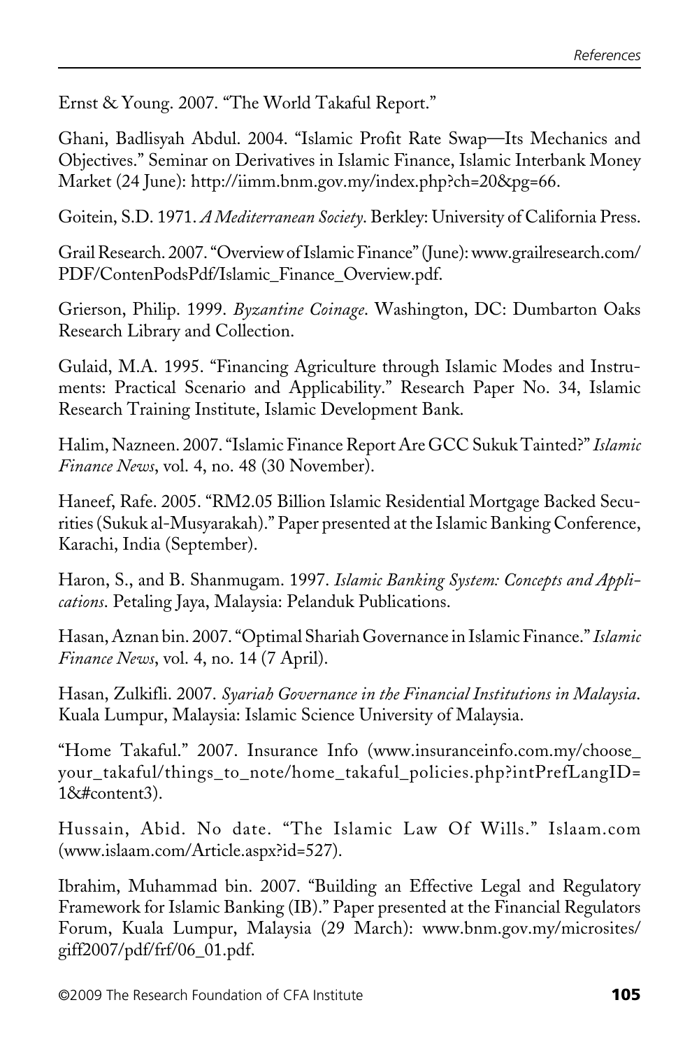Ernst & Young. 2007. "The World Takaful Report."

Ghani, Badlisyah Abdul. 2004. "Islamic Profit Rate Swap—Its Mechanics and Objectives." Seminar on Derivatives in Islamic Finance, Islamic Interbank Money Market (24 June): http://iimm.bnm.gov.my/index.php?ch=20&pg=66.

Goitein, S.D. 1971. *A Mediterranean Society*. Berkley: University of California Press.

Grail Research. 2007. "Overview of Islamic Finance" (June): www.grailresearch.com/PDF/ContenPodsPdf/Islamic_Finance_Overview.pdf.

Grierson, Philip. 1999. *Byzantine Coinage*. Washington, DC: Dumbarton Oaks Research Library and Collection.

Gulaid, M.A. 1995. "Financing Agriculture through Islamic Modes and Instruments: Practical Scenario and Applicability." Research Paper No. 34, Islamic Research Training Institute, Islamic Development Bank.

Halim, Nazneen. 2007. "Islamic Finance Report Are GCC Sukuk Tainted?" *Islamic Finance News*, vol. 4, no. 48 (30 November).

Haneef, Rafe. 2005. "RM2.05 Billion Islamic Residential Mortgage Backed Securities (Sukuk al-Musyarakah)." Paper presented at the Islamic Banking Conference, Karachi, India (September).

Haron, S., and B. Shanmugam. 1997. *Islamic Banking System: Concepts and Applications*. Petaling Jaya, Malaysia: Pelanduk Publications.

Hasan, Aznan bin. 2007. "Optimal Shariah Governance in Islamic Finance." *Islamic Finance News*, vol. 4, no. 14 (7 April).

Hasan, Zulkifli. 2007. *Syariah Governance in the Financial Institutions in Malaysia*. Kuala Lumpur, Malaysia: Islamic Science University of Malaysia.

"Home Takaful." 2007. Insurance Info (www.insuranceinfo.com.my/choose_your_takaful/things_to_note/home_takaful_policies.php?intPrefLangID=1&#content3).

Hussain, Abid. No date. "The Islamic Law Of Wills." Islaam.com (www.islaam.com/Article.aspx?id=527).

Ibrahim, Muhammad bin. 2007. "Building an Effective Legal and Regulatory Framework for Islamic Banking (IB)." Paper presented at the Financial Regulators Forum, Kuala Lumpur, Malaysia (29 March): www.bnm.gov.my/microsites/giff2007/pdf/frf/06_01.pdf.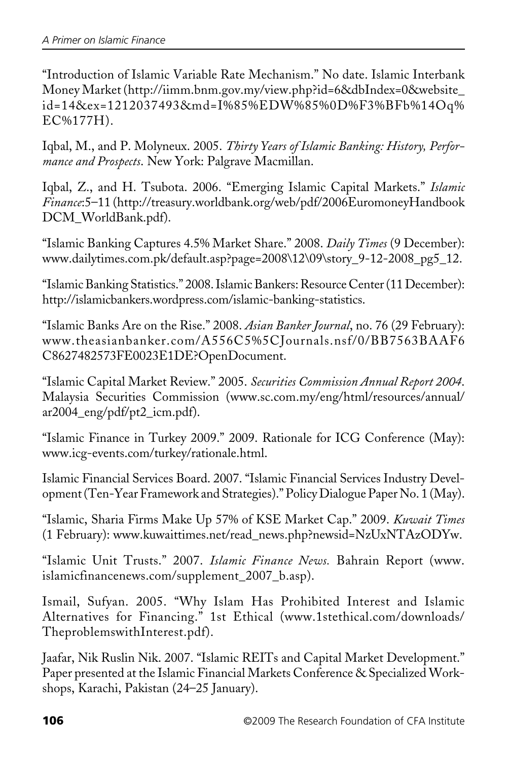"Introduction of Islamic Variable Rate Mechanism." No date. Islamic Interbank Money Market (http://iimm.bnm.gov.my/view.php?id=6&dbIndex=0&website_id=14&ex=1212037493&md=I%85%EDW%85%0D%F3%BFb%14Oq%EC%177H).

Iqbal, M., and P. Molyneux. 2005. *Thirty Years of Islamic Banking: History, Performance and Prospects*. New York: Palgrave Macmillan.

Iqbal, Z., and H. Tsubota. 2006. "Emerging Islamic Capital Markets." *Islamic Finance*:5–11 (http://treasury.worldbank.org/web/pdf/2006EuromoneyHandbookDCM_WorldBank.pdf).

"Islamic Banking Captures 4.5% Market Share." 2008. *Daily Times* (9 December): www.dailytimes.com.pk/default.asp?page=2008\12\09\story_9-12-2008_pg5_12.

"Islamic Banking Statistics." 2008. Islamic Bankers: Resource Center (11 December): http://islamicbankers.wordpress.com/islamic-banking-statistics.

"Islamic Banks Are on the Rise." 2008. *Asian Banker Journal*, no. 76 (29 February): www.theasianbanker.com/A556C5%5CJournals.nsf/0/BB7563BAAF6C8627482573FE0023E1DE?OpenDocument.

"Islamic Capital Market Review." 2005. *Securities Commission Annual Report 2004*. Malaysia Securities Commission (www.sc.com.my/eng/html/resources/annual/ar2004_eng/pdf/pt2_icm.pdf).

"Islamic Finance in Turkey 2009." 2009. Rationale for ICG Conference (May): www.icg-events.com/turkey/rationale.html.

Islamic Financial Services Board. 2007. "Islamic Financial Services Industry Development (Ten-Year Framework and Strategies)." Policy Dialogue Paper No. 1 (May).

"Islamic, Sharia Firms Make Up 57% of KSE Market Cap." 2009. *Kuwait Times* (1 February): www.kuwaittimes.net/read_news.php?newsid=NzUxNTAzODYw.

"Islamic Unit Trusts." 2007. *Islamic Finance News.* Bahrain Report (www.islamicfinancenews.com/supplement_2007_b.asp).

Ismail, Sufyan. 2005. "Why Islam Has Prohibited Interest and Islamic Alternatives for Financing." 1st Ethical (www.1stethical.com/downloads/TheproblemswithInterest.pdf).

Jaafar, Nik Ruslin Nik. 2007. "Islamic REITs and Capital Market Development." Paper presented at the Islamic Financial Markets Conference & Specialized Workshops, Karachi, Pakistan (24–25 January).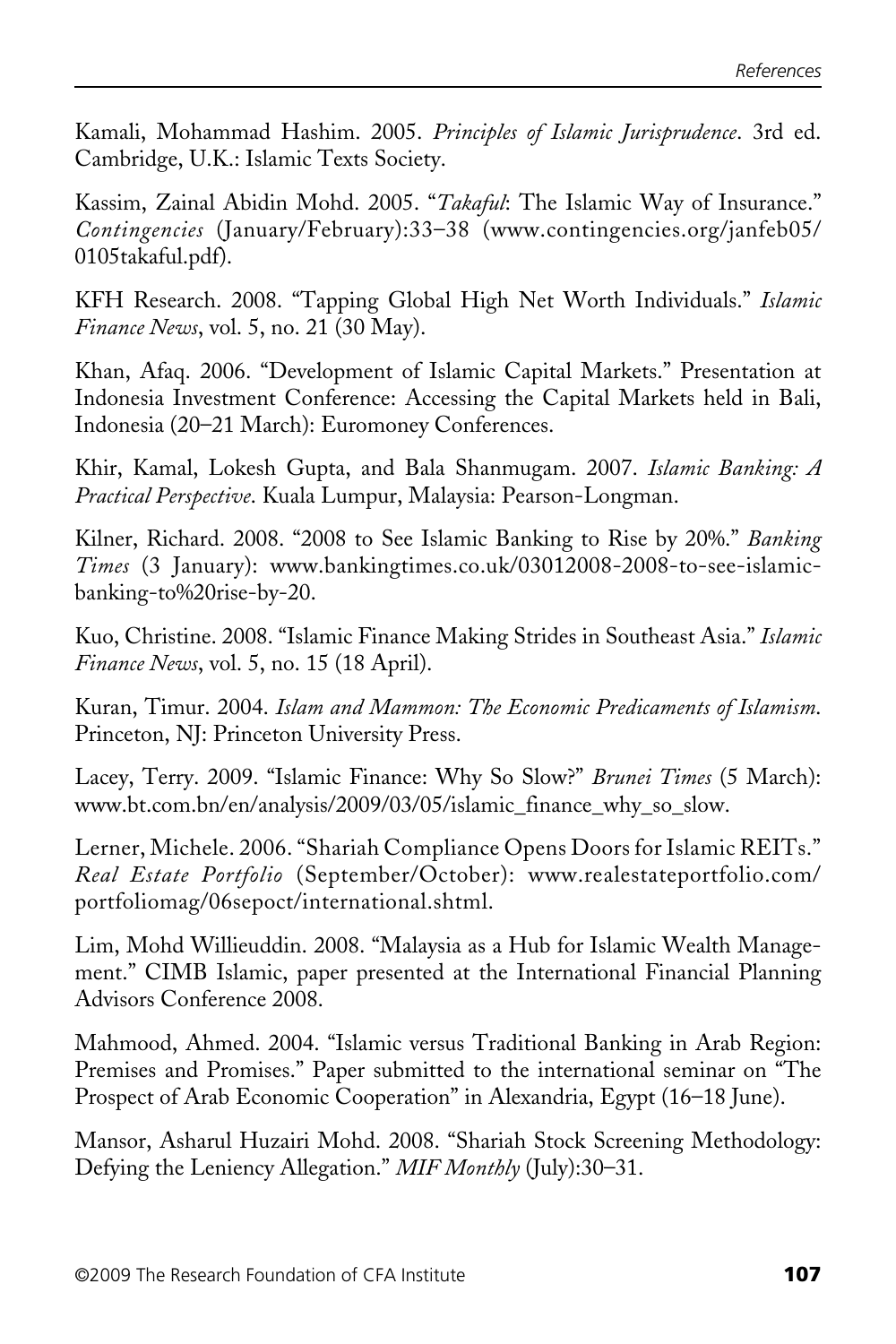Kamali, Mohammad Hashim. 2005. *Principles of Islamic Jurisprudence*. 3rd ed. Cambridge, U.K.: Islamic Texts Society.

Kassim, Zainal Abidin Mohd. 2005. "*Takaful*: The Islamic Way of Insurance." *Contingencies* (January/February):33–38 (www.contingencies.org/janfeb05/0105takaful.pdf).

KFH Research. 2008. "Tapping Global High Net Worth Individuals." *Islamic Finance News*, vol. 5, no. 21 (30 May).

Khan, Afaq. 2006. "Development of Islamic Capital Markets." Presentation at Indonesia Investment Conference: Accessing the Capital Markets held in Bali, Indonesia (20–21 March): Euromoney Conferences.

Khir, Kamal, Lokesh Gupta, and Bala Shanmugam. 2007. *Islamic Banking: A Practical Perspective*. Kuala Lumpur, Malaysia: Pearson-Longman.

Kilner, Richard. 2008. "2008 to See Islamic Banking to Rise by 20%." *Banking Times* (3 January): www.bankingtimes.co.uk/03012008-2008-to-see-islamic-banking-to%20rise-by-20.

Kuo, Christine. 2008. "Islamic Finance Making Strides in Southeast Asia." *Islamic Finance News*, vol. 5, no. 15 (18 April).

Kuran, Timur. 2004. *Islam and Mammon: The Economic Predicaments of Islamism*. Princeton, NJ: Princeton University Press.

Lacey, Terry. 2009. "Islamic Finance: Why So Slow?" *Brunei Times* (5 March): www.bt.com.bn/en/analysis/2009/03/05/islamic_finance_why_so_slow.

Lerner, Michele. 2006. "Shariah Compliance Opens Doors for Islamic REITs." *Real Estate Portfolio* (September/October): www.realestateportfolio.com/portfoliomag/06sepoct/international.shtml.

Lim, Mohd Willieuddin. 2008. "Malaysia as a Hub for Islamic Wealth Management." CIMB Islamic, paper presented at the International Financial Planning Advisors Conference 2008.

Mahmood, Ahmed. 2004. "Islamic versus Traditional Banking in Arab Region: Premises and Promises." Paper submitted to the international seminar on "The Prospect of Arab Economic Cooperation" in Alexandria, Egypt (16–18 June).

Mansor, Asharul Huzairi Mohd. 2008. "Shariah Stock Screening Methodology: Defying the Leniency Allegation." *MIF Monthly* (July):30–31.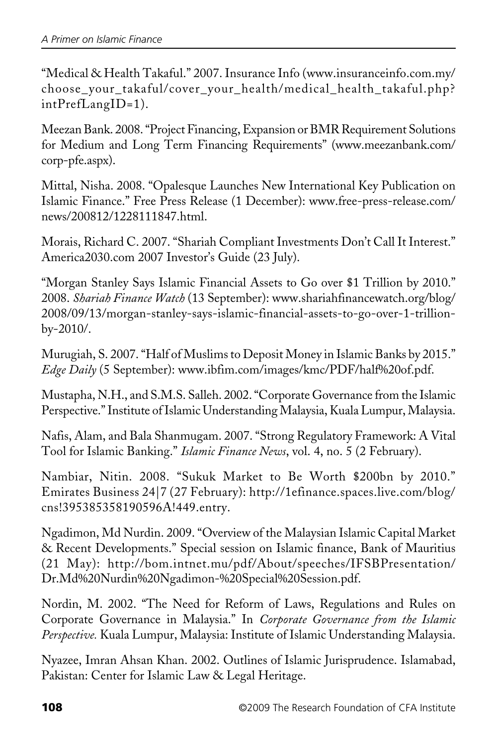"Medical & Health Takaful." 2007. Insurance Info (www.insuranceinfo.com.my/choose_your_takaful/cover_your_health/medical_health_takaful.php?intPrefLangID=1).

Meezan Bank. 2008. "Project Financing, Expansion or BMR Requirement Solutions for Medium and Long Term Financing Requirements" (www.meezanbank.com/corp-pfe.aspx).

Mittal, Nisha. 2008. "Opalesque Launches New International Key Publication on Islamic Finance." Free Press Release (1 December): www.free-press-release.com/news/200812/1228111847.html.

Morais, Richard C. 2007. "Shariah Compliant Investments Don't Call It Interest." America2030.com 2007 Investor's Guide (23 July).

"Morgan Stanley Says Islamic Financial Assets to Go over $1 Trillion by 2010." 2008. *Shariah Finance Watch* (13 September): www.shariahfinancewatch.org/blog/2008/09/13/morgan-stanley-says-islamic-financial-assets-to-go-over-1-trillion-by-2010/.

Murugiah, S. 2007. "Half of Muslims to Deposit Money in Islamic Banks by 2015." *Edge Daily* (5 September): www.ibfim.com/images/kmc/PDF/half%20of.pdf.

Mustapha, N.H., and S.M.S. Salleh. 2002. "Corporate Governance from the Islamic Perspective." Institute of Islamic Understanding Malaysia, Kuala Lumpur, Malaysia.

Nafis, Alam, and Bala Shanmugam. 2007. "Strong Regulatory Framework: A Vital Tool for Islamic Banking." *Islamic Finance News*, vol. 4, no. 5 (2 February).

Nambiar, Nitin. 2008. "Sukuk Market to Be Worth $200bn by 2010." Emirates Business 24|7 (27 February): http://1efinance.spaces.live.com/blog/cns!395385358190596A!449.entry.

Ngadimon, Md Nurdin. 2009. "Overview of the Malaysian Islamic Capital Market & Recent Developments." Special session on Islamic finance, Bank of Mauritius (21 May): http://bom.intnet.mu/pdf/About/speeches/IFSBPresentation/Dr.Md%20Nurdin%20Ngadimon-%20Special%20Session.pdf.

Nordin, M. 2002. "The Need for Reform of Laws, Regulations and Rules on Corporate Governance in Malaysia." In *Corporate Governance from the Islamic Perspective.* Kuala Lumpur, Malaysia: Institute of Islamic Understanding Malaysia.

Nyazee, Imran Ahsan Khan. 2002. Outlines of Islamic Jurisprudence. Islamabad, Pakistan: Center for Islamic Law & Legal Heritage.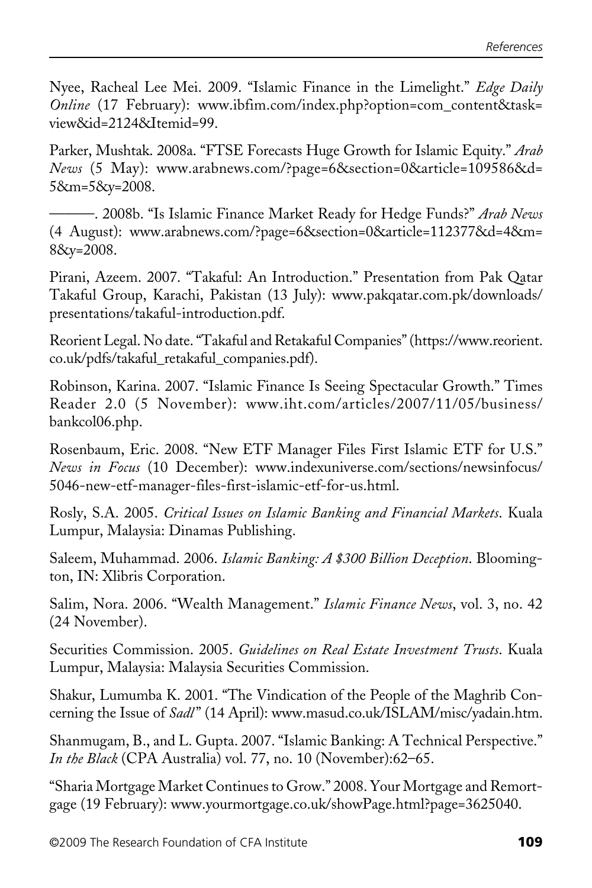Nyee, Racheal Lee Mei. 2009. "Islamic Finance in the Limelight." *Edge Daily Online* (17 February): www.ibfim.com/index.php?option=com_content&task=view&id=2124&Itemid=99.

Parker, Mushtak. 2008a. "FTSE Forecasts Huge Growth for Islamic Equity." *Arab News* (5 May): www.arabnews.com/?page=6&section=0&article=109586&d=5&m=5&y=2008.

———. 2008b. "Is Islamic Finance Market Ready for Hedge Funds?" *Arab News* (4 August): www.arabnews.com/?page=6&section=0&article=112377&d=4&m=8&y=2008.

Pirani, Azeem. 2007. "Takaful: An Introduction." Presentation from Pak Qatar Takaful Group, Karachi, Pakistan (13 July): www.pakqatar.com.pk/downloads/presentations/takaful-introduction.pdf.

Reorient Legal. No date. "Takaful and Retakaful Companies" (https://www.reorient.co.uk/pdfs/takaful_retakaful_companies.pdf).

Robinson, Karina. 2007. "Islamic Finance Is Seeing Spectacular Growth." Times Reader 2.0 (5 November): www.iht.com/articles/2007/11/05/business/bankcol06.php.

Rosenbaum, Eric. 2008. "New ETF Manager Files First Islamic ETF for U.S." *News in Focus* (10 December): www.indexuniverse.com/sections/newsinfocus/5046-new-etf-manager-files-first-islamic-etf-for-us.html.

Rosly, S.A. 2005. *Critical Issues on Islamic Banking and Financial Markets*. Kuala Lumpur, Malaysia: Dinamas Publishing.

Saleem, Muhammad. 2006. *Islamic Banking: A $300 Billion Deception*. Bloomington, IN: Xlibris Corporation.

Salim, Nora. 2006. "Wealth Management." *Islamic Finance News*, vol. 3, no. 42 (24 November).

Securities Commission. 2005. *Guidelines on Real Estate Investment Trusts*. Kuala Lumpur, Malaysia: Malaysia Securities Commission.

Shakur, Lumumba K. 2001. "The Vindication of the People of the Maghrib Concerning the Issue of *Sadl*" (14 April): www.masud.co.uk/ISLAM/misc/yadain.htm.

Shanmugam, B., and L. Gupta. 2007. "Islamic Banking: A Technical Perspective." *In the Black* (CPA Australia) vol. 77, no. 10 (November):62–65.

"Sharia Mortgage Market Continues to Grow." 2008. Your Mortgage and Remortgage (19 February): www.yourmortgage.co.uk/showPage.html?page=3625040.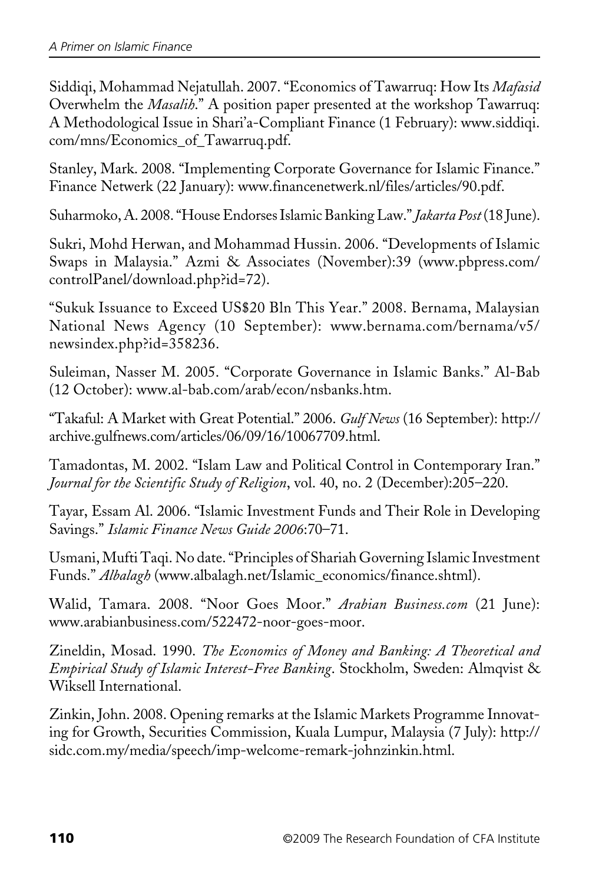Siddiqi, Mohammad Nejatullah. 2007. "Economics of Tawarruq: How Its *Mafasid* Overwhelm the *Masalih*." A position paper presented at the workshop Tawarruq: A Methodological Issue in Shari'a-Compliant Finance (1 February): www.siddiqi.com/mns/Economics_of_Tawarruq.pdf.

Stanley, Mark. 2008. "Implementing Corporate Governance for Islamic Finance." Finance Netwerk (22 January): www.financenetwerk.nl/files/articles/90.pdf.

Suharmoko, A. 2008. "House Endorses Islamic Banking Law." *Jakarta Post* (18 June).

Sukri, Mohd Herwan, and Mohammad Hussin. 2006. "Developments of Islamic Swaps in Malaysia." Azmi & Associates (November):39 (www.pbpress.com/controlPanel/download.php?id=72).

"Sukuk Issuance to Exceed US$20 Bln This Year." 2008. Bernama, Malaysian National News Agency (10 September): www.bernama.com/bernama/v5/newsindex.php?id=358236.

Suleiman, Nasser M. 2005. "Corporate Governance in Islamic Banks." Al-Bab (12 October): www.al-bab.com/arab/econ/nsbanks.htm.

"Takaful: A Market with Great Potential." 2006. *Gulf News* (16 September): http://archive.gulfnews.com/articles/06/09/16/10067709.html.

Tamadontas, M. 2002. "Islam Law and Political Control in Contemporary Iran." *Journal for the Scientific Study of Religion*, vol. 40, no. 2 (December):205–220.

Tayar, Essam Al. 2006. "Islamic Investment Funds and Their Role in Developing Savings." *Islamic Finance News Guide 2006*:70–71.

Usmani, Mufti Taqi. No date. "Principles of Shariah Governing Islamic Investment Funds." *Albalagh* (www.albalagh.net/Islamic_economics/finance.shtml).

Walid, Tamara. 2008. "Noor Goes Moor." *Arabian Business.com* (21 June): www.arabianbusiness.com/522472-noor-goes-moor.

Zineldin, Mosad. 1990. *The Economics of Money and Banking: A Theoretical and Empirical Study of Islamic Interest-Free Banking*. Stockholm, Sweden: Almqvist & Wiksell International.

Zinkin, John. 2008. Opening remarks at the Islamic Markets Programme Innovating for Growth, Securities Commission, Kuala Lumpur, Malaysia (7 July): http://sidc.com.my/media/speech/imp-welcome-remark-johnzinkin.html.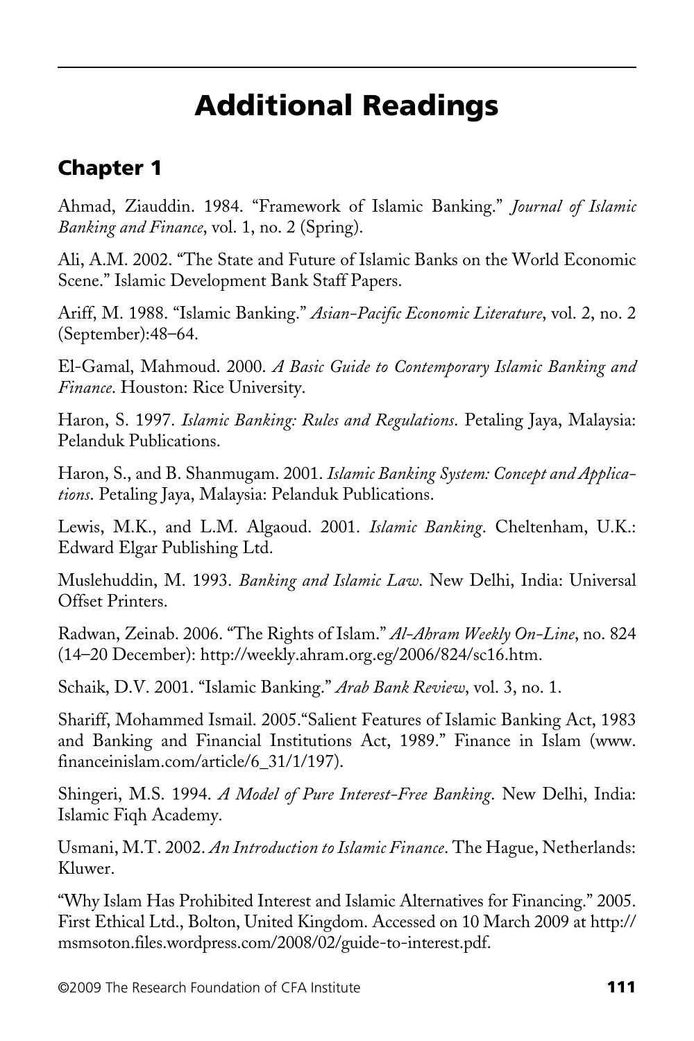# Additional Readings

## Chapter 1

Ahmad, Ziauddin. 1984. "Framework of Islamic Banking." *Journal of Islamic Banking and Finance*, vol. 1, no. 2 (Spring).

Ali, A.M. 2002. "The State and Future of Islamic Banks on the World Economic Scene." Islamic Development Bank Staff Papers.

Ariff, M. 1988. "Islamic Banking." *Asian-Pacific Economic Literature*, vol. 2, no. 2 (September):48–64.

El-Gamal, Mahmoud. 2000. *A Basic Guide to Contemporary Islamic Banking and Finance*. Houston: Rice University.

Haron, S. 1997. *Islamic Banking: Rules and Regulations*. Petaling Jaya, Malaysia: Pelanduk Publications.

Haron, S., and B. Shanmugam. 2001. *Islamic Banking System: Concept and Applications*. Petaling Jaya, Malaysia: Pelanduk Publications.

Lewis, M.K., and L.M. Algaoud. 2001. *Islamic Banking*. Cheltenham, U.K.: Edward Elgar Publishing Ltd.

Muslehuddin, M. 1993. *Banking and Islamic Law*. New Delhi, India: Universal Offset Printers.

Radwan, Zeinab. 2006. "The Rights of Islam." *Al-Ahram Weekly On-Line*, no. 824 (14–20 December): http://weekly.ahram.org.eg/2006/824/sc16.htm.

Schaik, D.V. 2001. "Islamic Banking." *Arab Bank Review*, vol. 3, no. 1.

Shariff, Mohammed Ismail. 2005."Salient Features of Islamic Banking Act, 1983 and Banking and Financial Institutions Act, 1989." Finance in Islam (www.financeinislam.com/article/6_31/1/197).

Shingeri, M.S. 1994. *A Model of Pure Interest-Free Banking*. New Delhi, India: Islamic Fiqh Academy.

Usmani, M.T. 2002. *An Introduction to Islamic Finance*. The Hague, Netherlands: Kluwer.

"Why Islam Has Prohibited Interest and Islamic Alternatives for Financing." 2005. First Ethical Ltd., Bolton, United Kingdom. Accessed on 10 March 2009 at http://msmsoton.files.wordpress.com/2008/02/guide-to-interest.pdf.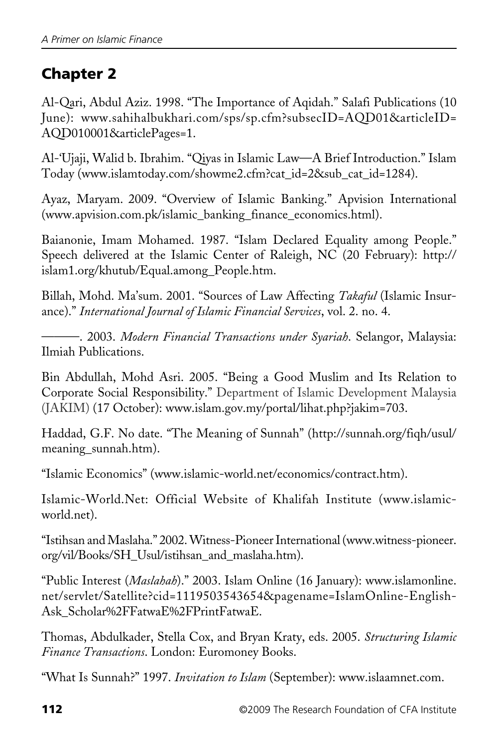## Chapter 2

Al-Qari, Abdul Aziz. 1998. "The Importance of Aqidah." Salafi Publications (10 June): www.sahihalbukhari.com/sps/sp.cfm?subsecID=AQD01&articleID=AQD010001&articlePages=1.

Al-'Ujaji, Walid b. Ibrahim. "Qiyas in Islamic Law—A Brief Introduction." Islam Today (www.islamtoday.com/showme2.cfm?cat_id=2&sub_cat_id=1284).

Ayaz, Maryam. 2009. "Overview of Islamic Banking." Apvision International (www.apvision.com.pk/islamic_banking_finance_economics.html).

Baianonie, Imam Mohamed. 1987. "Islam Declared Equality among People." Speech delivered at the Islamic Center of Raleigh, NC (20 February): http://islam1.org/khutub/Equal.among_People.htm.

Billah, Mohd. Ma'sum. 2001. "Sources of Law Affecting *Takaful* (Islamic Insurance)." *International Journal of Islamic Financial Services*, vol. 2. no. 4.

———. 2003. *Modern Financial Transactions under Syariah*. Selangor, Malaysia: Ilmiah Publications.

Bin Abdullah, Mohd Asri. 2005. "Being a Good Muslim and Its Relation to Corporate Social Responsibility." Department of Islamic Development Malaysia (JAKIM) (17 October): www.islam.gov.my/portal/lihat.php?jakim=703.

Haddad, G.F. No date. "The Meaning of Sunnah" (http://sunnah.org/fiqh/usul/meaning_sunnah.htm).

"Islamic Economics" (www.islamic-world.net/economics/contract.htm).

Islamic-World.Net: Official Website of Khalifah Institute (www.islamic-world.net).

"Istihsan and Maslaha." 2002. Witness-Pioneer International (www.witness-pioneer.org/vil/Books/SH_Usul/istihsan_and_maslaha.htm).

"Public Interest (*Maslahah*)." 2003. Islam Online (16 January): www.islamonline.net/servlet/Satellite?cid=1119503543654&pagename=IslamOnline-English-Ask_Scholar%2FFatwaE%2FPrintFatwaE.

Thomas, Abdulkader, Stella Cox, and Bryan Kraty, eds. 2005. *Structuring Islamic Finance Transactions*. London: Euromoney Books.

"What Is Sunnah?" 1997. *Invitation to Islam* (September): www.islaamnet.com.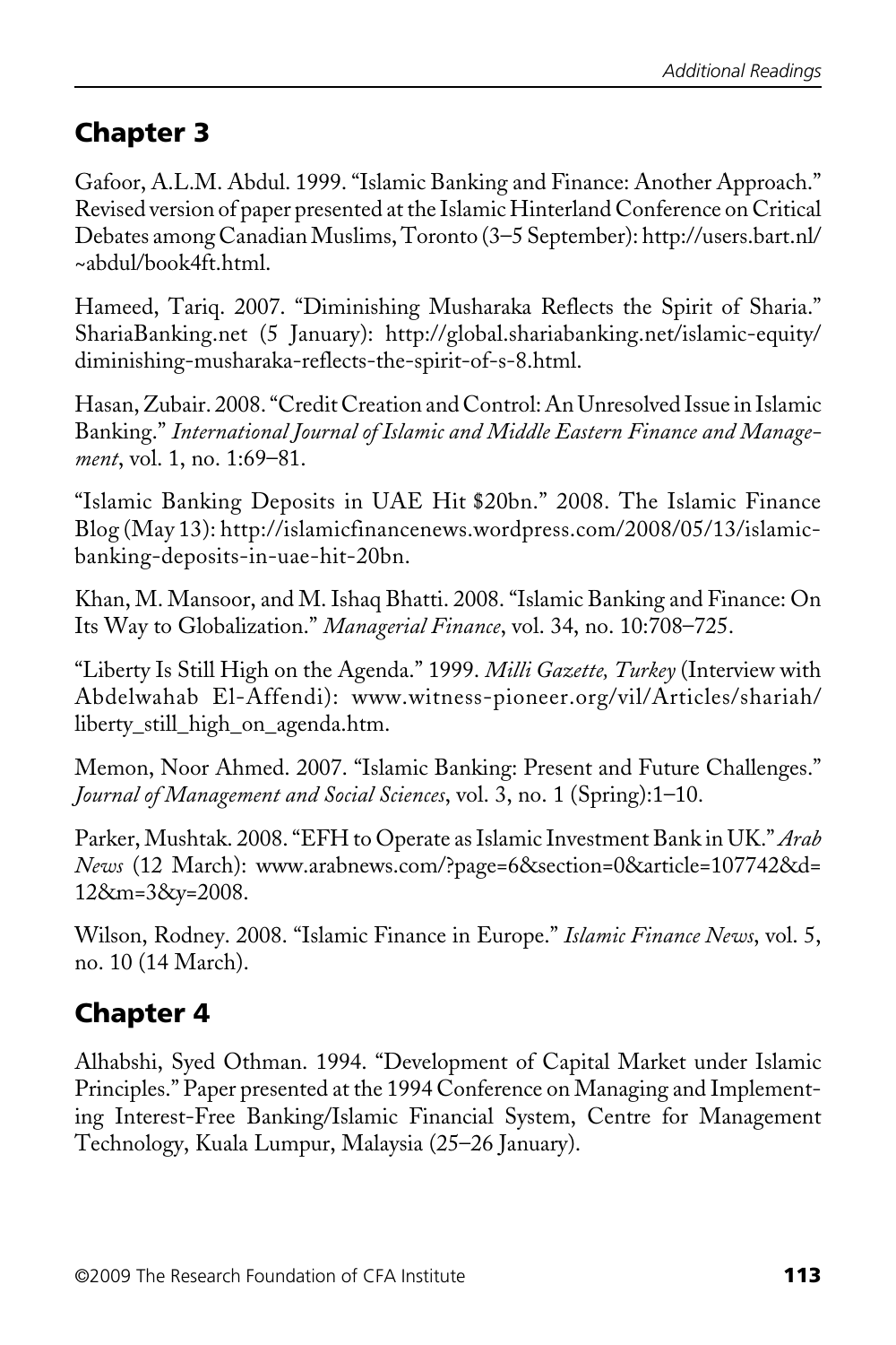## Chapter 3

Gafoor, A.L.M. Abdul. 1999. "Islamic Banking and Finance: Another Approach." Revised version of paper presented at the Islamic Hinterland Conference on Critical Debates among Canadian Muslims, Toronto (3–5 September): http://users.bart.nl/~abdul/book4ft.html.

Hameed, Tariq. 2007. "Diminishing Musharaka Reflects the Spirit of Sharia." ShariaBanking.net (5 January): http://global.shariabanking.net/islamic-equity/diminishing-musharaka-reflects-the-spirit-of-s-8.html.

Hasan, Zubair. 2008. "Credit Creation and Control: An Unresolved Issue in Islamic Banking." *International Journal of Islamic and Middle Eastern Finance and Management*, vol. 1, no. 1:69–81.

"Islamic Banking Deposits in UAE Hit $20bn." 2008. The Islamic Finance Blog (May 13): http://islamicfinancenews.wordpress.com/2008/05/13/islamic-banking-deposits-in-uae-hit-20bn.

Khan, M. Mansoor, and M. Ishaq Bhatti. 2008. "Islamic Banking and Finance: On Its Way to Globalization." *Managerial Finance*, vol. 34, no. 10:708–725.

"Liberty Is Still High on the Agenda." 1999. *Milli Gazette, Turkey* (Interview with Abdelwahab El-Affendi): www.witness-pioneer.org/vil/Articles/shariah/liberty_still_high_on_agenda.htm.

Memon, Noor Ahmed. 2007. "Islamic Banking: Present and Future Challenges." *Journal of Management and Social Sciences*, vol. 3, no. 1 (Spring):1–10.

Parker, Mushtak. 2008. "EFH to Operate as Islamic Investment Bank in UK." *Arab News* (12 March): www.arabnews.com/?page=6&section=0&article=107742&d=12&m=3&y=2008.

Wilson, Rodney. 2008. "Islamic Finance in Europe." *Islamic Finance News*, vol. 5, no. 10 (14 March).

## Chapter 4

Alhabshi, Syed Othman. 1994. "Development of Capital Market under Islamic Principles." Paper presented at the 1994 Conference on Managing and Implementing Interest-Free Banking/Islamic Financial System, Centre for Management Technology, Kuala Lumpur, Malaysia (25–26 January).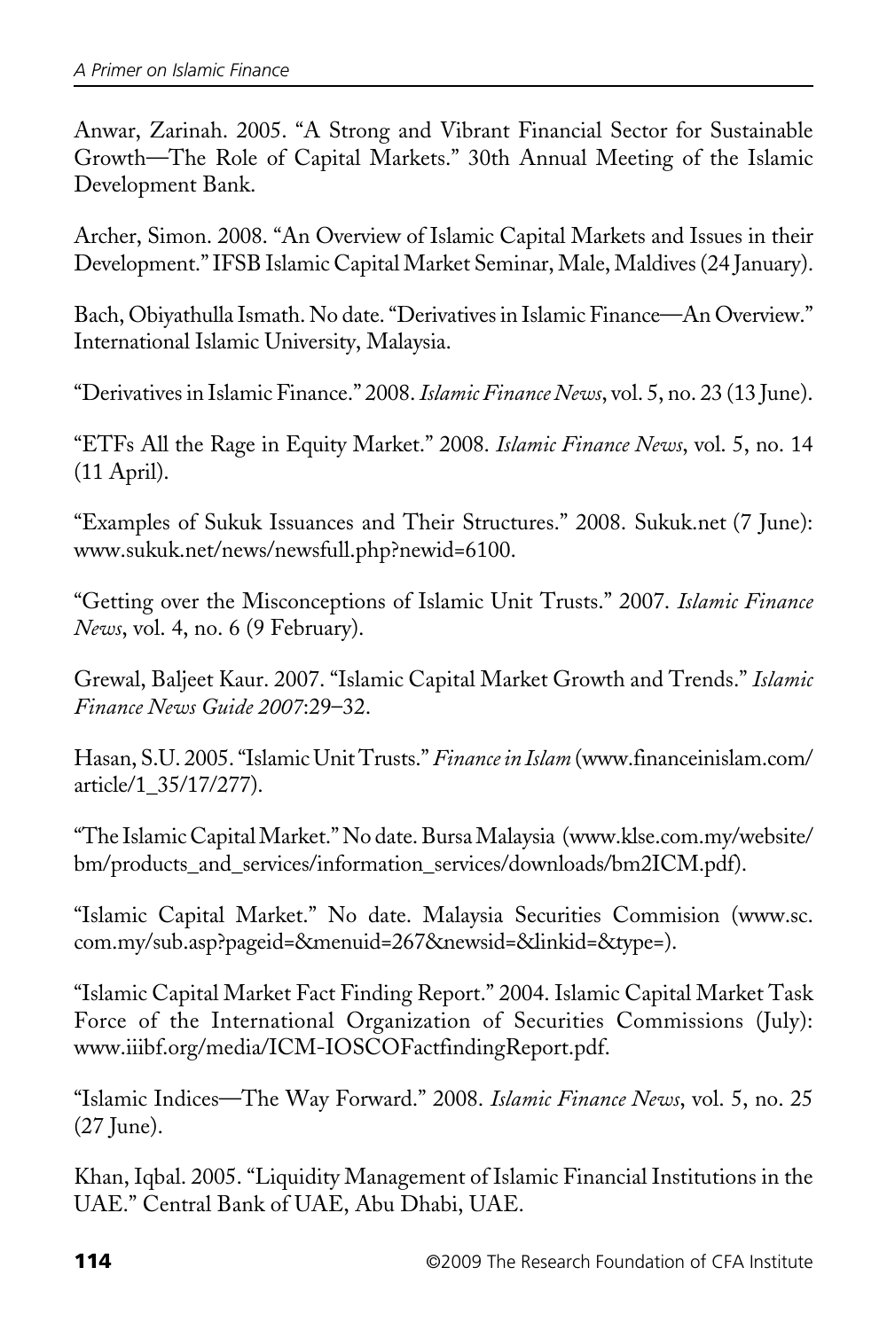Anwar, Zarinah. 2005. "A Strong and Vibrant Financial Sector for Sustainable Growth—The Role of Capital Markets." 30th Annual Meeting of the Islamic Development Bank.

Archer, Simon. 2008. "An Overview of Islamic Capital Markets and Issues in their Development." IFSB Islamic Capital Market Seminar, Male, Maldives (24 January).

Bach, Obiyathulla Ismath. No date. "Derivatives in Islamic Finance—An Overview." International Islamic University, Malaysia.

"Derivatives in Islamic Finance." 2008. *Islamic Finance News*, vol. 5, no. 23 (13 June).

"ETFs All the Rage in Equity Market." 2008. *Islamic Finance News*, vol. 5, no. 14 (11 April).

"Examples of Sukuk Issuances and Their Structures." 2008. Sukuk.net (7 June): www.sukuk.net/news/newsfull.php?newid=6100.

"Getting over the Misconceptions of Islamic Unit Trusts." 2007. *Islamic Finance News*, vol. 4, no. 6 (9 February).

Grewal, Baljeet Kaur. 2007. "Islamic Capital Market Growth and Trends." *Islamic Finance News Guide 2007*:29–32.

Hasan, S.U. 2005. "Islamic Unit Trusts." *Finance in Islam* (www.financeinislam.com/article/1_35/17/277).

"The Islamic Capital Market." No date. Bursa Malaysia (www.klse.com.my/website/bm/products_and_services/information_services/downloads/bm2ICM.pdf).

"Islamic Capital Market." No date. Malaysia Securities Commision (www.sc.com.my/sub.asp?pageid=&menuid=267&newsid=&linkid=&type=).

"Islamic Capital Market Fact Finding Report." 2004. Islamic Capital Market Task Force of the International Organization of Securities Commissions (July): www.iiibf.org/media/ICM-IOSCOFactfindingReport.pdf.

"Islamic Indices—The Way Forward." 2008. *Islamic Finance News*, vol. 5, no. 25 (27 June).

Khan, Iqbal. 2005. "Liquidity Management of Islamic Financial Institutions in the UAE." Central Bank of UAE, Abu Dhabi, UAE.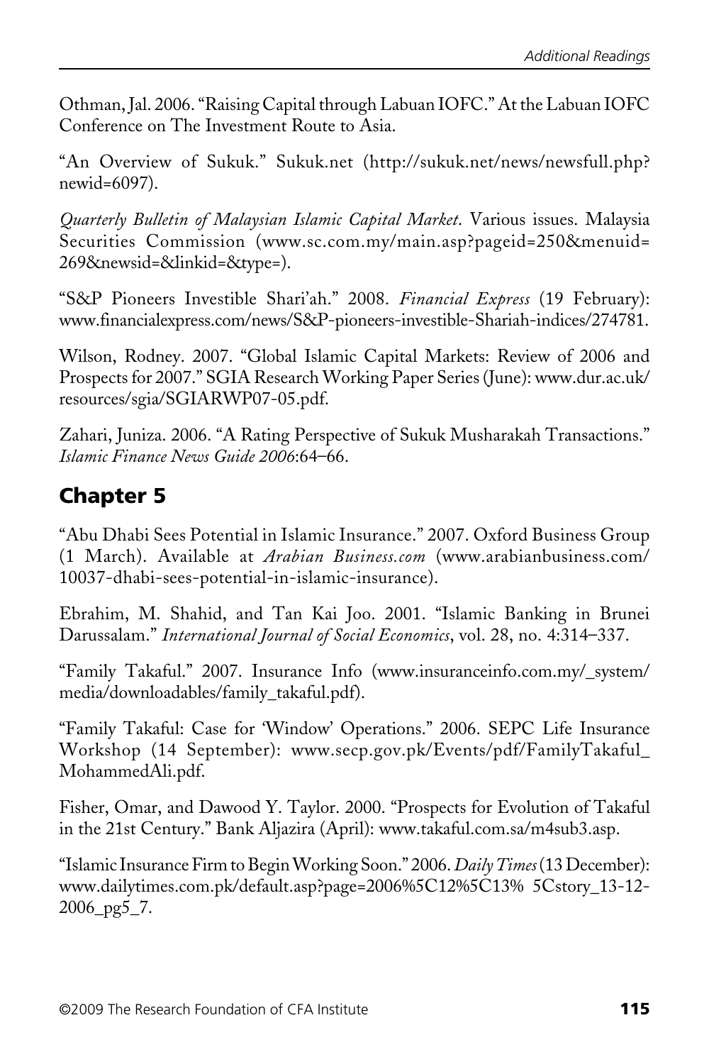Othman, Jal. 2006. "Raising Capital through Labuan IOFC." At the Labuan IOFC Conference on The Investment Route to Asia.

"An Overview of Sukuk." Sukuk.net (http://sukuk.net/news/newsfull.php?newid=6097).

*Quarterly Bulletin of Malaysian Islamic Capital Market*. Various issues. Malaysia Securities Commission (www.sc.com.my/main.asp?pageid=250&menuid=269&newsid=&linkid=&type=).

"S&P Pioneers Investible Shari'ah." 2008. *Financial Express* (19 February): www.financialexpress.com/news/S&P-pioneers-investible-Shariah-indices/274781.

Wilson, Rodney. 2007. "Global Islamic Capital Markets: Review of 2006 and Prospects for 2007." SGIA Research Working Paper Series (June): www.dur.ac.uk/resources/sgia/SGIARWP07-05.pdf.

Zahari, Juniza. 2006. "A Rating Perspective of Sukuk Musharakah Transactions." *Islamic Finance News Guide 2006*:64–66.

## Chapter 5

"Abu Dhabi Sees Potential in Islamic Insurance." 2007. Oxford Business Group (1 March). Available at *Arabian Business.com* (www.arabianbusiness.com/10037-dhabi-sees-potential-in-islamic-insurance).

Ebrahim, M. Shahid, and Tan Kai Joo. 2001. "Islamic Banking in Brunei Darussalam." *International Journal of Social Economics*, vol. 28, no. 4:314–337.

"Family Takaful." 2007. Insurance Info (www.insuranceinfo.com.my/_system/media/downloadables/family_takaful.pdf).

"Family Takaful: Case for 'Window' Operations." 2006. SEPC Life Insurance Workshop (14 September): www.secp.gov.pk/Events/pdf/FamilyTakaful_MohammedAli.pdf.

Fisher, Omar, and Dawood Y. Taylor. 2000. "Prospects for Evolution of Takaful in the 21st Century." Bank Aljazira (April): www.takaful.com.sa/m4sub3.asp.

"Islamic Insurance Firm to Begin Working Soon." 2006. *Daily Times* (13 December): www.dailytimes.com.pk/default.asp?page=2006%5C12%5C13% 5Cstory_13-12-2006_pg5_7.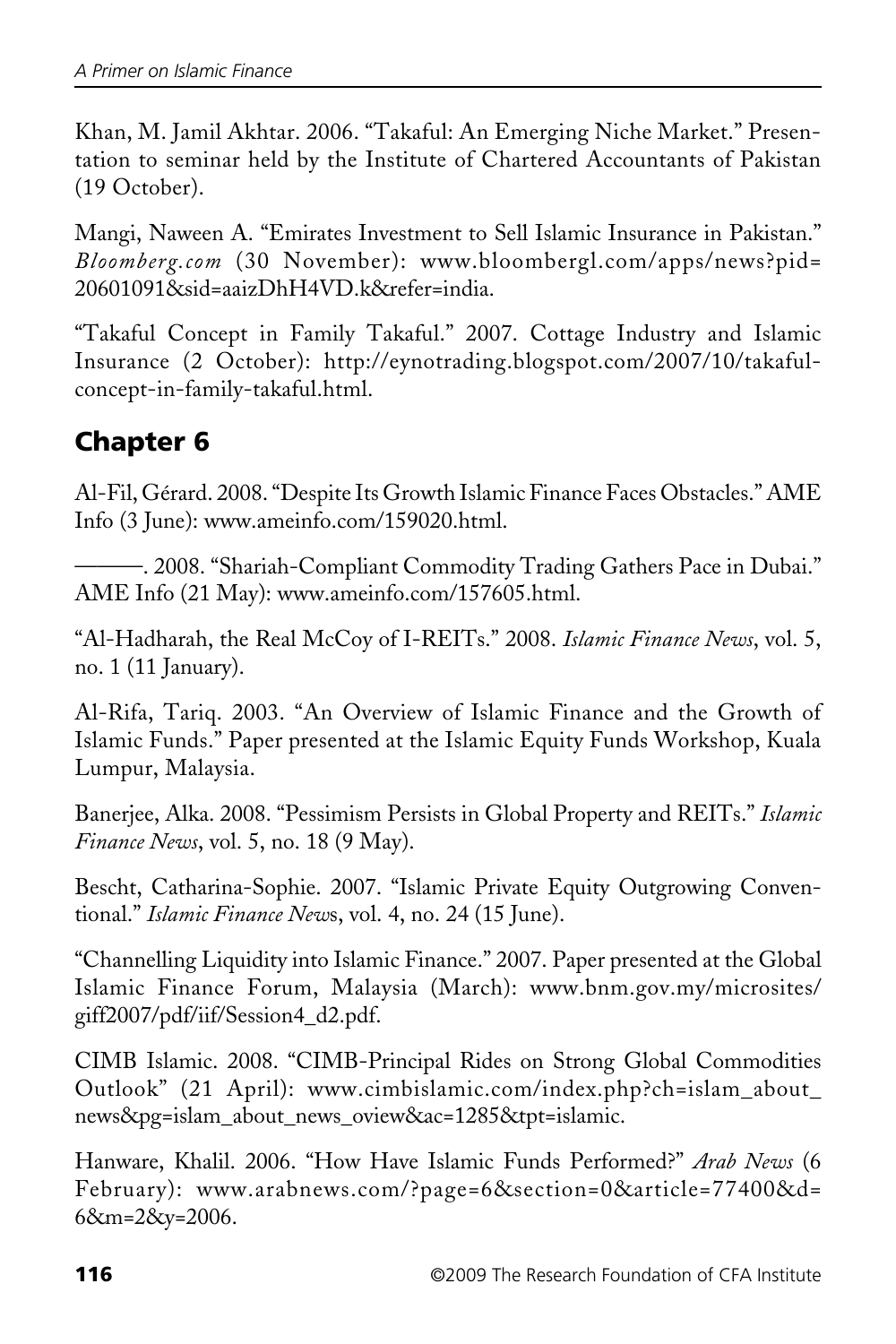Khan, M. Jamil Akhtar. 2006. "Takaful: An Emerging Niche Market." Presentation to seminar held by the Institute of Chartered Accountants of Pakistan (19 October).

Mangi, Naween A. "Emirates Investment to Sell Islamic Insurance in Pakistan." *Bloomberg.com* (30 November): www.bloombergl.com/apps/news?pid=20601091&sid=aaizDhH4VD.k&refer=india.

"Takaful Concept in Family Takaful." 2007. Cottage Industry and Islamic Insurance (2 October): http://eynotrading.blogspot.com/2007/10/takaful-concept-in-family-takaful.html.

## Chapter 6

Al-Fil, Gérard. 2008. "Despite Its Growth Islamic Finance Faces Obstacles." AME Info (3 June): www.ameinfo.com/159020.html.

———. 2008. "Shariah-Compliant Commodity Trading Gathers Pace in Dubai." AME Info (21 May): www.ameinfo.com/157605.html.

"Al-Hadharah, the Real McCoy of I-REITs." 2008. *Islamic Finance News*, vol. 5, no. 1 (11 January).

Al-Rifa, Tariq. 2003. "An Overview of Islamic Finance and the Growth of Islamic Funds." Paper presented at the Islamic Equity Funds Workshop, Kuala Lumpur, Malaysia.

Banerjee, Alka. 2008. "Pessimism Persists in Global Property and REITs." *Islamic Finance News*, vol. 5, no. 18 (9 May).

Bescht, Catharina-Sophie. 2007. "Islamic Private Equity Outgrowing Conventional." *Islamic Finance News*, vol. 4, no. 24 (15 June).

"Channelling Liquidity into Islamic Finance." 2007. Paper presented at the Global Islamic Finance Forum, Malaysia (March): www.bnm.gov.my/microsites/giff2007/pdf/iif/Session4_d2.pdf.

CIMB Islamic. 2008. "CIMB-Principal Rides on Strong Global Commodities Outlook" (21 April): www.cimbislamic.com/index.php?ch=islam_about_news&pg=islam_about_news_oview&ac=1285&tpt=islamic.

Hanware, Khalil. 2006. "How Have Islamic Funds Performed?" *Arab News* (6 February): www.arabnews.com/?page=6&section=0&article=77400&d=6&m=2&y=2006.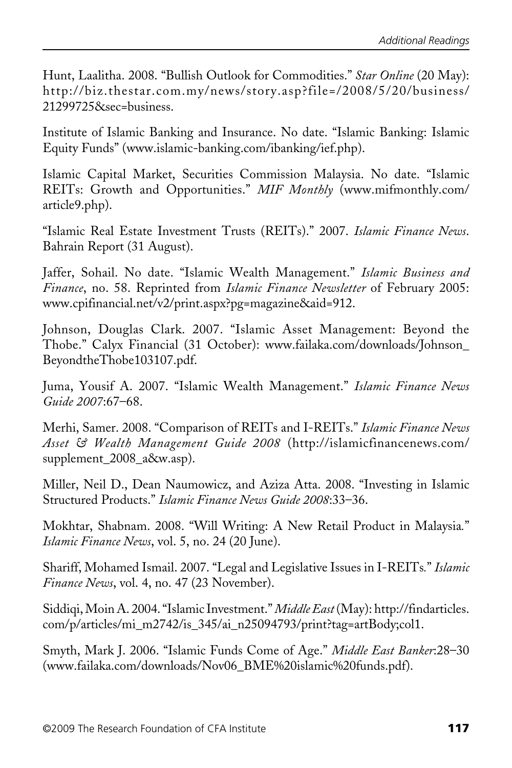Hunt, Laalitha. 2008. "Bullish Outlook for Commodities." *Star Online* (20 May): http://biz.thestar.com.my/news/story.asp?file=/2008/5/20/business/21299725&sec=business.

Institute of Islamic Banking and Insurance. No date. "Islamic Banking: Islamic Equity Funds" (www.islamic-banking.com/ibanking/ief.php).

Islamic Capital Market, Securities Commission Malaysia. No date. "Islamic REITs: Growth and Opportunities." *MIF Monthly* (www.mifmonthly.com/article9.php).

"Islamic Real Estate Investment Trusts (REITs)." 2007. *Islamic Finance News*. Bahrain Report (31 August).

Jaffer, Sohail. No date. "Islamic Wealth Management." *Islamic Business and Finance*, no. 58. Reprinted from *Islamic Finance Newsletter* of February 2005: www.cpifinancial.net/v2/print.aspx?pg=magazine&aid=912.

Johnson, Douglas Clark. 2007. "Islamic Asset Management: Beyond the Thobe." Calyx Financial (31 October): www.failaka.com/downloads/Johnson_BeyondtheThobe103107.pdf.

Juma, Yousif A. 2007. "Islamic Wealth Management." *Islamic Finance News Guide 2007*:67–68.

Merhi, Samer. 2008. "Comparison of REITs and I-REITs." *Islamic Finance News Asset & Wealth Management Guide 2008* (http://islamicfinancenews.com/supplement_2008_a&w.asp).

Miller, Neil D., Dean Naumowicz, and Aziza Atta. 2008. "Investing in Islamic Structured Products." *Islamic Finance News Guide 2008*:33–36.

Mokhtar, Shabnam. 2008. "Will Writing: A New Retail Product in Malaysia." *Islamic Finance News*, vol. 5, no. 24 (20 June).

Shariff, Mohamed Ismail. 2007. "Legal and Legislative Issues in I-REITs." *Islamic Finance News*, vol. 4, no. 47 (23 November).

Siddiqi, Moin A. 2004. "Islamic Investment." *Middle East* (May): http://findarticles.com/p/articles/mi_m2742/is_345/ai_n25094793/print?tag=artBody;col1.

Smyth, Mark J. 2006. "Islamic Funds Come of Age." *Middle East Banker*:28–30 (www.failaka.com/downloads/Nov06_BME%20islamic%20funds.pdf).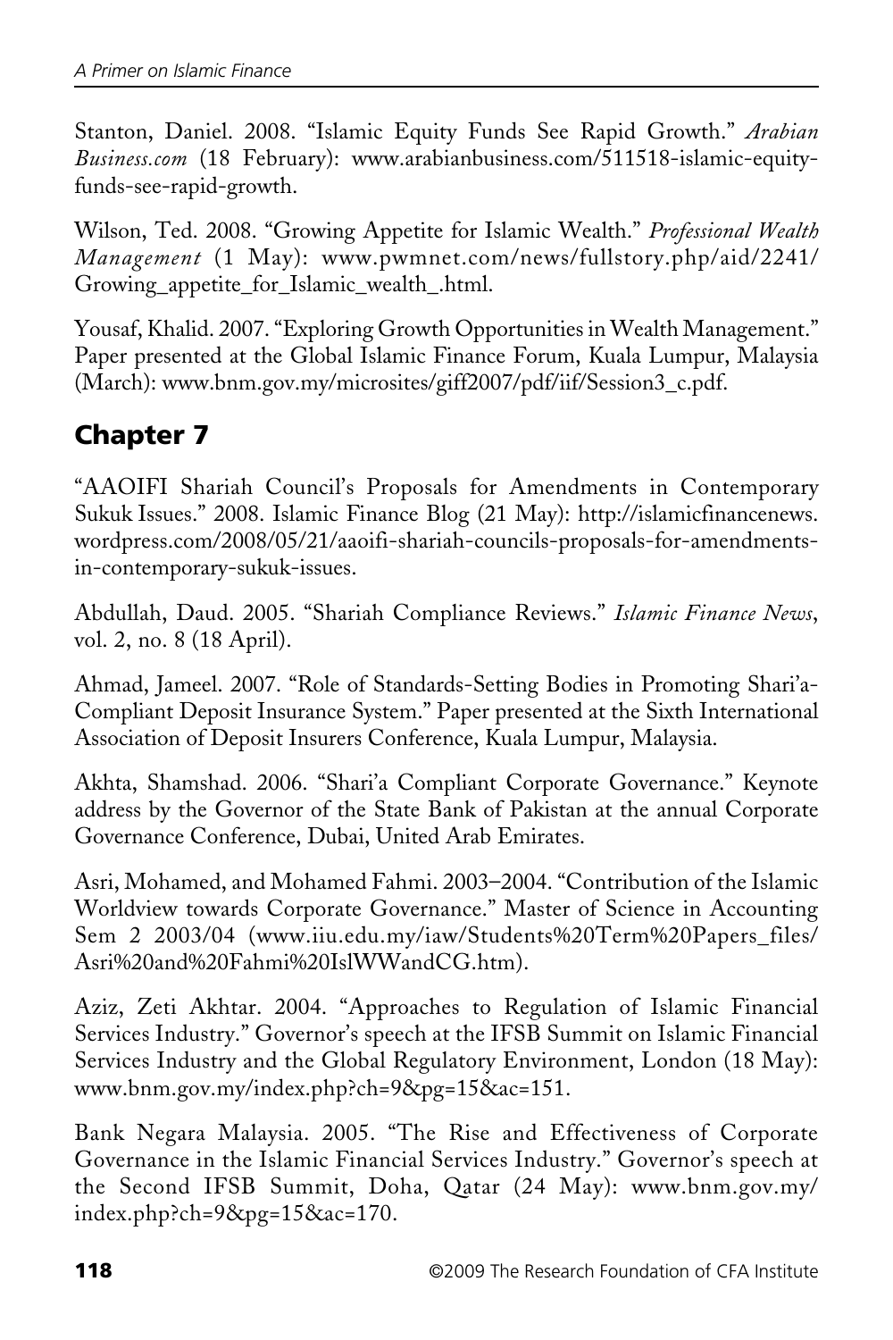Stanton, Daniel. 2008. "Islamic Equity Funds See Rapid Growth." *Arabian Business.com* (18 February): www.arabianbusiness.com/511518-islamic-equity-funds-see-rapid-growth.

Wilson, Ted. 2008. "Growing Appetite for Islamic Wealth." *Professional Wealth Management* (1 May): www.pwmnet.com/news/fullstory.php/aid/2241/Growing_appetite_for_Islamic_wealth_.html.

Yousaf, Khalid. 2007. "Exploring Growth Opportunities in Wealth Management." Paper presented at the Global Islamic Finance Forum, Kuala Lumpur, Malaysia (March): www.bnm.gov.my/microsites/giff2007/pdf/iif/Session3_c.pdf.

## Chapter 7

"AAOIFI Shariah Council's Proposals for Amendments in Contemporary Sukuk Issues." 2008. Islamic Finance Blog (21 May): http://islamicfinancenews.wordpress.com/2008/05/21/aaoifi-shariah-councils-proposals-for-amendments-in-contemporary-sukuk-issues.

Abdullah, Daud. 2005. "Shariah Compliance Reviews." *Islamic Finance News*, vol. 2, no. 8 (18 April).

Ahmad, Jameel. 2007. "Role of Standards-Setting Bodies in Promoting Shari'a-Compliant Deposit Insurance System." Paper presented at the Sixth International Association of Deposit Insurers Conference, Kuala Lumpur, Malaysia.

Akhta, Shamshad. 2006. "Shari'a Compliant Corporate Governance." Keynote address by the Governor of the State Bank of Pakistan at the annual Corporate Governance Conference, Dubai, United Arab Emirates.

Asri, Mohamed, and Mohamed Fahmi. 2003–2004. "Contribution of the Islamic Worldview towards Corporate Governance." Master of Science in Accounting Sem 2 2003/04 (www.iiu.edu.my/iaw/Students%20Term%20Papers_files/Asri%20and%20Fahmi%20IslWWandCG.htm).

Aziz, Zeti Akhtar. 2004. "Approaches to Regulation of Islamic Financial Services Industry." Governor's speech at the IFSB Summit on Islamic Financial Services Industry and the Global Regulatory Environment, London (18 May): www.bnm.gov.my/index.php?ch=9&pg=15&ac=151.

Bank Negara Malaysia. 2005. "The Rise and Effectiveness of Corporate Governance in the Islamic Financial Services Industry." Governor's speech at the Second IFSB Summit, Doha, Qatar (24 May): www.bnm.gov.my/index.php?ch=9&pg=15&ac=170.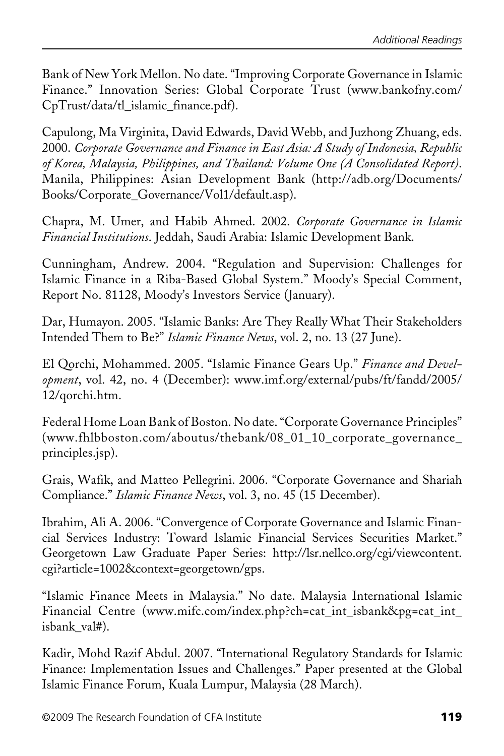Bank of New York Mellon. No date. "Improving Corporate Governance in Islamic Finance." Innovation Series: Global Corporate Trust (www.bankofny.com/CpTrust/data/tl_islamic_finance.pdf).

Capulong, Ma Virginita, David Edwards, David Webb, and Juzhong Zhuang, eds. 2000. *Corporate Governance and Finance in East Asia: A Study of Indonesia, Republic of Korea, Malaysia, Philippines, and Thailand: Volume One (A Consolidated Report)*. Manila, Philippines: Asian Development Bank (http://adb.org/Documents/Books/Corporate_Governance/Vol1/default.asp).

Chapra, M. Umer, and Habib Ahmed. 2002. *Corporate Governance in Islamic Financial Institutions*. Jeddah, Saudi Arabia: Islamic Development Bank.

Cunningham, Andrew. 2004. "Regulation and Supervision: Challenges for Islamic Finance in a Riba-Based Global System." Moody's Special Comment, Report No. 81128, Moody's Investors Service (January).

Dar, Humayon. 2005. "Islamic Banks: Are They Really What Their Stakeholders Intended Them to Be?" *Islamic Finance News*, vol. 2, no. 13 (27 June).

El Qorchi, Mohammed. 2005. "Islamic Finance Gears Up." *Finance and Development*, vol. 42, no. 4 (December): www.imf.org/external/pubs/ft/fandd/2005/12/qorchi.htm.

Federal Home Loan Bank of Boston. No date. "Corporate Governance Principles" (www.fhlbboston.com/aboutus/thebank/08_01_10_corporate_governance_principles.jsp).

Grais, Wafik, and Matteo Pellegrini. 2006. "Corporate Governance and Shariah Compliance." *Islamic Finance News*, vol. 3, no. 45 (15 December).

Ibrahim, Ali A. 2006. "Convergence of Corporate Governance and Islamic Financial Services Industry: Toward Islamic Financial Services Securities Market." Georgetown Law Graduate Paper Series: http://lsr.nellco.org/cgi/viewcontent.cgi?article=1002&context=georgetown/gps.

"Islamic Finance Meets in Malaysia." No date. Malaysia International Islamic Financial Centre (www.mifc.com/index.php?ch=cat_int_isbank&pg=cat_int_isbank_val#).

Kadir, Mohd Razif Abdul. 2007. "International Regulatory Standards for Islamic Finance: Implementation Issues and Challenges." Paper presented at the Global Islamic Finance Forum, Kuala Lumpur, Malaysia (28 March).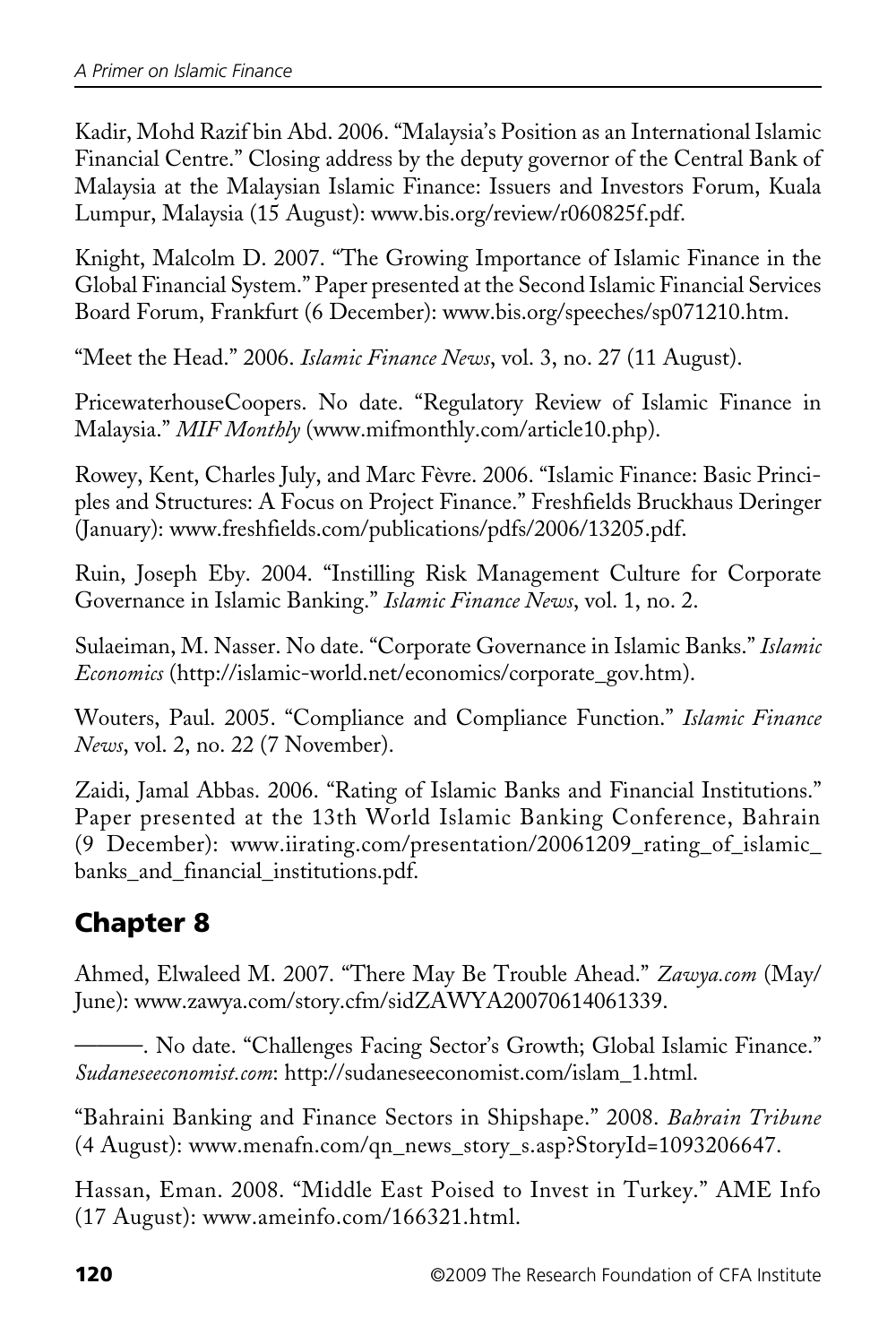Kadir, Mohd Razif bin Abd. 2006. "Malaysia's Position as an International Islamic Financial Centre." Closing address by the deputy governor of the Central Bank of Malaysia at the Malaysian Islamic Finance: Issuers and Investors Forum, Kuala Lumpur, Malaysia (15 August): www.bis.org/review/r060825f.pdf.

Knight, Malcolm D. 2007. "The Growing Importance of Islamic Finance in the Global Financial System." Paper presented at the Second Islamic Financial Services Board Forum, Frankfurt (6 December): www.bis.org/speeches/sp071210.htm.

"Meet the Head." 2006. *Islamic Finance News*, vol. 3, no. 27 (11 August).

PricewaterhouseCoopers. No date. "Regulatory Review of Islamic Finance in Malaysia." *MIF Monthly* (www.mifmonthly.com/article10.php).

Rowey, Kent, Charles July, and Marc Fèvre. 2006. "Islamic Finance: Basic Principles and Structures: A Focus on Project Finance." Freshfields Bruckhaus Deringer (January): www.freshfields.com/publications/pdfs/2006/13205.pdf.

Ruin, Joseph Eby. 2004. "Instilling Risk Management Culture for Corporate Governance in Islamic Banking." *Islamic Finance News*, vol. 1, no. 2.

Sulaeiman, M. Nasser. No date. "Corporate Governance in Islamic Banks." *Islamic Economics* (http://islamic-world.net/economics/corporate_gov.htm).

Wouters, Paul. 2005. "Compliance and Compliance Function." *Islamic Finance News*, vol. 2, no. 22 (7 November).

Zaidi, Jamal Abbas. 2006. "Rating of Islamic Banks and Financial Institutions." Paper presented at the 13th World Islamic Banking Conference, Bahrain (9 December): www.iirating.com/presentation/20061209_rating_of_islamic_banks_and_financial_institutions.pdf.

## Chapter 8

Ahmed, Elwaleed M. 2007. "There May Be Trouble Ahead." *Zawya.com* (May/June): www.zawya.com/story.cfm/sidZAWYA20070614061339.

———. No date. "Challenges Facing Sector's Growth; Global Islamic Finance." *Sudaneseeconomist.com*: http://sudaneseeconomist.com/islam_1.html.

"Bahraini Banking and Finance Sectors in Shipshape." 2008. *Bahrain Tribune* (4 August): www.menafn.com/qn_news_story_s.asp?StoryId=1093206647.

Hassan, Eman. 2008. "Middle East Poised to Invest in Turkey." AME Info (17 August): www.ameinfo.com/166321.html.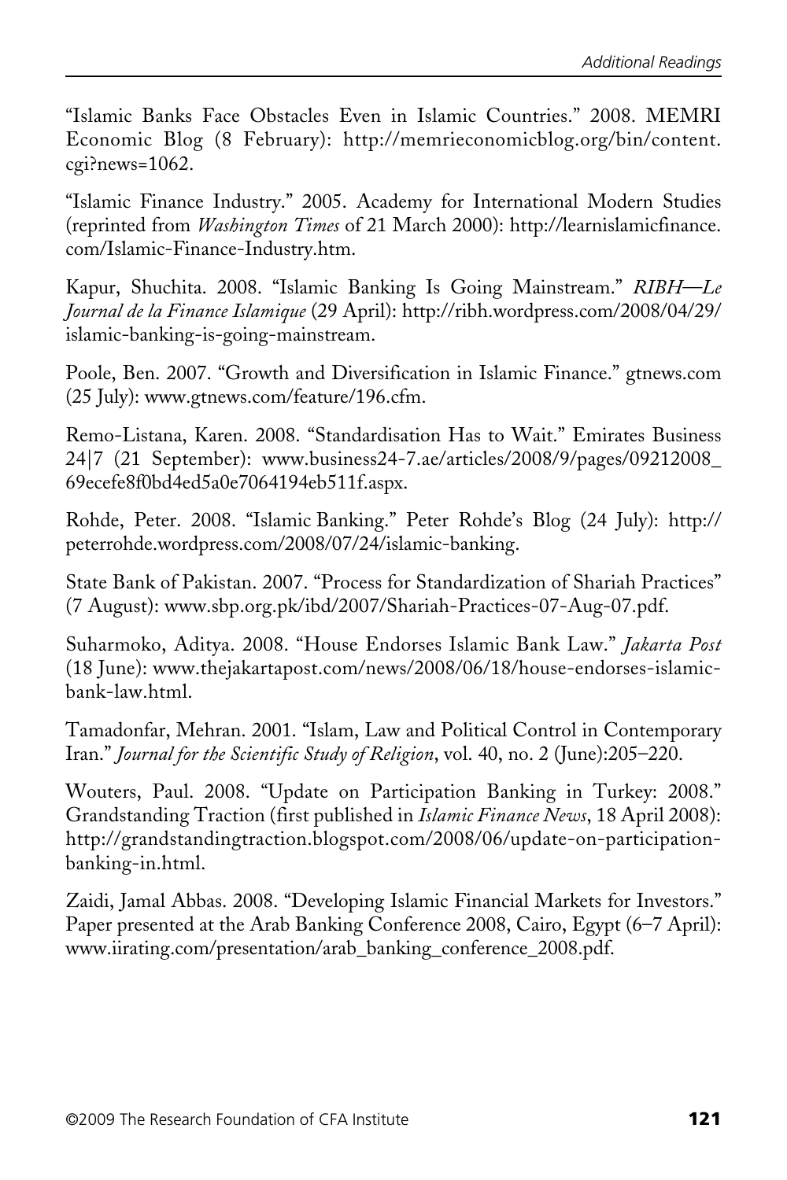"Islamic Banks Face Obstacles Even in Islamic Countries." 2008. MEMRI Economic Blog (8 February): http://memrieconomicblog.org/bin/content.cgi?news=1062.

"Islamic Finance Industry." 2005. Academy for International Modern Studies (reprinted from *Washington Times* of 21 March 2000): http://learnislamicfinance.com/Islamic-Finance-Industry.htm.

Kapur, Shuchita. 2008. "Islamic Banking Is Going Mainstream." *RIBH—Le Journal de la Finance Islamique* (29 April): http://ribh.wordpress.com/2008/04/29/islamic-banking-is-going-mainstream.

Poole, Ben. 2007. "Growth and Diversification in Islamic Finance." gtnews.com (25 July): www.gtnews.com/feature/196.cfm.

Remo-Listana, Karen. 2008. "Standardisation Has to Wait." Emirates Business 24|7 (21 September): www.business24-7.ae/articles/2008/9/pages/09212008_69ecefe8f0bd4ed5a0e7064194eb511f.aspx.

Rohde, Peter. 2008. "Islamic Banking." Peter Rohde's Blog (24 July): http://peterrohde.wordpress.com/2008/07/24/islamic-banking.

State Bank of Pakistan. 2007. "Process for Standardization of Shariah Practices" (7 August): www.sbp.org.pk/ibd/2007/Shariah-Practices-07-Aug-07.pdf.

Suharmoko, Aditya. 2008. "House Endorses Islamic Bank Law." *Jakarta Post* (18 June): www.thejakartapost.com/news/2008/06/18/house-endorses-islamic-bank-law.html.

Tamadonfar, Mehran. 2001. "Islam, Law and Political Control in Contemporary Iran." *Journal for the Scientific Study of Religion*, vol. 40, no. 2 (June):205–220.

Wouters, Paul. 2008. "Update on Participation Banking in Turkey: 2008." Grandstanding Traction (first published in *Islamic Finance News*, 18 April 2008): http://grandstandingtraction.blogspot.com/2008/06/update-on-participation-banking-in.html.

Zaidi, Jamal Abbas. 2008. "Developing Islamic Financial Markets for Investors." Paper presented at the Arab Banking Conference 2008, Cairo, Egypt (6–7 April): www.iirating.com/presentation/arab_banking_conference_2008.pdf.